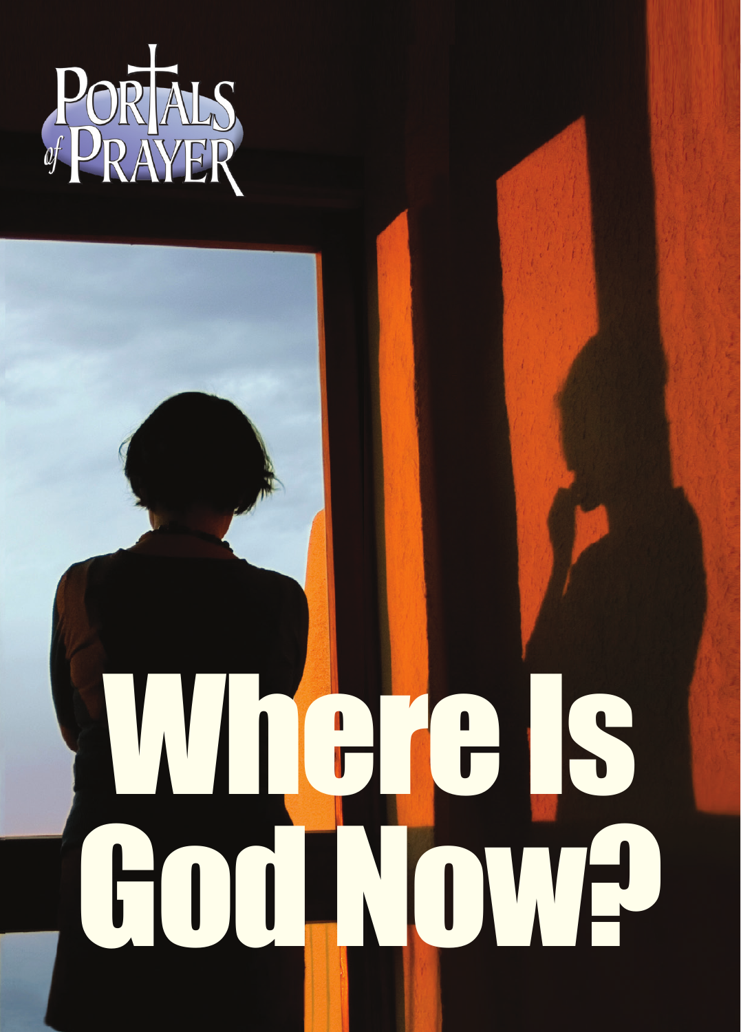Portals of Prayer

# Where Is God Now?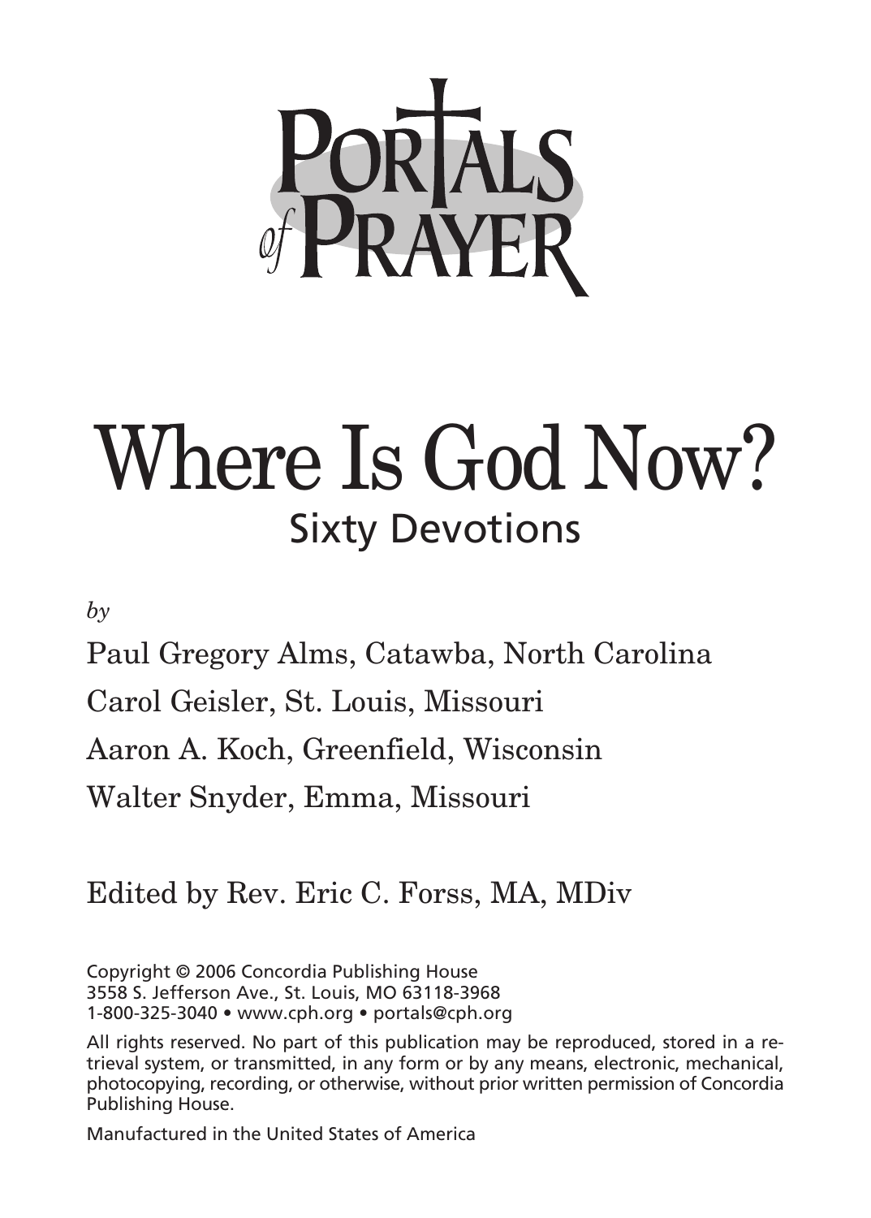# Portals of Prayer

# Where Is God Now?

## Sixty Devotions

*by*

Paul Gregory Alms, Catawba, North Carolina

Carol Geisler, St. Louis, Missouri

Aaron A. Koch, Greenfield, Wisconsin

Walter Snyder, Emma, Missouri

Edited by Rev. Eric C. Forss, MA, MDiv

Copyright © 2006 Concordia Publishing House
3558 S. Jefferson Ave., St. Louis, MO 63118-3968
1-800-325-3040 • www.cph.org • portals@cph.org

All rights reserved. No part of this publication may be reproduced, stored in a retrieval system, or transmitted, in any form or by any means, electronic, mechanical, photocopying, recording, or otherwise, without prior written permission of Concordia Publishing House.

Manufactured in the United States of America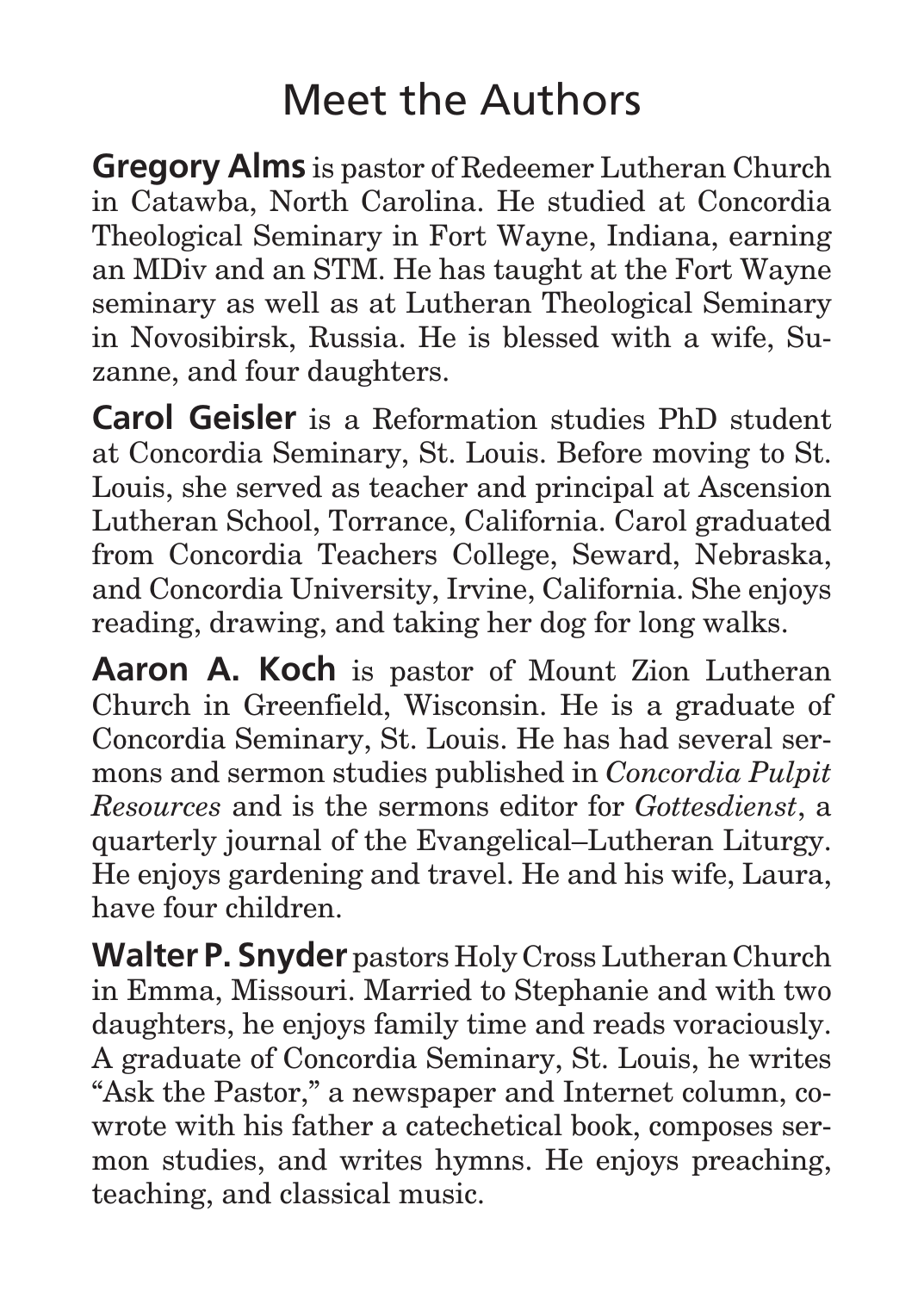# Meet the Authors

**Gregory Alms** is pastor of Redeemer Lutheran Church in Catawba, North Carolina. He studied at Concordia Theological Seminary in Fort Wayne, Indiana, earning an MDiv and an STM. He has taught at the Fort Wayne seminary as well as at Lutheran Theological Seminary in Novosibirsk, Russia. He is blessed with a wife, Suzanne, and four daughters.

**Carol Geisler** is a Reformation studies PhD student at Concordia Seminary, St. Louis. Before moving to St. Louis, she served as teacher and principal at Ascension Lutheran School, Torrance, California. Carol graduated from Concordia Teachers College, Seward, Nebraska, and Concordia University, Irvine, California. She enjoys reading, drawing, and taking her dog for long walks.

**Aaron A. Koch** is pastor of Mount Zion Lutheran Church in Greenfield, Wisconsin. He is a graduate of Concordia Seminary, St. Louis. He has had several sermons and sermon studies published in *Concordia Pulpit Resources* and is the sermons editor for *Gottesdienst*, a quarterly journal of the Evangelical–Lutheran Liturgy. He enjoys gardening and travel. He and his wife, Laura, have four children.

**Walter P. Snyder** pastors Holy Cross Lutheran Church in Emma, Missouri. Married to Stephanie and with two daughters, he enjoys family time and reads voraciously. A graduate of Concordia Seminary, St. Louis, he writes "Ask the Pastor," a newspaper and Internet column, co-wrote with his father a catechetical book, composes sermon studies, and writes hymns. He enjoys preaching, teaching, and classical music.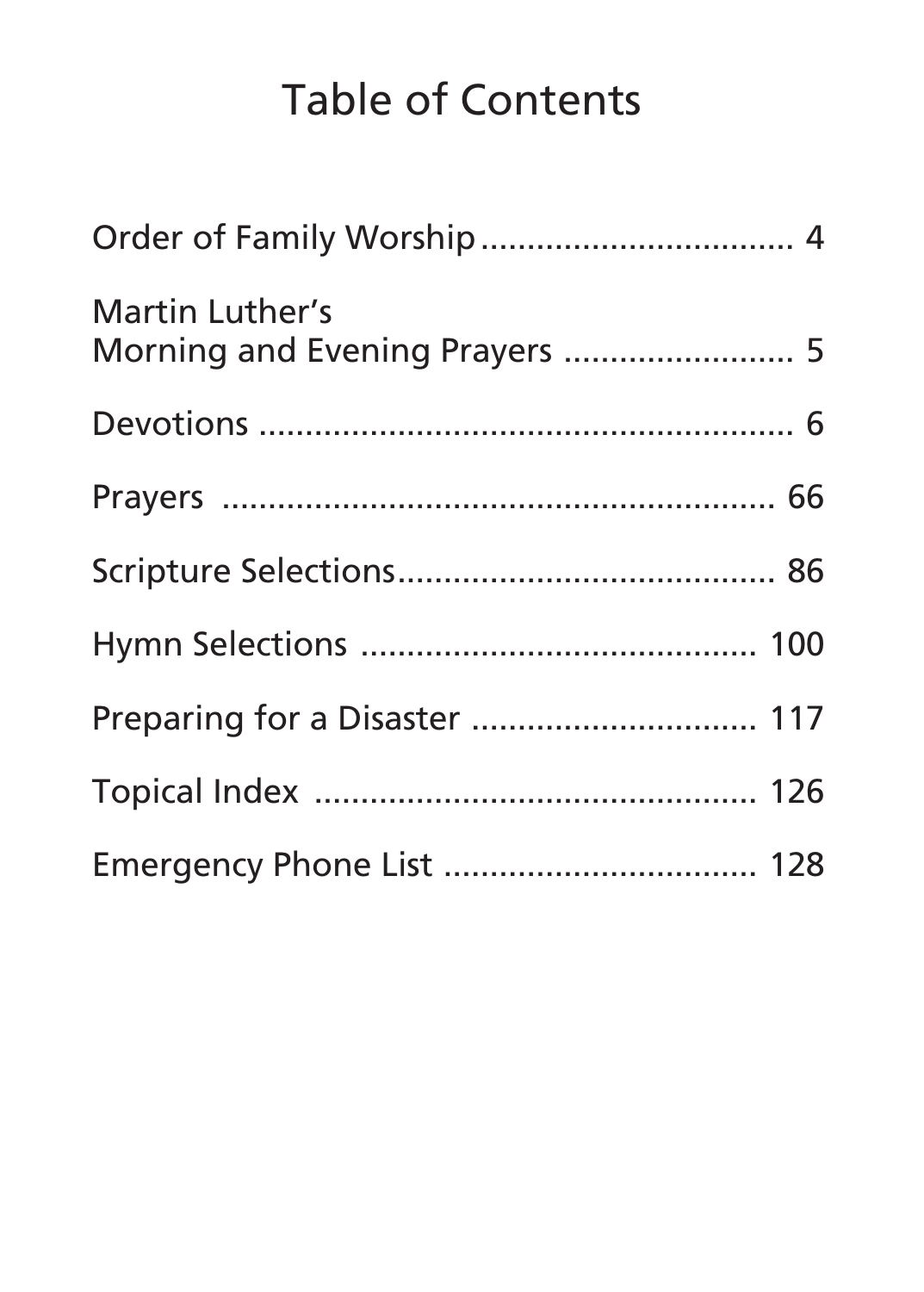# Table of Contents

Order of Family Worship .................................. 4

Martin Luther's
Morning and Evening Prayers ......................... 5

Devotions ........................................................ 6

Prayers ........................................................... 66

Scripture Selections......................................... 86

Hymn Selections ........................................... 100

Preparing for a Disaster ................................ 117

Topical Index ................................................ 126

Emergency Phone List .................................. 128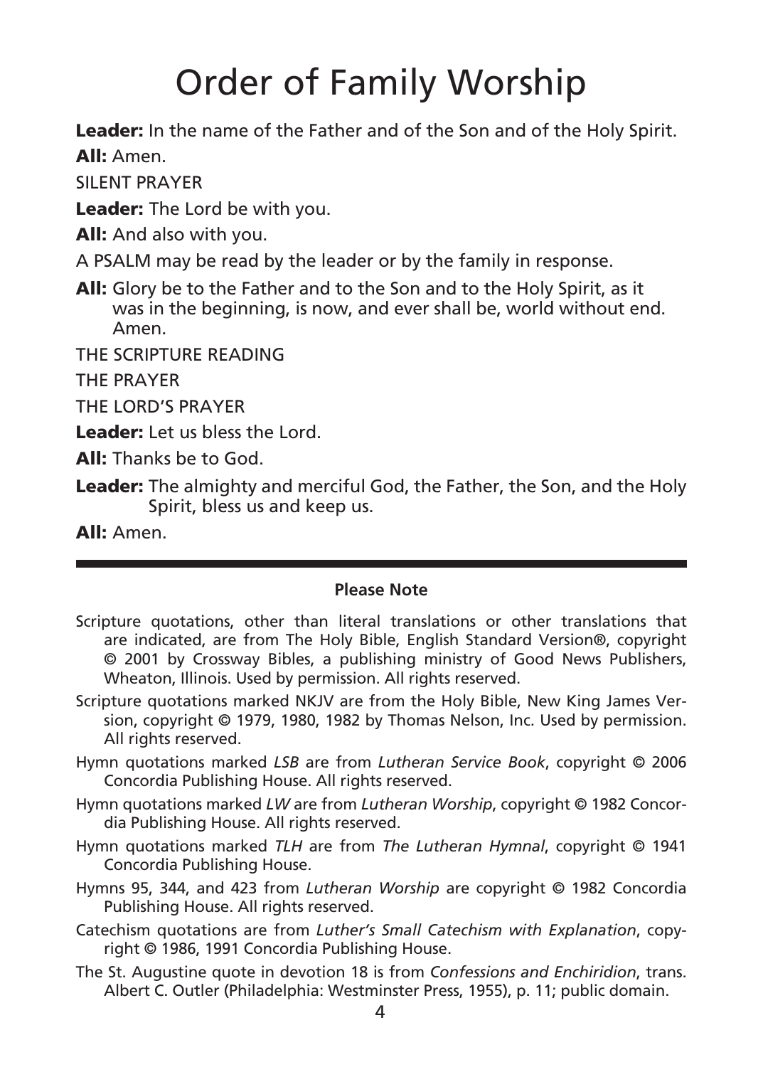# Order of Family Worship

**Leader:** In the name of the Father and of the Son and of the Holy Spirit.

**All:** Amen.

SILENT PRAYER

**Leader:** The Lord be with you.

**All:** And also with you.

A PSALM may be read by the leader or by the family in response.

**All:** Glory be to the Father and to the Son and to the Holy Spirit, as it was in the beginning, is now, and ever shall be, world without end. Amen.

THE SCRIPTURE READING

THE PRAYER

THE LORD'S PRAYER

**Leader:** Let us bless the Lord.

**All:** Thanks be to God.

**Leader:** The almighty and merciful God, the Father, the Son, and the Holy Spirit, bless us and keep us.

**All:** Amen.

---

**Please Note**

Scripture quotations, other than literal translations or other translations that are indicated, are from The Holy Bible, English Standard Version®, copyright © 2001 by Crossway Bibles, a publishing ministry of Good News Publishers, Wheaton, Illinois. Used by permission. All rights reserved.

Scripture quotations marked NKJV are from the Holy Bible, New King James Version, copyright © 1979, 1980, 1982 by Thomas Nelson, Inc. Used by permission. All rights reserved.

Hymn quotations marked *LSB* are from *Lutheran Service Book*, copyright © 2006 Concordia Publishing House. All rights reserved.

Hymn quotations marked *LW* are from *Lutheran Worship*, copyright © 1982 Concordia Publishing House. All rights reserved.

Hymn quotations marked *TLH* are from *The Lutheran Hymnal*, copyright © 1941 Concordia Publishing House.

Hymns 95, 344, and 423 from *Lutheran Worship* are copyright © 1982 Concordia Publishing House. All rights reserved.

Catechism quotations are from *Luther's Small Catechism with Explanation*, copyright © 1986, 1991 Concordia Publishing House.

The St. Augustine quote in devotion 18 is from *Confessions and Enchiridion*, trans. Albert C. Outler (Philadelphia: Westminster Press, 1955), p. 11; public domain.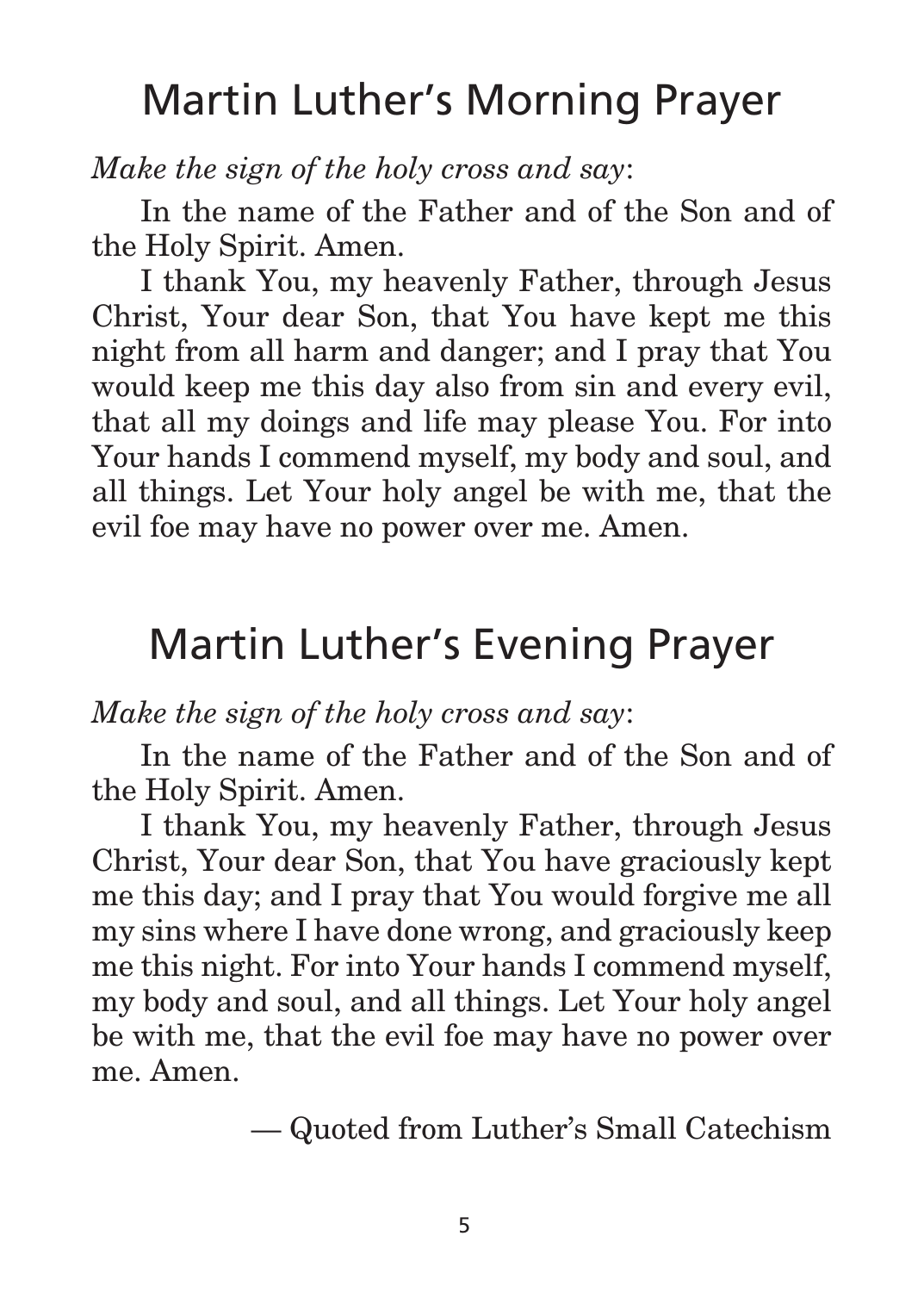# Martin Luther's Morning Prayer

*Make the sign of the holy cross and say*:

In the name of the Father and of the Son and of the Holy Spirit. Amen.

I thank You, my heavenly Father, through Jesus Christ, Your dear Son, that You have kept me this night from all harm and danger; and I pray that You would keep me this day also from sin and every evil, that all my doings and life may please You. For into Your hands I commend myself, my body and soul, and all things. Let Your holy angel be with me, that the evil foe may have no power over me. Amen.

# Martin Luther's Evening Prayer

*Make the sign of the holy cross and say*:

In the name of the Father and of the Son and of the Holy Spirit. Amen.

I thank You, my heavenly Father, through Jesus Christ, Your dear Son, that You have graciously kept me this day; and I pray that You would forgive me all my sins where I have done wrong, and graciously keep me this night. For into Your hands I commend myself, my body and soul, and all things. Let Your holy angel be with me, that the evil foe may have no power over me. Amen.

— Quoted from Luther's Small Catechism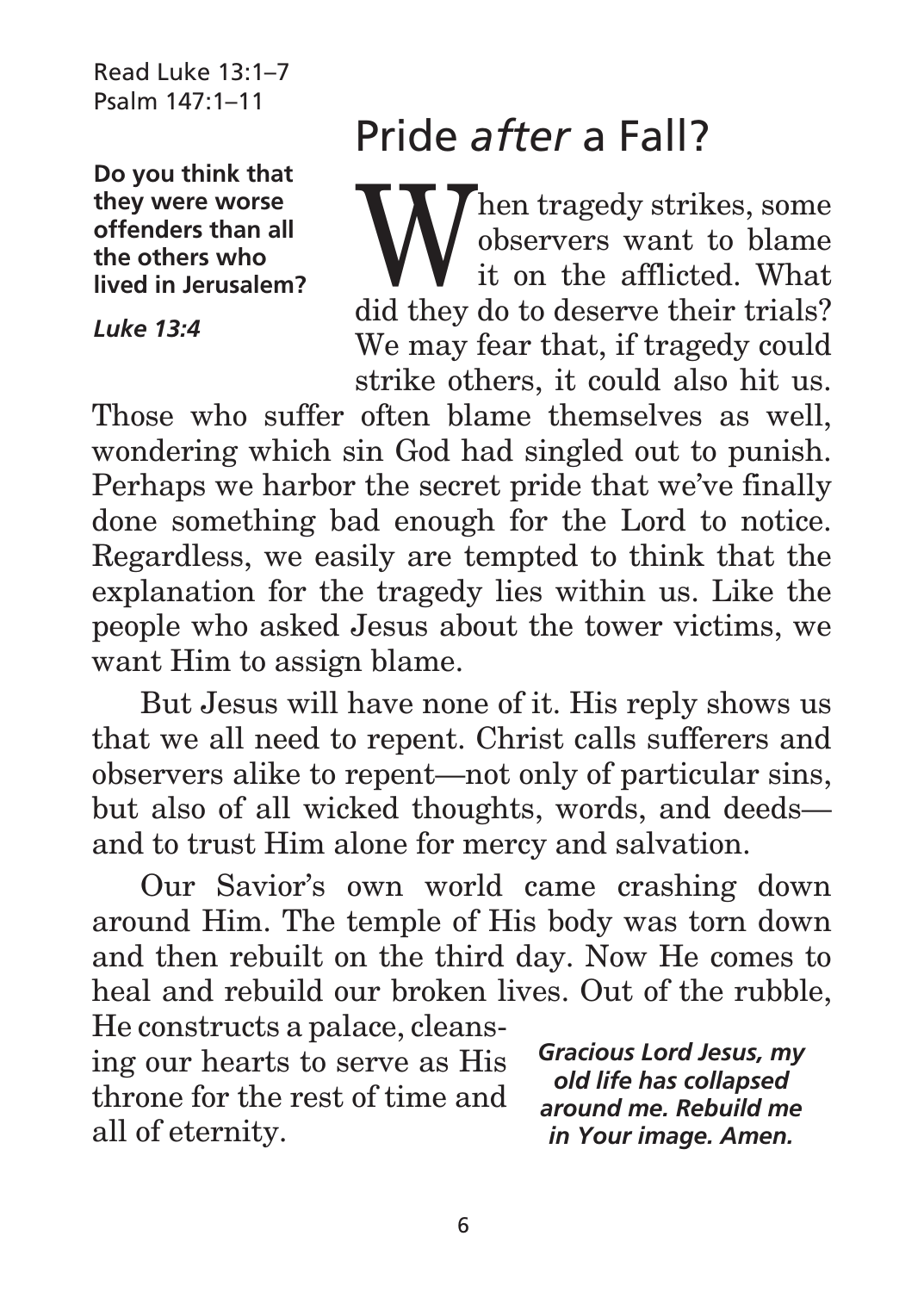Read Luke 13:1–7
Psalm 147:1–11

**Do you think that they were worse offenders than all the others who lived in Jerusalem?**

***Luke 13:4***

# Pride *after* a Fall?

When tragedy strikes, some observers want to blame it on the afflicted. What did they do to deserve their trials? We may fear that, if tragedy could strike others, it could also hit us. Those who suffer often blame themselves as well, wondering which sin God had singled out to punish. Perhaps we harbor the secret pride that we've finally done something bad enough for the Lord to notice. Regardless, we easily are tempted to think that the explanation for the tragedy lies within us. Like the people who asked Jesus about the tower victims, we want Him to assign blame.

But Jesus will have none of it. His reply shows us that we all need to repent. Christ calls sufferers and observers alike to repent—not only of particular sins, but also of all wicked thoughts, words, and deeds—and to trust Him alone for mercy and salvation.

Our Savior's own world came crashing down around Him. The temple of His body was torn down and then rebuilt on the third day. Now He comes to heal and rebuild our broken lives. Out of the rubble, He constructs a palace, cleansing our hearts to serve as His throne for the rest of time and all of eternity.

***Gracious Lord Jesus, my old life has collapsed around me. Rebuild me in Your image. Amen.***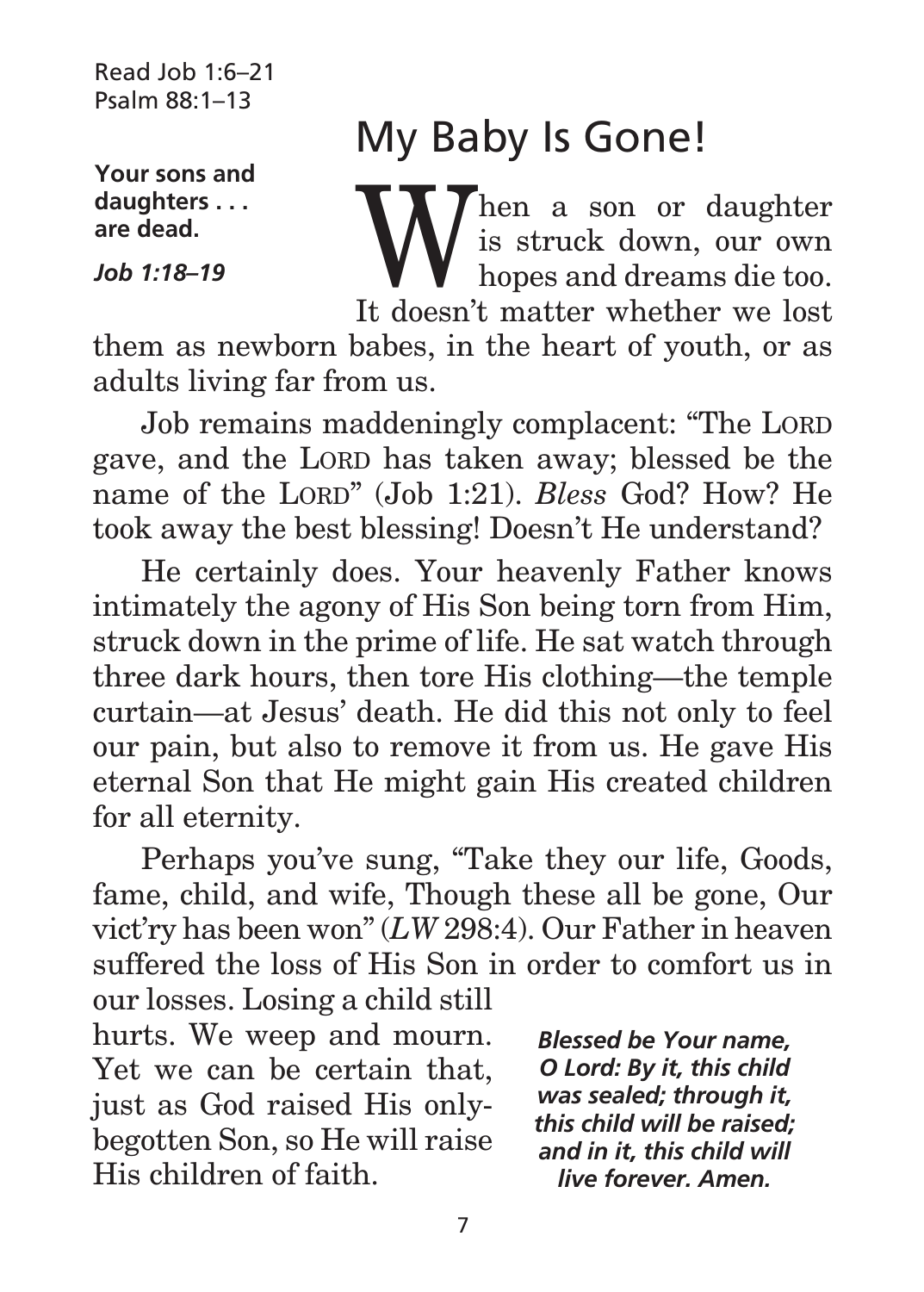Read Job 1:6–21
Psalm 88:1–13

# My Baby Is Gone!

**Your sons and daughters . . . are dead.**

***Job 1:18–19***

When a son or daughter is struck down, our own hopes and dreams die too. It doesn't matter whether we lost them as newborn babes, in the heart of youth, or as adults living far from us.

Job remains maddeningly complacent: "The LORD gave, and the LORD has taken away; blessed be the name of the LORD" (Job 1:21). *Bless* God? How? He took away the best blessing! Doesn't He understand?

He certainly does. Your heavenly Father knows intimately the agony of His Son being torn from Him, struck down in the prime of life. He sat watch through three dark hours, then tore His clothing—the temple curtain—at Jesus' death. He did this not only to feel our pain, but also to remove it from us. He gave His eternal Son that He might gain His created children for all eternity.

Perhaps you've sung, "Take they our life, Goods, fame, child, and wife, Though these all be gone, Our vict'ry has been won" (*LW* 298:4). Our Father in heaven suffered the loss of His Son in order to comfort us in our losses. Losing a child still hurts. We weep and mourn. Yet we can be certain that, just as God raised His only-begotten Son, so He will raise His children of faith.

***Blessed be Your name, O Lord: By it, this child was sealed; through it, this child will be raised; and in it, this child will live forever. Amen.***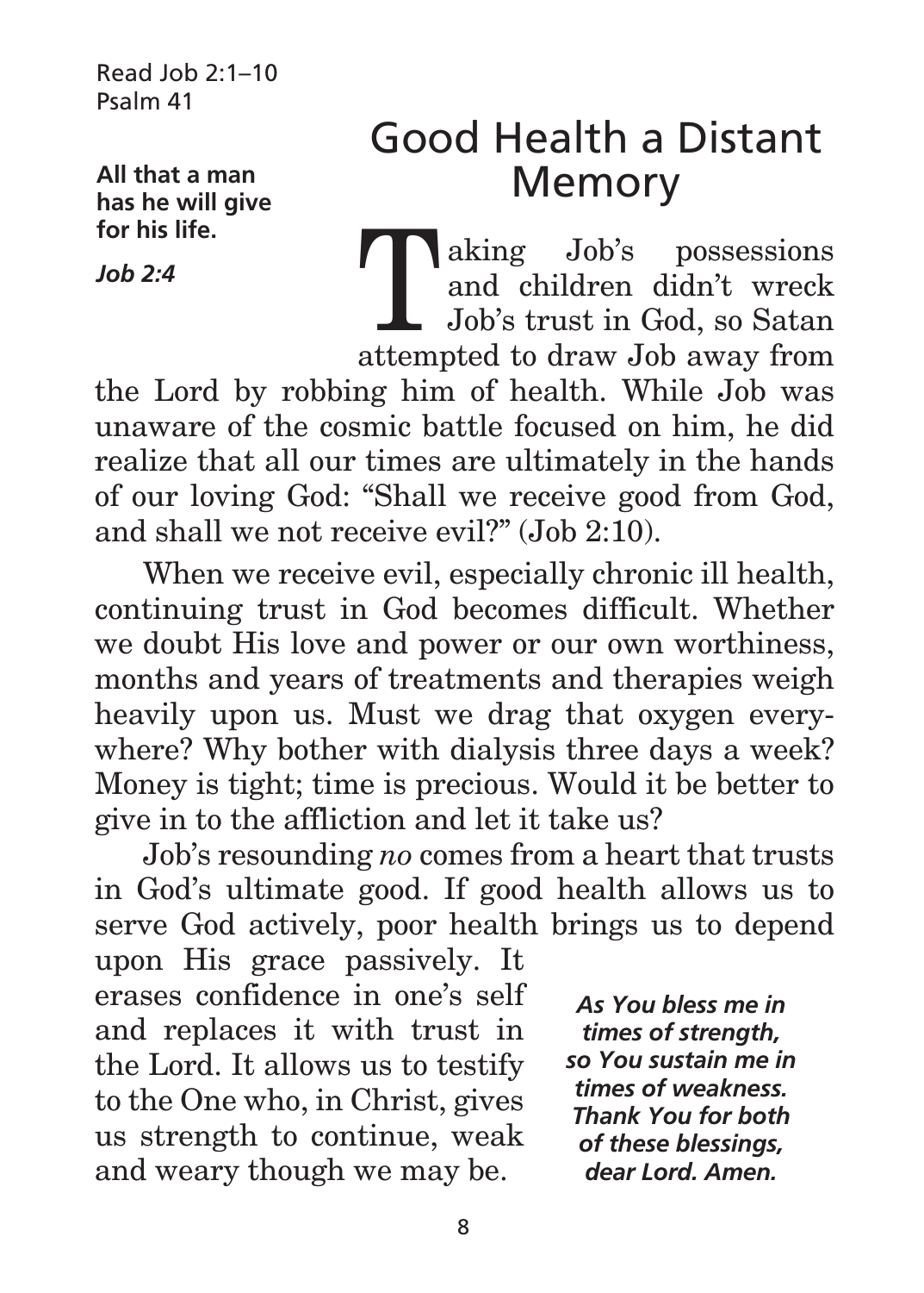Read Job 2:1–10
Psalm 41

**All that a man has he will give for his life.**

***Job 2:4***

# Good Health a Distant Memory

Taking Job's possessions and children didn't wreck Job's trust in God, so Satan attempted to draw Job away from the Lord by robbing him of health. While Job was unaware of the cosmic battle focused on him, he did realize that all our times are ultimately in the hands of our loving God: "Shall we receive good from God, and shall we not receive evil?" (Job 2:10).

When we receive evil, especially chronic ill health, continuing trust in God becomes difficult. Whether we doubt His love and power or our own worthiness, months and years of treatments and therapies weigh heavily upon us. Must we drag that oxygen everywhere? Why bother with dialysis three days a week? Money is tight; time is precious. Would it be better to give in to the affliction and let it take us?

Job's resounding *no* comes from a heart that trusts in God's ultimate good. If good health allows us to serve God actively, poor health brings us to depend upon His grace passively. It erases confidence in one's self and replaces it with trust in the Lord. It allows us to testify to the One who, in Christ, gives us strength to continue, weak and weary though we may be.

***As You bless me in times of strength, so You sustain me in times of weakness. Thank You for both of these blessings, dear Lord. Amen.***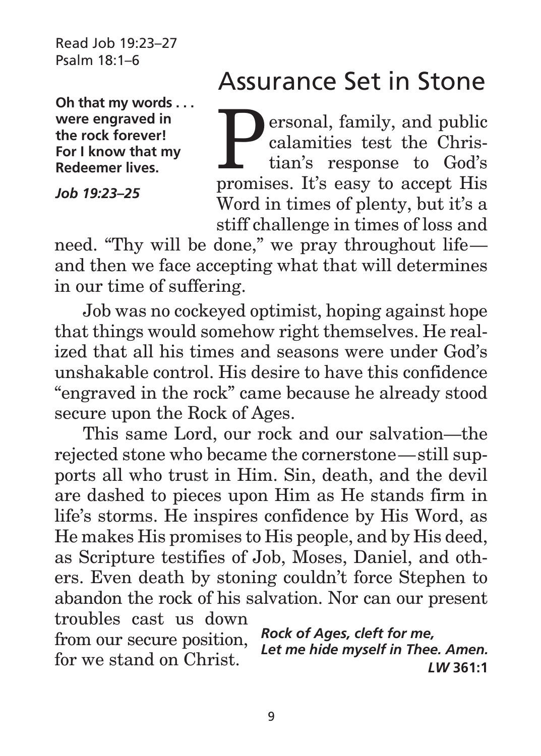Read Job 19:23–27
Psalm 18:1–6

**Oh that my words . . . were engraved in the rock forever! For I know that my Redeemer lives.**

***Job 19:23–25***

# Assurance Set in Stone

Personal, family, and public calamities test the Christian's response to God's promises. It's easy to accept His Word in times of plenty, but it's a stiff challenge in times of loss and need. "Thy will be done," we pray throughout life—and then we face accepting what that will determines in our time of suffering.

Job was no cockeyed optimist, hoping against hope that things would somehow right themselves. He realized that all his times and seasons were under God's unshakable control. His desire to have this confidence "engraved in the rock" came because he already stood secure upon the Rock of Ages.

This same Lord, our rock and our salvation—the rejected stone who became the cornerstone—still supports all who trust in Him. Sin, death, and the devil are dashed to pieces upon Him as He stands firm in life's storms. He inspires confidence by His Word, as He makes His promises to His people, and by His deed, as Scripture testifies of Job, Moses, Daniel, and others. Even death by stoning couldn't force Stephen to abandon the rock of his salvation. Nor can our present troubles cast us down from our secure position, for we stand on Christ.

***Rock of Ages, cleft for me,***
***Let me hide myself in Thee. Amen.***
***LW* 361:1**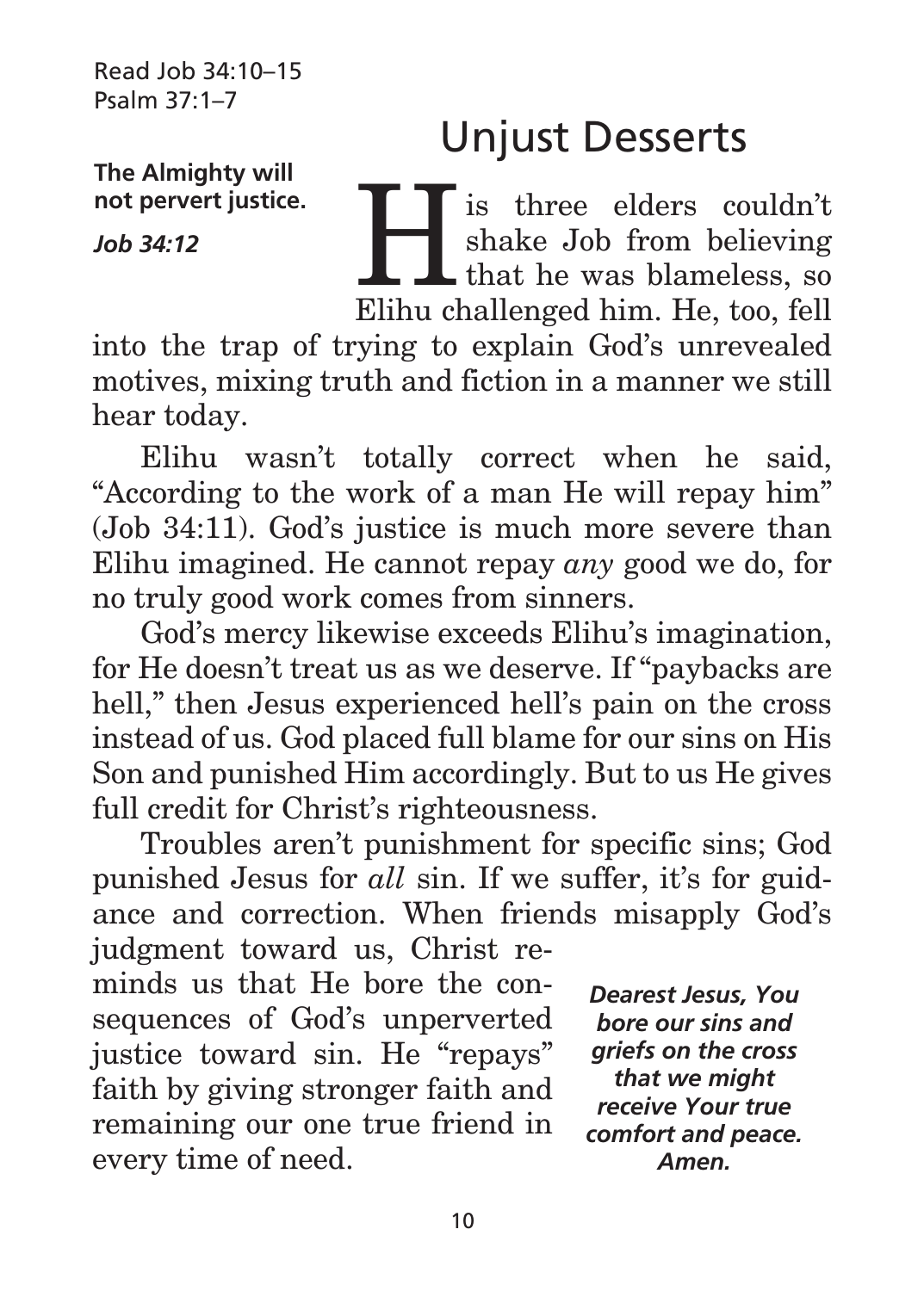Read Job 34:10–15
Psalm 37:1–7

# Unjust Desserts

**The Almighty will not pervert justice.**

***Job 34:12***

His three elders couldn't shake Job from believing that he was blameless, so Elihu challenged him. He, too, fell into the trap of trying to explain God's unrevealed motives, mixing truth and fiction in a manner we still hear today.

Elihu wasn't totally correct when he said, "According to the work of a man He will repay him" (Job 34:11). God's justice is much more severe than Elihu imagined. He cannot repay *any* good we do, for no truly good work comes from sinners.

God's mercy likewise exceeds Elihu's imagination, for He doesn't treat us as we deserve. If "paybacks are hell," then Jesus experienced hell's pain on the cross instead of us. God placed full blame for our sins on His Son and punished Him accordingly. But to us He gives full credit for Christ's righteousness.

Troubles aren't punishment for specific sins; God punished Jesus for *all* sin. If we suffer, it's for guidance and correction. When friends misapply God's judgment toward us, Christ reminds us that He bore the consequences of God's unperverted justice toward sin. He "repays" faith by giving stronger faith and remaining our one true friend in every time of need.

***Dearest Jesus, You bore our sins and griefs on the cross that we might receive Your true comfort and peace. Amen.***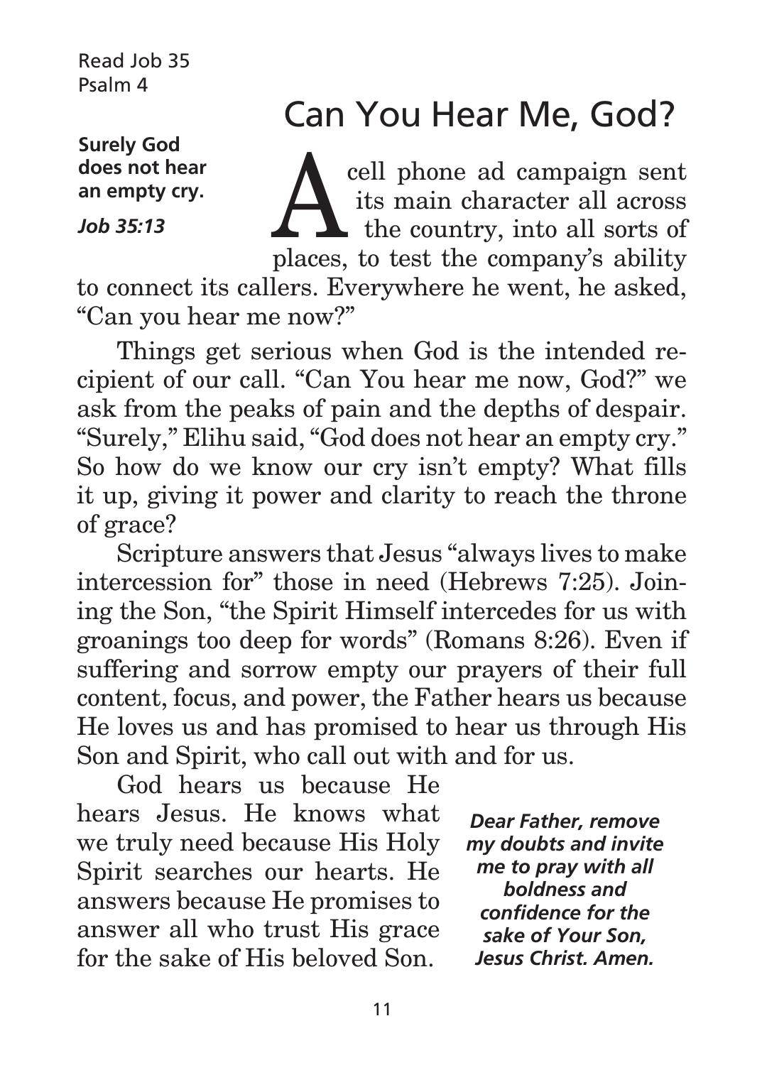Read Job 35
Psalm 4

# Can You Hear Me, God?

**Surely God does not hear an empty cry.**

***Job 35:13***

A cell phone ad campaign sent its main character all across the country, into all sorts of places, to test the company's ability to connect its callers. Everywhere he went, he asked, "Can you hear me now?"

Things get serious when God is the intended recipient of our call. "Can You hear me now, God?" we ask from the peaks of pain and the depths of despair. "Surely," Elihu said, "God does not hear an empty cry." So how do we know our cry isn't empty? What fills it up, giving it power and clarity to reach the throne of grace?

Scripture answers that Jesus "always lives to make intercession for" those in need (Hebrews 7:25). Joining the Son, "the Spirit Himself intercedes for us with groanings too deep for words" (Romans 8:26). Even if suffering and sorrow empty our prayers of their full content, focus, and power, the Father hears us because He loves us and has promised to hear us through His Son and Spirit, who call out with and for us.

God hears us because He hears Jesus. He knows what we truly need because His Holy Spirit searches our hearts. He answers because He promises to answer all who trust His grace for the sake of His beloved Son.

***Dear Father, remove my doubts and invite me to pray with all boldness and confidence for the sake of Your Son, Jesus Christ. Amen.***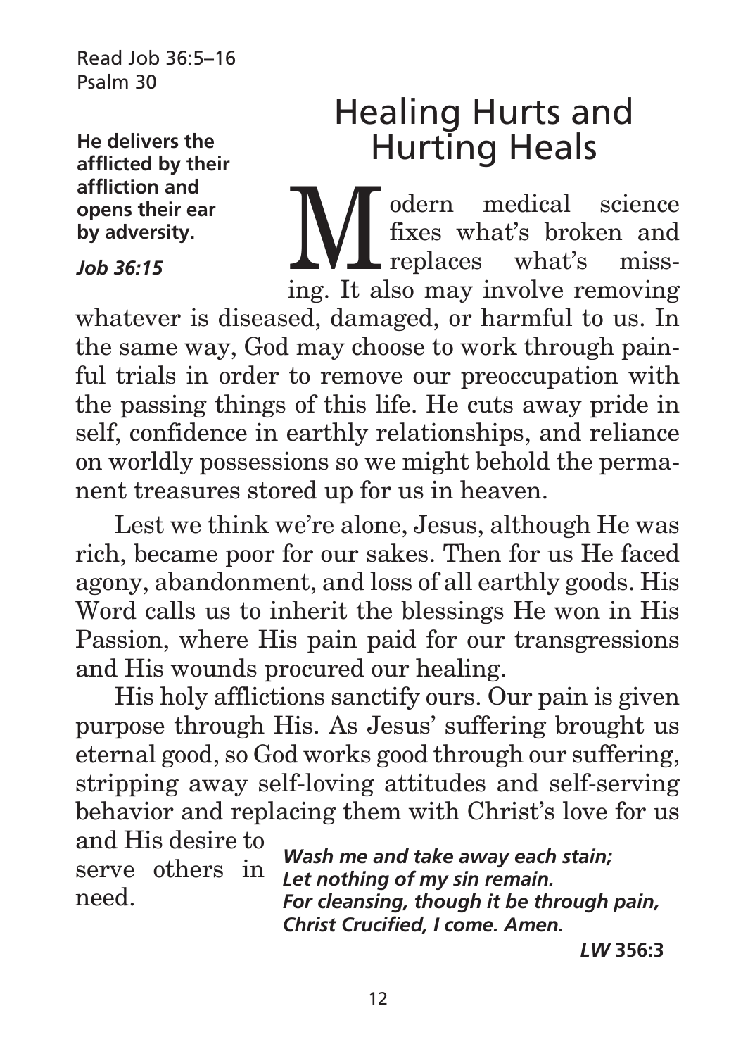Read Job 36:5–16
Psalm 30

**He delivers the afflicted by their affliction and opens their ear by adversity.**

***Job 36:15***

# Healing Hurts and Hurting Heals

Modern medical science fixes what's broken and replaces what's missing. It also may involve removing whatever is diseased, damaged, or harmful to us. In the same way, God may choose to work through painful trials in order to remove our preoccupation with the passing things of this life. He cuts away pride in self, confidence in earthly relationships, and reliance on worldly possessions so we might behold the permanent treasures stored up for us in heaven.

Lest we think we're alone, Jesus, although He was rich, became poor for our sakes. Then for us He faced agony, abandonment, and loss of all earthly goods. His Word calls us to inherit the blessings He won in His Passion, where His pain paid for our transgressions and His wounds procured our healing.

His holy afflictions sanctify ours. Our pain is given purpose through His. As Jesus' suffering brought us eternal good, so God works good through our suffering, stripping away self-loving attitudes and self-serving behavior and replacing them with Christ's love for us and His desire to serve others in need.

***Wash me and take away each stain;***
***Let nothing of my sin remain.***
***For cleansing, though it be through pain,***
***Christ Crucified, I come. Amen.***

***LW* 356:3**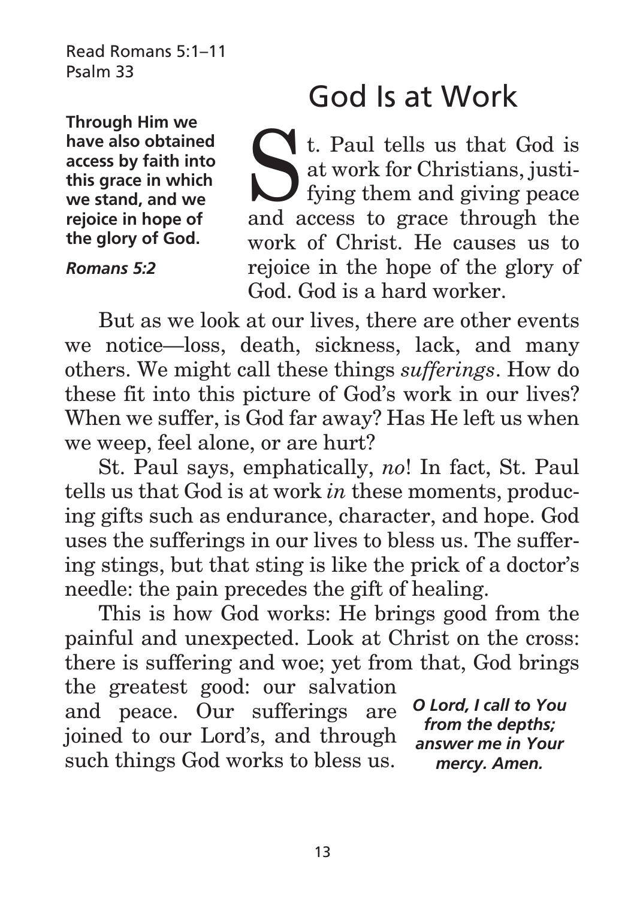Read Romans 5:1–11
Psalm 33

# God Is at Work

**Through Him we have also obtained access by faith into this grace in which we stand, and we rejoice in hope of the glory of God.**

***Romans 5:2***

St. Paul tells us that God is at work for Christians, justifying them and giving peace and access to grace through the work of Christ. He causes us to rejoice in the hope of the glory of God. God is a hard worker.

But as we look at our lives, there are other events we notice—loss, death, sickness, lack, and many others. We might call these things *sufferings*. How do these fit into this picture of God's work in our lives? When we suffer, is God far away? Has He left us when we weep, feel alone, or are hurt?

St. Paul says, emphatically, *no*! In fact, St. Paul tells us that God is at work *in* these moments, producing gifts such as endurance, character, and hope. God uses the sufferings in our lives to bless us. The suffering stings, but that sting is like the prick of a doctor's needle: the pain precedes the gift of healing.

This is how God works: He brings good from the painful and unexpected. Look at Christ on the cross: there is suffering and woe; yet from that, God brings the greatest good: our salvation and peace. Our sufferings are joined to our Lord's, and through such things God works to bless us.

***O Lord, I call to You from the depths; answer me in Your mercy. Amen.***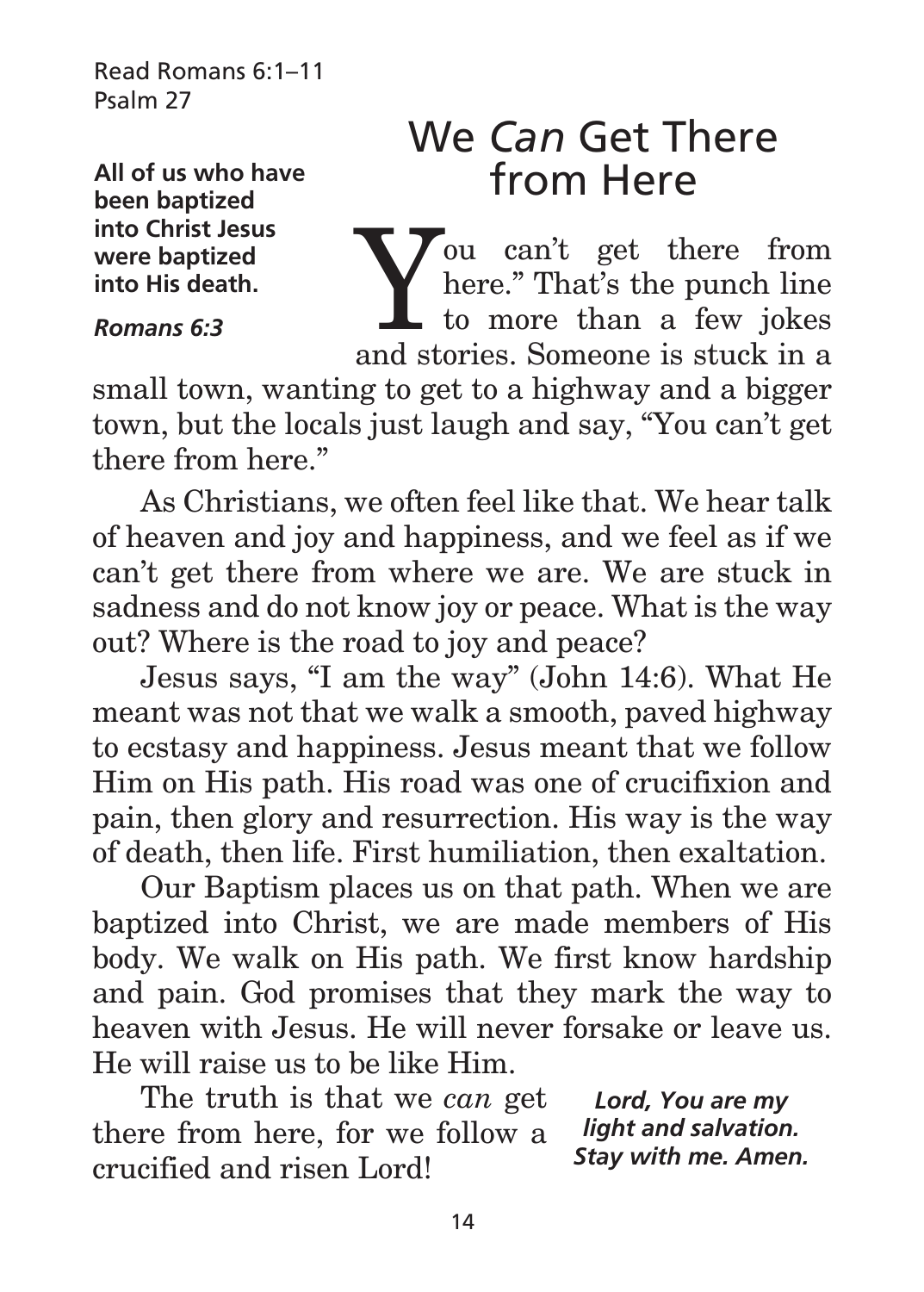Read Romans 6:1–11
Psalm 27

**All of us who have been baptized into Christ Jesus were baptized into His death.**

***Romans 6:3***

# We *Can* Get There from Here

"You can't get there from here." That's the punch line to more than a few jokes and stories. Someone is stuck in a small town, wanting to get to a highway and a bigger town, but the locals just laugh and say, "You can't get there from here."

As Christians, we often feel like that. We hear talk of heaven and joy and happiness, and we feel as if we can't get there from where we are. We are stuck in sadness and do not know joy or peace. What is the way out? Where is the road to joy and peace?

Jesus says, "I am the way" (John 14:6). What He meant was not that we walk a smooth, paved highway to ecstasy and happiness. Jesus meant that we follow Him on His path. His road was one of crucifixion and pain, then glory and resurrection. His way is the way of death, then life. First humiliation, then exaltation.

Our Baptism places us on that path. When we are baptized into Christ, we are made members of His body. We walk on His path. We first know hardship and pain. God promises that they mark the way to heaven with Jesus. He will never forsake or leave us. He will raise us to be like Him.

The truth is that we *can* get there from here, for we follow a crucified and risen Lord!

***Lord, You are my light and salvation. Stay with me. Amen.***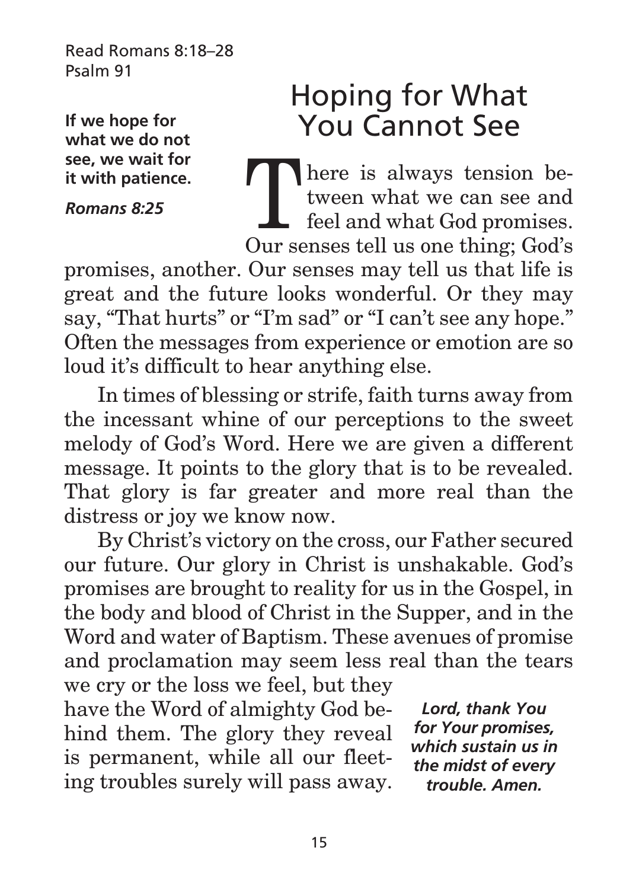Read Romans 8:18–28
Psalm 91

**If we hope for what we do not see, we wait for it with patience.**

***Romans 8:25***

# Hoping for What You Cannot See

There is always tension between what we can see and feel and what God promises. Our senses tell us one thing; God's promises, another. Our senses may tell us that life is great and the future looks wonderful. Or they may say, "That hurts" or "I'm sad" or "I can't see any hope." Often the messages from experience or emotion are so loud it's difficult to hear anything else.

In times of blessing or strife, faith turns away from the incessant whine of our perceptions to the sweet melody of God's Word. Here we are given a different message. It points to the glory that is to be revealed. That glory is far greater and more real than the distress or joy we know now.

By Christ's victory on the cross, our Father secured our future. Our glory in Christ is unshakable. God's promises are brought to reality for us in the Gospel, in the body and blood of Christ in the Supper, and in the Word and water of Baptism. These avenues of promise and proclamation may seem less real than the tears we cry or the loss we feel, but they have the Word of almighty God behind them. The glory they reveal is permanent, while all our fleeting troubles surely will pass away.

***Lord, thank You for Your promises, which sustain us in the midst of every trouble. Amen.***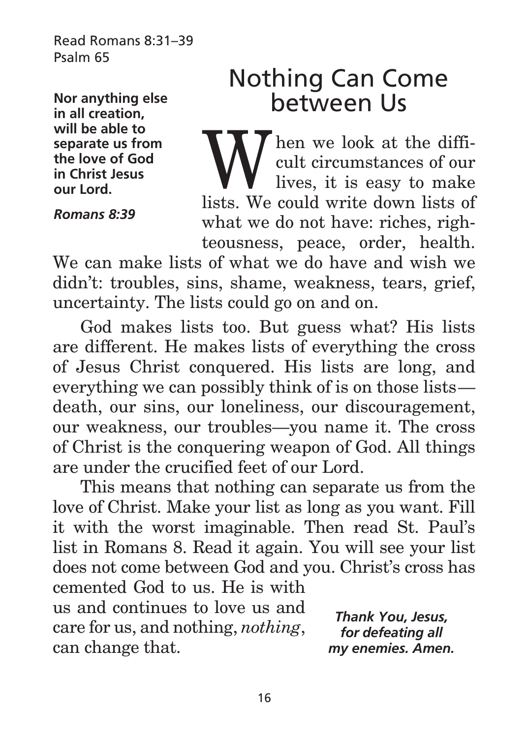Read Romans 8:31–39
Psalm 65

**Nor anything else in all creation, will be able to separate us from the love of God in Christ Jesus our Lord.**

***Romans 8:39***

# Nothing Can Come between Us

When we look at the difficult circumstances of our lives, it is easy to make lists. We could write down lists of what we do not have: riches, righteousness, peace, order, health. We can make lists of what we do have and wish we didn't: troubles, sins, shame, weakness, tears, grief, uncertainty. The lists could go on and on.

God makes lists too. But guess what? His lists are different. He makes lists of everything the cross of Jesus Christ conquered. His lists are long, and everything we can possibly think of is on those lists—death, our sins, our loneliness, our discouragement, our weakness, our troubles—you name it. The cross of Christ is the conquering weapon of God. All things are under the crucified feet of our Lord.

This means that nothing can separate us from the love of Christ. Make your list as long as you want. Fill it with the worst imaginable. Then read St. Paul's list in Romans 8. Read it again. You will see your list does not come between God and you. Christ's cross has cemented God to us. He is with us and continues to love us and care for us, and nothing, *nothing*, can change that.

***Thank You, Jesus, for defeating all my enemies. Amen.***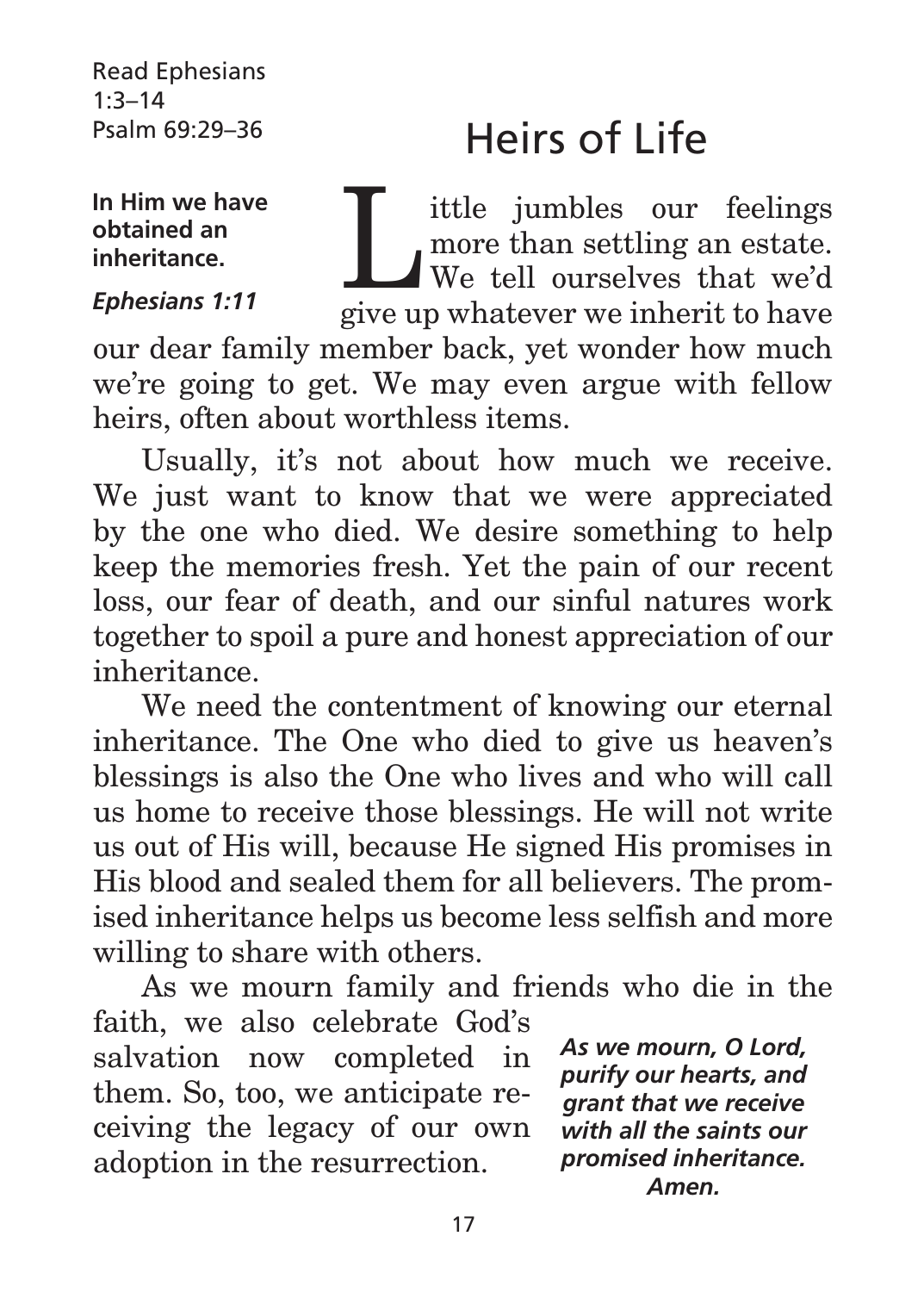Read Ephesians 1:3–14
Psalm 69:29–36

# Heirs of Life

**In Him we have obtained an inheritance.**

***Ephesians 1:11***

Little jumbles our feelings more than settling an estate. We tell ourselves that we'd give up whatever we inherit to have our dear family member back, yet wonder how much we're going to get. We may even argue with fellow heirs, often about worthless items.

Usually, it's not about how much we receive. We just want to know that we were appreciated by the one who died. We desire something to help keep the memories fresh. Yet the pain of our recent loss, our fear of death, and our sinful natures work together to spoil a pure and honest appreciation of our inheritance.

We need the contentment of knowing our eternal inheritance. The One who died to give us heaven's blessings is also the One who lives and who will call us home to receive those blessings. He will not write us out of His will, because He signed His promises in His blood and sealed them for all believers. The promised inheritance helps us become less selfish and more willing to share with others.

As we mourn family and friends who die in the faith, we also celebrate God's salvation now completed in them. So, too, we anticipate receiving the legacy of our own adoption in the resurrection.

***As we mourn, O Lord, purify our hearts, and grant that we receive with all the saints our promised inheritance. Amen.***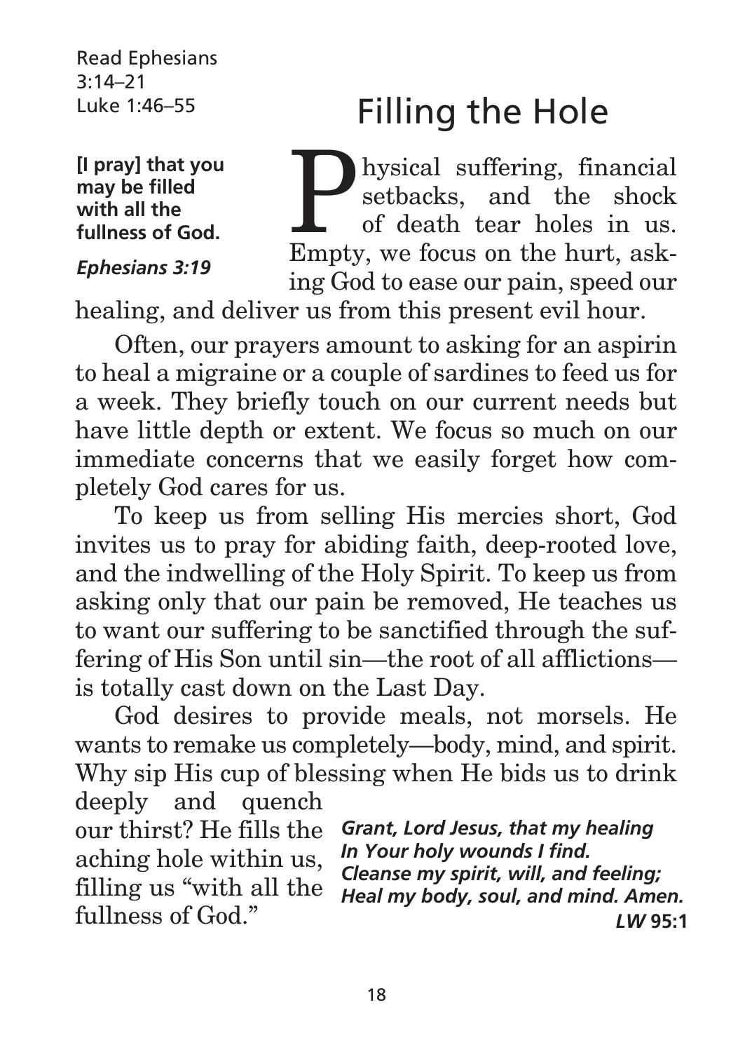Read Ephesians 3:14–21
Luke 1:46–55

# Filling the Hole

**[I pray] that you may be filled with all the fullness of God.**

***Ephesians 3:19***

Physical suffering, financial setbacks, and the shock of death tear holes in us. Empty, we focus on the hurt, asking God to ease our pain, speed our healing, and deliver us from this present evil hour.

Often, our prayers amount to asking for an aspirin to heal a migraine or a couple of sardines to feed us for a week. They briefly touch on our current needs but have little depth or extent. We focus so much on our immediate concerns that we easily forget how completely God cares for us.

To keep us from selling His mercies short, God invites us to pray for abiding faith, deep-rooted love, and the indwelling of the Holy Spirit. To keep us from asking only that our pain be removed, He teaches us to want our suffering to be sanctified through the suffering of His Son until sin—the root of all afflictions—is totally cast down on the Last Day.

God desires to provide meals, not morsels. He wants to remake us completely—body, mind, and spirit. Why sip His cup of blessing when He bids us to drink deeply and quench our thirst? He fills the aching hole within us, filling us "with all the fullness of God."

***Grant, Lord Jesus, that my healing***
***In Your holy wounds I find.***
***Cleanse my spirit, will, and feeling;***
***Heal my body, soul, and mind. Amen.***
***LW* 95:1**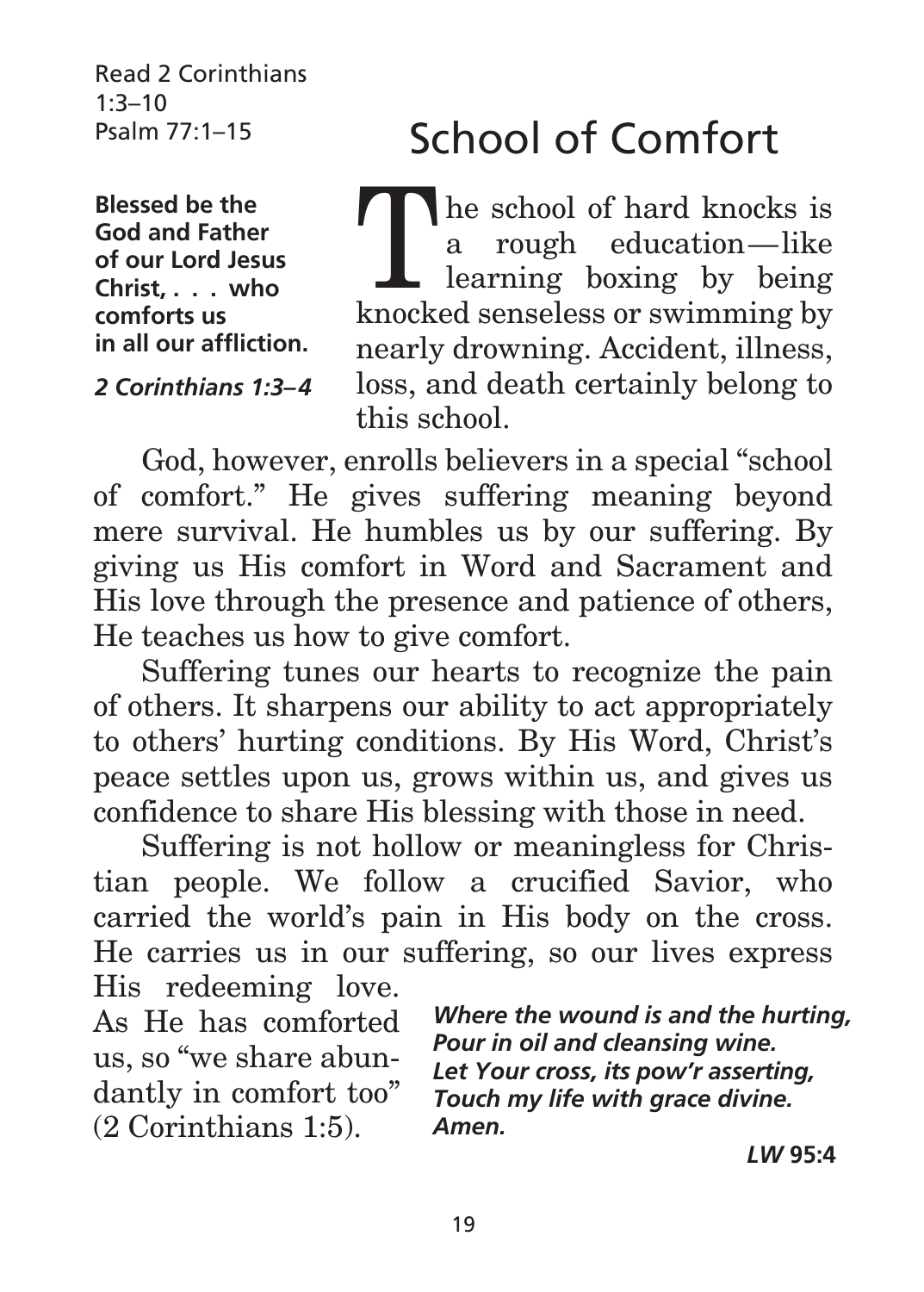Read 2 Corinthians 1:3–10
Psalm 77:1–15

# School of Comfort

**Blessed be the God and Father of our Lord Jesus Christ, . . . who comforts us in all our affliction.**

***2 Corinthians 1:3–4***

The school of hard knocks is a rough education—like learning boxing by being knocked senseless or swimming by nearly drowning. Accident, illness, loss, and death certainly belong to this school.

God, however, enrolls believers in a special "school of comfort." He gives suffering meaning beyond mere survival. He humbles us by our suffering. By giving us His comfort in Word and Sacrament and His love through the presence and patience of others, He teaches us how to give comfort.

Suffering tunes our hearts to recognize the pain of others. It sharpens our ability to act appropriately to others' hurting conditions. By His Word, Christ's peace settles upon us, grows within us, and gives us confidence to share His blessing with those in need.

Suffering is not hollow or meaningless for Christian people. We follow a crucified Savior, who carried the world's pain in His body on the cross. He carries us in our suffering, so our lives express His redeeming love. As He has comforted us, so "we share abundantly in comfort too" (2 Corinthians 1:5).

***Where the wound is and the hurting,***
***Pour in oil and cleansing wine.***
***Let Your cross, its pow'r asserting,***
***Touch my life with grace divine.***
***Amen.***

***LW* 95:4**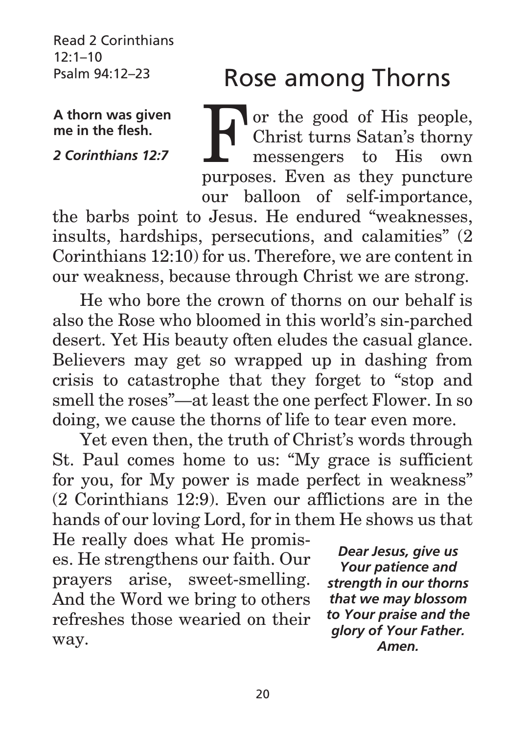Read 2 Corinthians 12:1–10
Psalm 94:12–23

# Rose among Thorns

**A thorn was given me in the flesh.**

***2 Corinthians 12:7***

For the good of His people, Christ turns Satan's thorny messengers to His own purposes. Even as they puncture our balloon of self-importance, the barbs point to Jesus. He endured "weaknesses, insults, hardships, persecutions, and calamities" (2 Corinthians 12:10) for us. Therefore, we are content in our weakness, because through Christ we are strong.

He who bore the crown of thorns on our behalf is also the Rose who bloomed in this world's sin-parched desert. Yet His beauty often eludes the casual glance. Believers may get so wrapped up in dashing from crisis to catastrophe that they forget to "stop and smell the roses"—at least the one perfect Flower. In so doing, we cause the thorns of life to tear even more.

Yet even then, the truth of Christ's words through St. Paul comes home to us: "My grace is sufficient for you, for My power is made perfect in weakness" (2 Corinthians 12:9). Even our afflictions are in the hands of our loving Lord, for in them He shows us that He really does what He promises. He strengthens our faith. Our prayers arise, sweet-smelling. And the Word we bring to others refreshes those wearied on their way.

***Dear Jesus, give us Your patience and strength in our thorns that we may blossom to Your praise and the glory of Your Father. Amen.***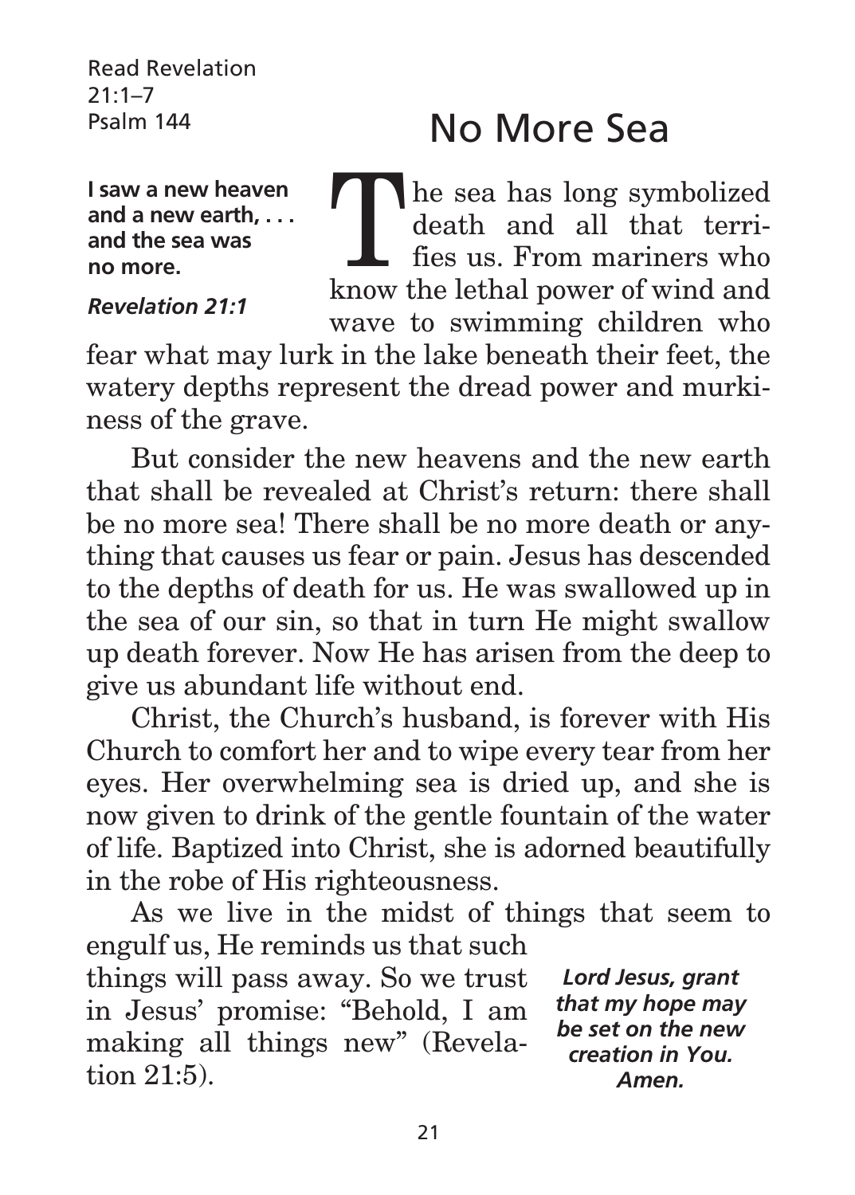Read Revelation 21:1–7
Psalm 144

# No More Sea

**I saw a new heaven and a new earth, . . . and the sea was no more.**

***Revelation 21:1***

The sea has long symbolized death and all that terrifies us. From mariners who know the lethal power of wind and wave to swimming children who fear what may lurk in the lake beneath their feet, the watery depths represent the dread power and murkiness of the grave.

But consider the new heavens and the new earth that shall be revealed at Christ's return: there shall be no more sea! There shall be no more death or anything that causes us fear or pain. Jesus has descended to the depths of death for us. He was swallowed up in the sea of our sin, so that in turn He might swallow up death forever. Now He has arisen from the deep to give us abundant life without end.

Christ, the Church's husband, is forever with His Church to comfort her and to wipe every tear from her eyes. Her overwhelming sea is dried up, and she is now given to drink of the gentle fountain of the water of life. Baptized into Christ, she is adorned beautifully in the robe of His righteousness.

As we live in the midst of things that seem to engulf us, He reminds us that such things will pass away. So we trust in Jesus' promise: "Behold, I am making all things new" (Revelation 21:5).

***Lord Jesus, grant that my hope may be set on the new creation in You. Amen.***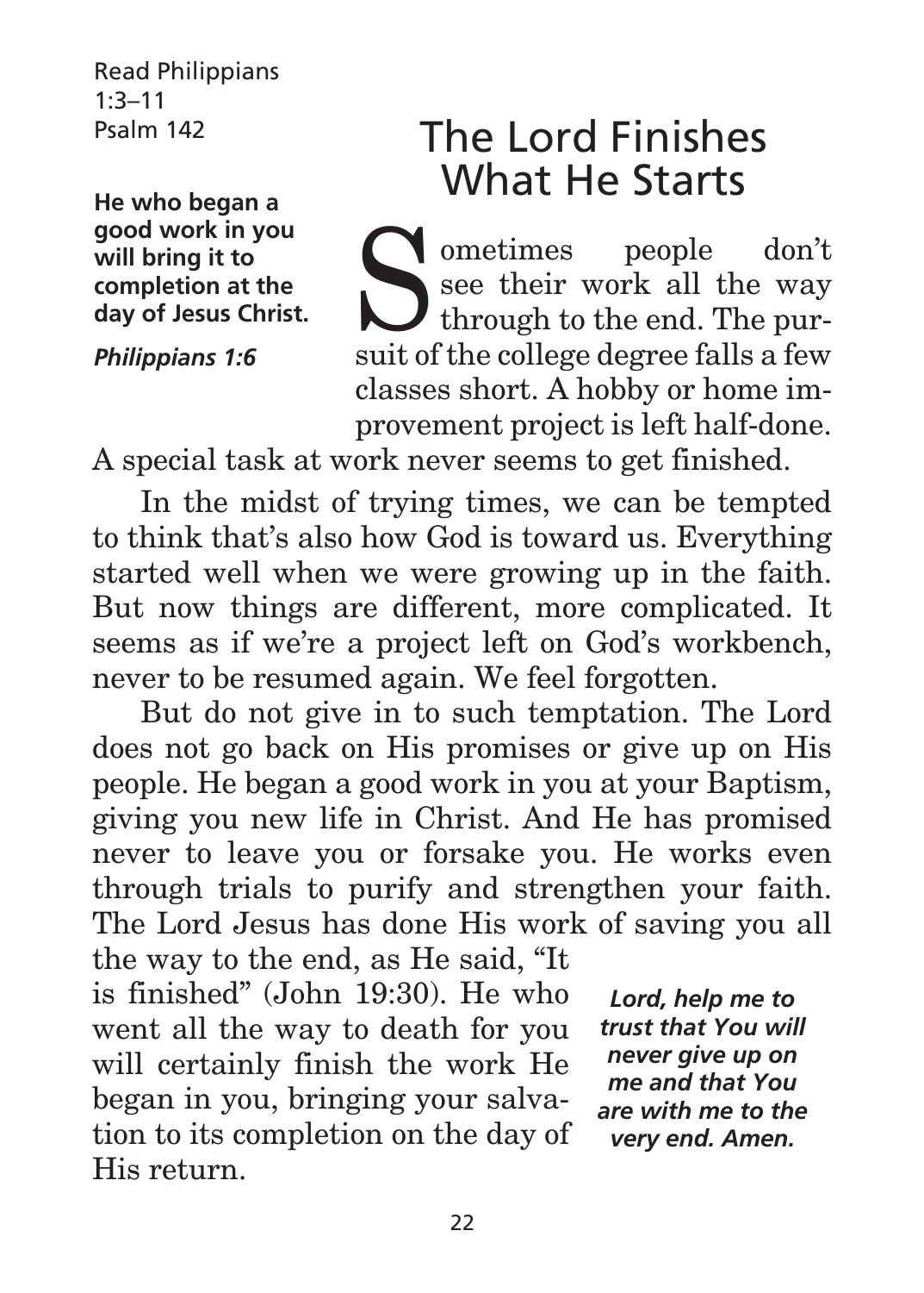Read Philippians 1:3–11
Psalm 142

**He who began a good work in you will bring it to completion at the day of Jesus Christ.**

***Philippians 1:6***

# The Lord Finishes What He Starts

Sometimes people don't see their work all the way through to the end. The pursuit of the college degree falls a few classes short. A hobby or home improvement project is left half-done. A special task at work never seems to get finished.

In the midst of trying times, we can be tempted to think that's also how God is toward us. Everything started well when we were growing up in the faith. But now things are different, more complicated. It seems as if we're a project left on God's workbench, never to be resumed again. We feel forgotten.

But do not give in to such temptation. The Lord does not go back on His promises or give up on His people. He began a good work in you at your Baptism, giving you new life in Christ. And He has promised never to leave you or forsake you. He works even through trials to purify and strengthen your faith. The Lord Jesus has done His work of saving you all the way to the end, as He said, "It is finished" (John 19:30). He who went all the way to death for you will certainly finish the work He began in you, bringing your salvation to its completion on the day of His return.

***Lord, help me to trust that You will never give up on me and that You are with me to the very end. Amen.***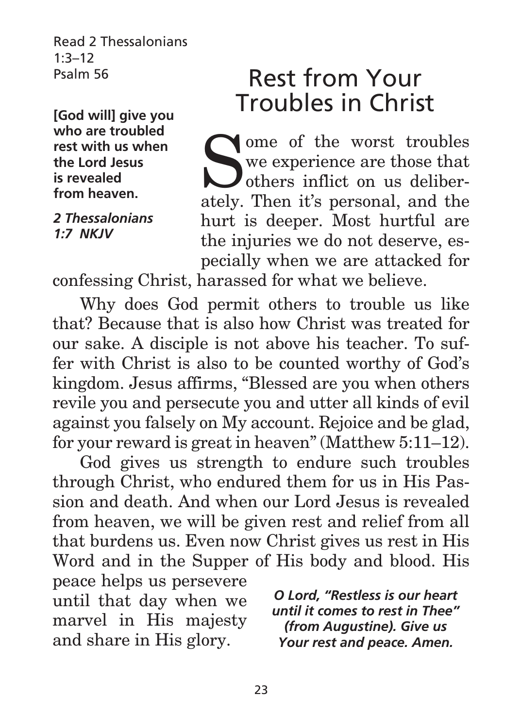Read 2 Thessalonians 1:3–12
Psalm 56

**[God will] give you who are troubled rest with us when the Lord Jesus is revealed from heaven.**

***2 Thessalonians 1:7 NKJV***

# Rest from Your Troubles in Christ

Some of the worst troubles we experience are those that others inflict on us deliberately. Then it's personal, and the hurt is deeper. Most hurtful are the injuries we do not deserve, especially when we are attacked for confessing Christ, harassed for what we believe.

Why does God permit others to trouble us like that? Because that is also how Christ was treated for our sake. A disciple is not above his teacher. To suffer with Christ is also to be counted worthy of God's kingdom. Jesus affirms, "Blessed are you when others revile you and persecute you and utter all kinds of evil against you falsely on My account. Rejoice and be glad, for your reward is great in heaven" (Matthew 5:11–12).

God gives us strength to endure such troubles through Christ, who endured them for us in His Passion and death. And when our Lord Jesus is revealed from heaven, we will be given rest and relief from all that burdens us. Even now Christ gives us rest in His Word and in the Supper of His body and blood. His peace helps us persevere until that day when we marvel in His majesty and share in His glory.

***O Lord, "Restless is our heart until it comes to rest in Thee" (from Augustine). Give us Your rest and peace. Amen.***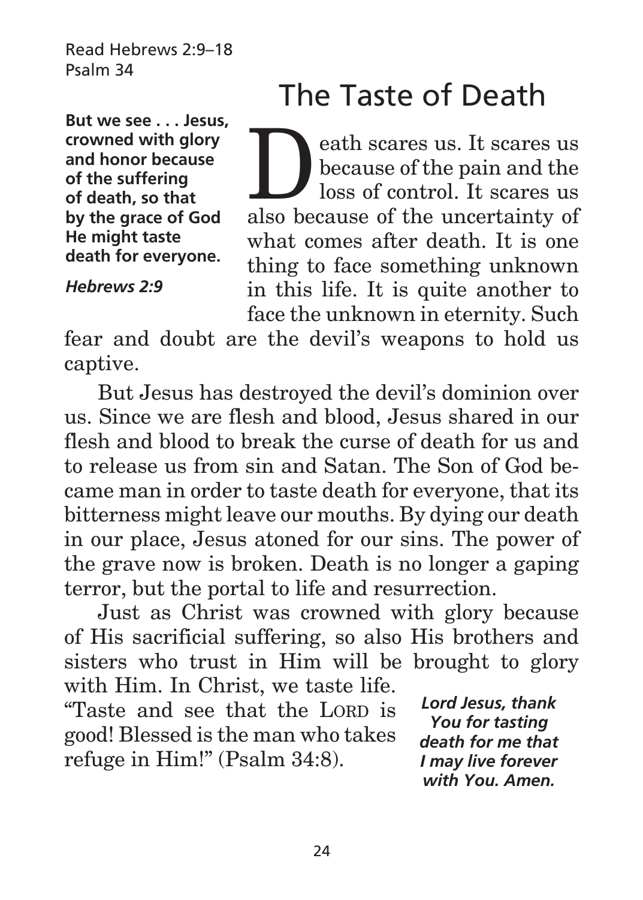Read Hebrews 2:9–18
Psalm 34

# The Taste of Death

**But we see . . . Jesus, crowned with glory and honor because of the suffering of death, so that by the grace of God He might taste death for everyone.**

***Hebrews 2:9***

Death scares us. It scares us because of the pain and the loss of control. It scares us also because of the uncertainty of what comes after death. It is one thing to face something unknown in this life. It is quite another to face the unknown in eternity. Such fear and doubt are the devil's weapons to hold us captive.

But Jesus has destroyed the devil's dominion over us. Since we are flesh and blood, Jesus shared in our flesh and blood to break the curse of death for us and to release us from sin and Satan. The Son of God became man in order to taste death for everyone, that its bitterness might leave our mouths. By dying our death in our place, Jesus atoned for our sins. The power of the grave now is broken. Death is no longer a gaping terror, but the portal to life and resurrection.

Just as Christ was crowned with glory because of His sacrificial suffering, so also His brothers and sisters who trust in Him will be brought to glory with Him. In Christ, we taste life. "Taste and see that the LORD is good! Blessed is the man who takes refuge in Him!" (Psalm 34:8).

***Lord Jesus, thank You for tasting death for me that I may live forever with You. Amen.***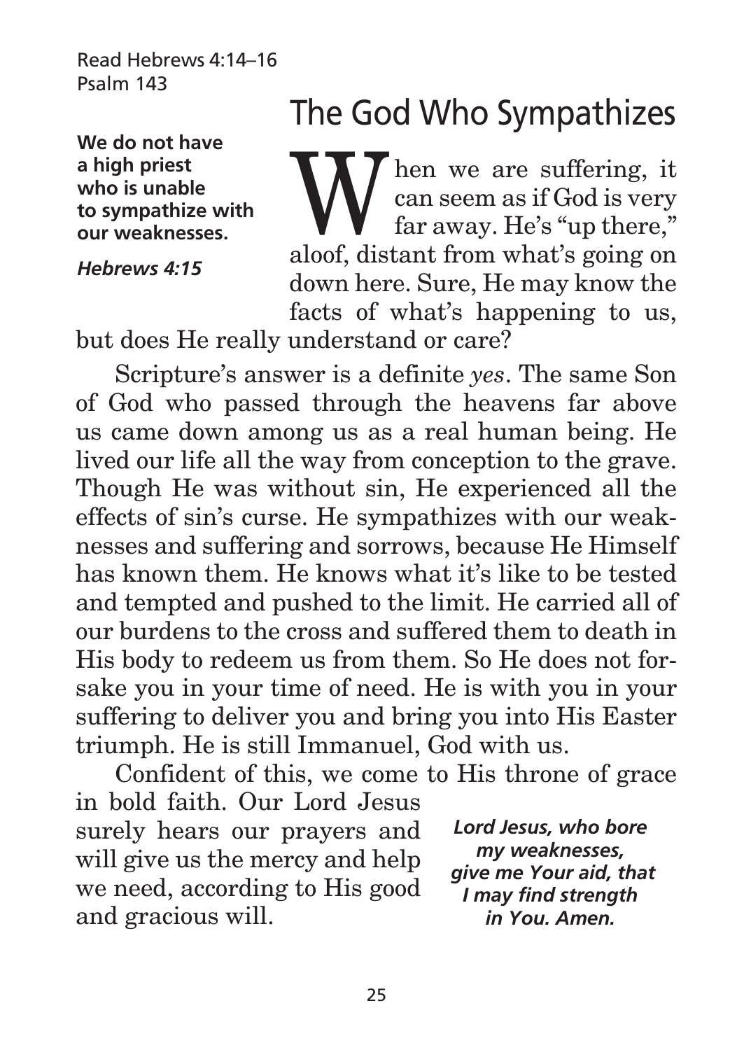Read Hebrews 4:14–16
Psalm 143

# The God Who Sympathizes

**We do not have a high priest who is unable to sympathize with our weaknesses.**

***Hebrews 4:15***

When we are suffering, it can seem as if God is very far away. He's "up there," aloof, distant from what's going on down here. Sure, He may know the facts of what's happening to us, but does He really understand or care?

Scripture's answer is a definite *yes*. The same Son of God who passed through the heavens far above us came down among us as a real human being. He lived our life all the way from conception to the grave. Though He was without sin, He experienced all the effects of sin's curse. He sympathizes with our weaknesses and suffering and sorrows, because He Himself has known them. He knows what it's like to be tested and tempted and pushed to the limit. He carried all of our burdens to the cross and suffered them to death in His body to redeem us from them. So He does not forsake you in your time of need. He is with you in your suffering to deliver you and bring you into His Easter triumph. He is still Immanuel, God with us.

Confident of this, we come to His throne of grace in bold faith. Our Lord Jesus surely hears our prayers and will give us the mercy and help we need, according to His good and gracious will.

***Lord Jesus, who bore my weaknesses, give me Your aid, that I may find strength in You. Amen.***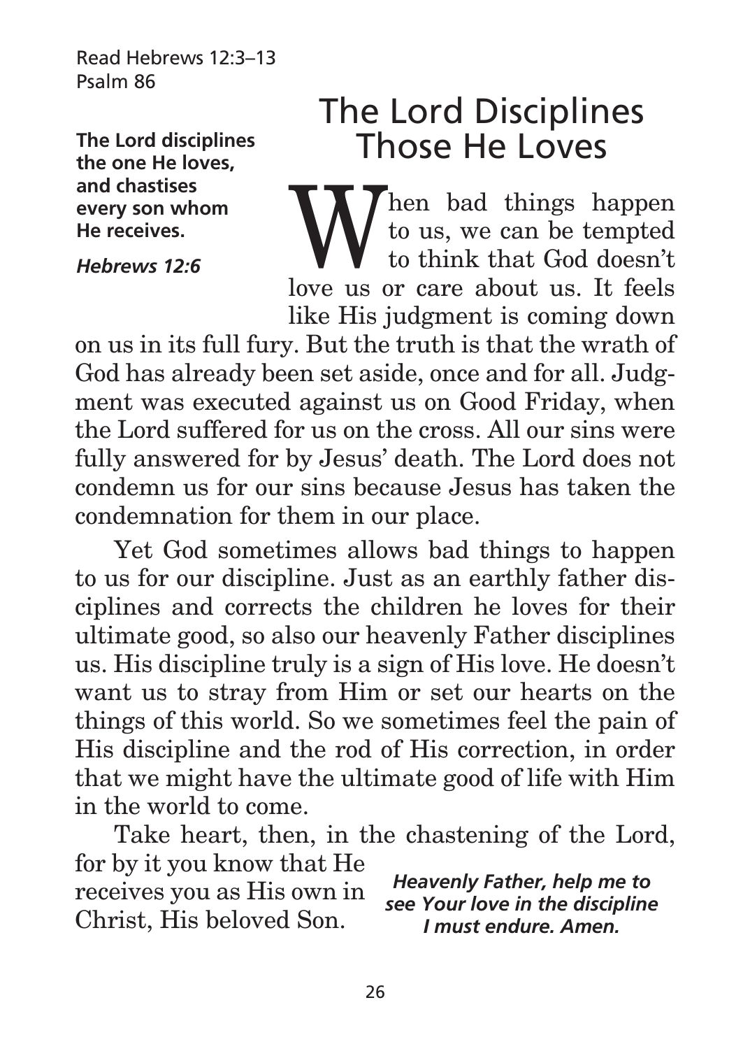Read Hebrews 12:3–13
Psalm 86

**The Lord disciplines the one He loves, and chastises every son whom He receives.**

***Hebrews 12:6***

# The Lord Disciplines Those He Loves

When bad things happen to us, we can be tempted to think that God doesn't love us or care about us. It feels like His judgment is coming down on us in its full fury. But the truth is that the wrath of God has already been set aside, once and for all. Judgment was executed against us on Good Friday, when the Lord suffered for us on the cross. All our sins were fully answered for by Jesus' death. The Lord does not condemn us for our sins because Jesus has taken the condemnation for them in our place.

Yet God sometimes allows bad things to happen to us for our discipline. Just as an earthly father disciplines and corrects the children he loves for their ultimate good, so also our heavenly Father disciplines us. His discipline truly is a sign of His love. He doesn't want us to stray from Him or set our hearts on the things of this world. So we sometimes feel the pain of His discipline and the rod of His correction, in order that we might have the ultimate good of life with Him in the world to come.

Take heart, then, in the chastening of the Lord, for by it you know that He receives you as His own in Christ, His beloved Son.

***Heavenly Father, help me to see Your love in the discipline I must endure. Amen.***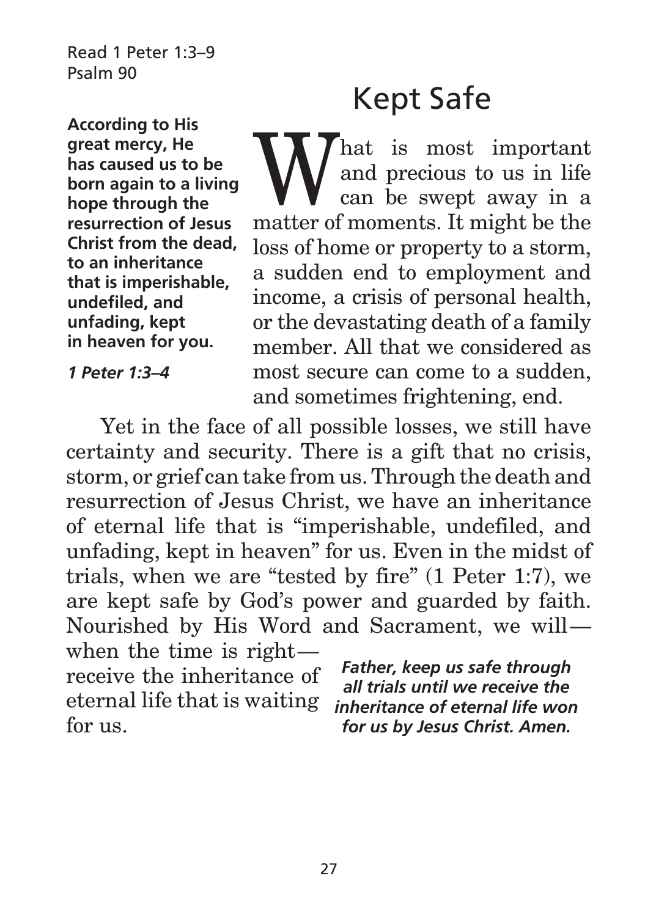Read 1 Peter 1:3–9
Psalm 90

# Kept Safe

**According to His great mercy, He has caused us to be born again to a living hope through the resurrection of Jesus Christ from the dead, to an inheritance that is imperishable, undefiled, and unfading, kept in heaven for you.**

***1 Peter 1:3–4***

What is most important and precious to us in life can be swept away in a matter of moments. It might be the loss of home or property to a storm, a sudden end to employment and income, a crisis of personal health, or the devastating death of a family member. All that we considered as most secure can come to a sudden, and sometimes frightening, end.

Yet in the face of all possible losses, we still have certainty and security. There is a gift that no crisis, storm, or grief can take from us. Through the death and resurrection of Jesus Christ, we have an inheritance of eternal life that is "imperishable, undefiled, and unfading, kept in heaven" for us. Even in the midst of trials, when we are "tested by fire" (1 Peter 1:7), we are kept safe by God's power and guarded by faith. Nourished by His Word and Sacrament, we will—when the time is right—receive the inheritance of eternal life that is waiting for us.

***Father, keep us safe through all trials until we receive the inheritance of eternal life won for us by Jesus Christ. Amen.***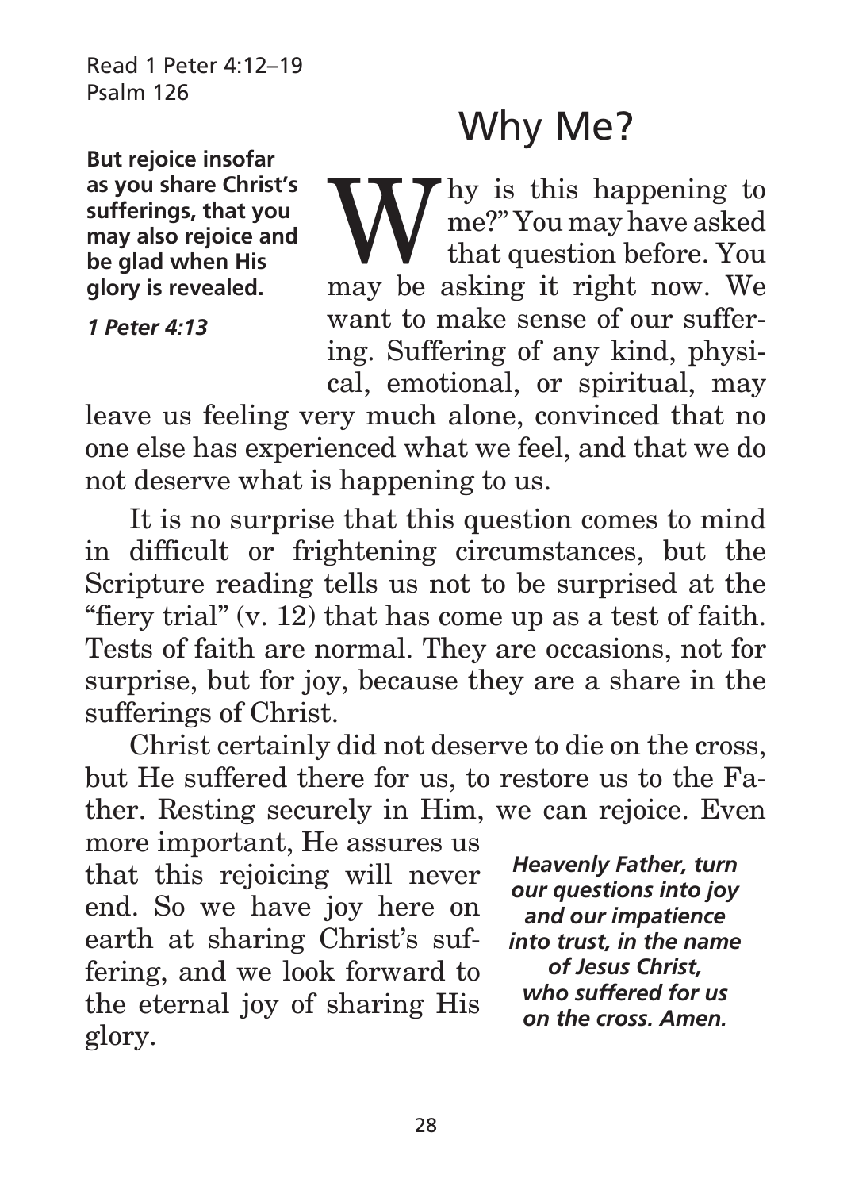Read 1 Peter 4:12–19
Psalm 126

# Why Me?

**But rejoice insofar as you share Christ's sufferings, that you may also rejoice and be glad when His glory is revealed.**

***1 Peter 4:13***

"Why is this happening to me?" You may have asked that question before. You may be asking it right now. We want to make sense of our suffering. Suffering of any kind, physical, emotional, or spiritual, may leave us feeling very much alone, convinced that no one else has experienced what we feel, and that we do not deserve what is happening to us.

It is no surprise that this question comes to mind in difficult or frightening circumstances, but the Scripture reading tells us not to be surprised at the "fiery trial" (v. 12) that has come up as a test of faith. Tests of faith are normal. They are occasions, not for surprise, but for joy, because they are a share in the sufferings of Christ.

Christ certainly did not deserve to die on the cross, but He suffered there for us, to restore us to the Father. Resting securely in Him, we can rejoice. Even more important, He assures us that this rejoicing will never end. So we have joy here on earth at sharing Christ's suffering, and we look forward to the eternal joy of sharing His glory.

***Heavenly Father, turn our questions into joy and our impatience into trust, in the name of Jesus Christ, who suffered for us on the cross. Amen.***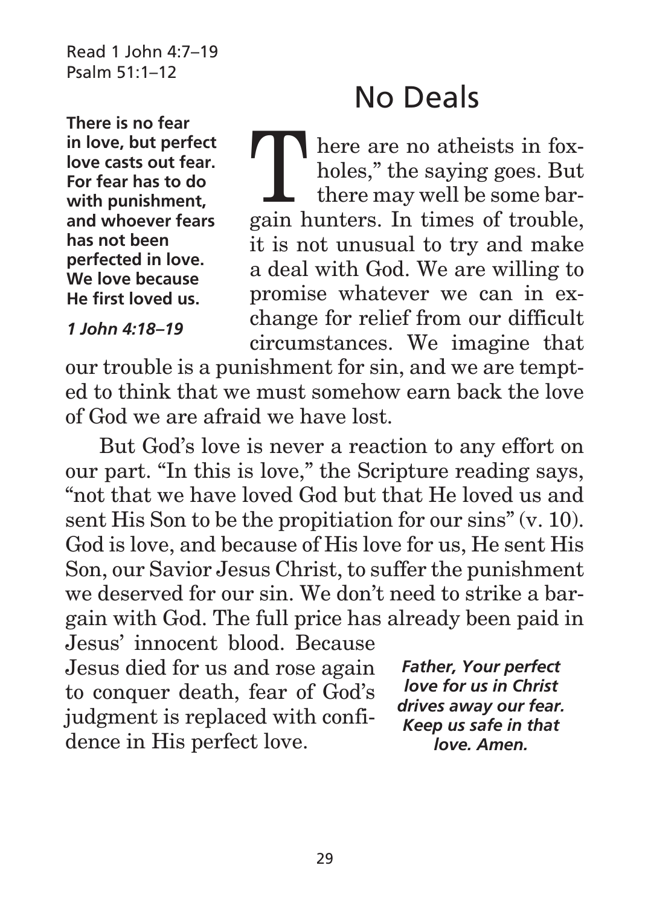Read 1 John 4:7–19
Psalm 51:1–12

# No Deals

**There is no fear in love, but perfect love casts out fear. For fear has to do with punishment, and whoever fears has not been perfected in love. We love because He first loved us.**

***1 John 4:18–19***

"There are no atheists in foxholes," the saying goes. But there may well be some bargain hunters. In times of trouble, it is not unusual to try and make a deal with God. We are willing to promise whatever we can in exchange for relief from our difficult circumstances. We imagine that our trouble is a punishment for sin, and we are tempted to think that we must somehow earn back the love of God we are afraid we have lost.

But God's love is never a reaction to any effort on our part. "In this is love," the Scripture reading says, "not that we have loved God but that He loved us and sent His Son to be the propitiation for our sins" (v. 10). God is love, and because of His love for us, He sent His Son, our Savior Jesus Christ, to suffer the punishment we deserved for our sin. We don't need to strike a bargain with God. The full price has already been paid in Jesus' innocent blood. Because Jesus died for us and rose again to conquer death, fear of God's judgment is replaced with confidence in His perfect love.

***Father, Your perfect love for us in Christ drives away our fear. Keep us safe in that love. Amen.***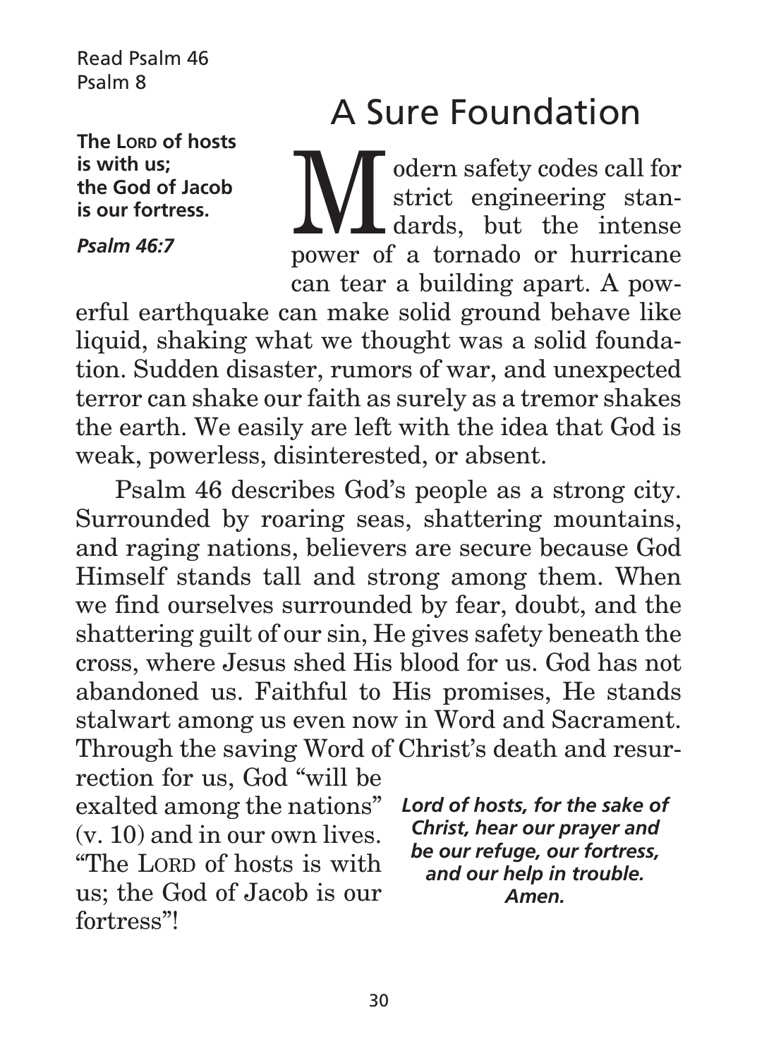Read Psalm 46
Psalm 8

# A Sure Foundation

**The Lord of hosts is with us; the God of Jacob is our fortress.**

***Psalm 46:7***

Modern safety codes call for strict engineering standards, but the intense power of a tornado or hurricane can tear a building apart. A powerful earthquake can make solid ground behave like liquid, shaking what we thought was a solid foundation. Sudden disaster, rumors of war, and unexpected terror can shake our faith as surely as a tremor shakes the earth. We easily are left with the idea that God is weak, powerless, disinterested, or absent.

Psalm 46 describes God's people as a strong city. Surrounded by roaring seas, shattering mountains, and raging nations, believers are secure because God Himself stands tall and strong among them. When we find ourselves surrounded by fear, doubt, and the shattering guilt of our sin, He gives safety beneath the cross, where Jesus shed His blood for us. God has not abandoned us. Faithful to His promises, He stands stalwart among us even now in Word and Sacrament. Through the saving Word of Christ's death and resurrection for us, God "will be exalted among the nations" (v. 10) and in our own lives. "The Lord of hosts is with us; the God of Jacob is our fortress"!

***Lord of hosts, for the sake of Christ, hear our prayer and be our refuge, our fortress, and our help in trouble. Amen.***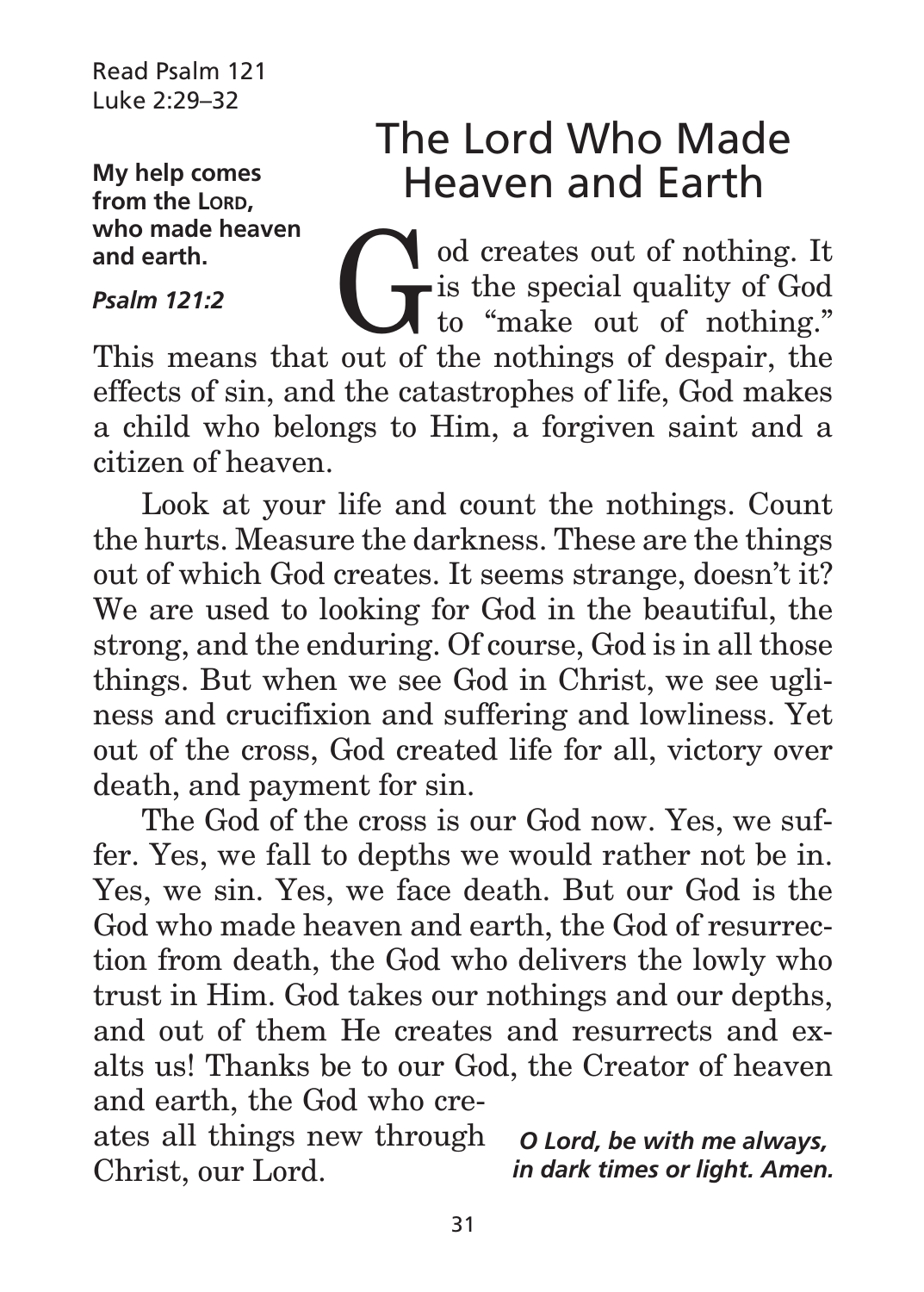Read Psalm 121
Luke 2:29–32

**My help comes from the LORD, who made heaven and earth.**

***Psalm 121:2***

# The Lord Who Made Heaven and Earth

God creates out of nothing. It is the special quality of God to "make out of nothing." This means that out of the nothings of despair, the effects of sin, and the catastrophes of life, God makes a child who belongs to Him, a forgiven saint and a citizen of heaven.

Look at your life and count the nothings. Count the hurts. Measure the darkness. These are the things out of which God creates. It seems strange, doesn't it? We are used to looking for God in the beautiful, the strong, and the enduring. Of course, God is in all those things. But when we see God in Christ, we see ugliness and crucifixion and suffering and lowliness. Yet out of the cross, God created life for all, victory over death, and payment for sin.

The God of the cross is our God now. Yes, we suffer. Yes, we fall to depths we would rather not be in. Yes, we sin. Yes, we face death. But our God is the God who made heaven and earth, the God of resurrection from death, the God who delivers the lowly who trust in Him. God takes our nothings and our depths, and out of them He creates and resurrects and exalts us! Thanks be to our God, the Creator of heaven and earth, the God who creates all things new through Christ, our Lord.

***O Lord, be with me always, in dark times or light. Amen.***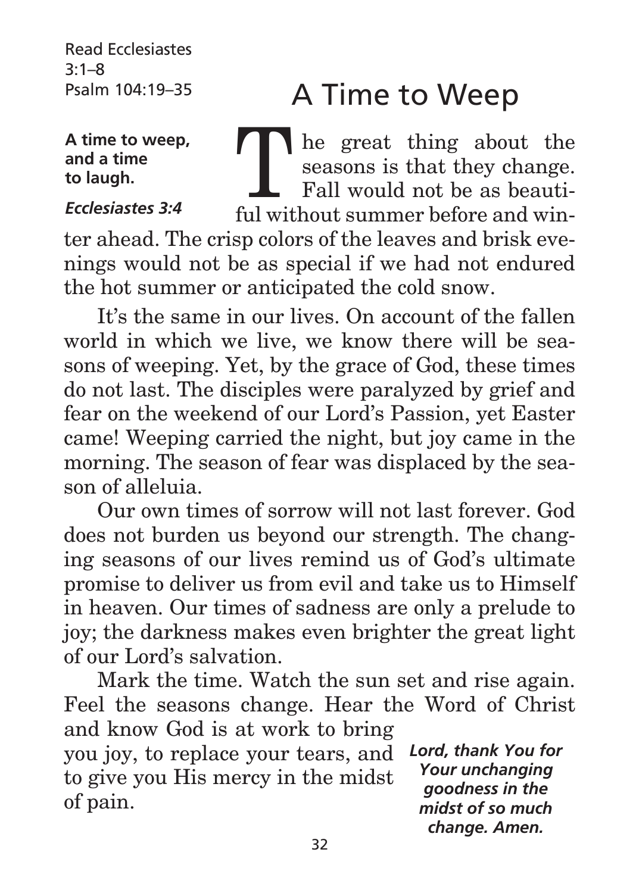Read Ecclesiastes 3:1–8
Psalm 104:19–35

# A Time to Weep

**A time to weep, and a time to laugh.**

***Ecclesiastes 3:4***

The great thing about the seasons is that they change. Fall would not be as beautiful without summer before and winter ahead. The crisp colors of the leaves and brisk evenings would not be as special if we had not endured the hot summer or anticipated the cold snow.

It's the same in our lives. On account of the fallen world in which we live, we know there will be seasons of weeping. Yet, by the grace of God, these times do not last. The disciples were paralyzed by grief and fear on the weekend of our Lord's Passion, yet Easter came! Weeping carried the night, but joy came in the morning. The season of fear was displaced by the season of alleluia.

Our own times of sorrow will not last forever. God does not burden us beyond our strength. The changing seasons of our lives remind us of God's ultimate promise to deliver us from evil and take us to Himself in heaven. Our times of sadness are only a prelude to joy; the darkness makes even brighter the great light of our Lord's salvation.

Mark the time. Watch the sun set and rise again. Feel the seasons change. Hear the Word of Christ and know God is at work to bring you joy, to replace your tears, and to give you His mercy in the midst of pain.

***Lord, thank You for Your unchanging goodness in the midst of so much change. Amen.***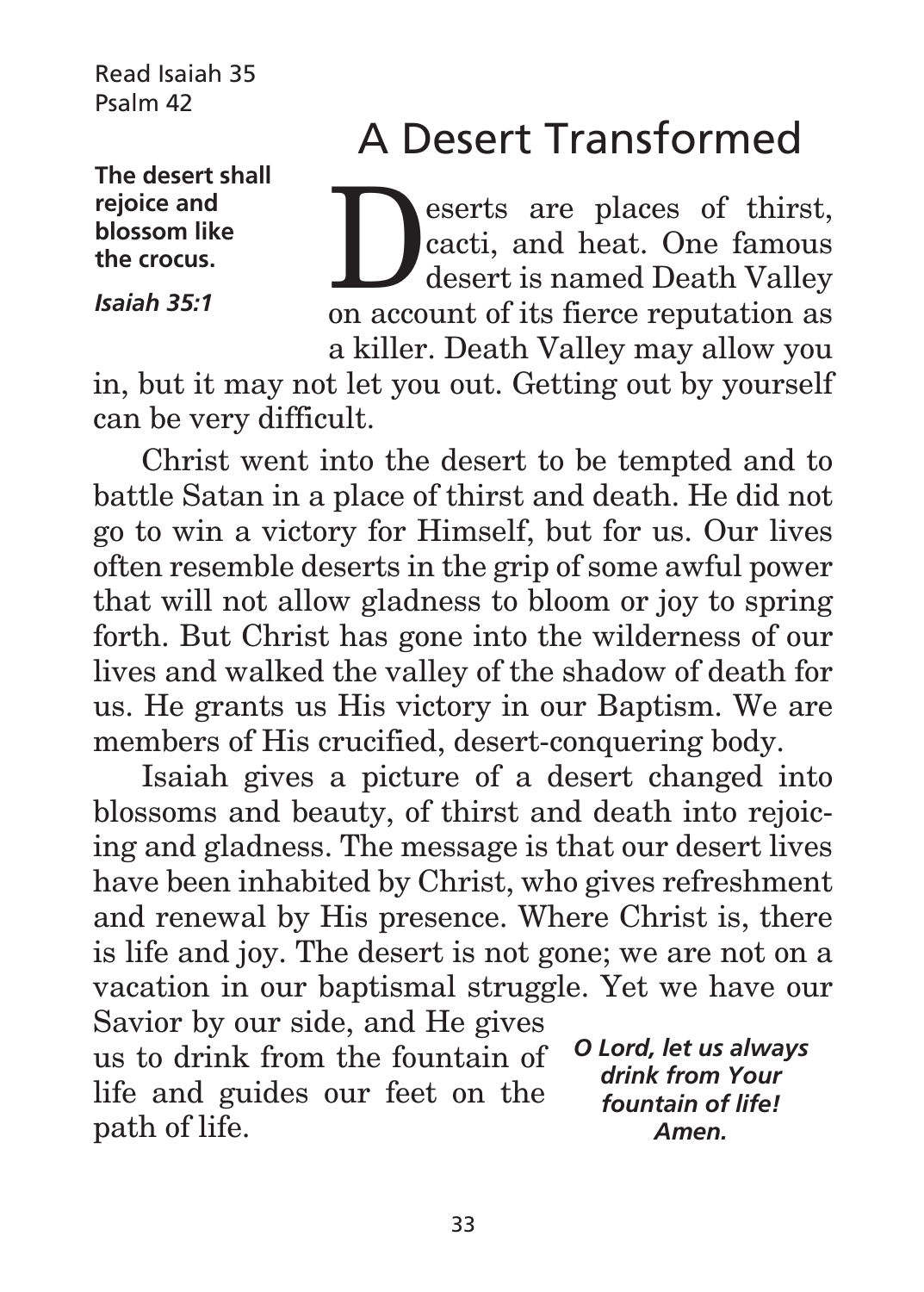Read Isaiah 35
Psalm 42

# A Desert Transformed

**The desert shall rejoice and blossom like the crocus.**

***Isaiah 35:1***

Deserts are places of thirst, cacti, and heat. One famous desert is named Death Valley on account of its fierce reputation as a killer. Death Valley may allow you in, but it may not let you out. Getting out by yourself can be very difficult.

Christ went into the desert to be tempted and to battle Satan in a place of thirst and death. He did not go to win a victory for Himself, but for us. Our lives often resemble deserts in the grip of some awful power that will not allow gladness to bloom or joy to spring forth. But Christ has gone into the wilderness of our lives and walked the valley of the shadow of death for us. He grants us His victory in our Baptism. We are members of His crucified, desert-conquering body.

Isaiah gives a picture of a desert changed into blossoms and beauty, of thirst and death into rejoicing and gladness. The message is that our desert lives have been inhabited by Christ, who gives refreshment and renewal by His presence. Where Christ is, there is life and joy. The desert is not gone; we are not on a vacation in our baptismal struggle. Yet we have our Savior by our side, and He gives us to drink from the fountain of life and guides our feet on the path of life.

***O Lord, let us always drink from Your fountain of life! Amen.***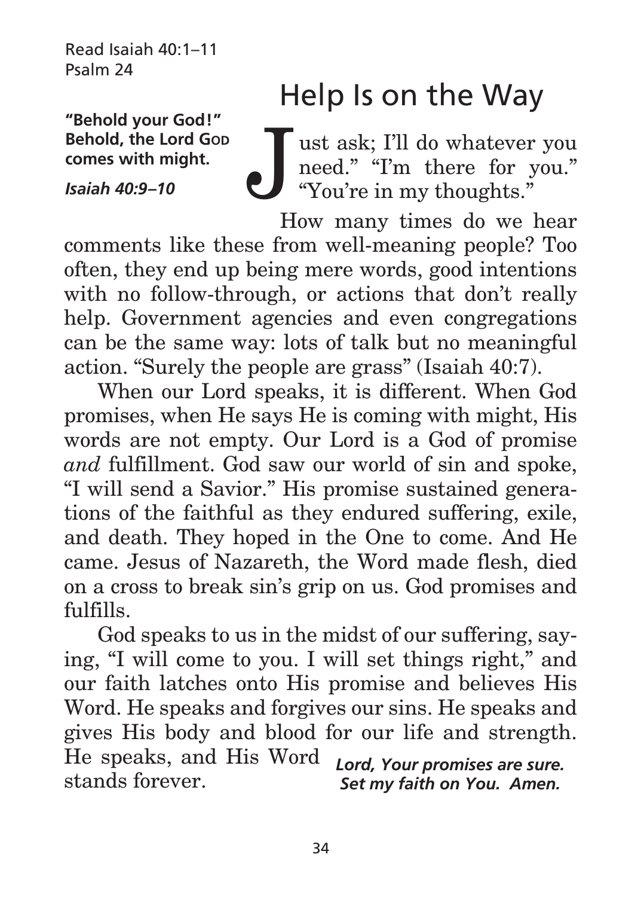Read Isaiah 40:1–11
Psalm 24

**"Behold your God!" Behold, the Lord GOD comes with might.**

***Isaiah 40:9–10***

# Help Is on the Way

Just ask; I'll do whatever you need." "I'm there for you." "You're in my thoughts."

How many times do we hear comments like these from well-meaning people? Too often, they end up being mere words, good intentions with no follow-through, or actions that don't really help. Government agencies and even congregations can be the same way: lots of talk but no meaningful action. "Surely the people are grass" (Isaiah 40:7).

When our Lord speaks, it is different. When God promises, when He says He is coming with might, His words are not empty. Our Lord is a God of promise *and* fulfillment. God saw our world of sin and spoke, "I will send a Savior." His promise sustained generations of the faithful as they endured suffering, exile, and death. They hoped in the One to come. And He came. Jesus of Nazareth, the Word made flesh, died on a cross to break sin's grip on us. God promises and fulfills.

God speaks to us in the midst of our suffering, saying, "I will come to you. I will set things right," and our faith latches onto His promise and believes His Word. He speaks and forgives our sins. He speaks and gives His body and blood for our life and strength. He speaks, and His Word stands forever.

***Lord, Your promises are sure. Set my faith on You. Amen.***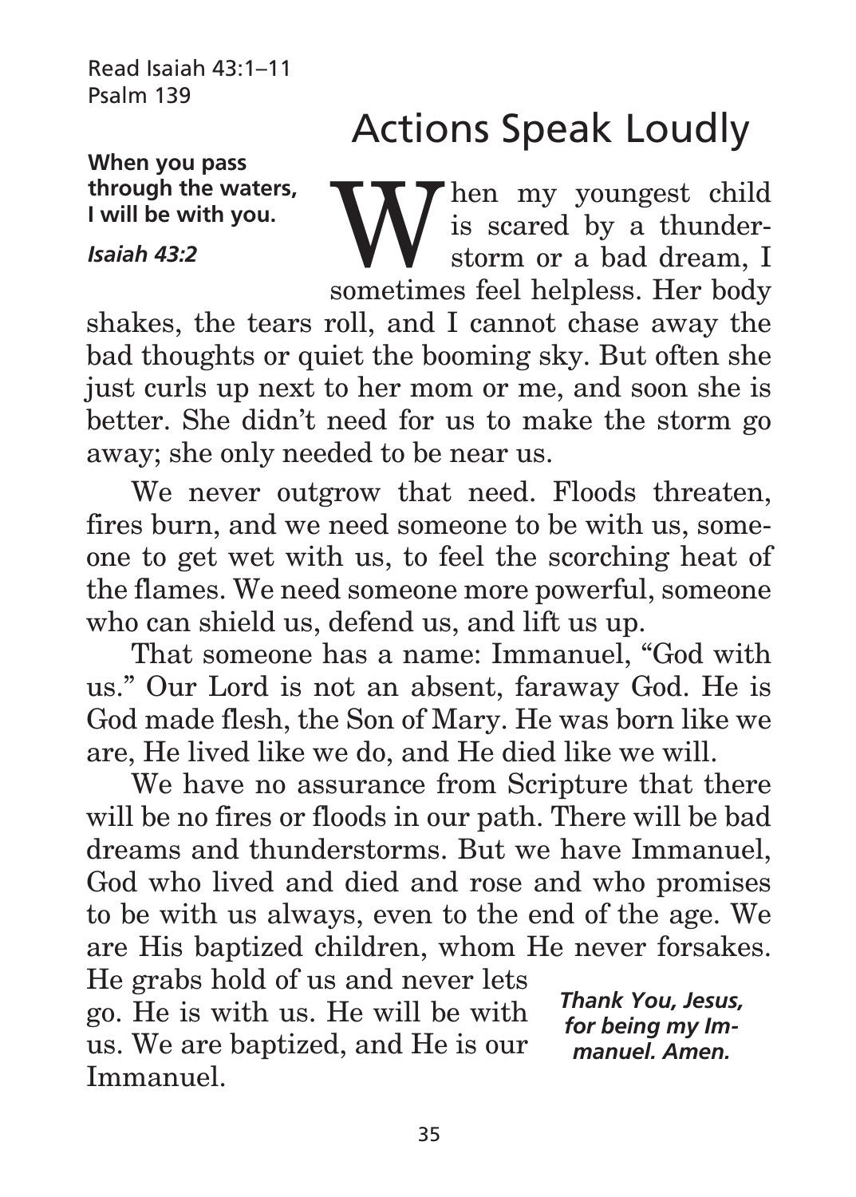Read Isaiah 43:1–11
Psalm 139

# Actions Speak Loudly

**When you pass through the waters, I will be with you.**

***Isaiah 43:2***

When my youngest child is scared by a thunderstorm or a bad dream, I sometimes feel helpless. Her body shakes, the tears roll, and I cannot chase away the bad thoughts or quiet the booming sky. But often she just curls up next to her mom or me, and soon she is better. She didn't need for us to make the storm go away; she only needed to be near us.

We never outgrow that need. Floods threaten, fires burn, and we need someone to be with us, someone to get wet with us, to feel the scorching heat of the flames. We need someone more powerful, someone who can shield us, defend us, and lift us up.

That someone has a name: Immanuel, "God with us." Our Lord is not an absent, faraway God. He is God made flesh, the Son of Mary. He was born like we are, He lived like we do, and He died like we will.

We have no assurance from Scripture that there will be no fires or floods in our path. There will be bad dreams and thunderstorms. But we have Immanuel, God who lived and died and rose and who promises to be with us always, even to the end of the age. We are His baptized children, whom He never forsakes. He grabs hold of us and never lets go. He is with us. He will be with us. We are baptized, and He is our Immanuel.

***Thank You, Jesus, for being my Immanuel. Amen.***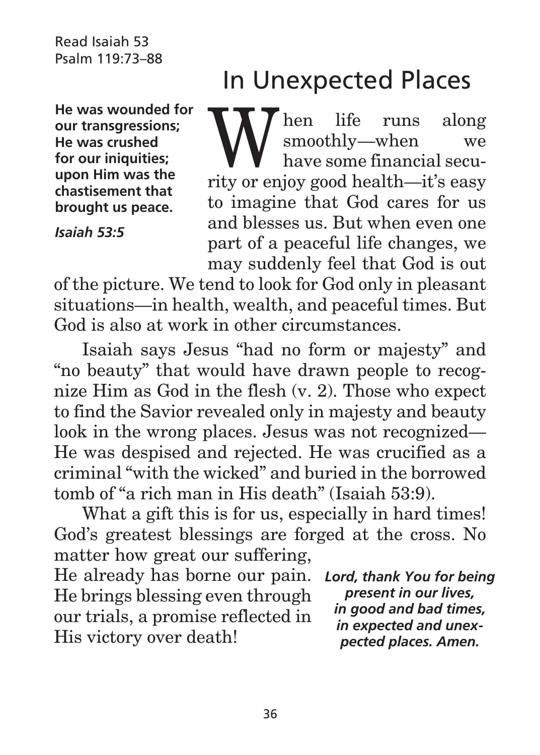Read Isaiah 53
Psalm 119:73–88

# In Unexpected Places

**He was wounded for our transgressions; He was crushed for our iniquities; upon Him was the chastisement that brought us peace.**

***Isaiah 53:5***

When life runs along smoothly—when we have some financial security or enjoy good health—it's easy to imagine that God cares for us and blesses us. But when even one part of a peaceful life changes, we may suddenly feel that God is out of the picture. We tend to look for God only in pleasant situations—in health, wealth, and peaceful times. But God is also at work in other circumstances.

Isaiah says Jesus "had no form or majesty" and "no beauty" that would have drawn people to recognize Him as God in the flesh (v. 2). Those who expect to find the Savior revealed only in majesty and beauty look in the wrong places. Jesus was not recognized—He was despised and rejected. He was crucified as a criminal "with the wicked" and buried in the borrowed tomb of "a rich man in His death" (Isaiah 53:9).

What a gift this is for us, especially in hard times! God's greatest blessings are forged at the cross. No matter how great our suffering, He already has borne our pain. He brings blessing even through our trials, a promise reflected in His victory over death!

***Lord, thank You for being present in our lives, in good and bad times, in expected and unexpected places. Amen.***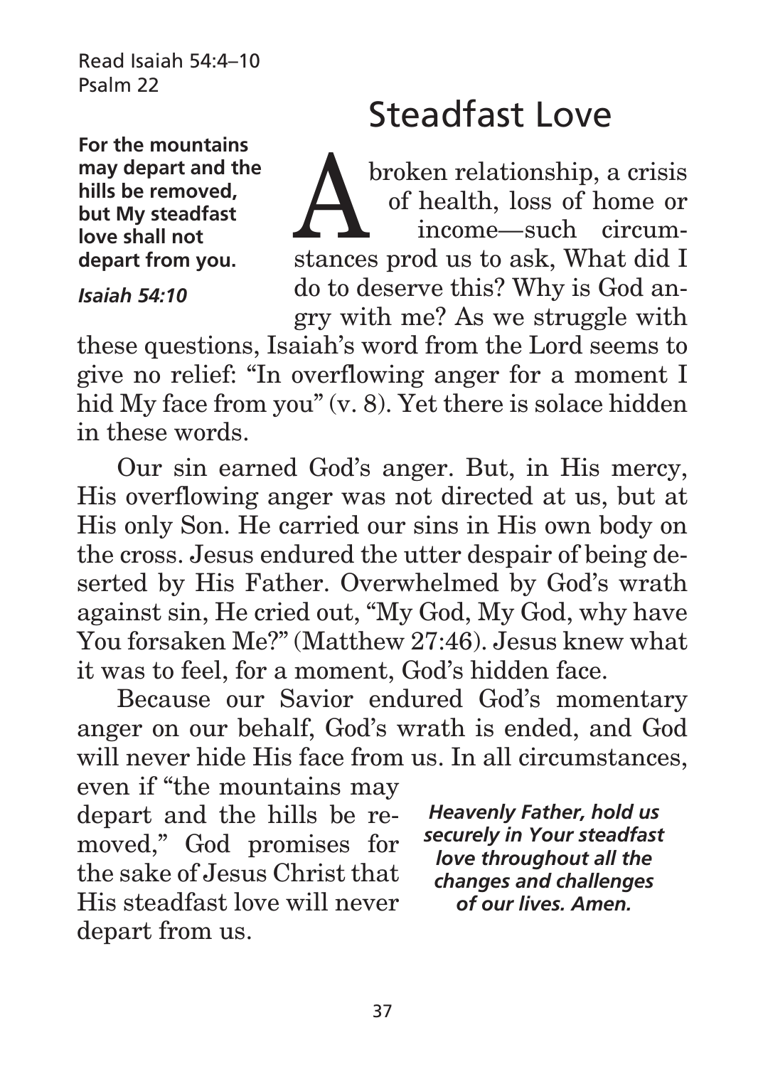Read Isaiah 54:4–10
Psalm 22

# Steadfast Love

**For the mountains may depart and the hills be removed, but My steadfast love shall not depart from you.**

***Isaiah 54:10***

A broken relationship, a crisis of health, loss of home or income—such circumstances prod us to ask, What did I do to deserve this? Why is God angry with me? As we struggle with these questions, Isaiah's word from the Lord seems to give no relief: "In overflowing anger for a moment I hid My face from you" (v. 8). Yet there is solace hidden in these words.

Our sin earned God's anger. But, in His mercy, His overflowing anger was not directed at us, but at His only Son. He carried our sins in His own body on the cross. Jesus endured the utter despair of being deserted by His Father. Overwhelmed by God's wrath against sin, He cried out, "My God, My God, why have You forsaken Me?" (Matthew 27:46). Jesus knew what it was to feel, for a moment, God's hidden face.

Because our Savior endured God's momentary anger on our behalf, God's wrath is ended, and God will never hide His face from us. In all circumstances, even if "the mountains may depart and the hills be removed," God promises for the sake of Jesus Christ that His steadfast love will never depart from us.

***Heavenly Father, hold us securely in Your steadfast love throughout all the changes and challenges of our lives. Amen.***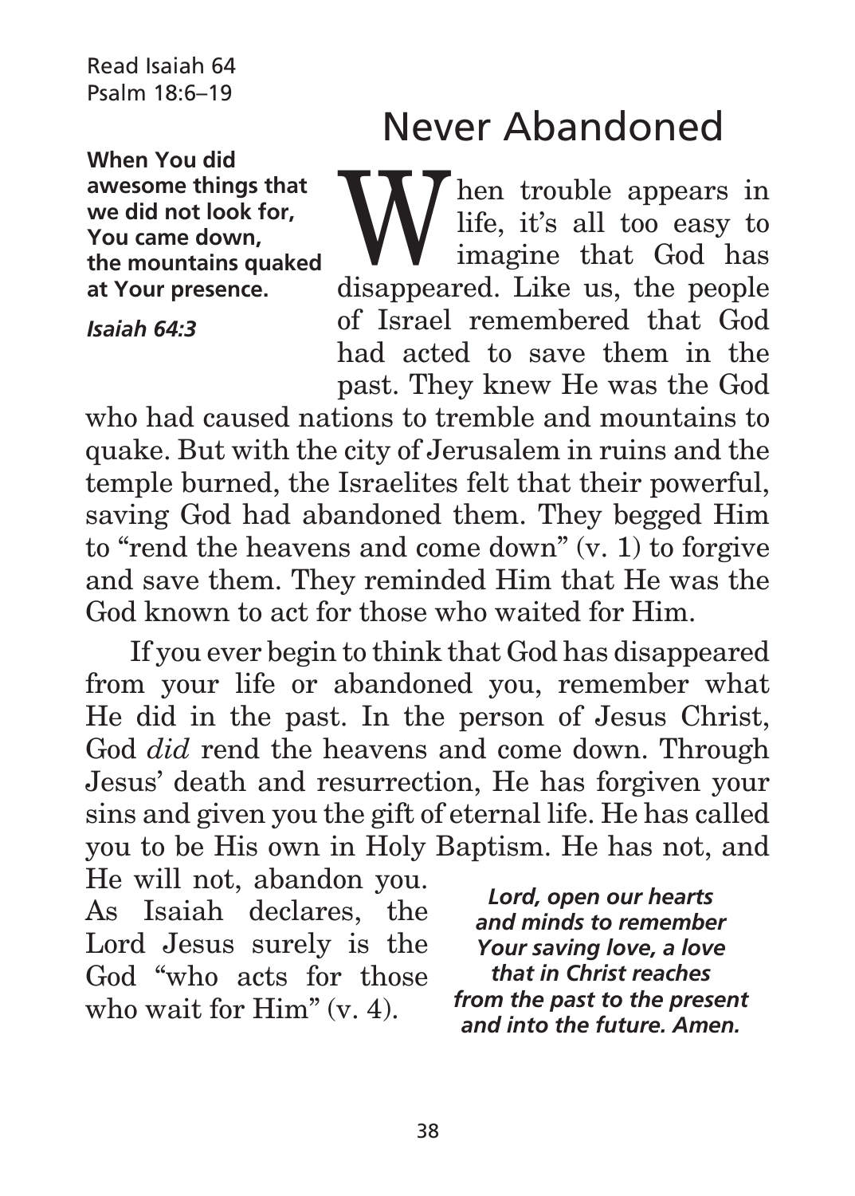Read Isaiah 64
Psalm 18:6–19

# Never Abandoned

**When You did awesome things that we did not look for, You came down, the mountains quaked at Your presence.**

***Isaiah 64:3***

When trouble appears in life, it's all too easy to imagine that God has disappeared. Like us, the people of Israel remembered that God had acted to save them in the past. They knew He was the God who had caused nations to tremble and mountains to quake. But with the city of Jerusalem in ruins and the temple burned, the Israelites felt that their powerful, saving God had abandoned them. They begged Him to "rend the heavens and come down" (v. 1) to forgive and save them. They reminded Him that He was the God known to act for those who waited for Him.

If you ever begin to think that God has disappeared from your life or abandoned you, remember what He did in the past. In the person of Jesus Christ, God *did* rend the heavens and come down. Through Jesus' death and resurrection, He has forgiven your sins and given you the gift of eternal life. He has called you to be His own in Holy Baptism. He has not, and He will not, abandon you. As Isaiah declares, the Lord Jesus surely is the God "who acts for those who wait for Him" (v. 4).

***Lord, open our hearts and minds to remember Your saving love, a love that in Christ reaches from the past to the present and into the future. Amen.***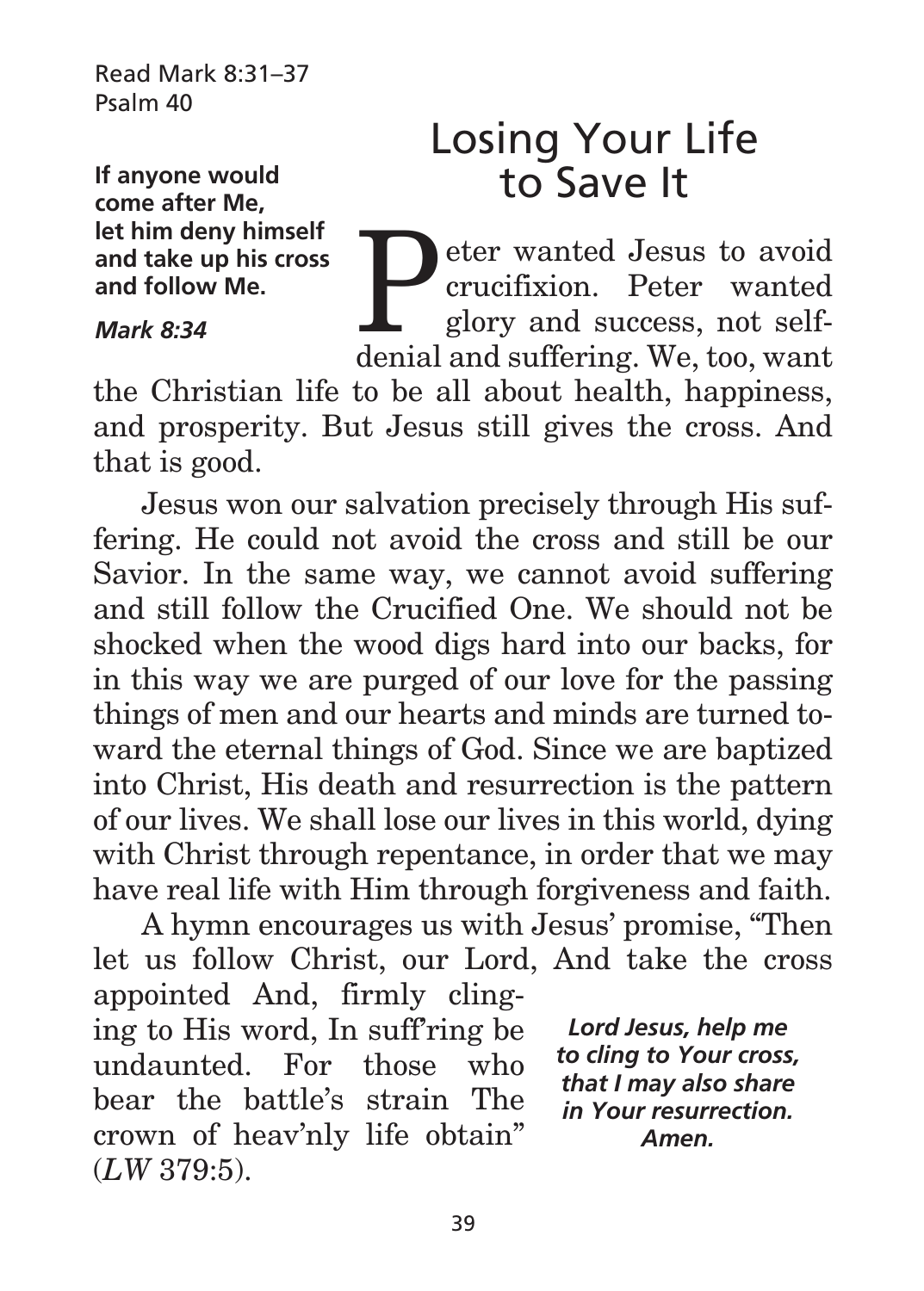Read Mark 8:31–37
Psalm 40

# Losing Your Life to Save It

**If anyone would come after Me, let him deny himself and take up his cross and follow Me.**

***Mark 8:34***

Peter wanted Jesus to avoid crucifixion. Peter wanted glory and success, not self-denial and suffering. We, too, want the Christian life to be all about health, happiness, and prosperity. But Jesus still gives the cross. And that is good.

Jesus won our salvation precisely through His suffering. He could not avoid the cross and still be our Savior. In the same way, we cannot avoid suffering and still follow the Crucified One. We should not be shocked when the wood digs hard into our backs, for in this way we are purged of our love for the passing things of men and our hearts and minds are turned toward the eternal things of God. Since we are baptized into Christ, His death and resurrection is the pattern of our lives. We shall lose our lives in this world, dying with Christ through repentance, in order that we may have real life with Him through forgiveness and faith.

A hymn encourages us with Jesus' promise, "Then let us follow Christ, our Lord, And take the cross appointed And, firmly clinging to His word, In suff'ring be undaunted. For those who bear the battle's strain The crown of heav'nly life obtain" (*LW* 379:5).

***Lord Jesus, help me to cling to Your cross, that I may also share in Your resurrection. Amen.***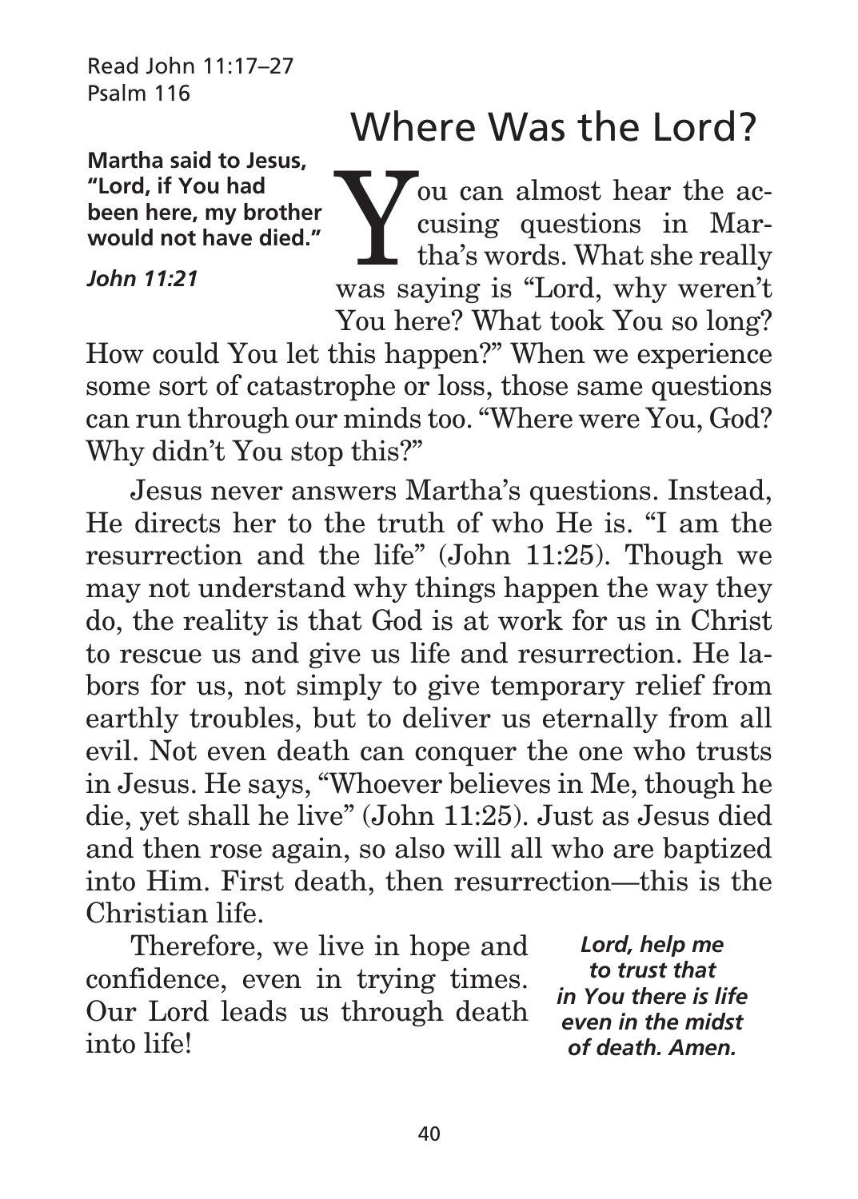Read John 11:17–27
Psalm 116

# Where Was the Lord?

**Martha said to Jesus, "Lord, if You had been here, my brother would not have died."**

***John 11:21***

You can almost hear the accusing questions in Martha's words. What she really was saying is "Lord, why weren't You here? What took You so long? How could You let this happen?" When we experience some sort of catastrophe or loss, those same questions can run through our minds too. "Where were You, God? Why didn't You stop this?"

Jesus never answers Martha's questions. Instead, He directs her to the truth of who He is. "I am the resurrection and the life" (John 11:25). Though we may not understand why things happen the way they do, the reality is that God is at work for us in Christ to rescue us and give us life and resurrection. He labors for us, not simply to give temporary relief from earthly troubles, but to deliver us eternally from all evil. Not even death can conquer the one who trusts in Jesus. He says, "Whoever believes in Me, though he die, yet shall he live" (John 11:25). Just as Jesus died and then rose again, so also will all who are baptized into Him. First death, then resurrection—this is the Christian life.

Therefore, we live in hope and confidence, even in trying times. Our Lord leads us through death into life!

***Lord, help me to trust that in You there is life even in the midst of death. Amen.***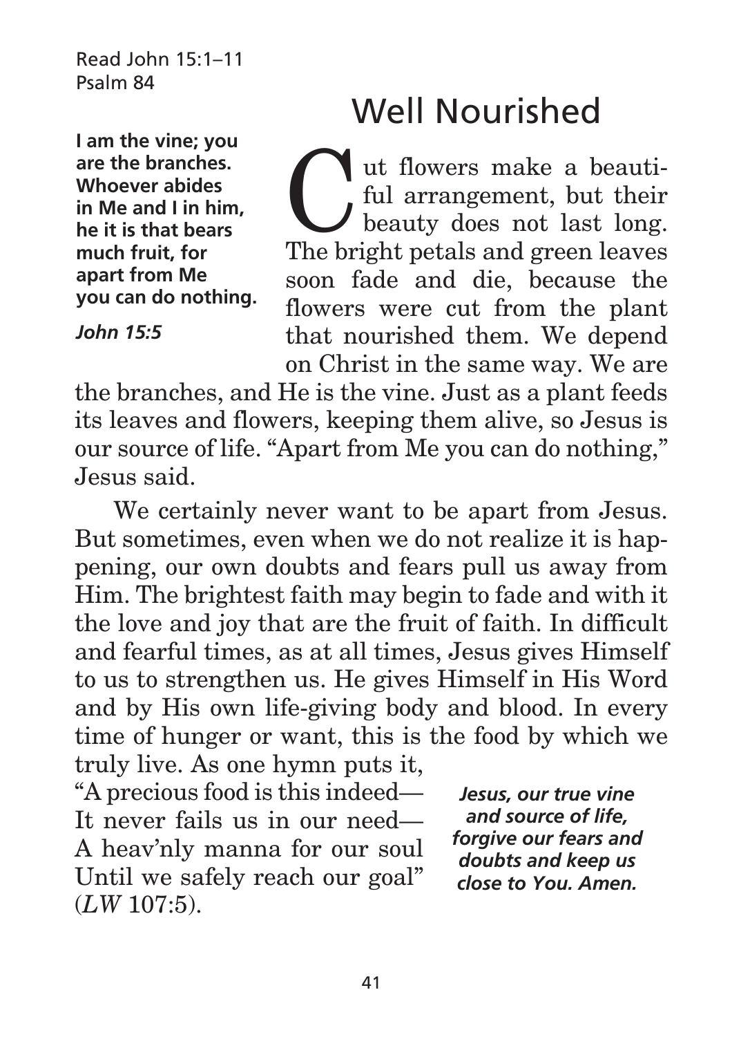Read John 15:1–11
Psalm 84

# Well Nourished

**I am the vine; you are the branches. Whoever abides in Me and I in him, he it is that bears much fruit, for apart from Me you can do nothing.**

***John 15:5***

Cut flowers make a beautiful arrangement, but their beauty does not last long. The bright petals and green leaves soon fade and die, because the flowers were cut from the plant that nourished them. We depend on Christ in the same way. We are the branches, and He is the vine. Just as a plant feeds its leaves and flowers, keeping them alive, so Jesus is our source of life. "Apart from Me you can do nothing," Jesus said.

We certainly never want to be apart from Jesus. But sometimes, even when we do not realize it is happening, our own doubts and fears pull us away from Him. The brightest faith may begin to fade and with it the love and joy that are the fruit of faith. In difficult and fearful times, as at all times, Jesus gives Himself to us to strengthen us. He gives Himself in His Word and by His own life-giving body and blood. In every time of hunger or want, this is the food by which we truly live. As one hymn puts it,

"A precious food is this indeed—
It never fails us in our need—
A heav'nly manna for our soul
Until we safely reach our goal"
(*LW* 107:5).

***Jesus, our true vine and source of life, forgive our fears and doubts and keep us close to You. Amen.***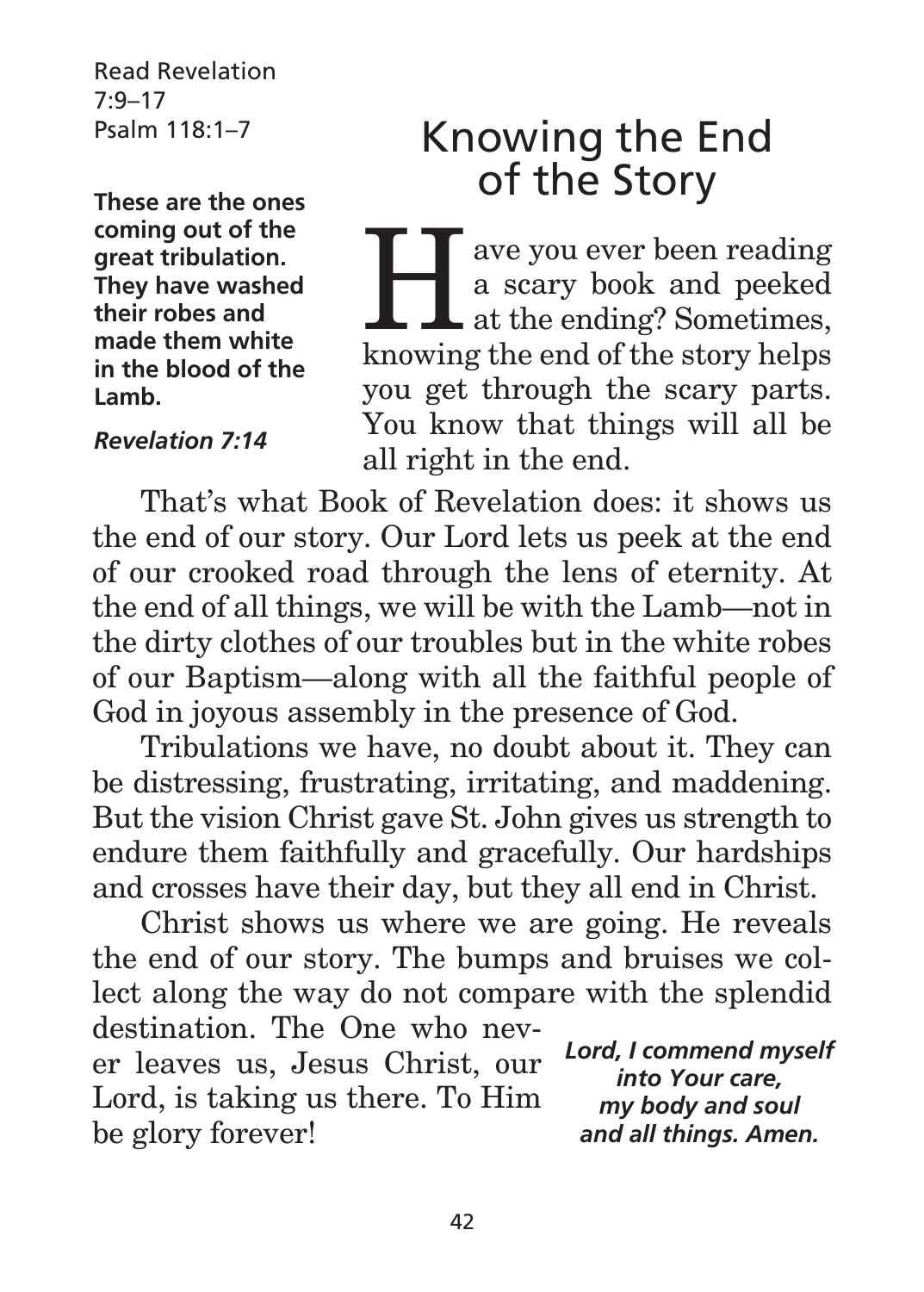Read Revelation 7:9–17
Psalm 118:1–7

**These are the ones coming out of the great tribulation. They have washed their robes and made them white in the blood of the Lamb.**

***Revelation 7:14***

# Knowing the End of the Story

Have you ever been reading a scary book and peeked at the ending? Sometimes, knowing the end of the story helps you get through the scary parts. You know that things will all be all right in the end.

That's what Book of Revelation does: it shows us the end of our story. Our Lord lets us peek at the end of our crooked road through the lens of eternity. At the end of all things, we will be with the Lamb—not in the dirty clothes of our troubles but in the white robes of our Baptism—along with all the faithful people of God in joyous assembly in the presence of God.

Tribulations we have, no doubt about it. They can be distressing, frustrating, irritating, and maddening. But the vision Christ gave St. John gives us strength to endure them faithfully and gracefully. Our hardships and crosses have their day, but they all end in Christ.

Christ shows us where we are going. He reveals the end of our story. The bumps and bruises we collect along the way do not compare with the splendid destination. The One who never leaves us, Jesus Christ, our Lord, is taking us there. To Him be glory forever!

***Lord, I commend myself into Your care, my body and soul and all things. Amen.***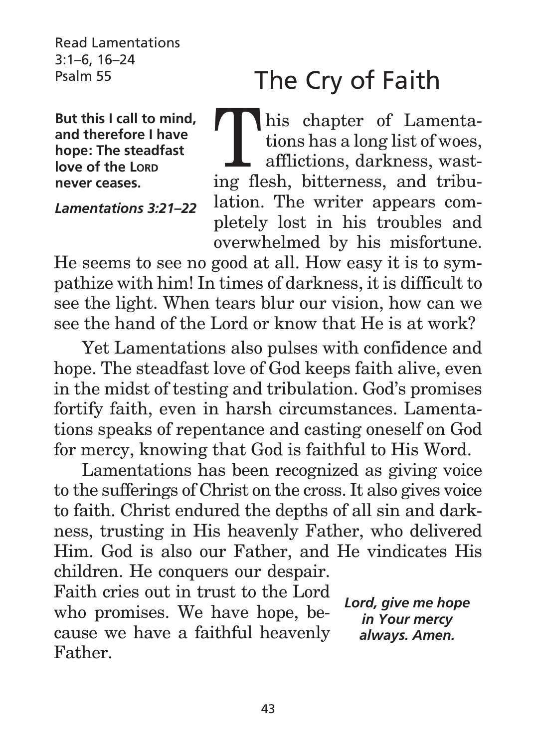Read Lamentations 3:1–6, 16–24
Psalm 55

# The Cry of Faith

**But this I call to mind, and therefore I have hope: The steadfast love of the LORD never ceases.**

***Lamentations 3:21–22***

This chapter of Lamentations has a long list of woes, afflictions, darkness, wasting flesh, bitterness, and tribulation. The writer appears completely lost in his troubles and overwhelmed by his misfortune. He seems to see no good at all. How easy it is to sympathize with him! In times of darkness, it is difficult to see the light. When tears blur our vision, how can we see the hand of the Lord or know that He is at work?

Yet Lamentations also pulses with confidence and hope. The steadfast love of God keeps faith alive, even in the midst of testing and tribulation. God's promises fortify faith, even in harsh circumstances. Lamentations speaks of repentance and casting oneself on God for mercy, knowing that God is faithful to His Word.

Lamentations has been recognized as giving voice to the sufferings of Christ on the cross. It also gives voice to faith. Christ endured the depths of all sin and darkness, trusting in His heavenly Father, who delivered Him. God is also our Father, and He vindicates His children. He conquers our despair. Faith cries out in trust to the Lord who promises. We have hope, because we have a faithful heavenly Father.

***Lord, give me hope in Your mercy always. Amen.***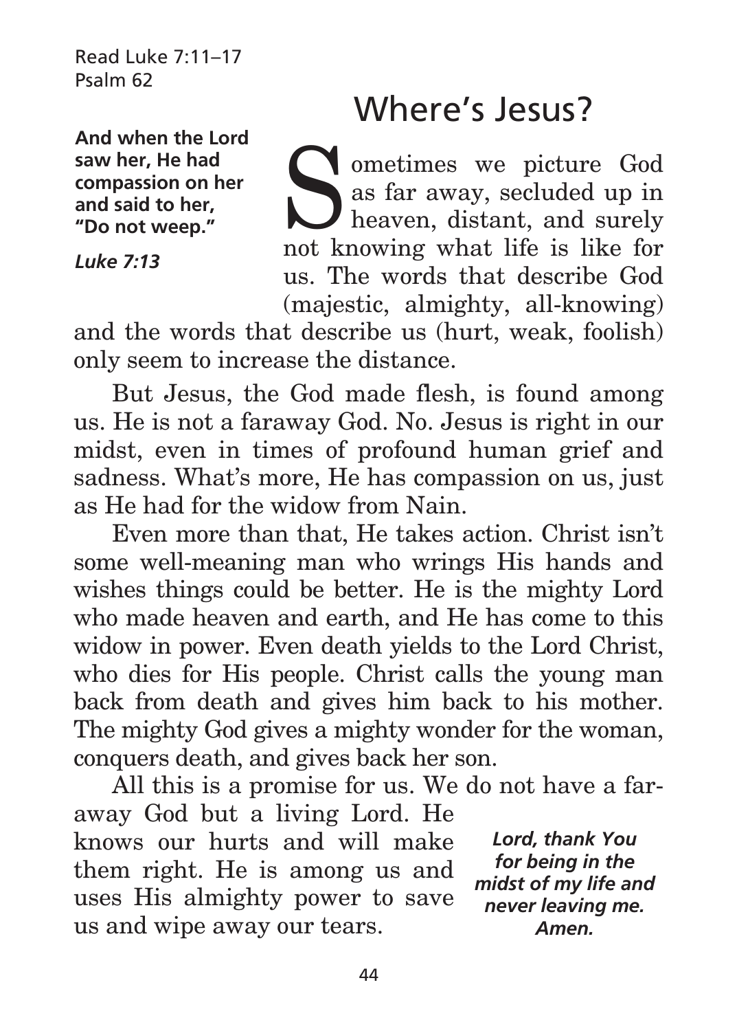Read Luke 7:11–17
Psalm 62

**And when the Lord saw her, He had compassion on her and said to her, "Do not weep."**

***Luke 7:13***

# Where's Jesus?

Sometimes we picture God as far away, secluded up in heaven, distant, and surely not knowing what life is like for us. The words that describe God (majestic, almighty, all-knowing) and the words that describe us (hurt, weak, foolish) only seem to increase the distance.

But Jesus, the God made flesh, is found among us. He is not a faraway God. No. Jesus is right in our midst, even in times of profound human grief and sadness. What's more, He has compassion on us, just as He had for the widow from Nain.

Even more than that, He takes action. Christ isn't some well-meaning man who wrings His hands and wishes things could be better. He is the mighty Lord who made heaven and earth, and He has come to this widow in power. Even death yields to the Lord Christ, who dies for His people. Christ calls the young man back from death and gives him back to his mother. The mighty God gives a mighty wonder for the woman, conquers death, and gives back her son.

All this is a promise for us. We do not have a faraway God but a living Lord. He knows our hurts and will make them right. He is among us and uses His almighty power to save us and wipe away our tears.

***Lord, thank You for being in the midst of my life and never leaving me. Amen.***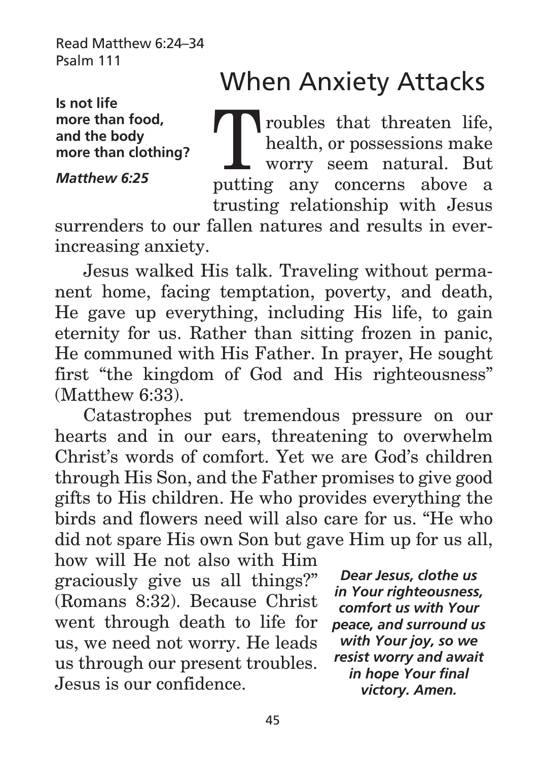Read Matthew 6:24–34
Psalm 111

**Is not life more than food, and the body more than clothing?**

***Matthew 6:25***

# When Anxiety Attacks

Troubles that threaten life, health, or possessions make worry seem natural. But putting any concerns above a trusting relationship with Jesus surrenders to our fallen natures and results in ever-increasing anxiety.

Jesus walked His talk. Traveling without permanent home, facing temptation, poverty, and death, He gave up everything, including His life, to gain eternity for us. Rather than sitting frozen in panic, He communed with His Father. In prayer, He sought first "the kingdom of God and His righteousness" (Matthew 6:33).

Catastrophes put tremendous pressure on our hearts and in our ears, threatening to overwhelm Christ's words of comfort. Yet we are God's children through His Son, and the Father promises to give good gifts to His children. He who provides everything the birds and flowers need will also care for us. "He who did not spare His own Son but gave Him up for us all, how will He not also with Him graciously give us all things?" (Romans 8:32). Because Christ went through death to life for us, we need not worry. He leads us through our present troubles. Jesus is our confidence.

***Dear Jesus, clothe us in Your righteousness, comfort us with Your peace, and surround us with Your joy, so we resist worry and await in hope Your final victory. Amen.***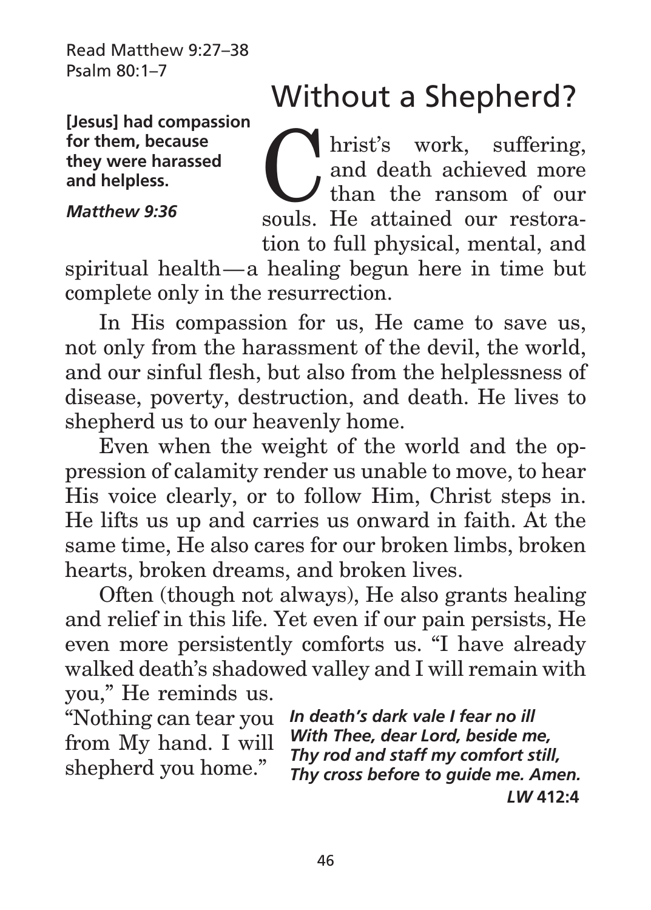Read Matthew 9:27–38
Psalm 80:1–7

# Without a Shepherd?

**[Jesus] had compassion for them, because they were harassed and helpless.**

***Matthew 9:36***

Christ's work, suffering, and death achieved more than the ransom of our souls. He attained our restoration to full physical, mental, and spiritual health—a healing begun here in time but complete only in the resurrection.

In His compassion for us, He came to save us, not only from the harassment of the devil, the world, and our sinful flesh, but also from the helplessness of disease, poverty, destruction, and death. He lives to shepherd us to our heavenly home.

Even when the weight of the world and the oppression of calamity render us unable to move, to hear His voice clearly, or to follow Him, Christ steps in. He lifts us up and carries us onward in faith. At the same time, He also cares for our broken limbs, broken hearts, broken dreams, and broken lives.

Often (though not always), He also grants healing and relief in this life. Yet even if our pain persists, He even more persistently comforts us. "I have already walked death's shadowed valley and I will remain with you," He reminds us. "Nothing can tear you from My hand. I will shepherd you home."

***In death's dark vale I fear no ill***
***With Thee, dear Lord, beside me,***
***Thy rod and staff my comfort still,***
***Thy cross before to guide me. Amen.***
***LW* 412:4**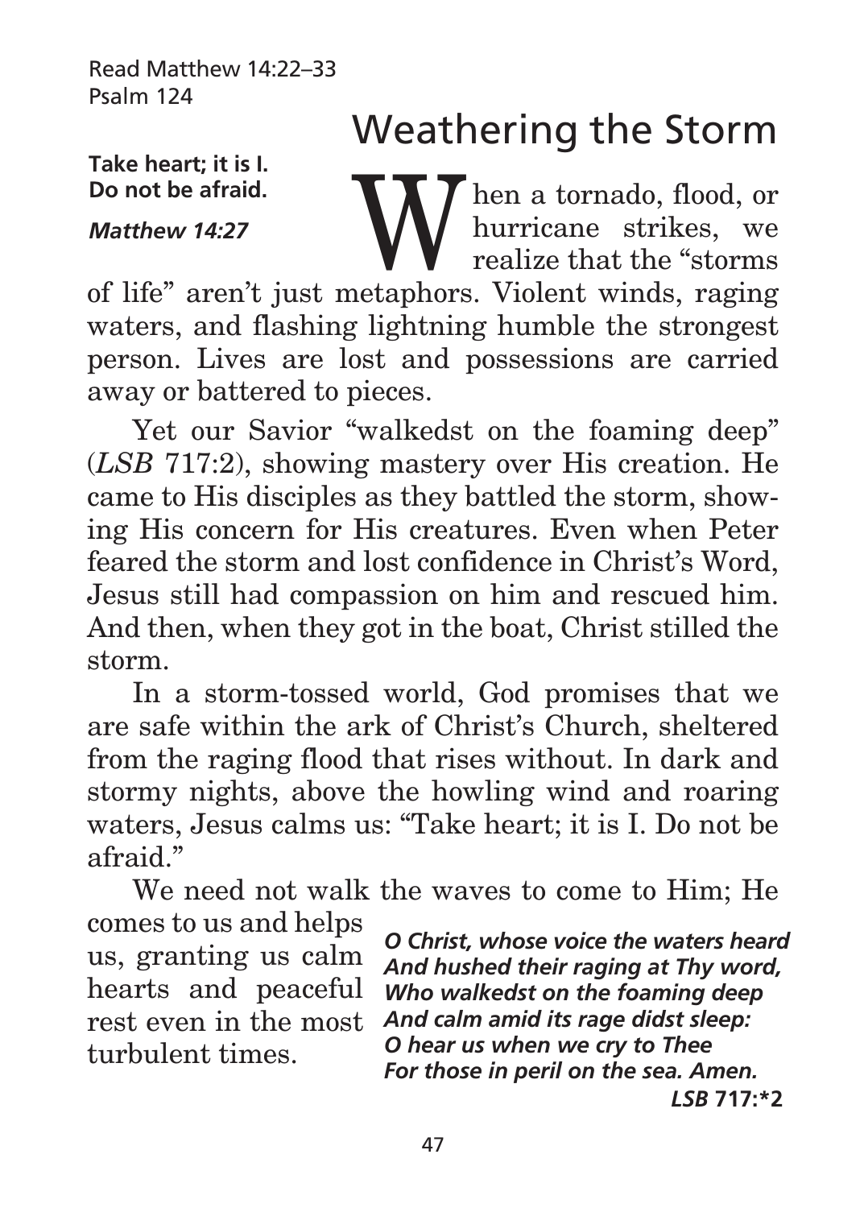Read Matthew 14:22–33
Psalm 124

# Weathering the Storm

**Take heart; it is I. Do not be afraid.**

***Matthew 14:27***

When a tornado, flood, or hurricane strikes, we realize that the "storms of life" aren't just metaphors. Violent winds, raging waters, and flashing lightning humble the strongest person. Lives are lost and possessions are carried away or battered to pieces.

Yet our Savior "walkedst on the foaming deep" (*LSB* 717:2), showing mastery over His creation. He came to His disciples as they battled the storm, showing His concern for His creatures. Even when Peter feared the storm and lost confidence in Christ's Word, Jesus still had compassion on him and rescued him. And then, when they got in the boat, Christ stilled the storm.

In a storm-tossed world, God promises that we are safe within the ark of Christ's Church, sheltered from the raging flood that rises without. In dark and stormy nights, above the howling wind and roaring waters, Jesus calms us: "Take heart; it is I. Do not be afraid."

We need not walk the waves to come to Him; He comes to us and helps us, granting us calm hearts and peaceful rest even in the most turbulent times.

***O Christ, whose voice the waters heard***
***And hushed their raging at Thy word,***
***Who walkedst on the foaming deep***
***And calm amid its rage didst sleep:***
***O hear us when we cry to Thee***
***For those in peril on the sea. Amen.***

***LSB* 717:*2**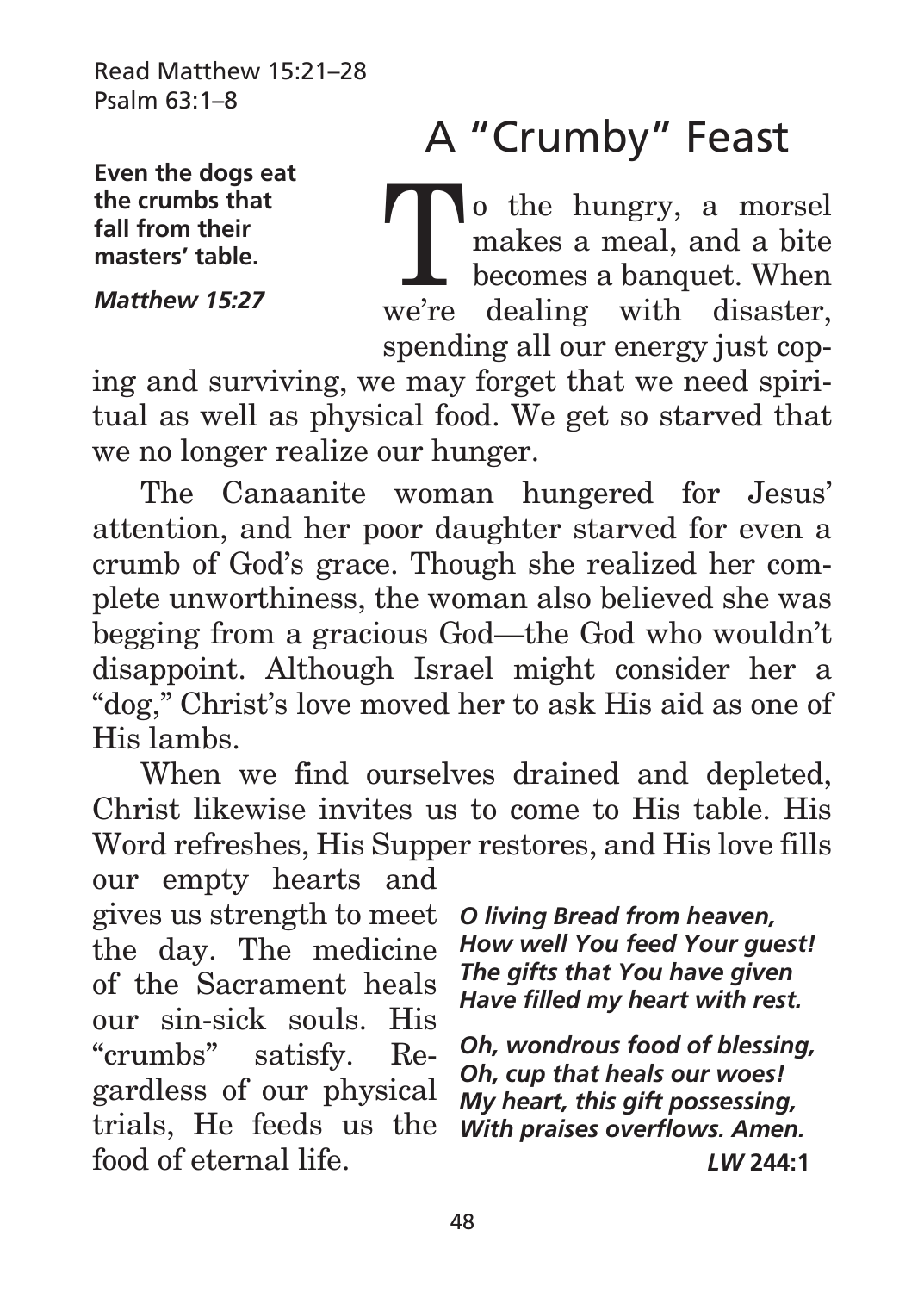Read Matthew 15:21–28
Psalm 63:1–8

# A "Crumby" Feast

**Even the dogs eat the crumbs that fall from their masters' table.**

***Matthew 15:27***

To the hungry, a morsel makes a meal, and a bite becomes a banquet. When we're dealing with disaster, spending all our energy just coping and surviving, we may forget that we need spiritual as well as physical food. We get so starved that we no longer realize our hunger.

The Canaanite woman hungered for Jesus' attention, and her poor daughter starved for even a crumb of God's grace. Though she realized her complete unworthiness, the woman also believed she was begging from a gracious God—the God who wouldn't disappoint. Although Israel might consider her a "dog," Christ's love moved her to ask His aid as one of His lambs.

When we find ourselves drained and depleted, Christ likewise invites us to come to His table. His Word refreshes, His Supper restores, and His love fills our empty hearts and gives us strength to meet the day. The medicine of the Sacrament heals our sin-sick souls. His "crumbs" satisfy. Regardless of our physical trials, He feeds us the food of eternal life.

***O living Bread from heaven,***
***How well You feed Your guest!***
***The gifts that You have given***
***Have filled my heart with rest.***

***Oh, wondrous food of blessing,***
***Oh, cup that heals our woes!***
***My heart, this gift possessing,***
***With praises overflows. Amen.***

***LW* 244:1**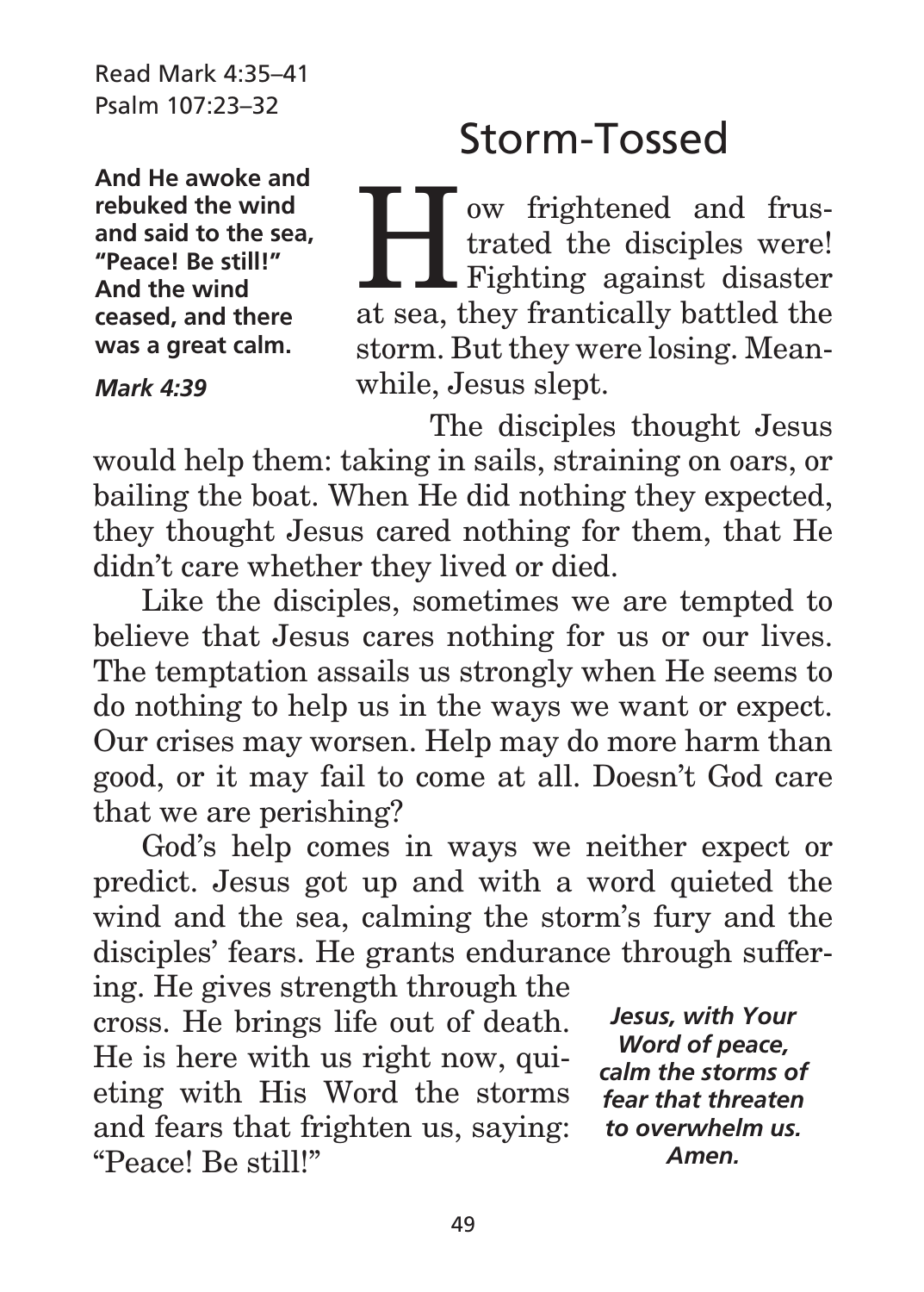Read Mark 4:35–41
Psalm 107:23–32

**And He awoke and rebuked the wind and said to the sea, "Peace! Be still!" And the wind ceased, and there was a great calm.**

***Mark 4:39***

# Storm-Tossed

How frightened and frustrated the disciples were! Fighting against disaster at sea, they frantically battled the storm. But they were losing. Meanwhile, Jesus slept.

The disciples thought Jesus would help them: taking in sails, straining on oars, or bailing the boat. When He did nothing they expected, they thought Jesus cared nothing for them, that He didn't care whether they lived or died.

Like the disciples, sometimes we are tempted to believe that Jesus cares nothing for us or our lives. The temptation assails us strongly when He seems to do nothing to help us in the ways we want or expect. Our crises may worsen. Help may do more harm than good, or it may fail to come at all. Doesn't God care that we are perishing?

God's help comes in ways we neither expect or predict. Jesus got up and with a word quieted the wind and the sea, calming the storm's fury and the disciples' fears. He grants endurance through suffering. He gives strength through the cross. He brings life out of death. He is here with us right now, quieting with His Word the storms and fears that frighten us, saying: "Peace! Be still!"

***Jesus, with Your Word of peace, calm the storms of fear that threaten to overwhelm us. Amen.***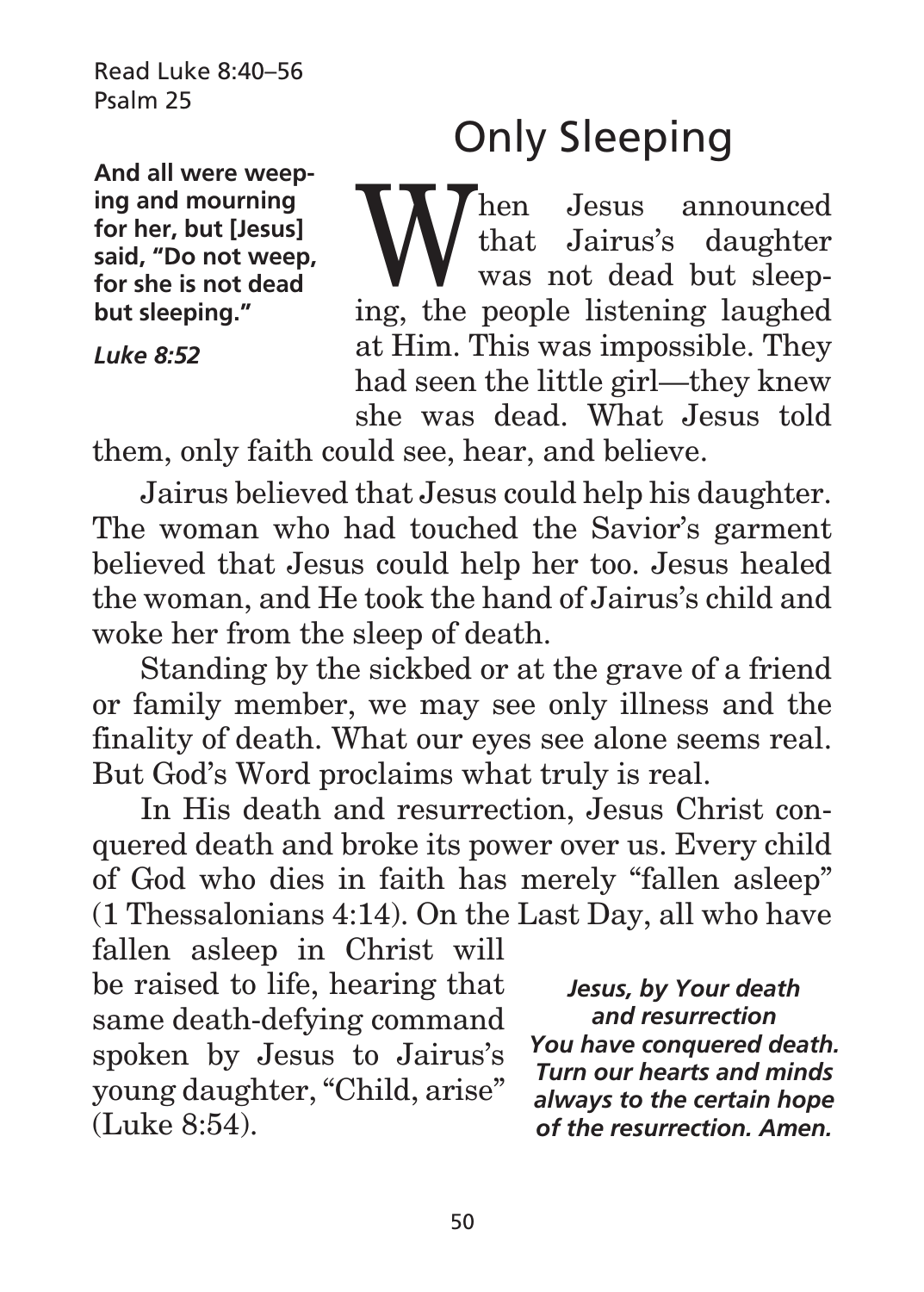Read Luke 8:40–56
Psalm 25

# Only Sleeping

**And all were weeping and mourning for her, but [Jesus] said, "Do not weep, for she is not dead but sleeping."**

***Luke 8:52***

When Jesus announced that Jairus's daughter was not dead but sleeping, the people listening laughed at Him. This was impossible. They had seen the little girl—they knew she was dead. What Jesus told them, only faith could see, hear, and believe.

Jairus believed that Jesus could help his daughter. The woman who had touched the Savior's garment believed that Jesus could help her too. Jesus healed the woman, and He took the hand of Jairus's child and woke her from the sleep of death.

Standing by the sickbed or at the grave of a friend or family member, we may see only illness and the finality of death. What our eyes see alone seems real. But God's Word proclaims what truly is real.

In His death and resurrection, Jesus Christ conquered death and broke its power over us. Every child of God who dies in faith has merely "fallen asleep" (1 Thessalonians 4:14). On the Last Day, all who have fallen asleep in Christ will be raised to life, hearing that same death-defying command spoken by Jesus to Jairus's young daughter, "Child, arise" (Luke 8:54).

***Jesus, by Your death and resurrection You have conquered death. Turn our hearts and minds always to the certain hope of the resurrection. Amen.***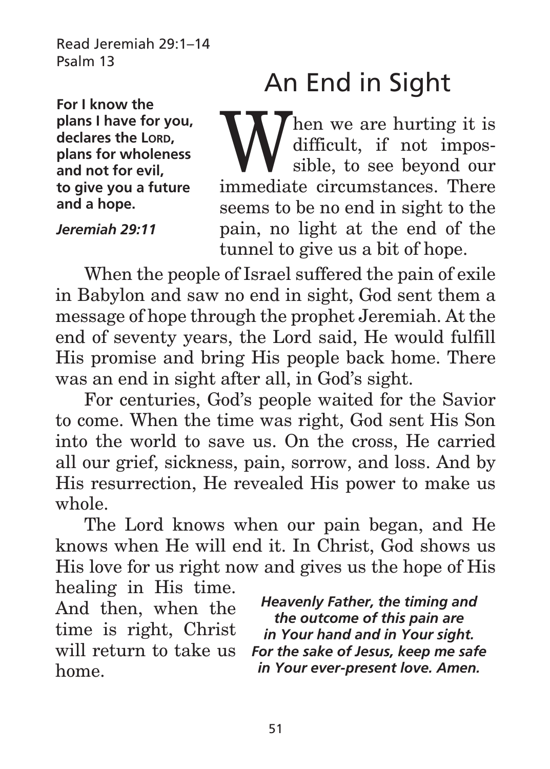Read Jeremiah 29:1–14
Psalm 13

# An End in Sight

**For I know the plans I have for you, declares the LORD, plans for wholeness and not for evil, to give you a future and a hope.**

***Jeremiah 29:11***

When we are hurting it is difficult, if not impossible, to see beyond our immediate circumstances. There seems to be no end in sight to the pain, no light at the end of the tunnel to give us a bit of hope.

When the people of Israel suffered the pain of exile in Babylon and saw no end in sight, God sent them a message of hope through the prophet Jeremiah. At the end of seventy years, the Lord said, He would fulfill His promise and bring His people back home. There was an end in sight after all, in God's sight.

For centuries, God's people waited for the Savior to come. When the time was right, God sent His Son into the world to save us. On the cross, He carried all our grief, sickness, pain, sorrow, and loss. And by His resurrection, He revealed His power to make us whole.

The Lord knows when our pain began, and He knows when He will end it. In Christ, God shows us His love for us right now and gives us the hope of His healing in His time. And then, when the time is right, Christ will return to take us home.

***Heavenly Father, the timing and the outcome of this pain are in Your hand and in Your sight. For the sake of Jesus, keep me safe in Your ever-present love. Amen.***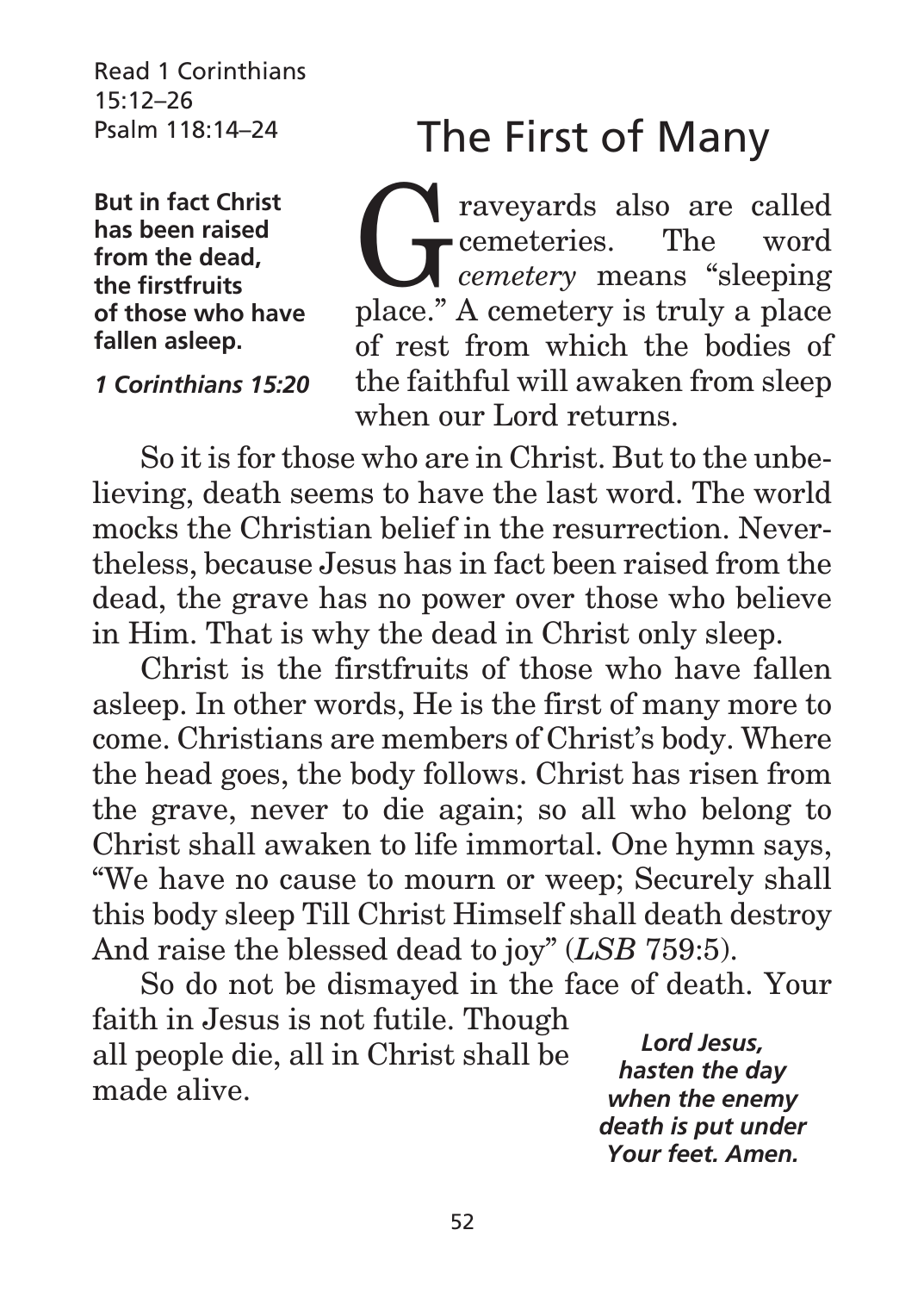Read 1 Corinthians 15:12–26
Psalm 118:14–24

# The First of Many

**But in fact Christ has been raised from the dead, the firstfruits of those who have fallen asleep.**

***1 Corinthians 15:20***

Graveyards also are called cemeteries. The word *cemetery* means "sleeping place." A cemetery is truly a place of rest from which the bodies of the faithful will awaken from sleep when our Lord returns.

So it is for those who are in Christ. But to the unbelieving, death seems to have the last word. The world mocks the Christian belief in the resurrection. Nevertheless, because Jesus has in fact been raised from the dead, the grave has no power over those who believe in Him. That is why the dead in Christ only sleep.

Christ is the firstfruits of those who have fallen asleep. In other words, He is the first of many more to come. Christians are members of Christ's body. Where the head goes, the body follows. Christ has risen from the grave, never to die again; so all who belong to Christ shall awaken to life immortal. One hymn says, "We have no cause to mourn or weep; Securely shall this body sleep Till Christ Himself shall death destroy And raise the blessed dead to joy" (*LSB* 759:5).

So do not be dismayed in the face of death. Your faith in Jesus is not futile. Though all people die, all in Christ shall be made alive.

***Lord Jesus, hasten the day when the enemy death is put under Your feet. Amen.***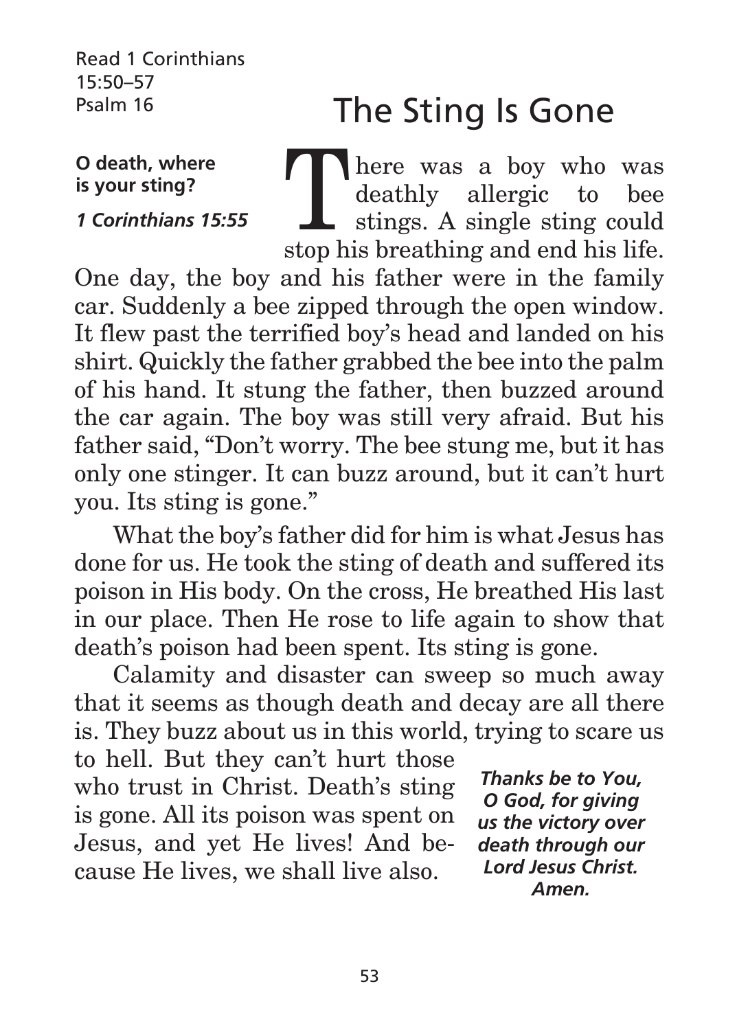Read 1 Corinthians 15:50–57
Psalm 16

# The Sting Is Gone

**O death, where is your sting?**

***1 Corinthians 15:55***

There was a boy who was deathly allergic to bee stings. A single sting could stop his breathing and end his life. One day, the boy and his father were in the family car. Suddenly a bee zipped through the open window. It flew past the terrified boy's head and landed on his shirt. Quickly the father grabbed the bee into the palm of his hand. It stung the father, then buzzed around the car again. The boy was still very afraid. But his father said, "Don't worry. The bee stung me, but it has only one stinger. It can buzz around, but it can't hurt you. Its sting is gone."

What the boy's father did for him is what Jesus has done for us. He took the sting of death and suffered its poison in His body. On the cross, He breathed His last in our place. Then He rose to life again to show that death's poison had been spent. Its sting is gone.

Calamity and disaster can sweep so much away that it seems as though death and decay are all there is. They buzz about us in this world, trying to scare us to hell. But they can't hurt those who trust in Christ. Death's sting is gone. All its poison was spent on Jesus, and yet He lives! And because He lives, we shall live also.

***Thanks be to You, O God, for giving us the victory over death through our Lord Jesus Christ. Amen.***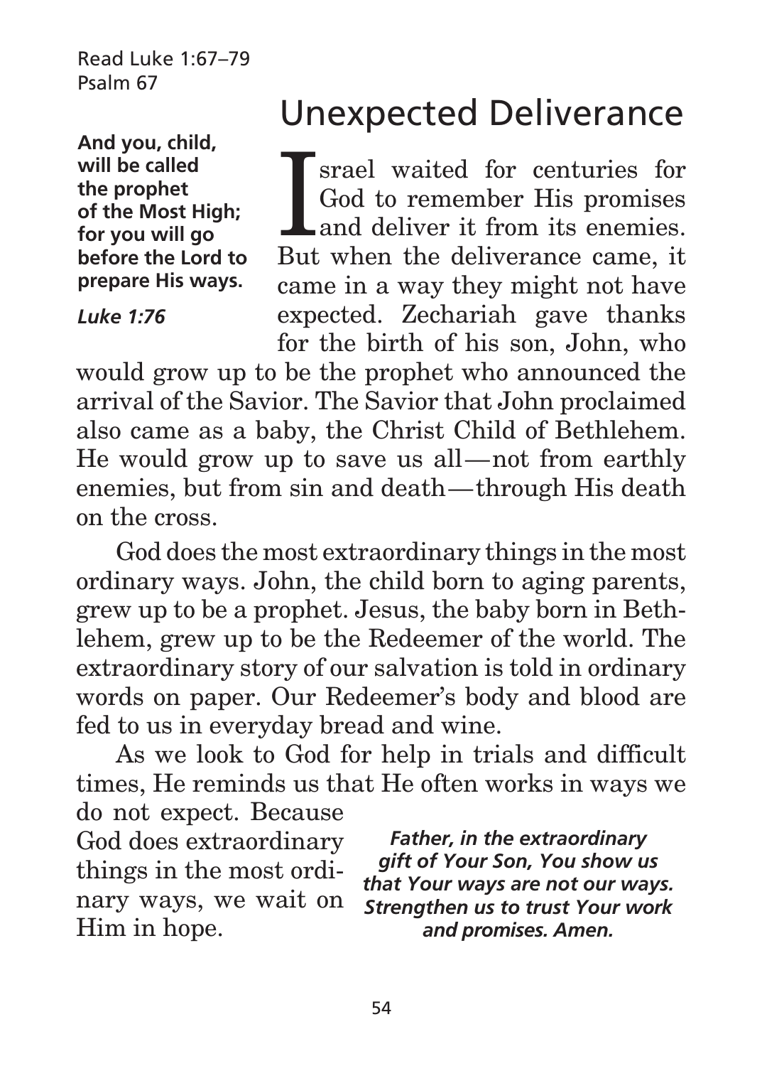Read Luke 1:67–79
Psalm 67

# Unexpected Deliverance

**And you, child, will be called the prophet of the Most High; for you will go before the Lord to prepare His ways.**

***Luke 1:76***

Israel waited for centuries for God to remember His promises and deliver it from its enemies. But when the deliverance came, it came in a way they might not have expected. Zechariah gave thanks for the birth of his son, John, who would grow up to be the prophet who announced the arrival of the Savior. The Savior that John proclaimed also came as a baby, the Christ Child of Bethlehem. He would grow up to save us all—not from earthly enemies, but from sin and death—through His death on the cross.

God does the most extraordinary things in the most ordinary ways. John, the child born to aging parents, grew up to be a prophet. Jesus, the baby born in Bethlehem, grew up to be the Redeemer of the world. The extraordinary story of our salvation is told in ordinary words on paper. Our Redeemer's body and blood are fed to us in everyday bread and wine.

As we look to God for help in trials and difficult times, He reminds us that He often works in ways we do not expect. Because God does extraordinary things in the most ordinary ways, we wait on Him in hope.

***Father, in the extraordinary gift of Your Son, You show us that Your ways are not our ways. Strengthen us to trust Your work and promises. Amen.***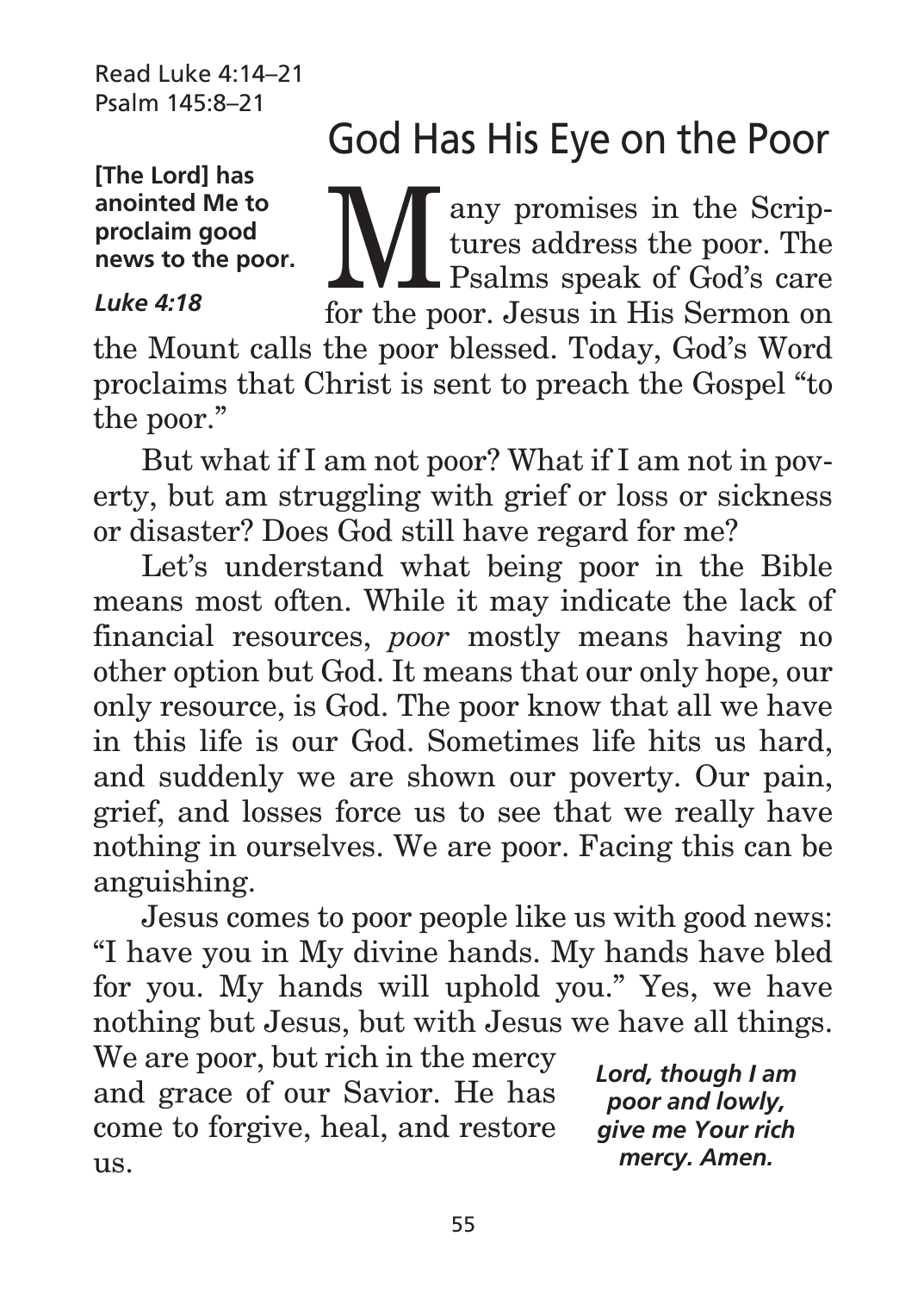Read Luke 4:14–21
Psalm 145:8–21

# God Has His Eye on the Poor

**[The Lord] has anointed Me to proclaim good news to the poor.**

***Luke 4:18***

Many promises in the Scriptures address the poor. The Psalms speak of God's care for the poor. Jesus in His Sermon on the Mount calls the poor blessed. Today, God's Word proclaims that Christ is sent to preach the Gospel "to the poor."

But what if I am not poor? What if I am not in poverty, but am struggling with grief or loss or sickness or disaster? Does God still have regard for me?

Let's understand what being poor in the Bible means most often. While it may indicate the lack of financial resources, *poor* mostly means having no other option but God. It means that our only hope, our only resource, is God. The poor know that all we have in this life is our God. Sometimes life hits us hard, and suddenly we are shown our poverty. Our pain, grief, and losses force us to see that we really have nothing in ourselves. We are poor. Facing this can be anguishing.

Jesus comes to poor people like us with good news: "I have you in My divine hands. My hands have bled for you. My hands will uphold you." Yes, we have nothing but Jesus, but with Jesus we have all things. We are poor, but rich in the mercy and grace of our Savior. He has come to forgive, heal, and restore us.

***Lord, though I am poor and lowly, give me Your rich mercy. Amen.***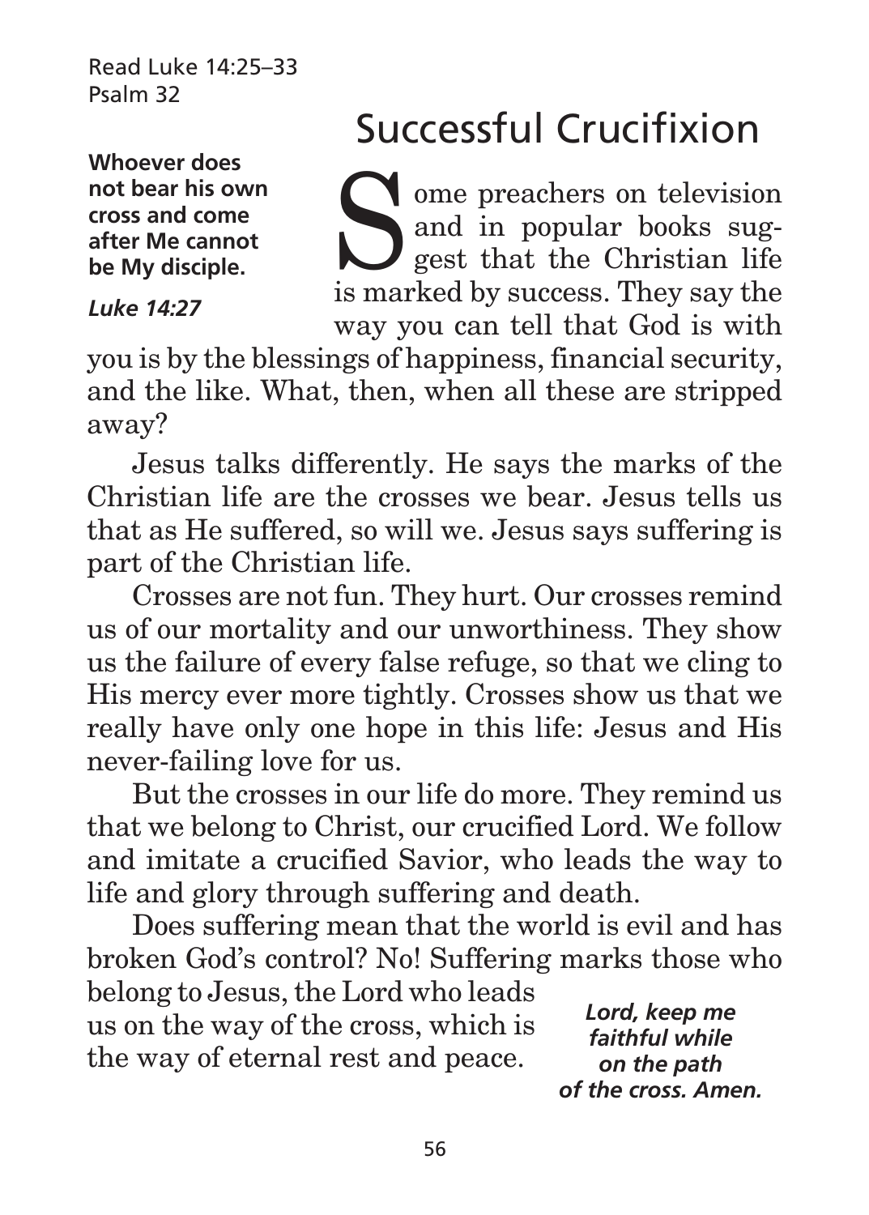Read Luke 14:25–33
Psalm 32

**Whoever does not bear his own cross and come after Me cannot be My disciple.**

***Luke 14:27***

# Successful Crucifixion

Some preachers on television and in popular books suggest that the Christian life is marked by success. They say the way you can tell that God is with you is by the blessings of happiness, financial security, and the like. What, then, when all these are stripped away?

Jesus talks differently. He says the marks of the Christian life are the crosses we bear. Jesus tells us that as He suffered, so will we. Jesus says suffering is part of the Christian life.

Crosses are not fun. They hurt. Our crosses remind us of our mortality and our unworthiness. They show us the failure of every false refuge, so that we cling to His mercy ever more tightly. Crosses show us that we really have only one hope in this life: Jesus and His never-failing love for us.

But the crosses in our life do more. They remind us that we belong to Christ, our crucified Lord. We follow and imitate a crucified Savior, who leads the way to life and glory through suffering and death.

Does suffering mean that the world is evil and has broken God's control? No! Suffering marks those who belong to Jesus, the Lord who leads us on the way of the cross, which is the way of eternal rest and peace.

***Lord, keep me faithful while on the path of the cross. Amen.***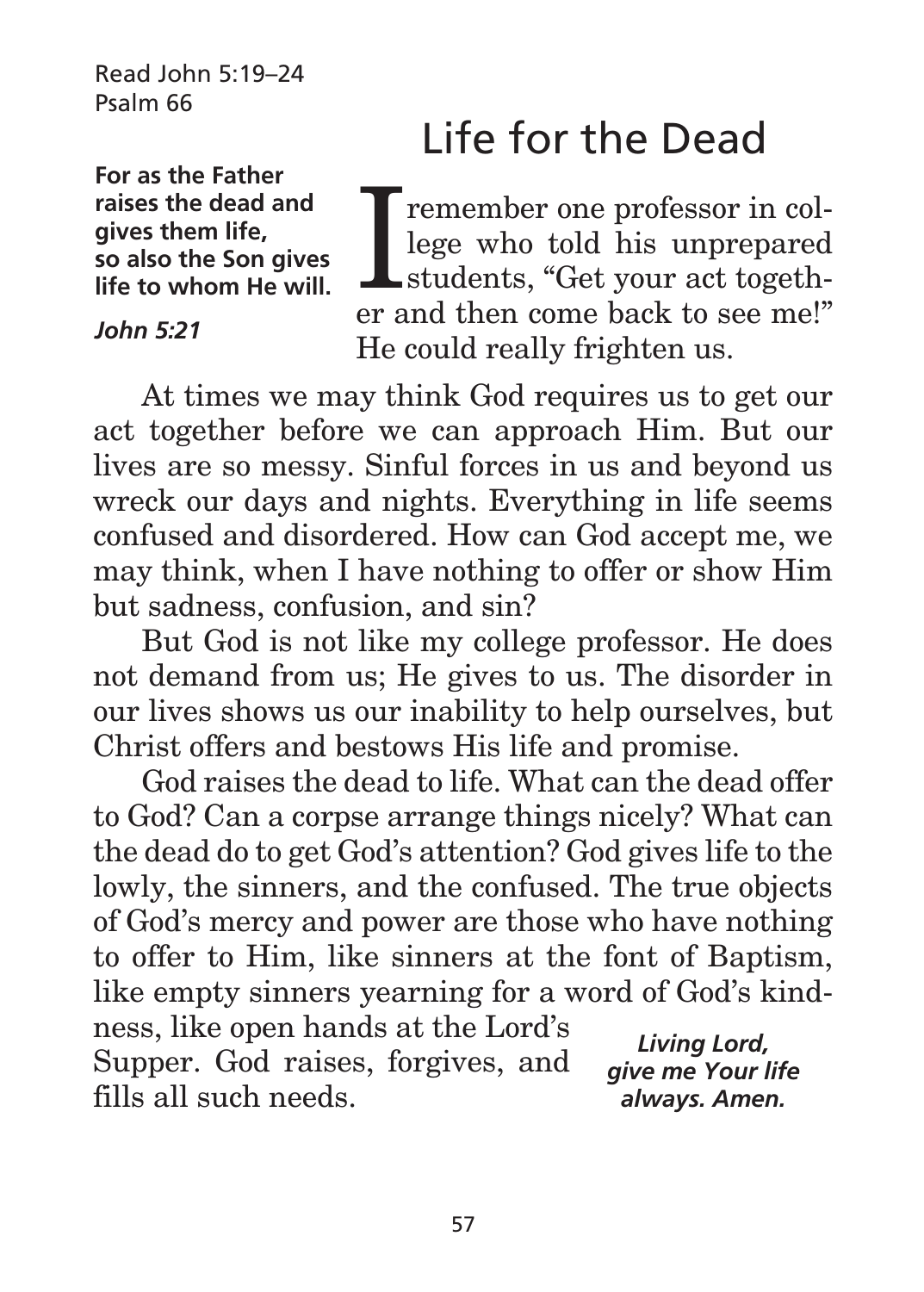Read John 5:19–24
Psalm 66

# Life for the Dead

**For as the Father raises the dead and gives them life, so also the Son gives life to whom He will.**

***John 5:21***

I remember one professor in college who told his unprepared students, "Get your act together and then come back to see me!" He could really frighten us.

At times we may think God requires us to get our act together before we can approach Him. But our lives are so messy. Sinful forces in us and beyond us wreck our days and nights. Everything in life seems confused and disordered. How can God accept me, we may think, when I have nothing to offer or show Him but sadness, confusion, and sin?

But God is not like my college professor. He does not demand from us; He gives to us. The disorder in our lives shows us our inability to help ourselves, but Christ offers and bestows His life and promise.

God raises the dead to life. What can the dead offer to God? Can a corpse arrange things nicely? What can the dead do to get God's attention? God gives life to the lowly, the sinners, and the confused. The true objects of God's mercy and power are those who have nothing to offer to Him, like sinners at the font of Baptism, like empty sinners yearning for a word of God's kindness, like open hands at the Lord's Supper. God raises, forgives, and fills all such needs.

***Living Lord, give me Your life always. Amen.***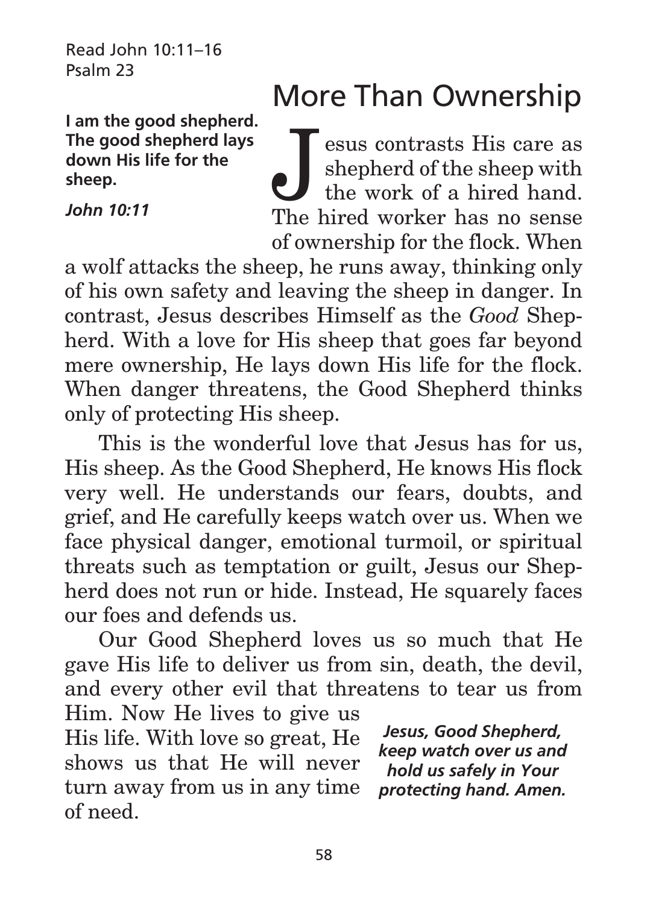Read John 10:11–16
Psalm 23

# More Than Ownership

**I am the good shepherd. The good shepherd lays down His life for the sheep.**

***John 10:11***

Jesus contrasts His care as shepherd of the sheep with the work of a hired hand. The hired worker has no sense of ownership for the flock. When a wolf attacks the sheep, he runs away, thinking only of his own safety and leaving the sheep in danger. In contrast, Jesus describes Himself as the *Good* Shepherd. With a love for His sheep that goes far beyond mere ownership, He lays down His life for the flock. When danger threatens, the Good Shepherd thinks only of protecting His sheep.

This is the wonderful love that Jesus has for us, His sheep. As the Good Shepherd, He knows His flock very well. He understands our fears, doubts, and grief, and He carefully keeps watch over us. When we face physical danger, emotional turmoil, or spiritual threats such as temptation or guilt, Jesus our Shepherd does not run or hide. Instead, He squarely faces our foes and defends us.

Our Good Shepherd loves us so much that He gave His life to deliver us from sin, death, the devil, and every other evil that threatens to tear us from Him. Now He lives to give us His life. With love so great, He shows us that He will never turn away from us in any time of need.

***Jesus, Good Shepherd, keep watch over us and hold us safely in Your protecting hand. Amen.***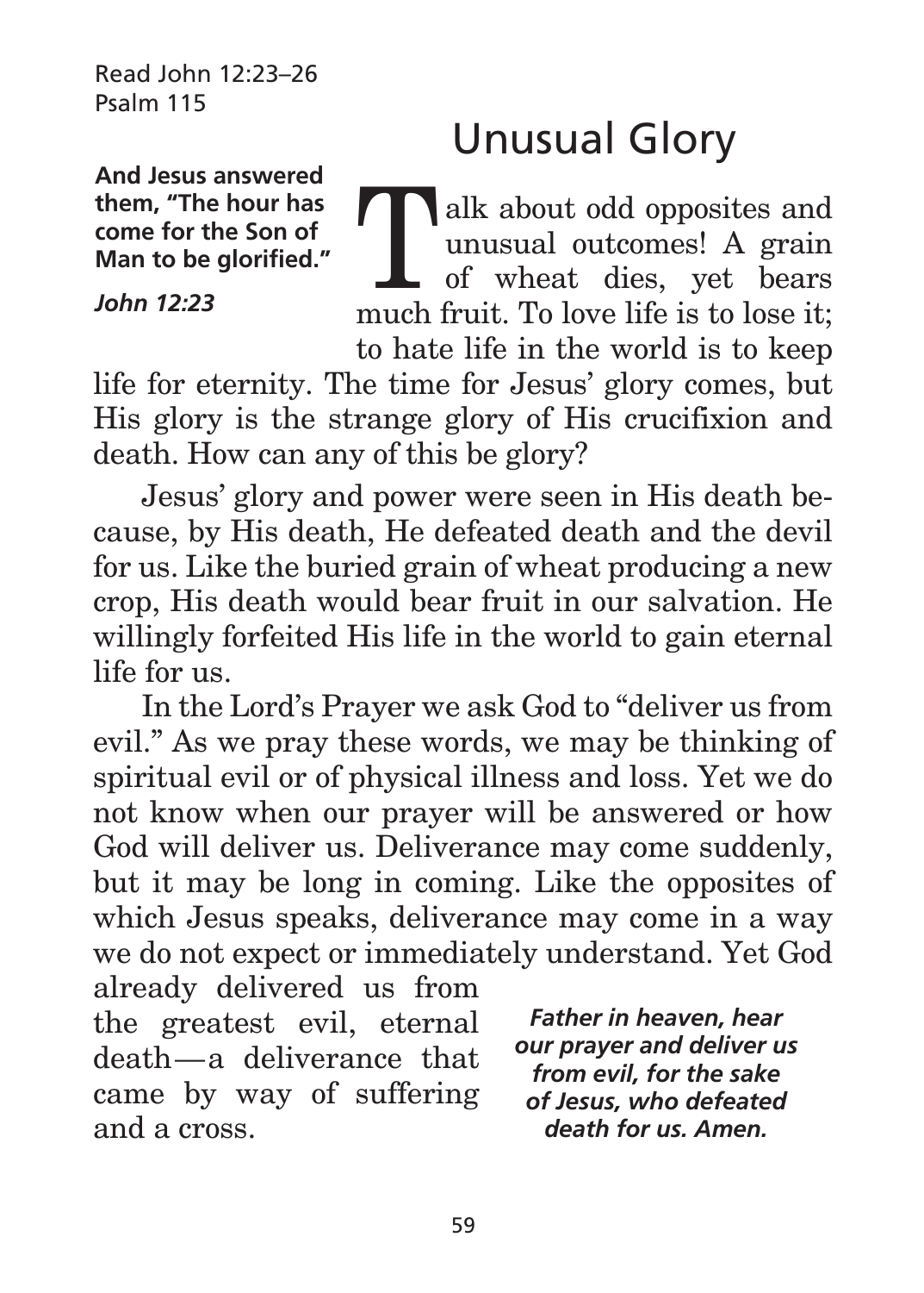Read John 12:23–26
Psalm 115

# Unusual Glory

**And Jesus answered them, "The hour has come for the Son of Man to be glorified."**

***John 12:23***

Talk about odd opposites and unusual outcomes! A grain of wheat dies, yet bears much fruit. To love life is to lose it; to hate life in the world is to keep life for eternity. The time for Jesus' glory comes, but His glory is the strange glory of His crucifixion and death. How can any of this be glory?

Jesus' glory and power were seen in His death because, by His death, He defeated death and the devil for us. Like the buried grain of wheat producing a new crop, His death would bear fruit in our salvation. He willingly forfeited His life in the world to gain eternal life for us.

In the Lord's Prayer we ask God to "deliver us from evil." As we pray these words, we may be thinking of spiritual evil or of physical illness and loss. Yet we do not know when our prayer will be answered or how God will deliver us. Deliverance may come suddenly, but it may be long in coming. Like the opposites of which Jesus speaks, deliverance may come in a way we do not expect or immediately understand. Yet God already delivered us from the greatest evil, eternal death—a deliverance that came by way of suffering and a cross.

***Father in heaven, hear our prayer and deliver us from evil, for the sake of Jesus, who defeated death for us. Amen.***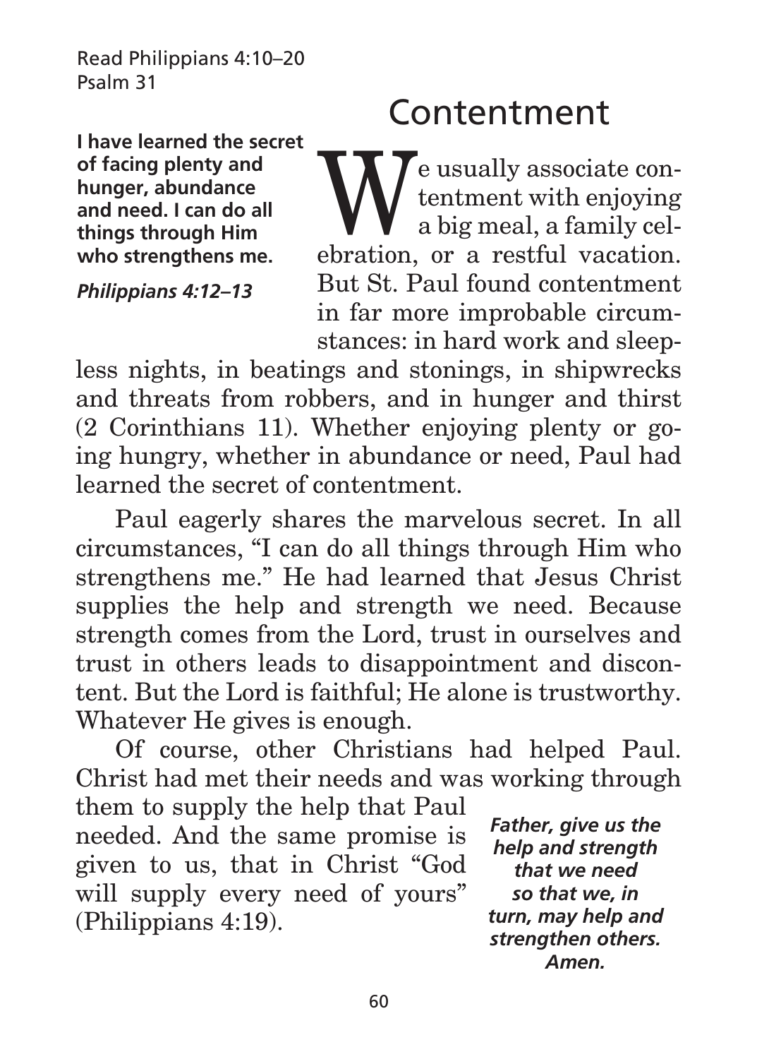Read Philippians 4:10–20
Psalm 31

# Contentment

**I have learned the secret of facing plenty and hunger, abundance and need. I can do all things through Him who strengthens me.**

***Philippians 4:12–13***

We usually associate contentment with enjoying a big meal, a family celebration, or a restful vacation. But St. Paul found contentment in far more improbable circumstances: in hard work and sleepless nights, in beatings and stonings, in shipwrecks and threats from robbers, and in hunger and thirst (2 Corinthians 11). Whether enjoying plenty or going hungry, whether in abundance or need, Paul had learned the secret of contentment.

Paul eagerly shares the marvelous secret. In all circumstances, "I can do all things through Him who strengthens me." He had learned that Jesus Christ supplies the help and strength we need. Because strength comes from the Lord, trust in ourselves and trust in others leads to disappointment and discontent. But the Lord is faithful; He alone is trustworthy. Whatever He gives is enough.

Of course, other Christians had helped Paul. Christ had met their needs and was working through them to supply the help that Paul needed. And the same promise is given to us, that in Christ "God will supply every need of yours" (Philippians 4:19).

***Father, give us the help and strength that we need so that we, in turn, may help and strengthen others. Amen.***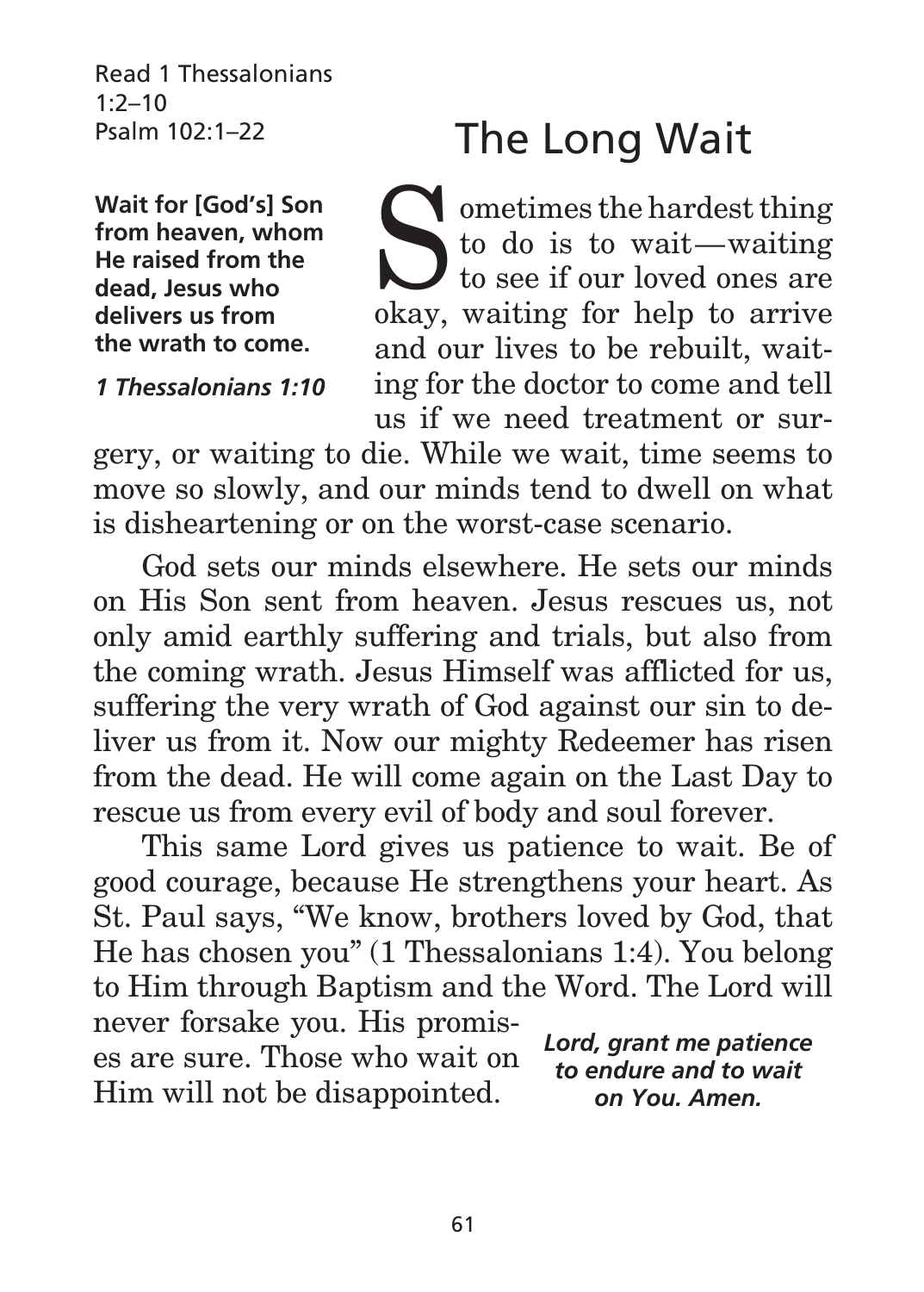Read 1 Thessalonians 1:2–10
Psalm 102:1–22

# The Long Wait

**Wait for [God's] Son from heaven, whom He raised from the dead, Jesus who delivers us from the wrath to come.**

***1 Thessalonians 1:10***

Sometimes the hardest thing to do is to wait—waiting to see if our loved ones are okay, waiting for help to arrive and our lives to be rebuilt, waiting for the doctor to come and tell us if we need treatment or surgery, or waiting to die. While we wait, time seems to move so slowly, and our minds tend to dwell on what is disheartening or on the worst-case scenario.

God sets our minds elsewhere. He sets our minds on His Son sent from heaven. Jesus rescues us, not only amid earthly suffering and trials, but also from the coming wrath. Jesus Himself was afflicted for us, suffering the very wrath of God against our sin to deliver us from it. Now our mighty Redeemer has risen from the dead. He will come again on the Last Day to rescue us from every evil of body and soul forever.

This same Lord gives us patience to wait. Be of good courage, because He strengthens your heart. As St. Paul says, "We know, brothers loved by God, that He has chosen you" (1 Thessalonians 1:4). You belong to Him through Baptism and the Word. The Lord will never forsake you. His promises are sure. Those who wait on Him will not be disappointed.

***Lord, grant me patience to endure and to wait on You. Amen.***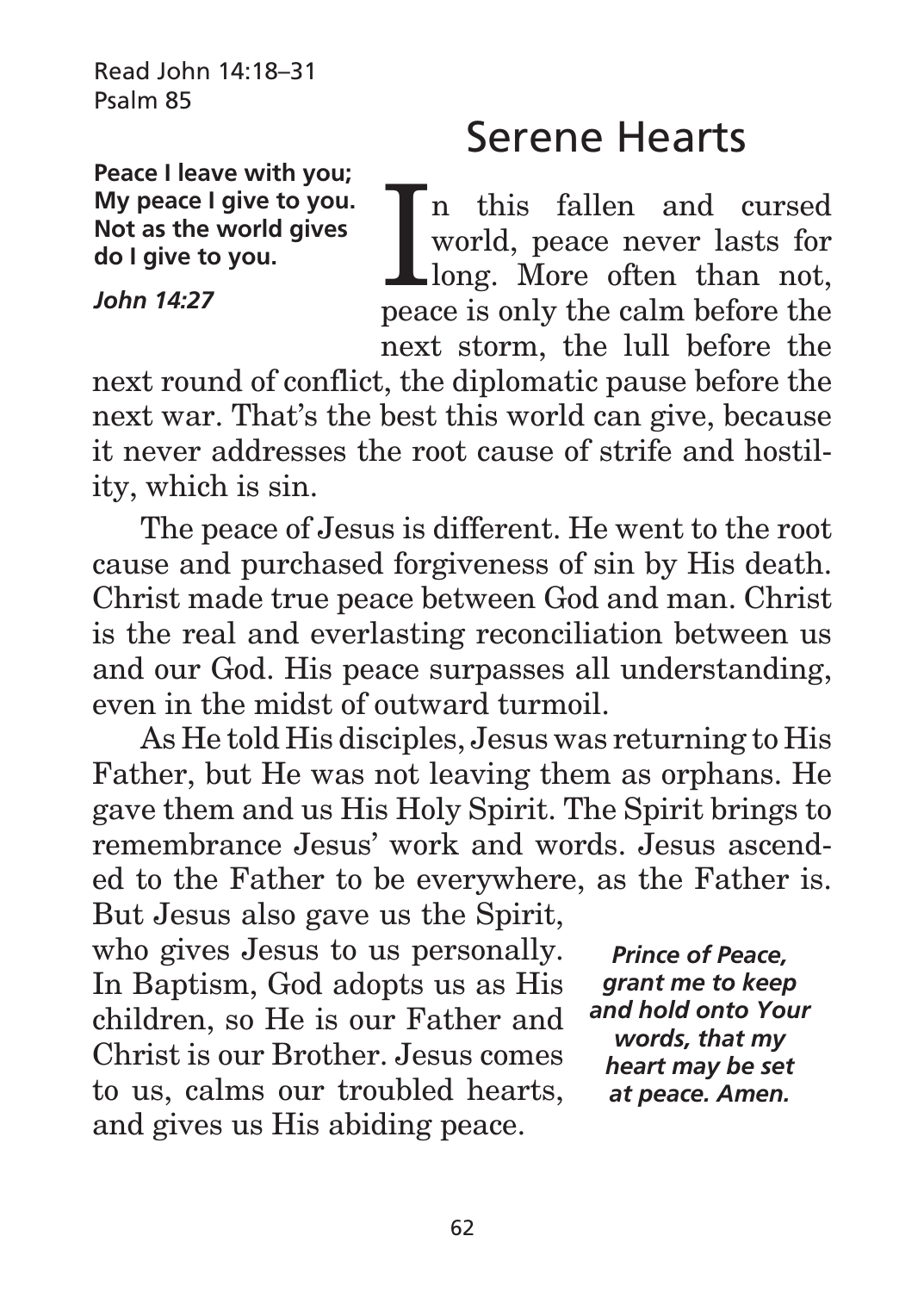Read John 14:18–31
Psalm 85

**Peace I leave with you; My peace I give to you. Not as the world gives do I give to you.**

***John 14:27***

# Serene Hearts

In this fallen and cursed world, peace never lasts for long. More often than not, peace is only the calm before the next storm, the lull before the next round of conflict, the diplomatic pause before the next war. That's the best this world can give, because it never addresses the root cause of strife and hostility, which is sin.

The peace of Jesus is different. He went to the root cause and purchased forgiveness of sin by His death. Christ made true peace between God and man. Christ is the real and everlasting reconciliation between us and our God. His peace surpasses all understanding, even in the midst of outward turmoil.

As He told His disciples, Jesus was returning to His Father, but He was not leaving them as orphans. He gave them and us His Holy Spirit. The Spirit brings to remembrance Jesus' work and words. Jesus ascended to the Father to be everywhere, as the Father is. But Jesus also gave us the Spirit, who gives Jesus to us personally. In Baptism, God adopts us as His children, so He is our Father and Christ is our Brother. Jesus comes to us, calms our troubled hearts, and gives us His abiding peace.

***Prince of Peace, grant me to keep and hold onto Your words, that my heart may be set at peace. Amen.***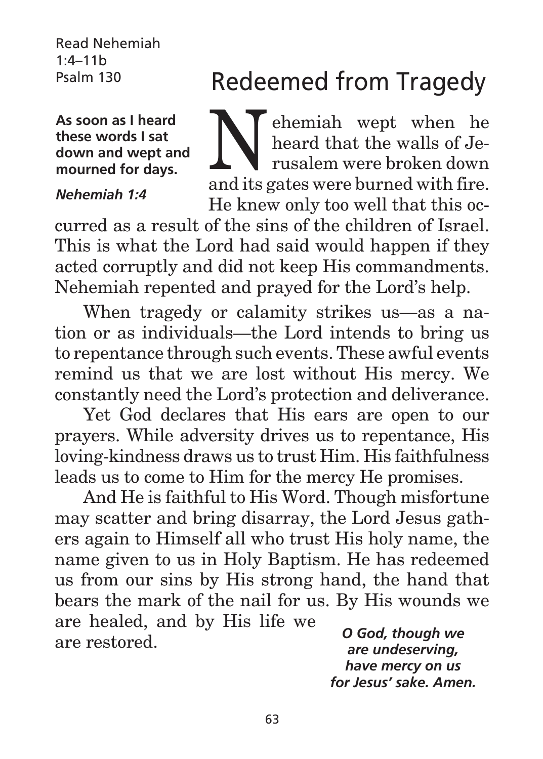Read Nehemiah 1:4–11b
Psalm 130

# Redeemed from Tragedy

**As soon as I heard these words I sat down and wept and mourned for days.**

***Nehemiah 1:4***

Nehemiah wept when he heard that the walls of Jerusalem were broken down and its gates were burned with fire. He knew only too well that this occurred as a result of the sins of the children of Israel. This is what the Lord had said would happen if they acted corruptly and did not keep His commandments. Nehemiah repented and prayed for the Lord's help.

When tragedy or calamity strikes us—as a nation or as individuals—the Lord intends to bring us to repentance through such events. These awful events remind us that we are lost without His mercy. We constantly need the Lord's protection and deliverance.

Yet God declares that His ears are open to our prayers. While adversity drives us to repentance, His loving-kindness draws us to trust Him. His faithfulness leads us to come to Him for the mercy He promises.

And He is faithful to His Word. Though misfortune may scatter and bring disarray, the Lord Jesus gathers again to Himself all who trust His holy name, the name given to us in Holy Baptism. He has redeemed us from our sins by His strong hand, the hand that bears the mark of the nail for us. By His wounds we are healed, and by His life we are restored.

***O God, though we are undeserving, have mercy on us for Jesus' sake. Amen.***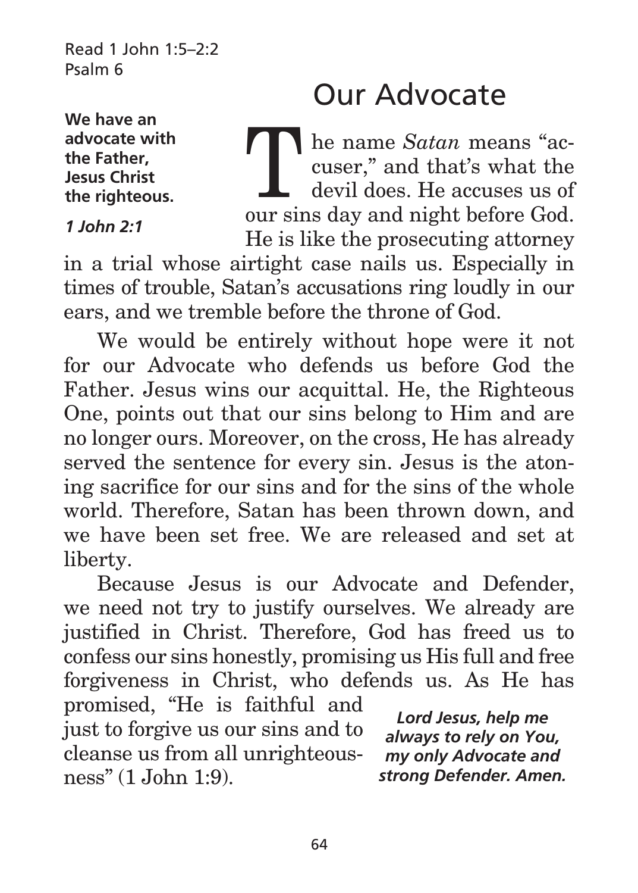Read 1 John 1:5–2:2
Psalm 6

# Our Advocate

**We have an advocate with the Father, Jesus Christ the righteous.**

***1 John 2:1***

The name *Satan* means "accuser," and that's what the devil does. He accuses us of our sins day and night before God. He is like the prosecuting attorney in a trial whose airtight case nails us. Especially in times of trouble, Satan's accusations ring loudly in our ears, and we tremble before the throne of God.

We would be entirely without hope were it not for our Advocate who defends us before God the Father. Jesus wins our acquittal. He, the Righteous One, points out that our sins belong to Him and are no longer ours. Moreover, on the cross, He has already served the sentence for every sin. Jesus is the atoning sacrifice for our sins and for the sins of the whole world. Therefore, Satan has been thrown down, and we have been set free. We are released and set at liberty.

Because Jesus is our Advocate and Defender, we need not try to justify ourselves. We already are justified in Christ. Therefore, God has freed us to confess our sins honestly, promising us His full and free forgiveness in Christ, who defends us. As He has promised, "He is faithful and just to forgive us our sins and to cleanse us from all unrighteousness" (1 John 1:9).

***Lord Jesus, help me always to rely on You, my only Advocate and strong Defender. Amen.***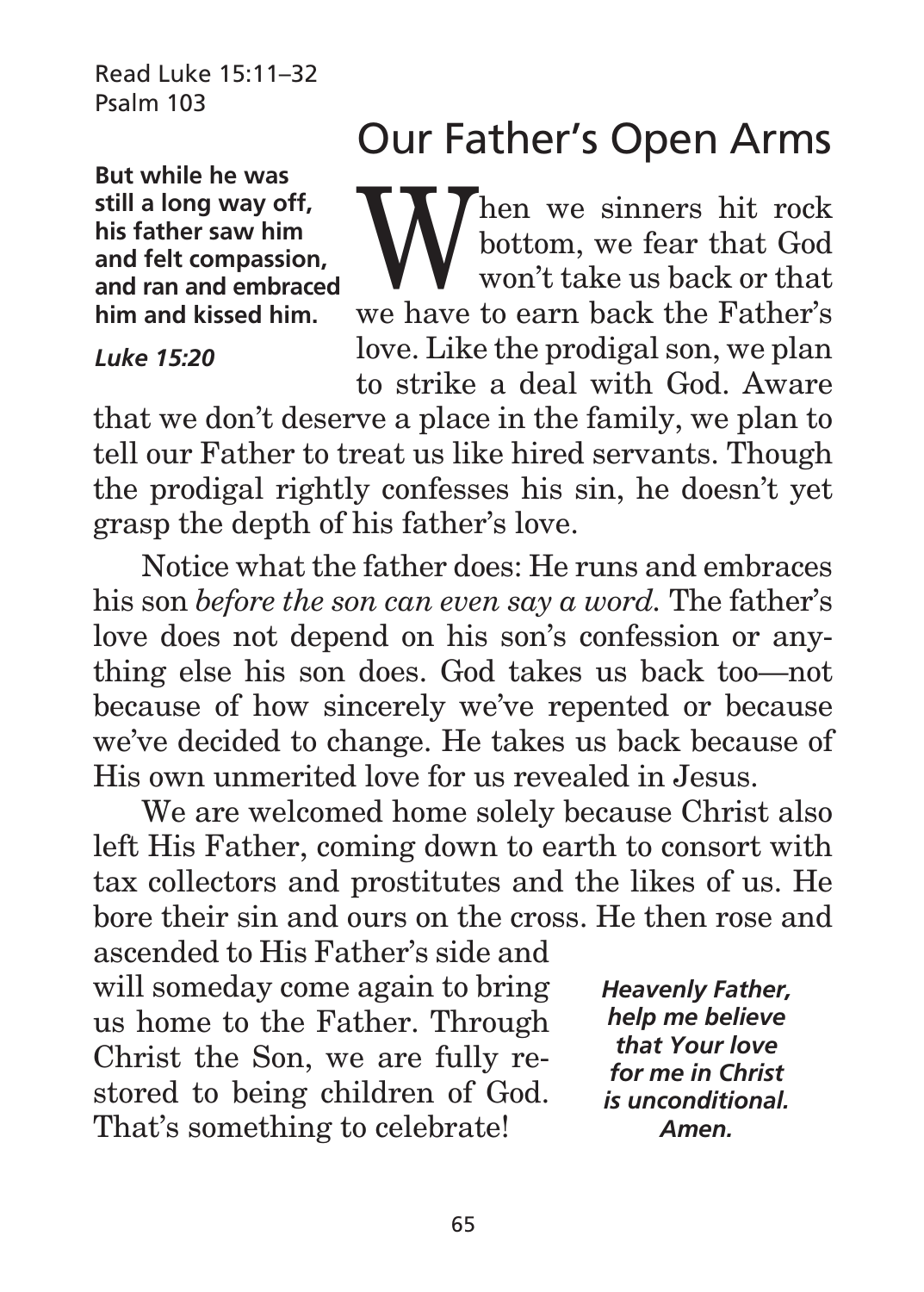Read Luke 15:11–32
Psalm 103

**But while he was still a long way off, his father saw him and felt compassion, and ran and embraced him and kissed him.**

***Luke 15:20***

# Our Father's Open Arms

When we sinners hit rock bottom, we fear that God won't take us back or that we have to earn back the Father's love. Like the prodigal son, we plan to strike a deal with God. Aware that we don't deserve a place in the family, we plan to tell our Father to treat us like hired servants. Though the prodigal rightly confesses his sin, he doesn't yet grasp the depth of his father's love.

Notice what the father does: He runs and embraces his son *before the son can even say a word.* The father's love does not depend on his son's confession or anything else his son does. God takes us back too—not because of how sincerely we've repented or because we've decided to change. He takes us back because of His own unmerited love for us revealed in Jesus.

We are welcomed home solely because Christ also left His Father, coming down to earth to consort with tax collectors and prostitutes and the likes of us. He bore their sin and ours on the cross. He then rose and ascended to His Father's side and will someday come again to bring us home to the Father. Through Christ the Son, we are fully restored to being children of God. That's something to celebrate!

***Heavenly Father, help me believe that Your love for me in Christ is unconditional. Amen.***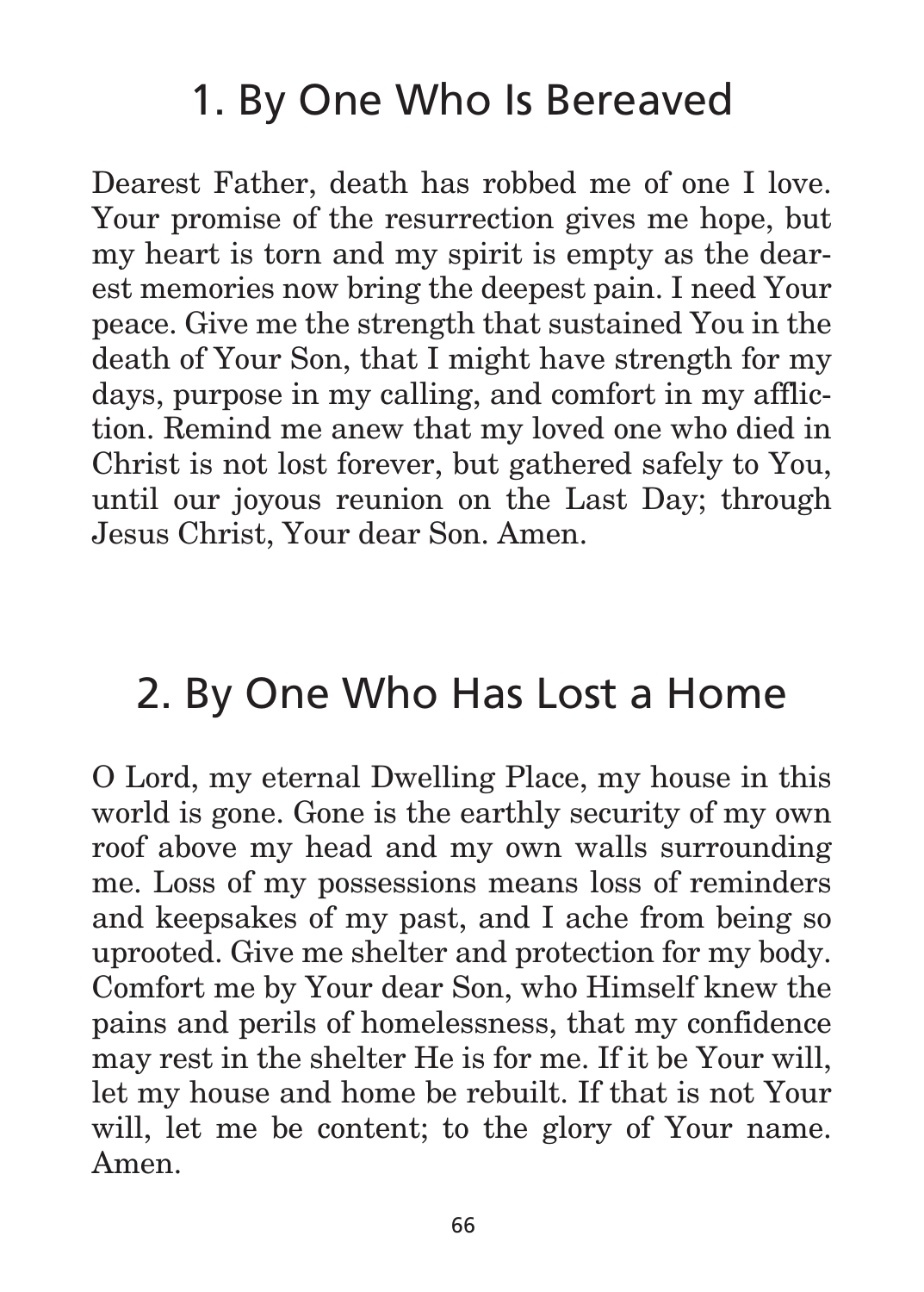## 1. By One Who Is Bereaved

Dearest Father, death has robbed me of one I love. Your promise of the resurrection gives me hope, but my heart is torn and my spirit is empty as the dearest memories now bring the deepest pain. I need Your peace. Give me the strength that sustained You in the death of Your Son, that I might have strength for my days, purpose in my calling, and comfort in my affliction. Remind me anew that my loved one who died in Christ is not lost forever, but gathered safely to You, until our joyous reunion on the Last Day; through Jesus Christ, Your dear Son. Amen.

## 2. By One Who Has Lost a Home

O Lord, my eternal Dwelling Place, my house in this world is gone. Gone is the earthly security of my own roof above my head and my own walls surrounding me. Loss of my possessions means loss of reminders and keepsakes of my past, and I ache from being so uprooted. Give me shelter and protection for my body. Comfort me by Your dear Son, who Himself knew the pains and perils of homelessness, that my confidence may rest in the shelter He is for me. If it be Your will, let my house and home be rebuilt. If that is not Your will, let me be content; to the glory of Your name. Amen.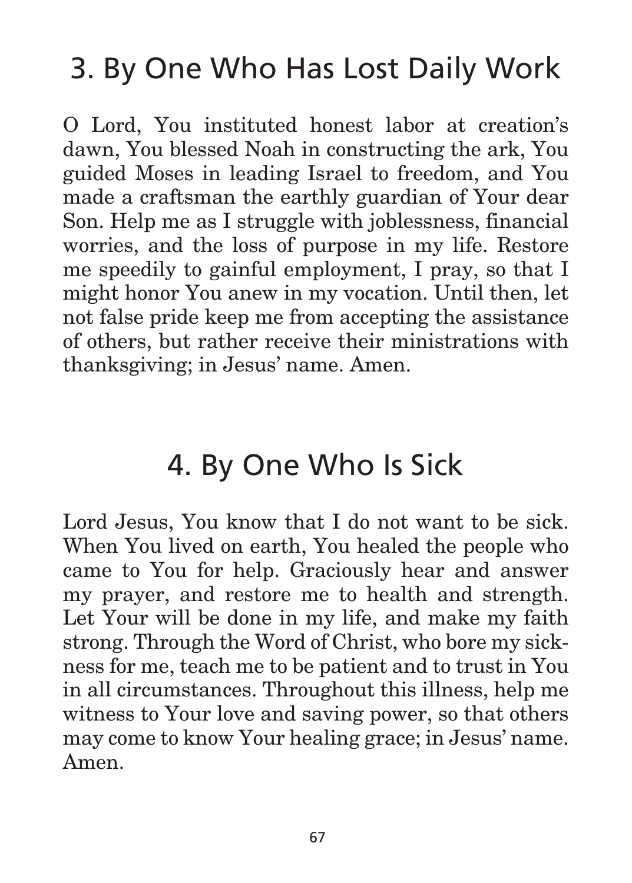## 3. By One Who Has Lost Daily Work

O Lord, You instituted honest labor at creation's dawn, You blessed Noah in constructing the ark, You guided Moses in leading Israel to freedom, and You made a craftsman the earthly guardian of Your dear Son. Help me as I struggle with joblessness, financial worries, and the loss of purpose in my life. Restore me speedily to gainful employment, I pray, so that I might honor You anew in my vocation. Until then, let not false pride keep me from accepting the assistance of others, but rather receive their ministrations with thanksgiving; in Jesus' name. Amen.

## 4. By One Who Is Sick

Lord Jesus, You know that I do not want to be sick. When You lived on earth, You healed the people who came to You for help. Graciously hear and answer my prayer, and restore me to health and strength. Let Your will be done in my life, and make my faith strong. Through the Word of Christ, who bore my sickness for me, teach me to be patient and to trust in You in all circumstances. Throughout this illness, help me witness to Your love and saving power, so that others may come to know Your healing grace; in Jesus' name. Amen.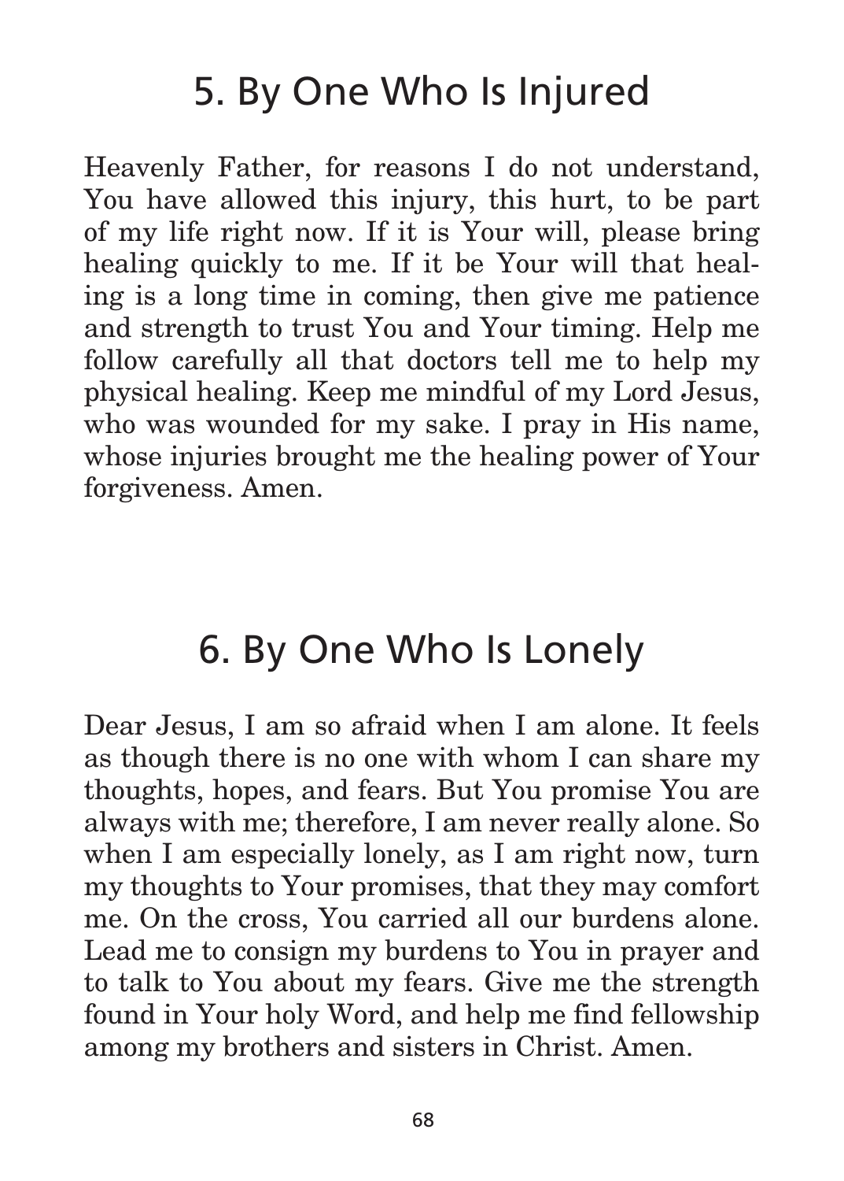## 5. By One Who Is Injured

Heavenly Father, for reasons I do not understand, You have allowed this injury, this hurt, to be part of my life right now. If it is Your will, please bring healing quickly to me. If it be Your will that healing is a long time in coming, then give me patience and strength to trust You and Your timing. Help me follow carefully all that doctors tell me to help my physical healing. Keep me mindful of my Lord Jesus, who was wounded for my sake. I pray in His name, whose injuries brought me the healing power of Your forgiveness. Amen.

## 6. By One Who Is Lonely

Dear Jesus, I am so afraid when I am alone. It feels as though there is no one with whom I can share my thoughts, hopes, and fears. But You promise You are always with me; therefore, I am never really alone. So when I am especially lonely, as I am right now, turn my thoughts to Your promises, that they may comfort me. On the cross, You carried all our burdens alone. Lead me to consign my burdens to You in prayer and to talk to You about my fears. Give me the strength found in Your holy Word, and help me find fellowship among my brothers and sisters in Christ. Amen.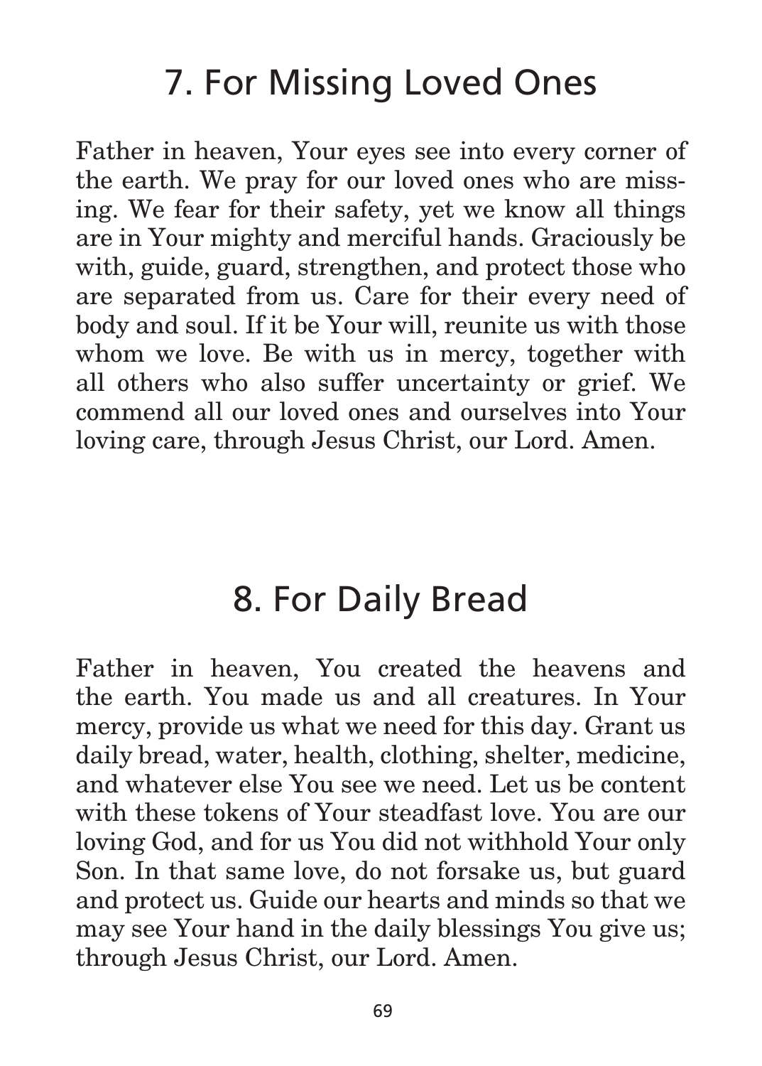## 7. For Missing Loved Ones

Father in heaven, Your eyes see into every corner of the earth. We pray for our loved ones who are missing. We fear for their safety, yet we know all things are in Your mighty and merciful hands. Graciously be with, guide, guard, strengthen, and protect those who are separated from us. Care for their every need of body and soul. If it be Your will, reunite us with those whom we love. Be with us in mercy, together with all others who also suffer uncertainty or grief. We commend all our loved ones and ourselves into Your loving care, through Jesus Christ, our Lord. Amen.

## 8. For Daily Bread

Father in heaven, You created the heavens and the earth. You made us and all creatures. In Your mercy, provide us what we need for this day. Grant us daily bread, water, health, clothing, shelter, medicine, and whatever else You see we need. Let us be content with these tokens of Your steadfast love. You are our loving God, and for us You did not withhold Your only Son. In that same love, do not forsake us, but guard and protect us. Guide our hearts and minds so that we may see Your hand in the daily blessings You give us; through Jesus Christ, our Lord. Amen.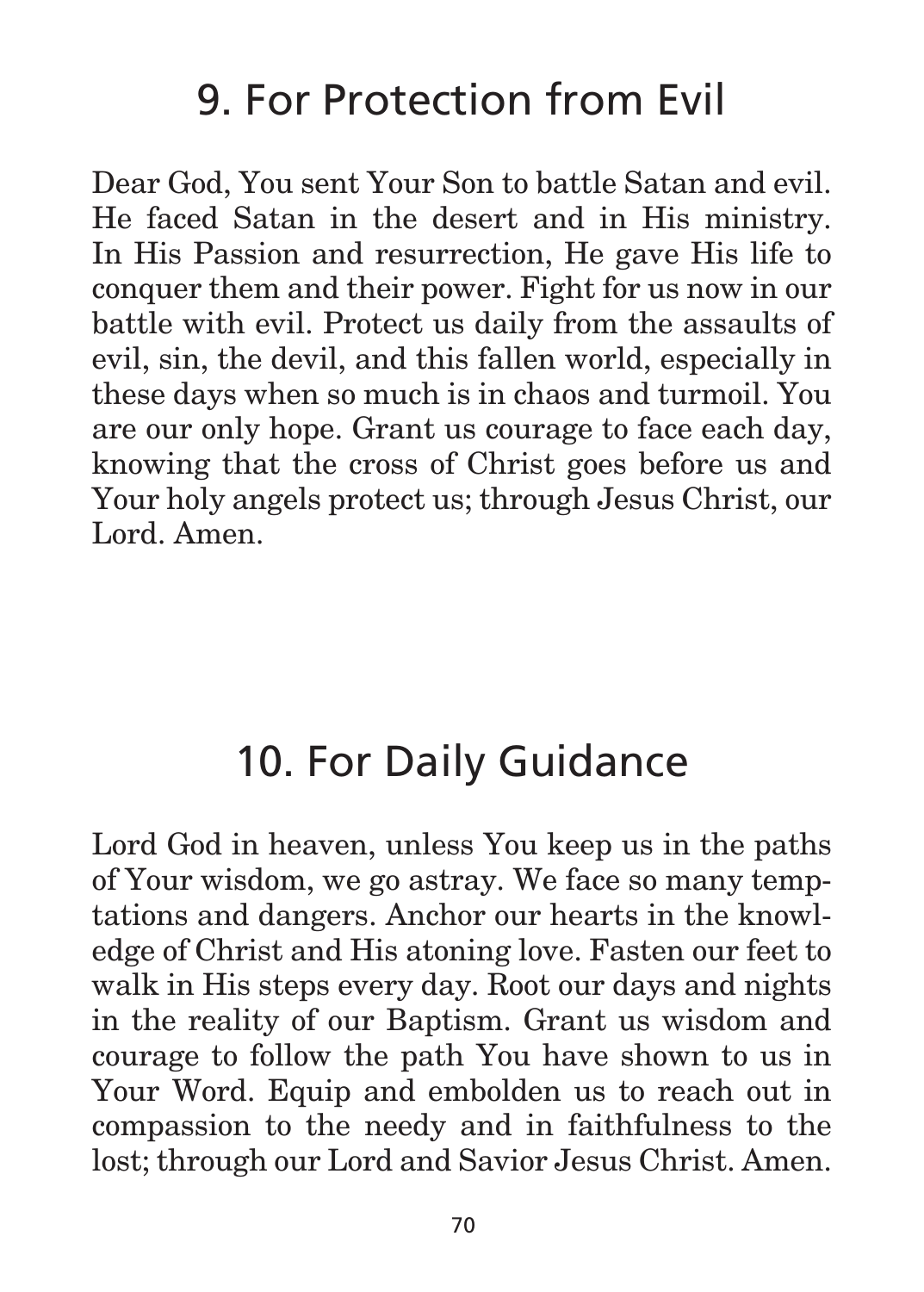## 9. For Protection from Evil

Dear God, You sent Your Son to battle Satan and evil. He faced Satan in the desert and in His ministry. In His Passion and resurrection, He gave His life to conquer them and their power. Fight for us now in our battle with evil. Protect us daily from the assaults of evil, sin, the devil, and this fallen world, especially in these days when so much is in chaos and turmoil. You are our only hope. Grant us courage to face each day, knowing that the cross of Christ goes before us and Your holy angels protect us; through Jesus Christ, our Lord. Amen.

## 10. For Daily Guidance

Lord God in heaven, unless You keep us in the paths of Your wisdom, we go astray. We face so many temptations and dangers. Anchor our hearts in the knowledge of Christ and His atoning love. Fasten our feet to walk in His steps every day. Root our days and nights in the reality of our Baptism. Grant us wisdom and courage to follow the path You have shown to us in Your Word. Equip and embolden us to reach out in compassion to the needy and in faithfulness to the lost; through our Lord and Savior Jesus Christ. Amen.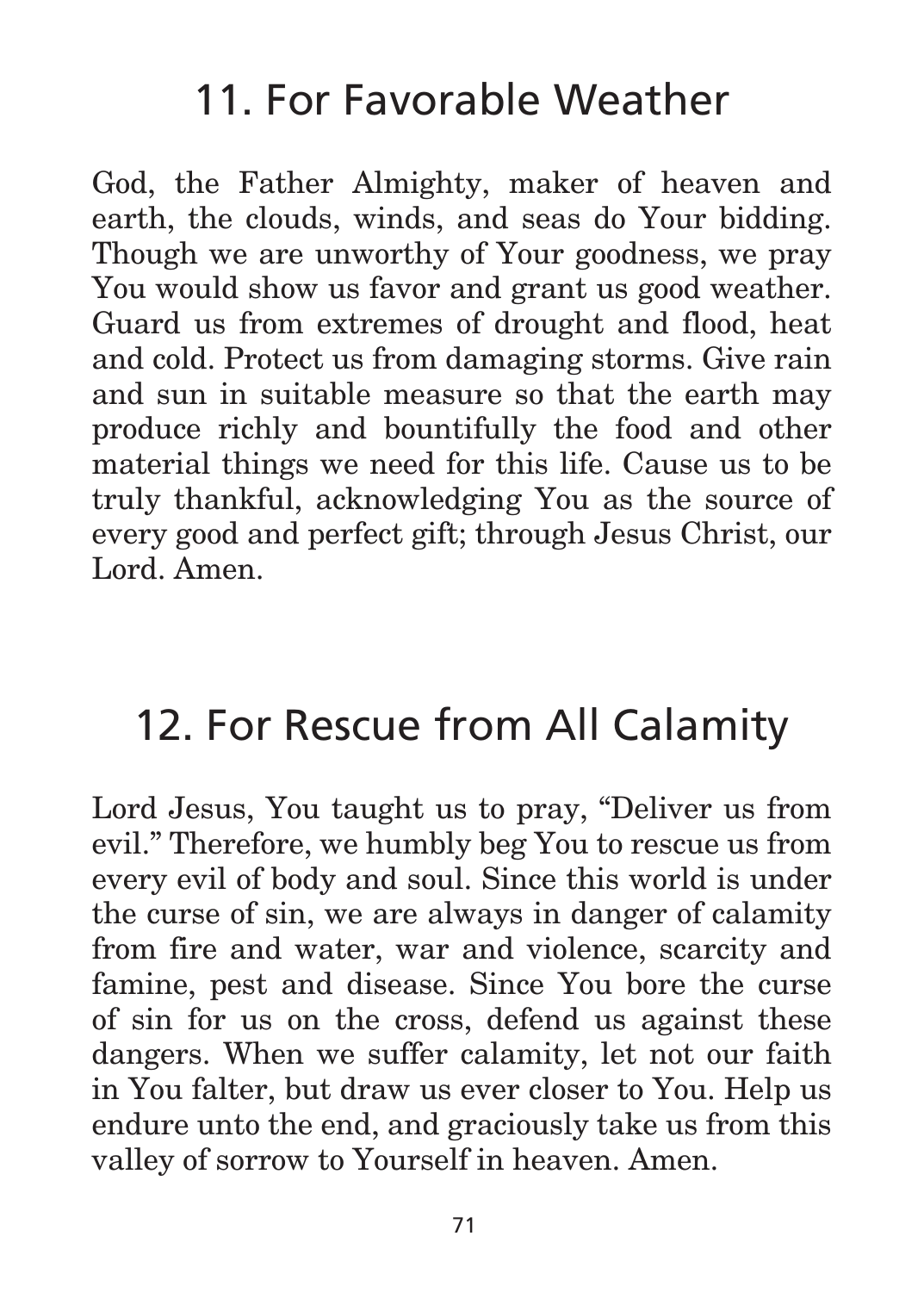## 11. For Favorable Weather

God, the Father Almighty, maker of heaven and earth, the clouds, winds, and seas do Your bidding. Though we are unworthy of Your goodness, we pray You would show us favor and grant us good weather. Guard us from extremes of drought and flood, heat and cold. Protect us from damaging storms. Give rain and sun in suitable measure so that the earth may produce richly and bountifully the food and other material things we need for this life. Cause us to be truly thankful, acknowledging You as the source of every good and perfect gift; through Jesus Christ, our Lord. Amen.

## 12. For Rescue from All Calamity

Lord Jesus, You taught us to pray, "Deliver us from evil." Therefore, we humbly beg You to rescue us from every evil of body and soul. Since this world is under the curse of sin, we are always in danger of calamity from fire and water, war and violence, scarcity and famine, pest and disease. Since You bore the curse of sin for us on the cross, defend us against these dangers. When we suffer calamity, let not our faith in You falter, but draw us ever closer to You. Help us endure unto the end, and graciously take us from this valley of sorrow to Yourself in heaven. Amen.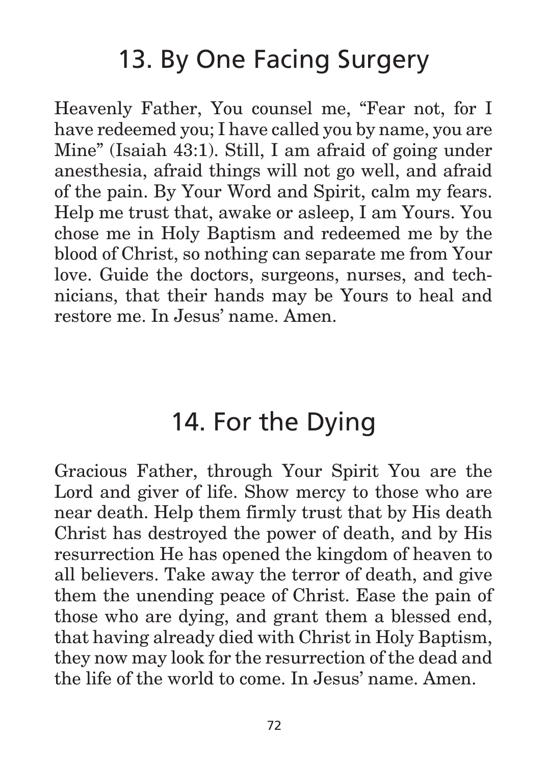## 13. By One Facing Surgery

Heavenly Father, You counsel me, "Fear not, for I have redeemed you; I have called you by name, you are Mine" (Isaiah 43:1). Still, I am afraid of going under anesthesia, afraid things will not go well, and afraid of the pain. By Your Word and Spirit, calm my fears. Help me trust that, awake or asleep, I am Yours. You chose me in Holy Baptism and redeemed me by the blood of Christ, so nothing can separate me from Your love. Guide the doctors, surgeons, nurses, and technicians, that their hands may be Yours to heal and restore me. In Jesus' name. Amen.

## 14. For the Dying

Gracious Father, through Your Spirit You are the Lord and giver of life. Show mercy to those who are near death. Help them firmly trust that by His death Christ has destroyed the power of death, and by His resurrection He has opened the kingdom of heaven to all believers. Take away the terror of death, and give them the unending peace of Christ. Ease the pain of those who are dying, and grant them a blessed end, that having already died with Christ in Holy Baptism, they now may look for the resurrection of the dead and the life of the world to come. In Jesus' name. Amen.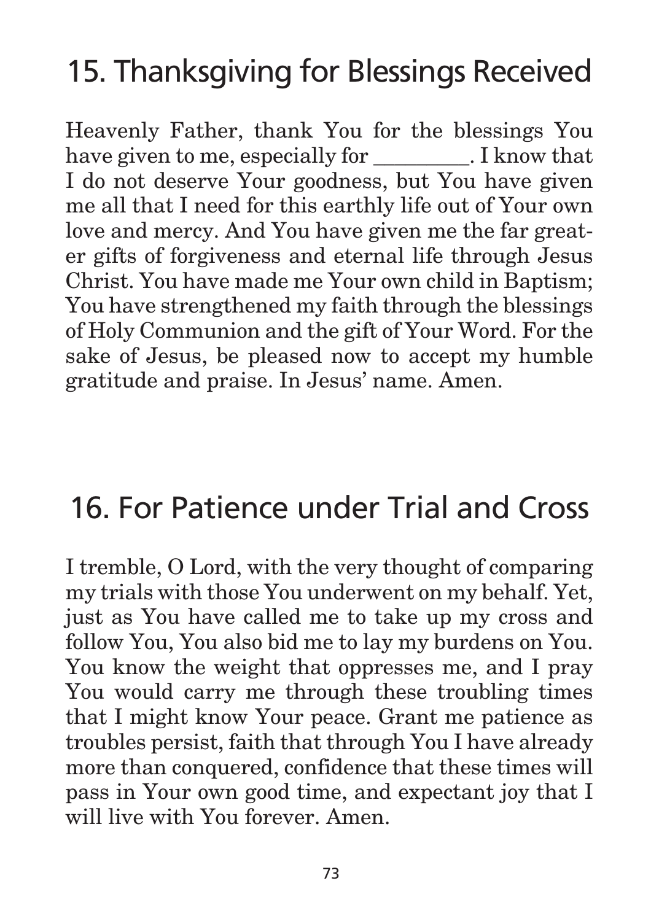## 15. Thanksgiving for Blessings Received

Heavenly Father, thank You for the blessings You have given to me, especially for ________. I know that I do not deserve Your goodness, but You have given me all that I need for this earthly life out of Your own love and mercy. And You have given me the far greater gifts of forgiveness and eternal life through Jesus Christ. You have made me Your own child in Baptism; You have strengthened my faith through the blessings of Holy Communion and the gift of Your Word. For the sake of Jesus, be pleased now to accept my humble gratitude and praise. In Jesus' name. Amen.

## 16. For Patience under Trial and Cross

I tremble, O Lord, with the very thought of comparing my trials with those You underwent on my behalf. Yet, just as You have called me to take up my cross and follow You, You also bid me to lay my burdens on You. You know the weight that oppresses me, and I pray You would carry me through these troubling times that I might know Your peace. Grant me patience as troubles persist, faith that through You I have already more than conquered, confidence that these times will pass in Your own good time, and expectant joy that I will live with You forever. Amen.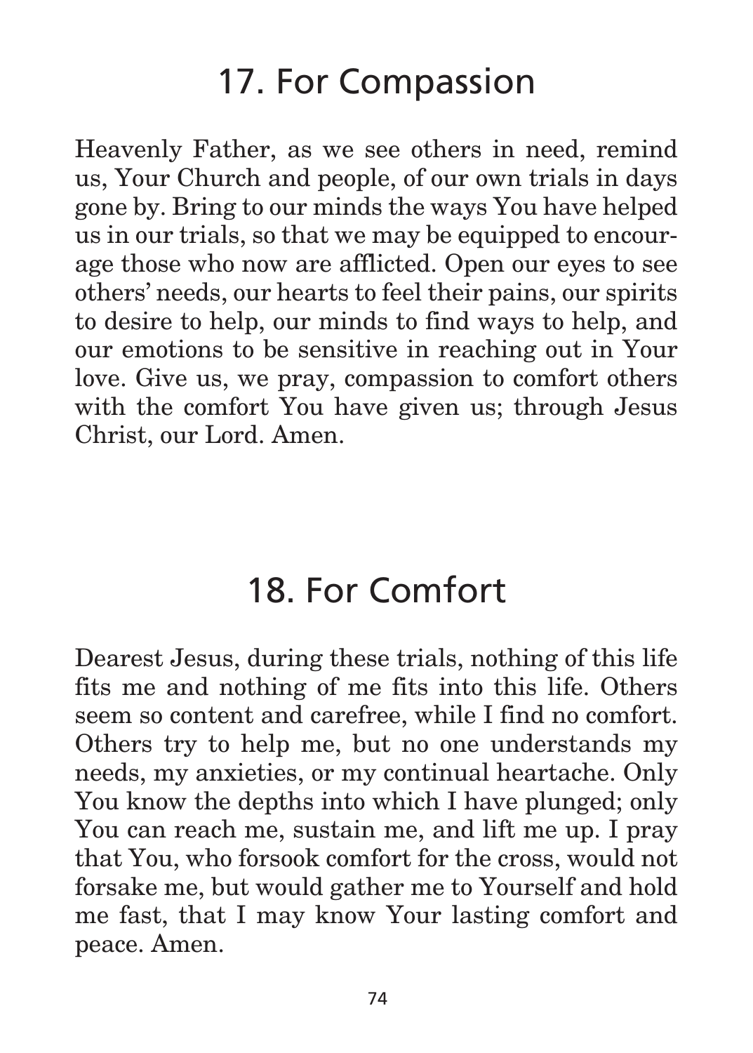# 17. For Compassion

Heavenly Father, as we see others in need, remind us, Your Church and people, of our own trials in days gone by. Bring to our minds the ways You have helped us in our trials, so that we may be equipped to encourage those who now are afflicted. Open our eyes to see others' needs, our hearts to feel their pains, our spirits to desire to help, our minds to find ways to help, and our emotions to be sensitive in reaching out in Your love. Give us, we pray, compassion to comfort others with the comfort You have given us; through Jesus Christ, our Lord. Amen.

# 18. For Comfort

Dearest Jesus, during these trials, nothing of this life fits me and nothing of me fits into this life. Others seem so content and carefree, while I find no comfort. Others try to help me, but no one understands my needs, my anxieties, or my continual heartache. Only You know the depths into which I have plunged; only You can reach me, sustain me, and lift me up. I pray that You, who forsook comfort for the cross, would not forsake me, but would gather me to Yourself and hold me fast, that I may know Your lasting comfort and peace. Amen.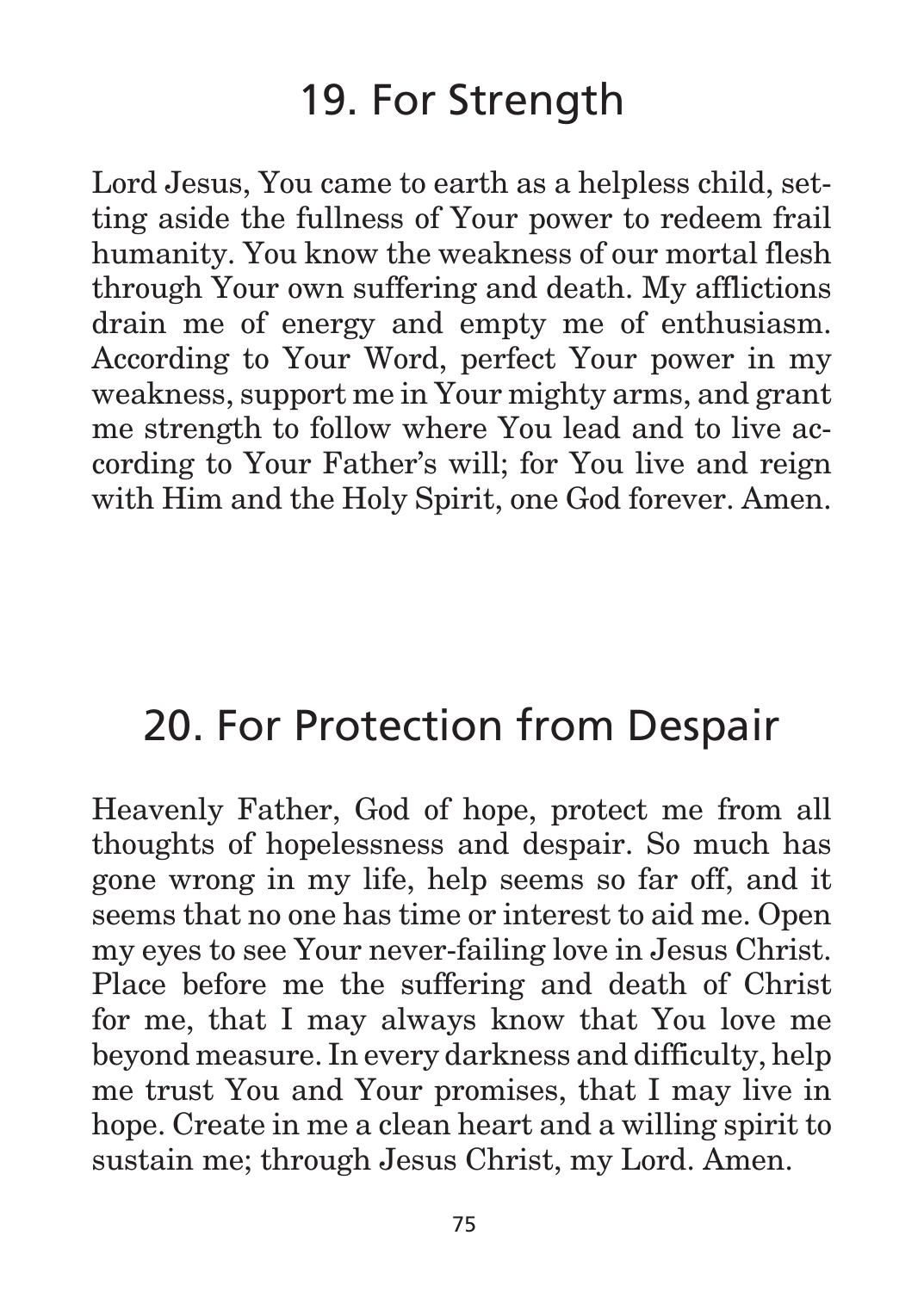## 19. For Strength

Lord Jesus, You came to earth as a helpless child, setting aside the fullness of Your power to redeem frail humanity. You know the weakness of our mortal flesh through Your own suffering and death. My afflictions drain me of energy and empty me of enthusiasm. According to Your Word, perfect Your power in my weakness, support me in Your mighty arms, and grant me strength to follow where You lead and to live according to Your Father's will; for You live and reign with Him and the Holy Spirit, one God forever. Amen.

## 20. For Protection from Despair

Heavenly Father, God of hope, protect me from all thoughts of hopelessness and despair. So much has gone wrong in my life, help seems so far off, and it seems that no one has time or interest to aid me. Open my eyes to see Your never-failing love in Jesus Christ. Place before me the suffering and death of Christ for me, that I may always know that You love me beyond measure. In every darkness and difficulty, help me trust You and Your promises, that I may live in hope. Create in me a clean heart and a willing spirit to sustain me; through Jesus Christ, my Lord. Amen.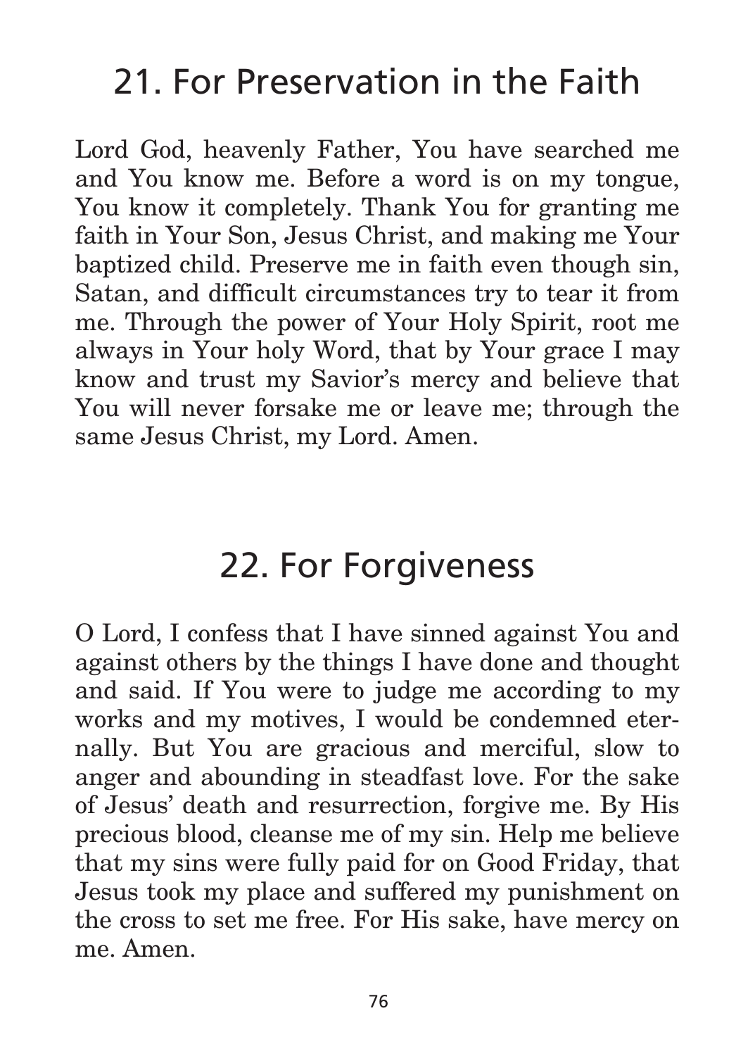## 21. For Preservation in the Faith

Lord God, heavenly Father, You have searched me and You know me. Before a word is on my tongue, You know it completely. Thank You for granting me faith in Your Son, Jesus Christ, and making me Your baptized child. Preserve me in faith even though sin, Satan, and difficult circumstances try to tear it from me. Through the power of Your Holy Spirit, root me always in Your holy Word, that by Your grace I may know and trust my Savior's mercy and believe that You will never forsake me or leave me; through the same Jesus Christ, my Lord. Amen.

## 22. For Forgiveness

O Lord, I confess that I have sinned against You and against others by the things I have done and thought and said. If You were to judge me according to my works and my motives, I would be condemned eternally. But You are gracious and merciful, slow to anger and abounding in steadfast love. For the sake of Jesus' death and resurrection, forgive me. By His precious blood, cleanse me of my sin. Help me believe that my sins were fully paid for on Good Friday, that Jesus took my place and suffered my punishment on the cross to set me free. For His sake, have mercy on me. Amen.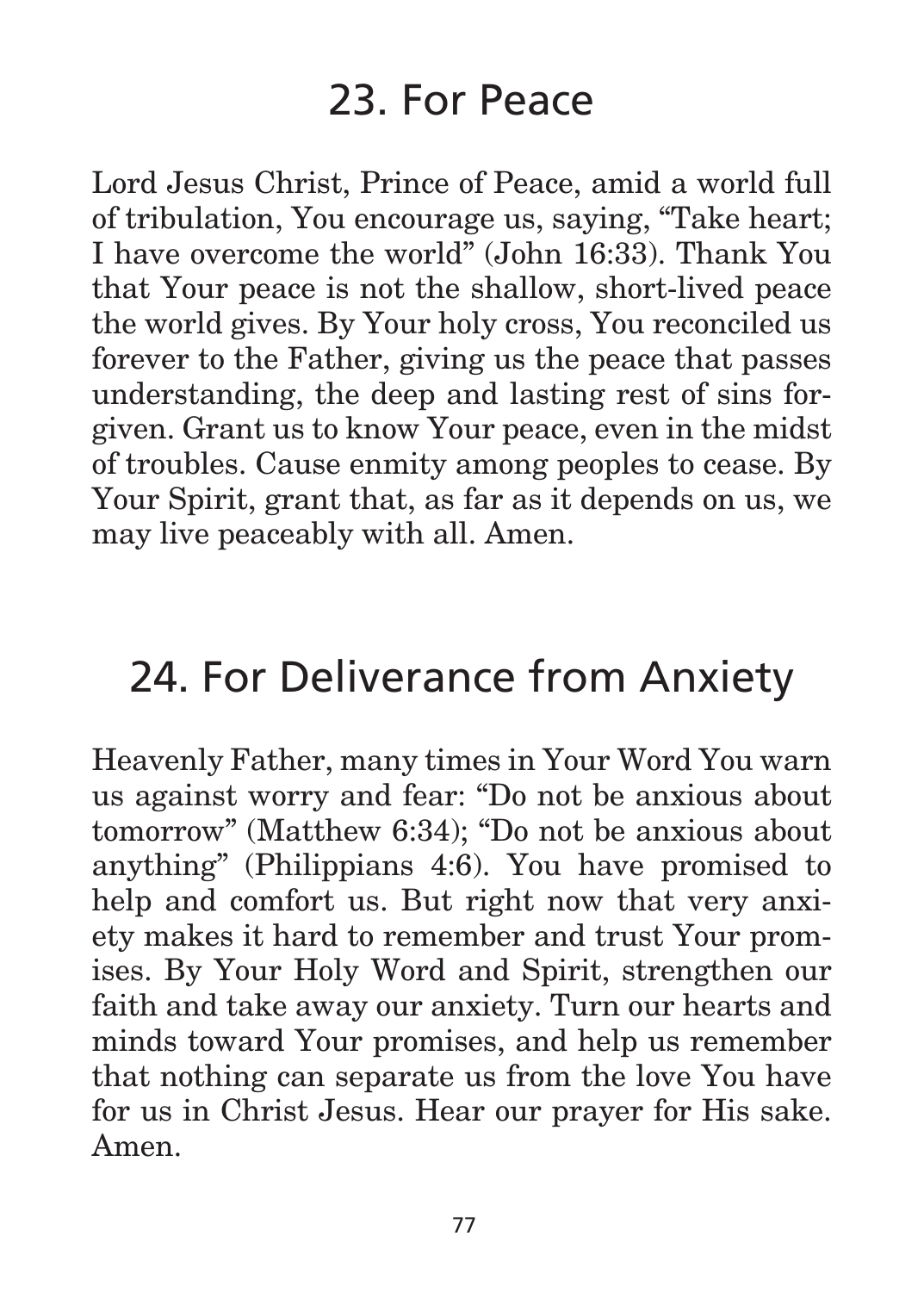## 23. For Peace

Lord Jesus Christ, Prince of Peace, amid a world full of tribulation, You encourage us, saying, "Take heart; I have overcome the world" (John 16:33). Thank You that Your peace is not the shallow, short-lived peace the world gives. By Your holy cross, You reconciled us forever to the Father, giving us the peace that passes understanding, the deep and lasting rest of sins forgiven. Grant us to know Your peace, even in the midst of troubles. Cause enmity among peoples to cease. By Your Spirit, grant that, as far as it depends on us, we may live peaceably with all. Amen.

## 24. For Deliverance from Anxiety

Heavenly Father, many times in Your Word You warn us against worry and fear: "Do not be anxious about tomorrow" (Matthew 6:34); "Do not be anxious about anything" (Philippians 4:6). You have promised to help and comfort us. But right now that very anxiety makes it hard to remember and trust Your promises. By Your Holy Word and Spirit, strengthen our faith and take away our anxiety. Turn our hearts and minds toward Your promises, and help us remember that nothing can separate us from the love You have for us in Christ Jesus. Hear our prayer for His sake. Amen.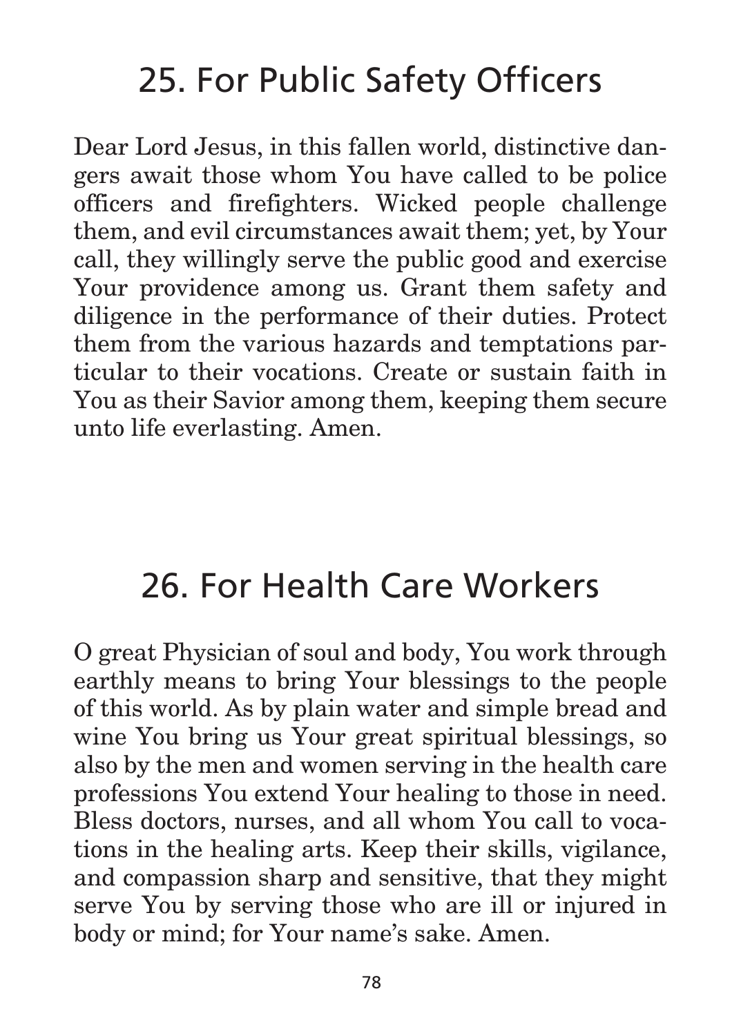## 25. For Public Safety Officers

Dear Lord Jesus, in this fallen world, distinctive dangers await those whom You have called to be police officers and firefighters. Wicked people challenge them, and evil circumstances await them; yet, by Your call, they willingly serve the public good and exercise Your providence among us. Grant them safety and diligence in the performance of their duties. Protect them from the various hazards and temptations particular to their vocations. Create or sustain faith in You as their Savior among them, keeping them secure unto life everlasting. Amen.

## 26. For Health Care Workers

O great Physician of soul and body, You work through earthly means to bring Your blessings to the people of this world. As by plain water and simple bread and wine You bring us Your great spiritual blessings, so also by the men and women serving in the health care professions You extend Your healing to those in need. Bless doctors, nurses, and all whom You call to vocations in the healing arts. Keep their skills, vigilance, and compassion sharp and sensitive, that they might serve You by serving those who are ill or injured in body or mind; for Your name's sake. Amen.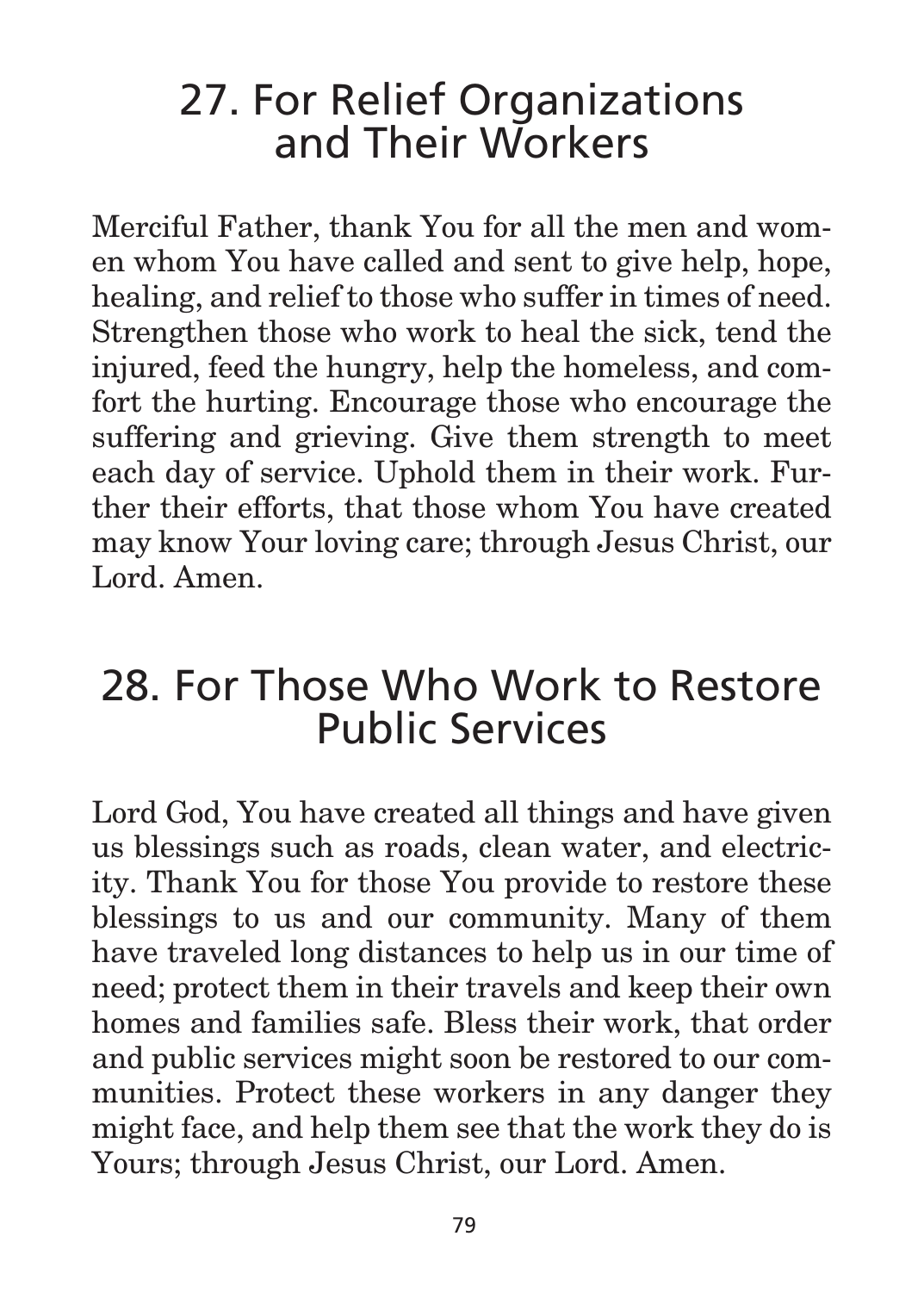## 27. For Relief Organizations and Their Workers

Merciful Father, thank You for all the men and women whom You have called and sent to give help, hope, healing, and relief to those who suffer in times of need. Strengthen those who work to heal the sick, tend the injured, feed the hungry, help the homeless, and comfort the hurting. Encourage those who encourage the suffering and grieving. Give them strength to meet each day of service. Uphold them in their work. Further their efforts, that those whom You have created may know Your loving care; through Jesus Christ, our Lord. Amen.

## 28. For Those Who Work to Restore Public Services

Lord God, You have created all things and have given us blessings such as roads, clean water, and electricity. Thank You for those You provide to restore these blessings to us and our community. Many of them have traveled long distances to help us in our time of need; protect them in their travels and keep their own homes and families safe. Bless their work, that order and public services might soon be restored to our communities. Protect these workers in any danger they might face, and help them see that the work they do is Yours; through Jesus Christ, our Lord. Amen.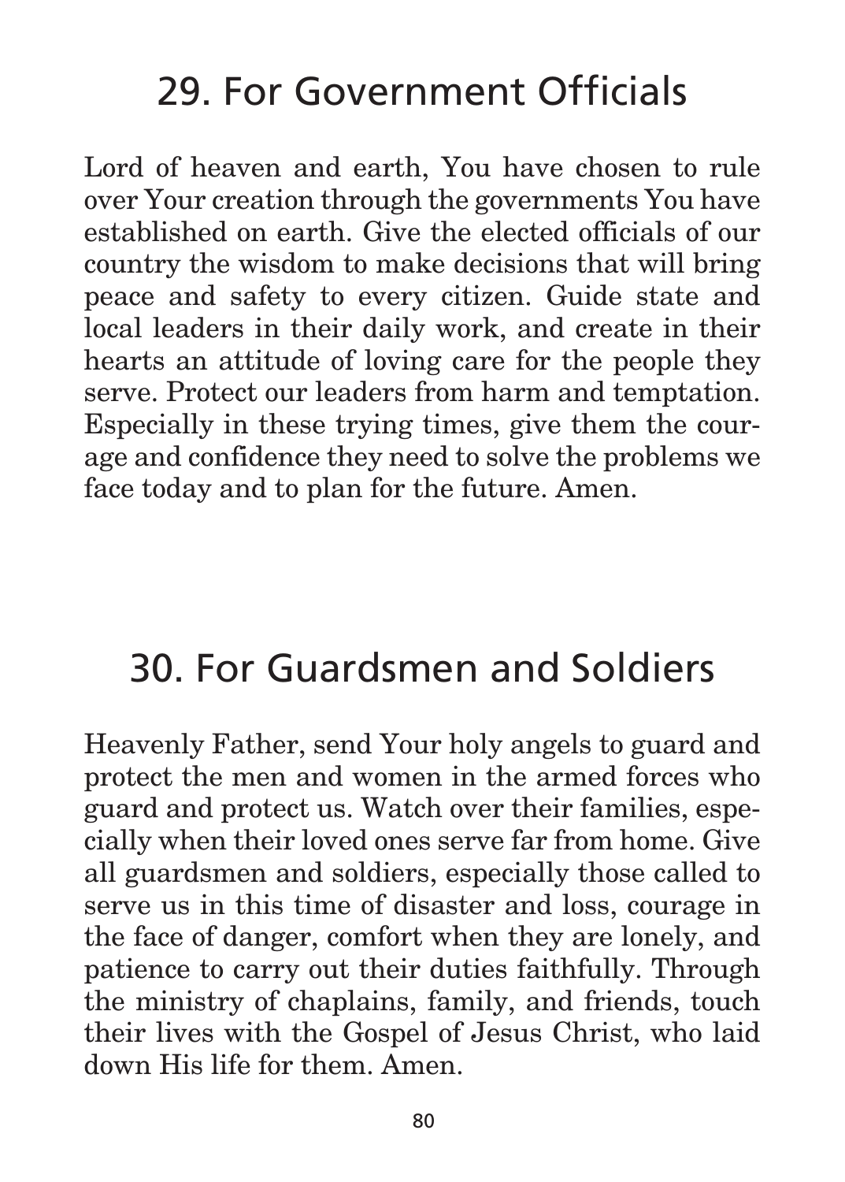## 29. For Government Officials

Lord of heaven and earth, You have chosen to rule over Your creation through the governments You have established on earth. Give the elected officials of our country the wisdom to make decisions that will bring peace and safety to every citizen. Guide state and local leaders in their daily work, and create in their hearts an attitude of loving care for the people they serve. Protect our leaders from harm and temptation. Especially in these trying times, give them the courage and confidence they need to solve the problems we face today and to plan for the future. Amen.

## 30. For Guardsmen and Soldiers

Heavenly Father, send Your holy angels to guard and protect the men and women in the armed forces who guard and protect us. Watch over their families, especially when their loved ones serve far from home. Give all guardsmen and soldiers, especially those called to serve us in this time of disaster and loss, courage in the face of danger, comfort when they are lonely, and patience to carry out their duties faithfully. Through the ministry of chaplains, family, and friends, touch their lives with the Gospel of Jesus Christ, who laid down His life for them. Amen.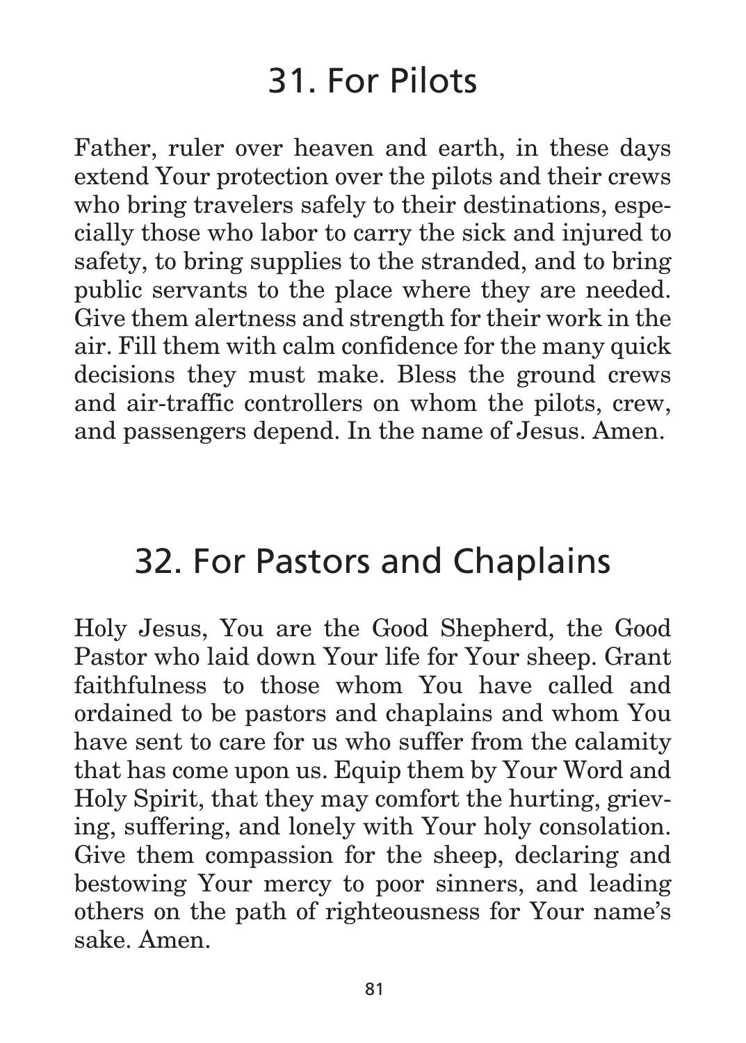# 31. For Pilots

Father, ruler over heaven and earth, in these days extend Your protection over the pilots and their crews who bring travelers safely to their destinations, especially those who labor to carry the sick and injured to safety, to bring supplies to the stranded, and to bring public servants to the place where they are needed. Give them alertness and strength for their work in the air. Fill them with calm confidence for the many quick decisions they must make. Bless the ground crews and air-traffic controllers on whom the pilots, crew, and passengers depend. In the name of Jesus. Amen.

# 32. For Pastors and Chaplains

Holy Jesus, You are the Good Shepherd, the Good Pastor who laid down Your life for Your sheep. Grant faithfulness to those whom You have called and ordained to be pastors and chaplains and whom You have sent to care for us who suffer from the calamity that has come upon us. Equip them by Your Word and Holy Spirit, that they may comfort the hurting, grieving, suffering, and lonely with Your holy consolation. Give them compassion for the sheep, declaring and bestowing Your mercy to poor sinners, and leading others on the path of righteousness for Your name's sake. Amen.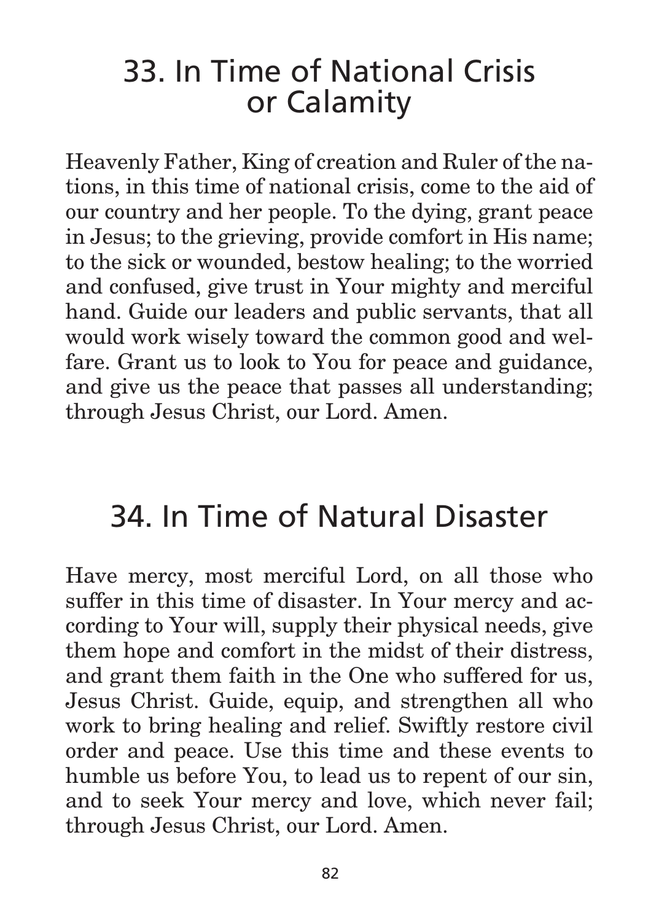## 33. In Time of National Crisis or Calamity

Heavenly Father, King of creation and Ruler of the nations, in this time of national crisis, come to the aid of our country and her people. To the dying, grant peace in Jesus; to the grieving, provide comfort in His name; to the sick or wounded, bestow healing; to the worried and confused, give trust in Your mighty and merciful hand. Guide our leaders and public servants, that all would work wisely toward the common good and welfare. Grant us to look to You for peace and guidance, and give us the peace that passes all understanding; through Jesus Christ, our Lord. Amen.

## 34. In Time of Natural Disaster

Have mercy, most merciful Lord, on all those who suffer in this time of disaster. In Your mercy and according to Your will, supply their physical needs, give them hope and comfort in the midst of their distress, and grant them faith in the One who suffered for us, Jesus Christ. Guide, equip, and strengthen all who work to bring healing and relief. Swiftly restore civil order and peace. Use this time and these events to humble us before You, to lead us to repent of our sin, and to seek Your mercy and love, which never fail; through Jesus Christ, our Lord. Amen.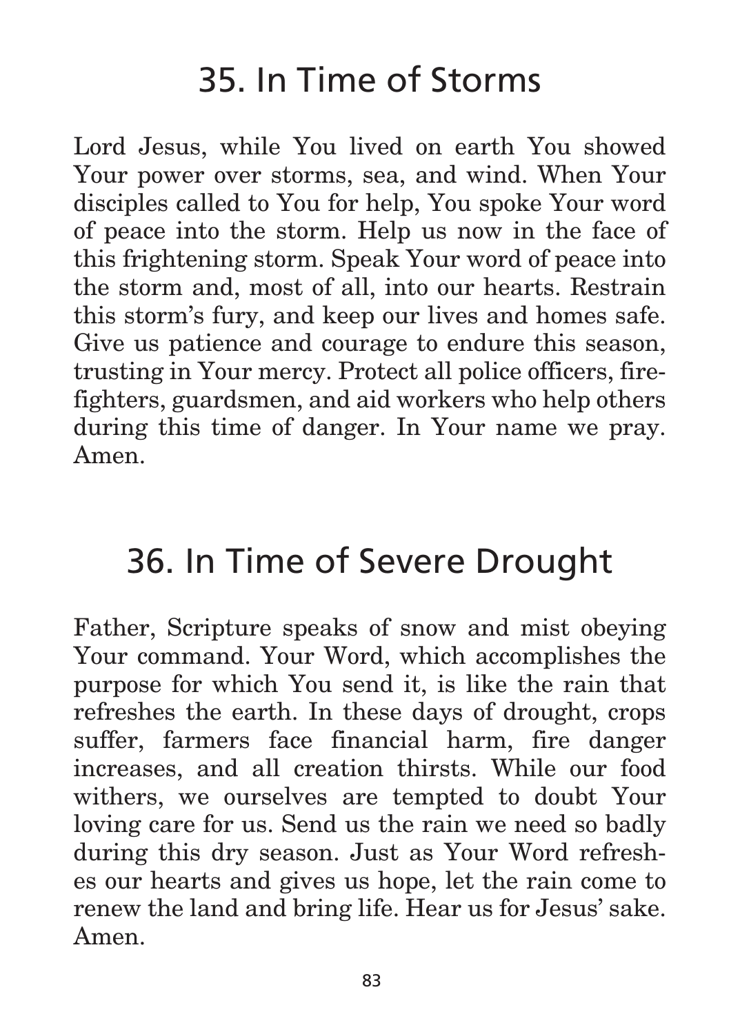## 35. In Time of Storms

Lord Jesus, while You lived on earth You showed Your power over storms, sea, and wind. When Your disciples called to You for help, You spoke Your word of peace into the storm. Help us now in the face of this frightening storm. Speak Your word of peace into the storm and, most of all, into our hearts. Restrain this storm's fury, and keep our lives and homes safe. Give us patience and courage to endure this season, trusting in Your mercy. Protect all police officers, firefighters, guardsmen, and aid workers who help others during this time of danger. In Your name we pray. Amen.

## 36. In Time of Severe Drought

Father, Scripture speaks of snow and mist obeying Your command. Your Word, which accomplishes the purpose for which You send it, is like the rain that refreshes the earth. In these days of drought, crops suffer, farmers face financial harm, fire danger increases, and all creation thirsts. While our food withers, we ourselves are tempted to doubt Your loving care for us. Send us the rain we need so badly during this dry season. Just as Your Word refreshes our hearts and gives us hope, let the rain come to renew the land and bring life. Hear us for Jesus' sake. Amen.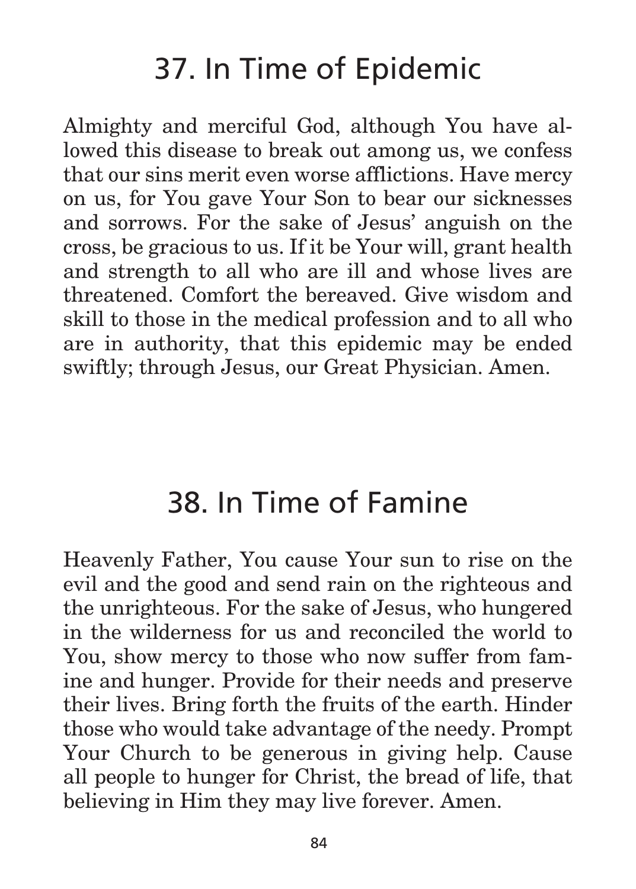## 37. In Time of Epidemic

Almighty and merciful God, although You have allowed this disease to break out among us, we confess that our sins merit even worse afflictions. Have mercy on us, for You gave Your Son to bear our sicknesses and sorrows. For the sake of Jesus' anguish on the cross, be gracious to us. If it be Your will, grant health and strength to all who are ill and whose lives are threatened. Comfort the bereaved. Give wisdom and skill to those in the medical profession and to all who are in authority, that this epidemic may be ended swiftly; through Jesus, our Great Physician. Amen.

## 38. In Time of Famine

Heavenly Father, You cause Your sun to rise on the evil and the good and send rain on the righteous and the unrighteous. For the sake of Jesus, who hungered in the wilderness for us and reconciled the world to You, show mercy to those who now suffer from famine and hunger. Provide for their needs and preserve their lives. Bring forth the fruits of the earth. Hinder those who would take advantage of the needy. Prompt Your Church to be generous in giving help. Cause all people to hunger for Christ, the bread of life, that believing in Him they may live forever. Amen.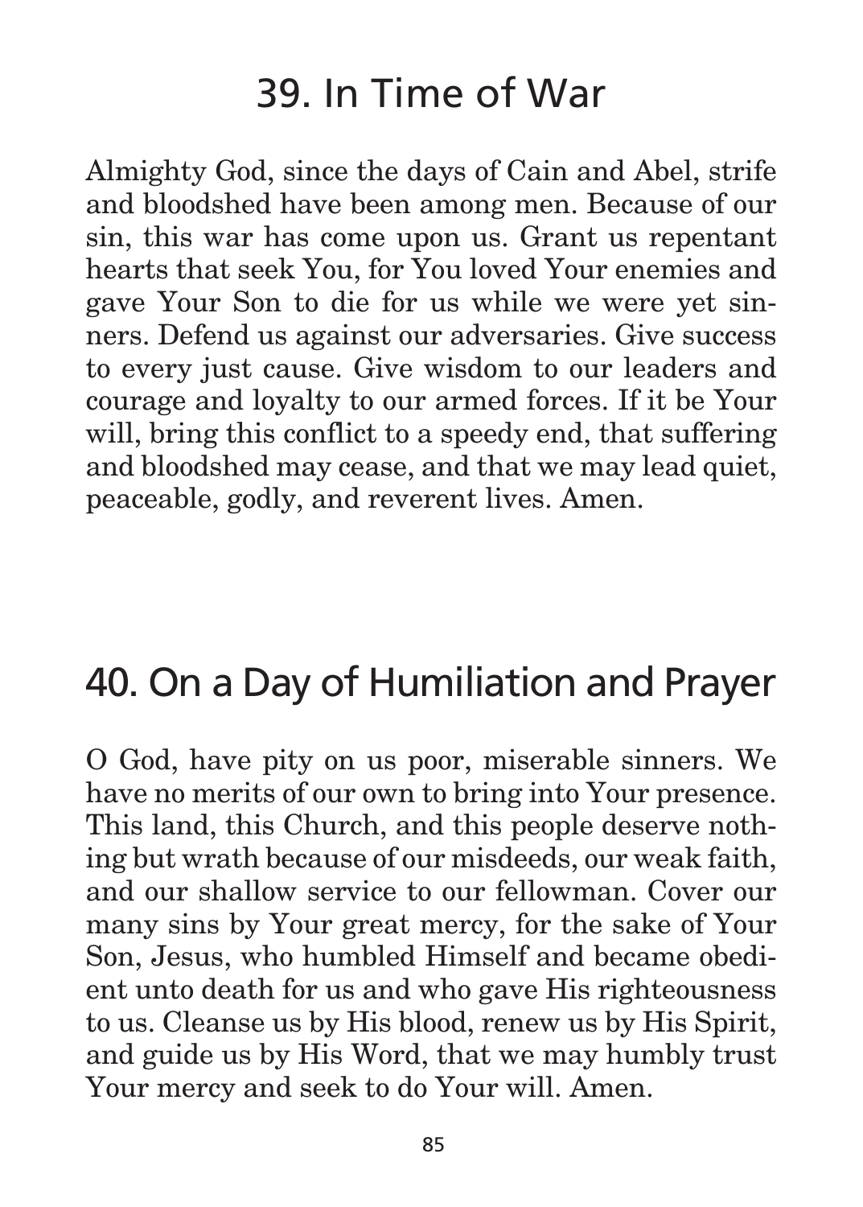## 39. In Time of War

Almighty God, since the days of Cain and Abel, strife and bloodshed have been among men. Because of our sin, this war has come upon us. Grant us repentant hearts that seek You, for You loved Your enemies and gave Your Son to die for us while we were yet sinners. Defend us against our adversaries. Give success to every just cause. Give wisdom to our leaders and courage and loyalty to our armed forces. If it be Your will, bring this conflict to a speedy end, that suffering and bloodshed may cease, and that we may lead quiet, peaceable, godly, and reverent lives. Amen.

## 40. On a Day of Humiliation and Prayer

O God, have pity on us poor, miserable sinners. We have no merits of our own to bring into Your presence. This land, this Church, and this people deserve nothing but wrath because of our misdeeds, our weak faith, and our shallow service to our fellowman. Cover our many sins by Your great mercy, for the sake of Your Son, Jesus, who humbled Himself and became obedient unto death for us and who gave His righteousness to us. Cleanse us by His blood, renew us by His Spirit, and guide us by His Word, that we may humbly trust Your mercy and seek to do Your will. Amen.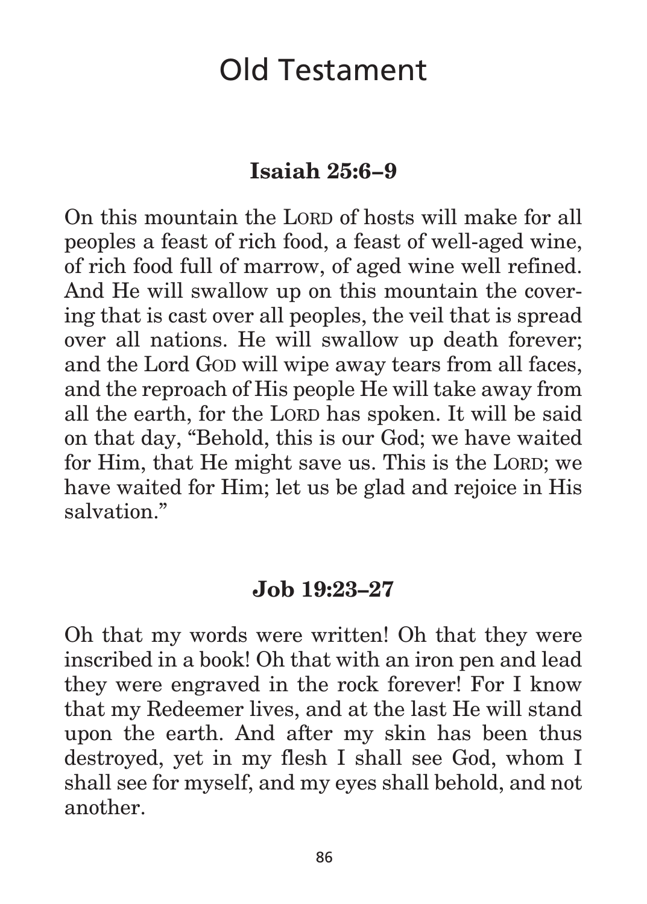# Old Testament

## Isaiah 25:6–9

On this mountain the LORD of hosts will make for all peoples a feast of rich food, a feast of well-aged wine, of rich food full of marrow, of aged wine well refined. And He will swallow up on this mountain the covering that is cast over all peoples, the veil that is spread over all nations. He will swallow up death forever; and the Lord GOD will wipe away tears from all faces, and the reproach of His people He will take away from all the earth, for the LORD has spoken. It will be said on that day, "Behold, this is our God; we have waited for Him, that He might save us. This is the LORD; we have waited for Him; let us be glad and rejoice in His salvation."

## Job 19:23–27

Oh that my words were written! Oh that they were inscribed in a book! Oh that with an iron pen and lead they were engraved in the rock forever! For I know that my Redeemer lives, and at the last He will stand upon the earth. And after my skin has been thus destroyed, yet in my flesh I shall see God, whom I shall see for myself, and my eyes shall behold, and not another.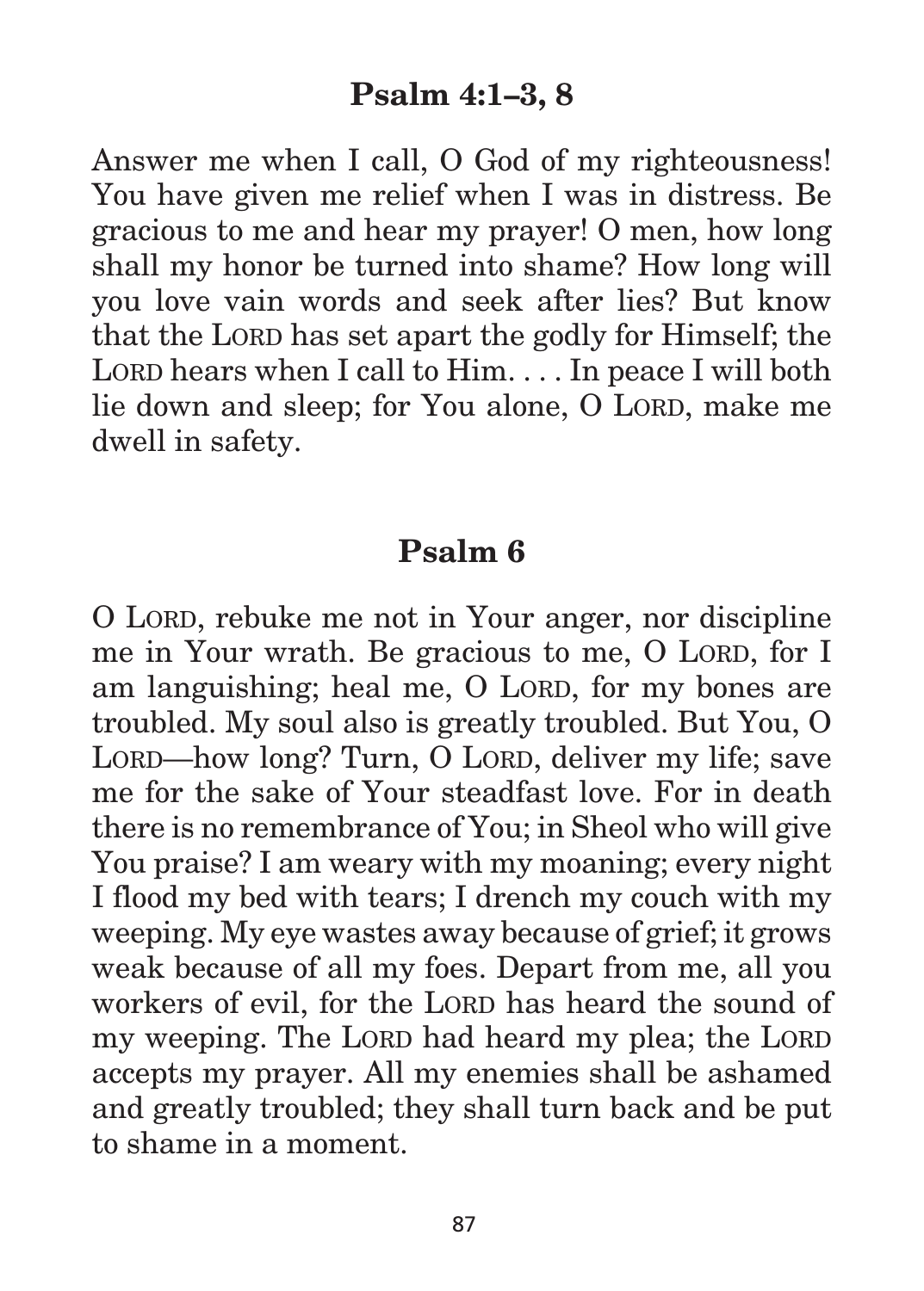## Psalm 4:1–3, 8

Answer me when I call, O God of my righteousness! You have given me relief when I was in distress. Be gracious to me and hear my prayer! O men, how long shall my honor be turned into shame? How long will you love vain words and seek after lies? But know that the LORD has set apart the godly for Himself; the LORD hears when I call to Him. . . . In peace I will both lie down and sleep; for You alone, O LORD, make me dwell in safety.

## Psalm 6

O LORD, rebuke me not in Your anger, nor discipline me in Your wrath. Be gracious to me, O LORD, for I am languishing; heal me, O LORD, for my bones are troubled. My soul also is greatly troubled. But You, O LORD—how long? Turn, O LORD, deliver my life; save me for the sake of Your steadfast love. For in death there is no remembrance of You; in Sheol who will give You praise? I am weary with my moaning; every night I flood my bed with tears; I drench my couch with my weeping. My eye wastes away because of grief; it grows weak because of all my foes. Depart from me, all you workers of evil, for the LORD has heard the sound of my weeping. The LORD had heard my plea; the LORD accepts my prayer. All my enemies shall be ashamed and greatly troubled; they shall turn back and be put to shame in a moment.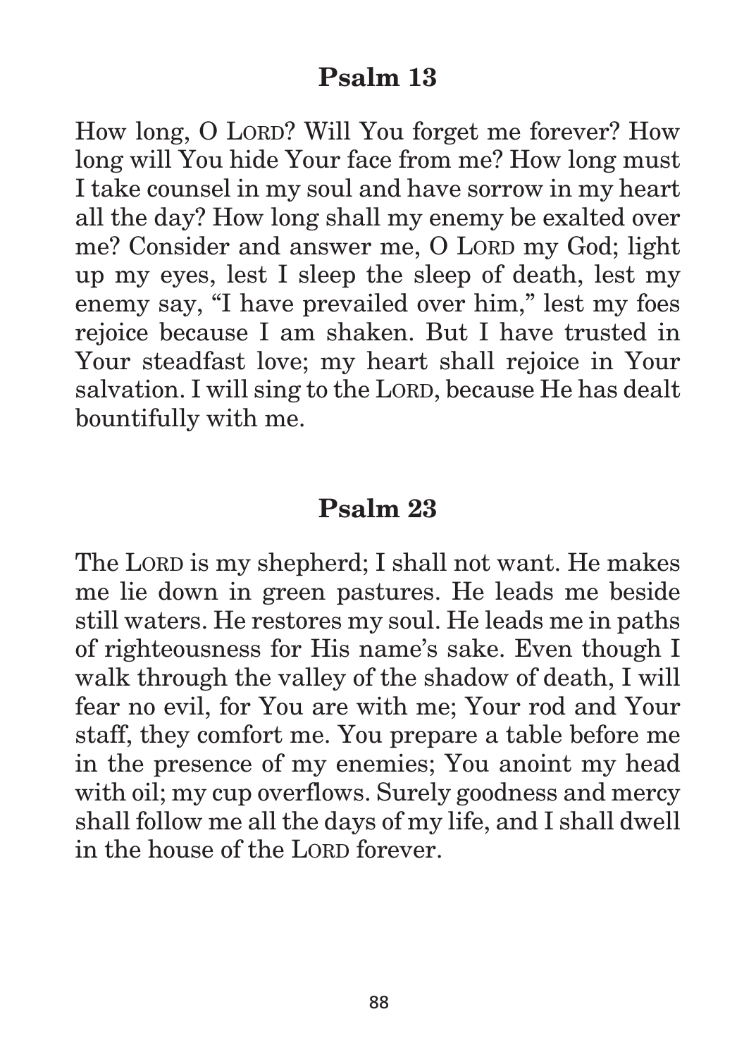## Psalm 13

How long, O LORD? Will You forget me forever? How long will You hide Your face from me? How long must I take counsel in my soul and have sorrow in my heart all the day? How long shall my enemy be exalted over me? Consider and answer me, O LORD my God; light up my eyes, lest I sleep the sleep of death, lest my enemy say, "I have prevailed over him," lest my foes rejoice because I am shaken. But I have trusted in Your steadfast love; my heart shall rejoice in Your salvation. I will sing to the LORD, because He has dealt bountifully with me.

## Psalm 23

The LORD is my shepherd; I shall not want. He makes me lie down in green pastures. He leads me beside still waters. He restores my soul. He leads me in paths of righteousness for His name's sake. Even though I walk through the valley of the shadow of death, I will fear no evil, for You are with me; Your rod and Your staff, they comfort me. You prepare a table before me in the presence of my enemies; You anoint my head with oil; my cup overflows. Surely goodness and mercy shall follow me all the days of my life, and I shall dwell in the house of the LORD forever.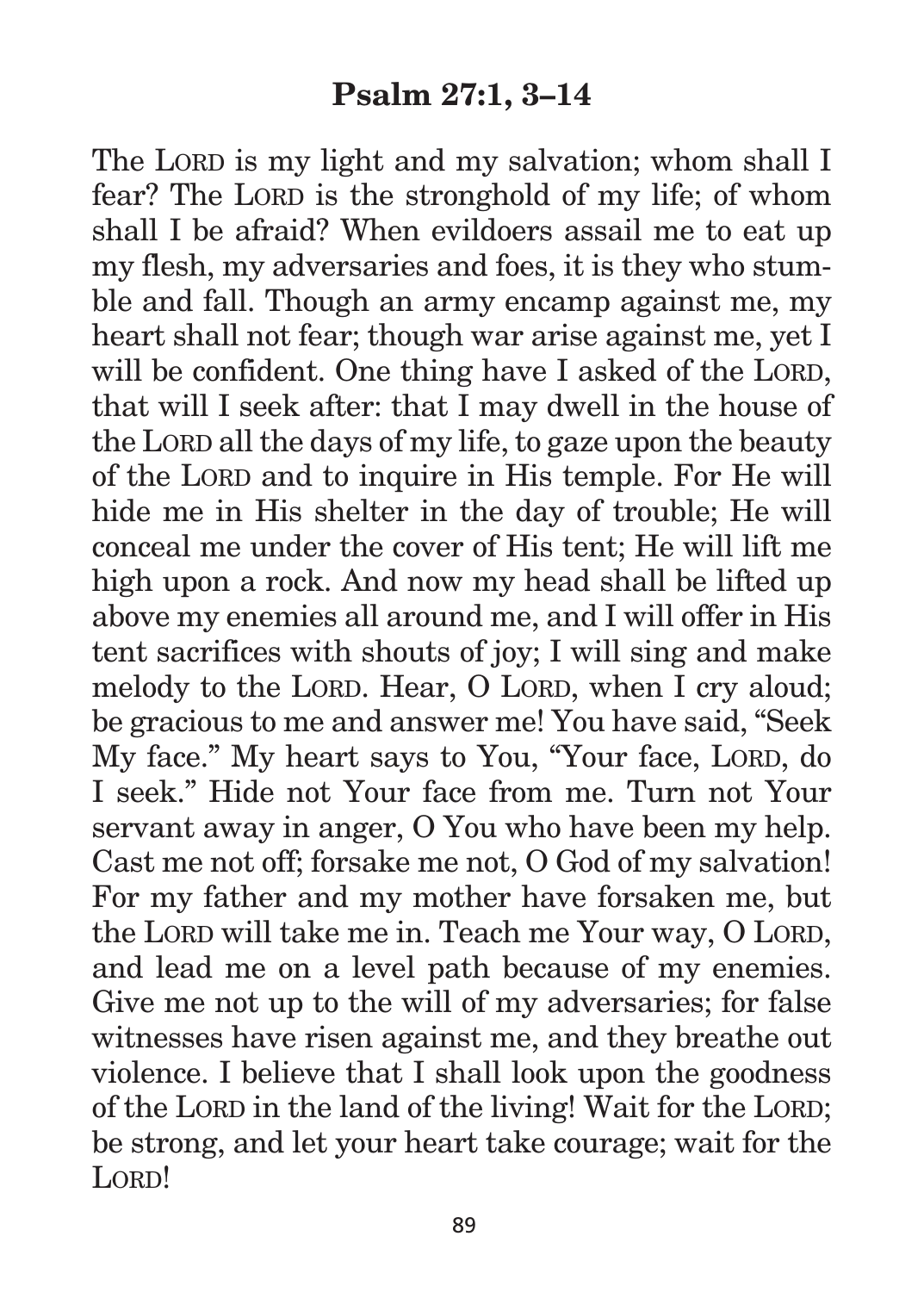## Psalm 27:1, 3–14

The LORD is my light and my salvation; whom shall I fear? The LORD is the stronghold of my life; of whom shall I be afraid? When evildoers assail me to eat up my flesh, my adversaries and foes, it is they who stumble and fall. Though an army encamp against me, my heart shall not fear; though war arise against me, yet I will be confident. One thing have I asked of the LORD, that will I seek after: that I may dwell in the house of the LORD all the days of my life, to gaze upon the beauty of the LORD and to inquire in His temple. For He will hide me in His shelter in the day of trouble; He will conceal me under the cover of His tent; He will lift me high upon a rock. And now my head shall be lifted up above my enemies all around me, and I will offer in His tent sacrifices with shouts of joy; I will sing and make melody to the LORD. Hear, O LORD, when I cry aloud; be gracious to me and answer me! You have said, "Seek My face." My heart says to You, "Your face, LORD, do I seek." Hide not Your face from me. Turn not Your servant away in anger, O You who have been my help. Cast me not off; forsake me not, O God of my salvation! For my father and my mother have forsaken me, but the LORD will take me in. Teach me Your way, O LORD, and lead me on a level path because of my enemies. Give me not up to the will of my adversaries; for false witnesses have risen against me, and they breathe out violence. I believe that I shall look upon the goodness of the LORD in the land of the living! Wait for the LORD; be strong, and let your heart take courage; wait for the LORD!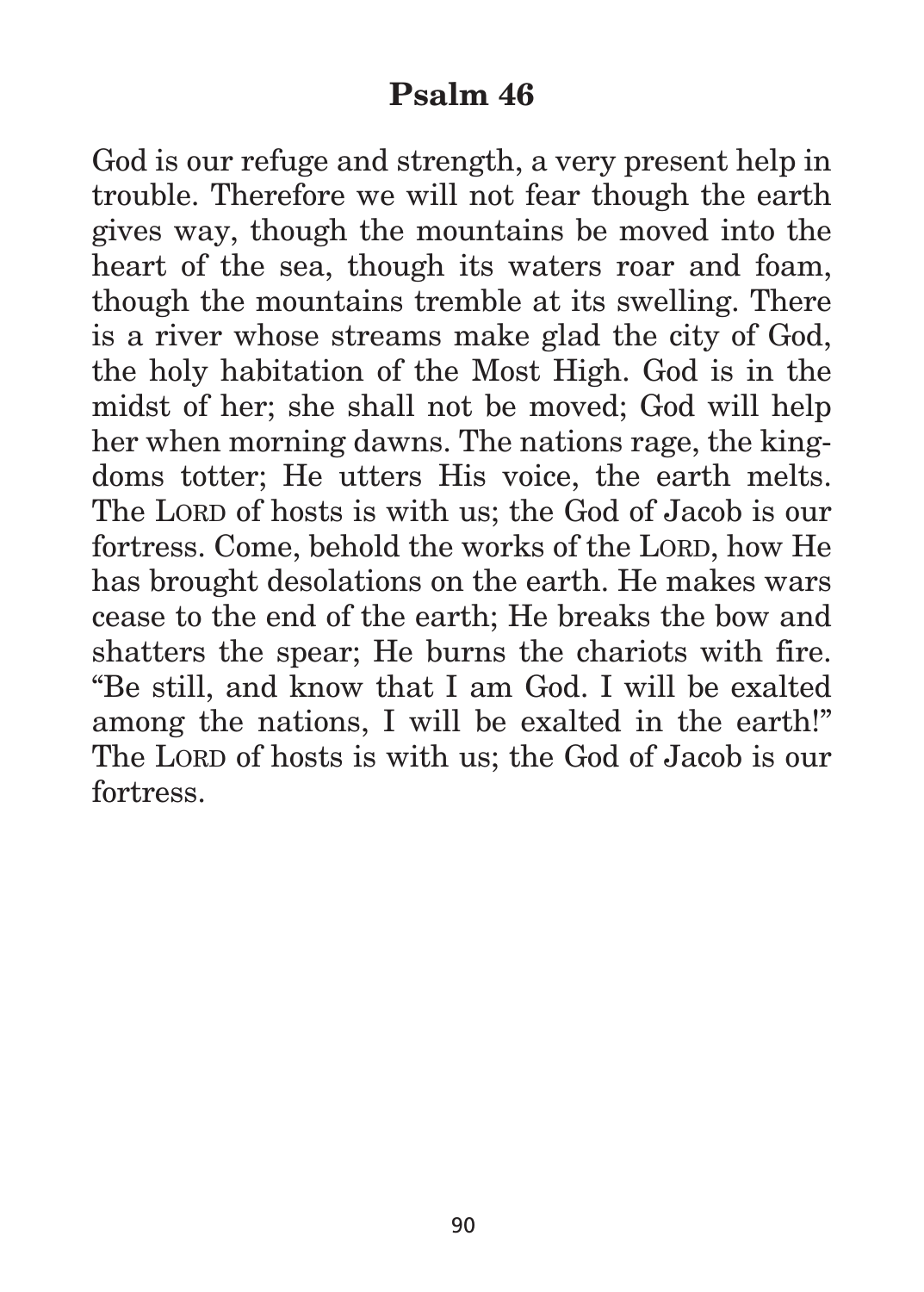# Psalm 46

God is our refuge and strength, a very present help in trouble. Therefore we will not fear though the earth gives way, though the mountains be moved into the heart of the sea, though its waters roar and foam, though the mountains tremble at its swelling. There is a river whose streams make glad the city of God, the holy habitation of the Most High. God is in the midst of her; she shall not be moved; God will help her when morning dawns. The nations rage, the kingdoms totter; He utters His voice, the earth melts. The LORD of hosts is with us; the God of Jacob is our fortress. Come, behold the works of the LORD, how He has brought desolations on the earth. He makes wars cease to the end of the earth; He breaks the bow and shatters the spear; He burns the chariots with fire. "Be still, and know that I am God. I will be exalted among the nations, I will be exalted in the earth!" The LORD of hosts is with us; the God of Jacob is our fortress.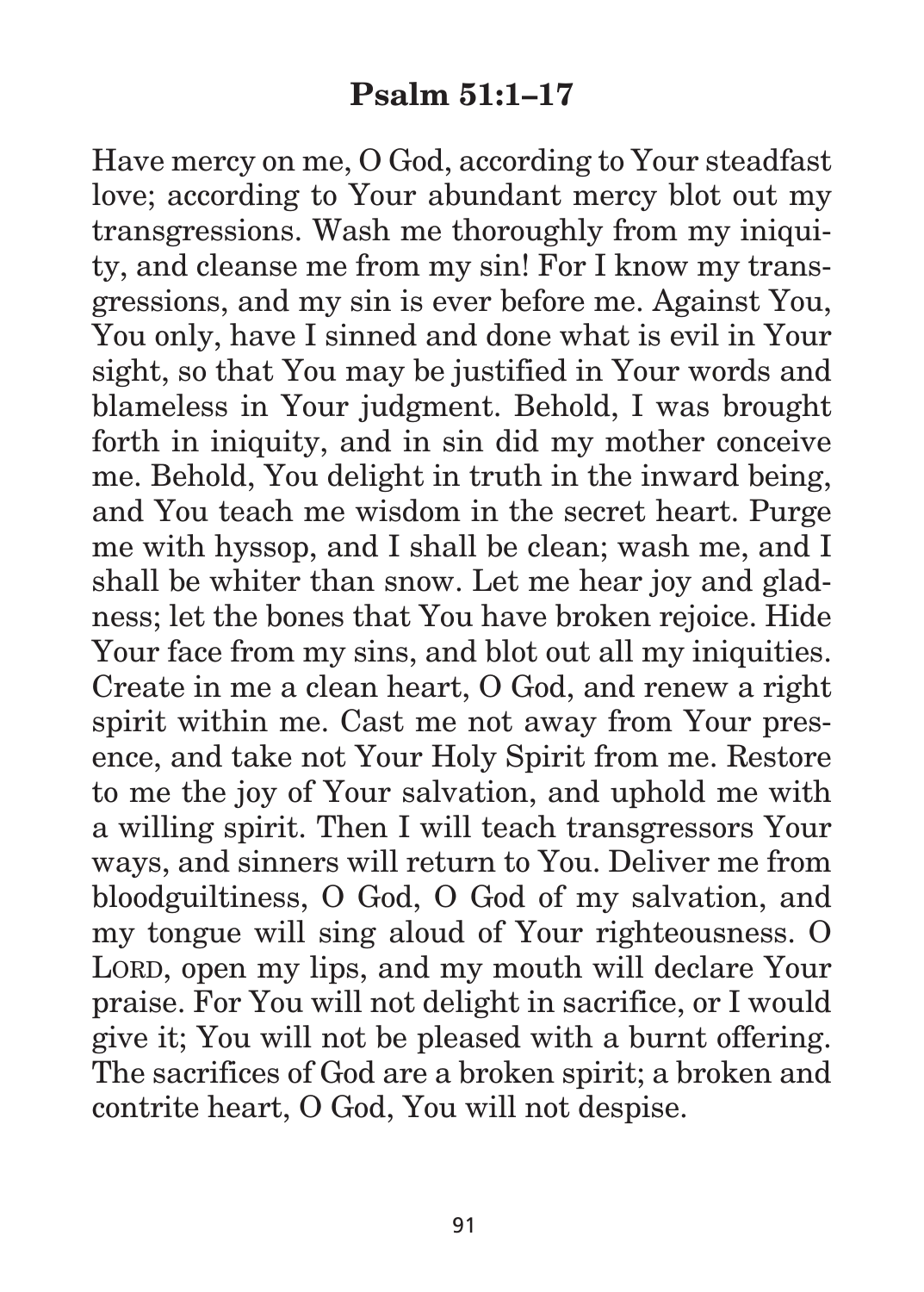## Psalm 51:1–17

Have mercy on me, O God, according to Your steadfast love; according to Your abundant mercy blot out my transgressions. Wash me thoroughly from my iniquity, and cleanse me from my sin! For I know my transgressions, and my sin is ever before me. Against You, You only, have I sinned and done what is evil in Your sight, so that You may be justified in Your words and blameless in Your judgment. Behold, I was brought forth in iniquity, and in sin did my mother conceive me. Behold, You delight in truth in the inward being, and You teach me wisdom in the secret heart. Purge me with hyssop, and I shall be clean; wash me, and I shall be whiter than snow. Let me hear joy and gladness; let the bones that You have broken rejoice. Hide Your face from my sins, and blot out all my iniquities. Create in me a clean heart, O God, and renew a right spirit within me. Cast me not away from Your presence, and take not Your Holy Spirit from me. Restore to me the joy of Your salvation, and uphold me with a willing spirit. Then I will teach transgressors Your ways, and sinners will return to You. Deliver me from bloodguiltiness, O God, O God of my salvation, and my tongue will sing aloud of Your righteousness. O LORD, open my lips, and my mouth will declare Your praise. For You will not delight in sacrifice, or I would give it; You will not be pleased with a burnt offering. The sacrifices of God are a broken spirit; a broken and contrite heart, O God, You will not despise.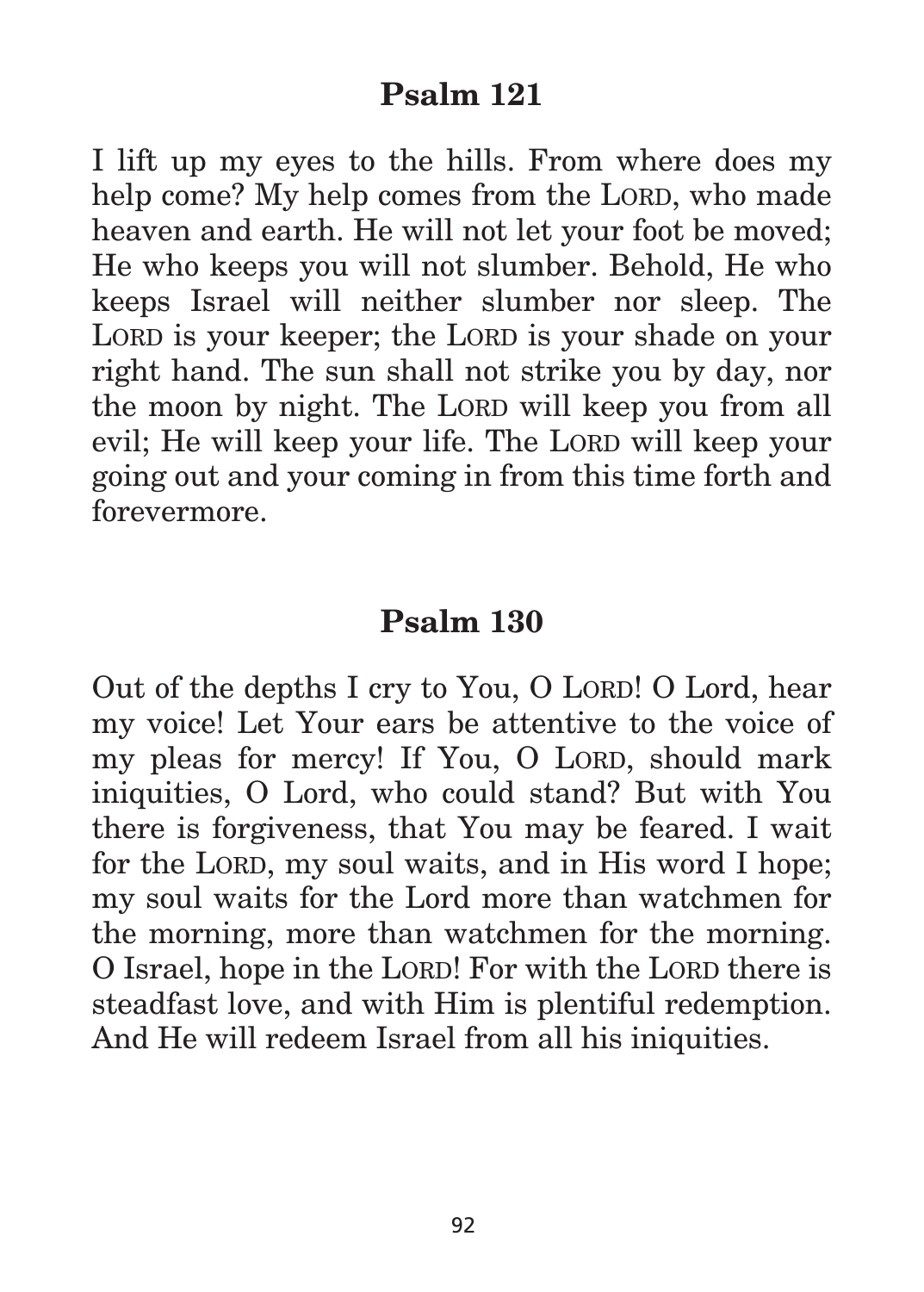## Psalm 121

I lift up my eyes to the hills. From where does my help come? My help comes from the LORD, who made heaven and earth. He will not let your foot be moved; He who keeps you will not slumber. Behold, He who keeps Israel will neither slumber nor sleep. The LORD is your keeper; the LORD is your shade on your right hand. The sun shall not strike you by day, nor the moon by night. The LORD will keep you from all evil; He will keep your life. The LORD will keep your going out and your coming in from this time forth and forevermore.

## Psalm 130

Out of the depths I cry to You, O LORD! O Lord, hear my voice! Let Your ears be attentive to the voice of my pleas for mercy! If You, O LORD, should mark iniquities, O Lord, who could stand? But with You there is forgiveness, that You may be feared. I wait for the LORD, my soul waits, and in His word I hope; my soul waits for the Lord more than watchmen for the morning, more than watchmen for the morning. O Israel, hope in the LORD! For with the LORD there is steadfast love, and with Him is plentiful redemption. And He will redeem Israel from all his iniquities.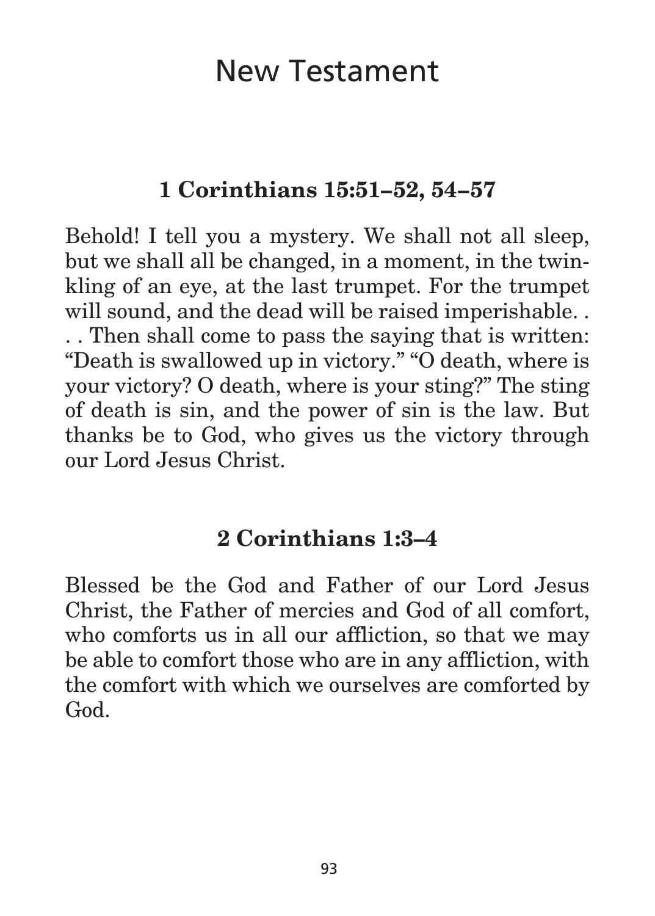# New Testament

### 1 Corinthians 15:51–52, 54–57

Behold! I tell you a mystery. We shall not all sleep, but we shall all be changed, in a moment, in the twinkling of an eye, at the last trumpet. For the trumpet will sound, and the dead will be raised imperishable. . . . Then shall come to pass the saying that is written: "Death is swallowed up in victory." "O death, where is your victory? O death, where is your sting?" The sting of death is sin, and the power of sin is the law. But thanks be to God, who gives us the victory through our Lord Jesus Christ.

### 2 Corinthians 1:3–4

Blessed be the God and Father of our Lord Jesus Christ, the Father of mercies and God of all comfort, who comforts us in all our affliction, so that we may be able to comfort those who are in any affliction, with the comfort with which we ourselves are comforted by God.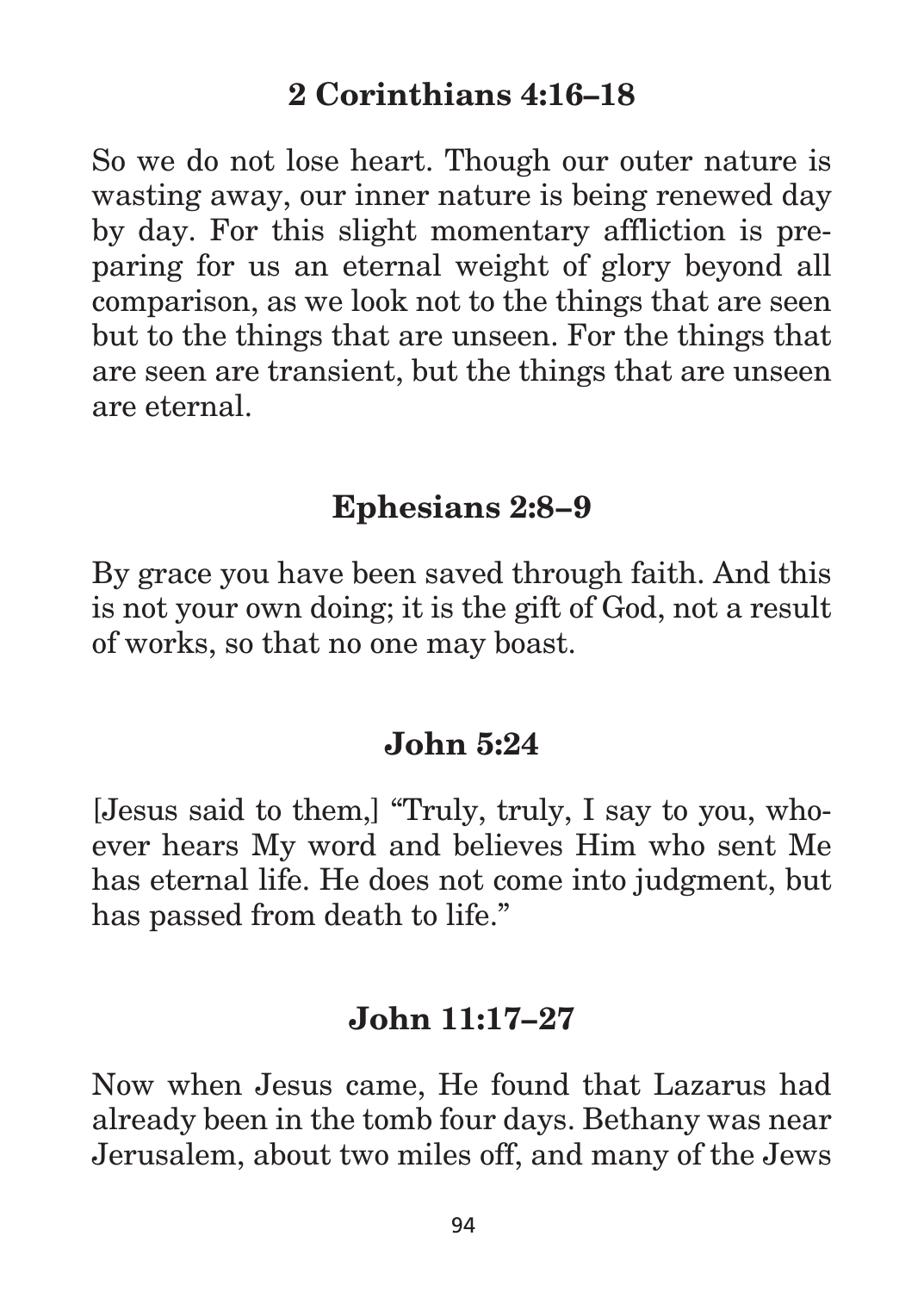## 2 Corinthians 4:16–18

So we do not lose heart. Though our outer nature is wasting away, our inner nature is being renewed day by day. For this slight momentary affliction is preparing for us an eternal weight of glory beyond all comparison, as we look not to the things that are seen but to the things that are unseen. For the things that are seen are transient, but the things that are unseen are eternal.

## Ephesians 2:8–9

By grace you have been saved through faith. And this is not your own doing; it is the gift of God, not a result of works, so that no one may boast.

## John 5:24

[Jesus said to them,] "Truly, truly, I say to you, whoever hears My word and believes Him who sent Me has eternal life. He does not come into judgment, but has passed from death to life."

## John 11:17–27

Now when Jesus came, He found that Lazarus had already been in the tomb four days. Bethany was near Jerusalem, about two miles off, and many of the Jews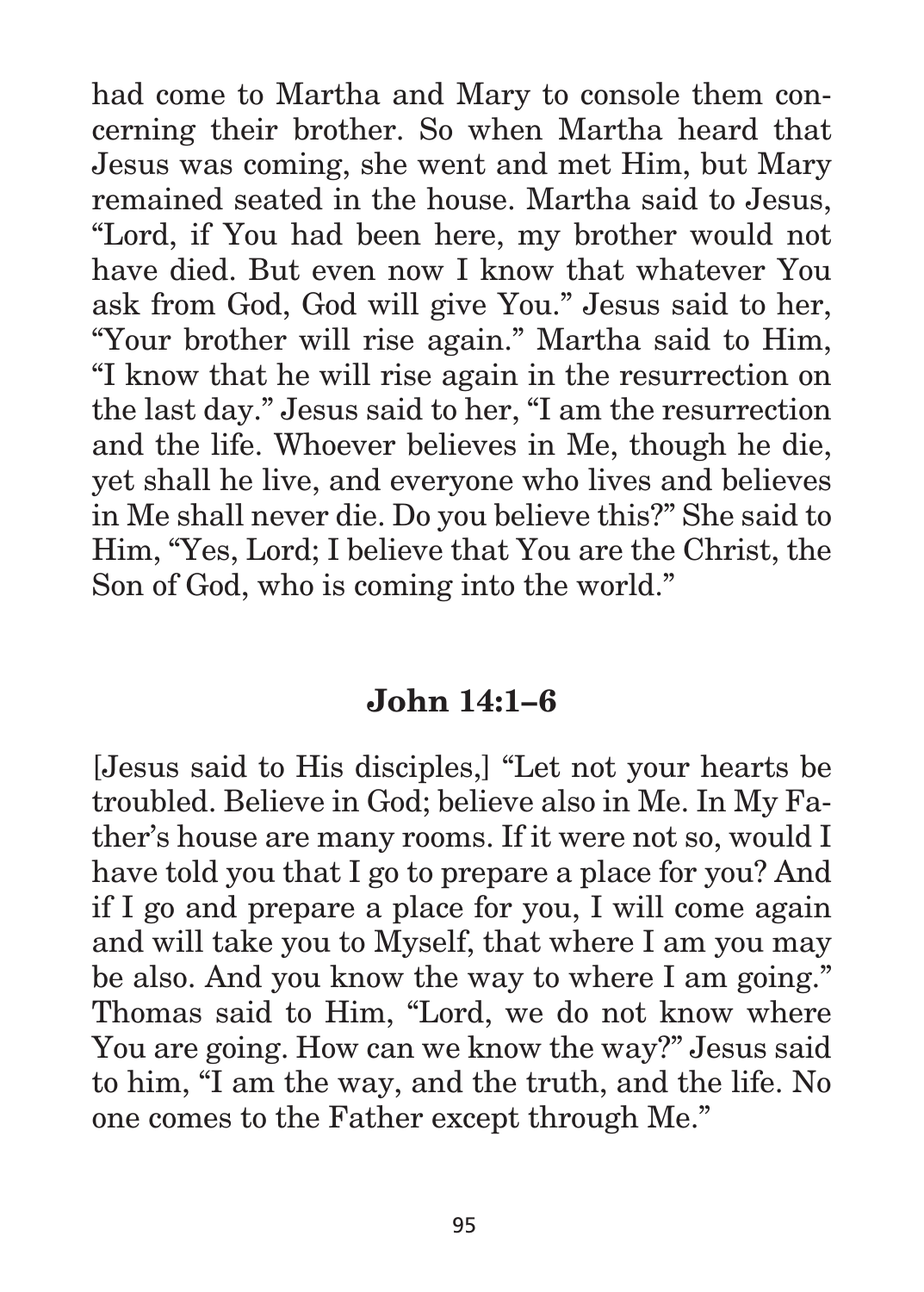had come to Martha and Mary to console them concerning their brother. So when Martha heard that Jesus was coming, she went and met Him, but Mary remained seated in the house. Martha said to Jesus, "Lord, if You had been here, my brother would not have died. But even now I know that whatever You ask from God, God will give You." Jesus said to her, "Your brother will rise again." Martha said to Him, "I know that he will rise again in the resurrection on the last day." Jesus said to her, "I am the resurrection and the life. Whoever believes in Me, though he die, yet shall he live, and everyone who lives and believes in Me shall never die. Do you believe this?" She said to Him, "Yes, Lord; I believe that You are the Christ, the Son of God, who is coming into the world."

## John 14:1–6

[Jesus said to His disciples,] "Let not your hearts be troubled. Believe in God; believe also in Me. In My Father's house are many rooms. If it were not so, would I have told you that I go to prepare a place for you? And if I go and prepare a place for you, I will come again and will take you to Myself, that where I am you may be also. And you know the way to where I am going." Thomas said to Him, "Lord, we do not know where You are going. How can we know the way?" Jesus said to him, "I am the way, and the truth, and the life. No one comes to the Father except through Me."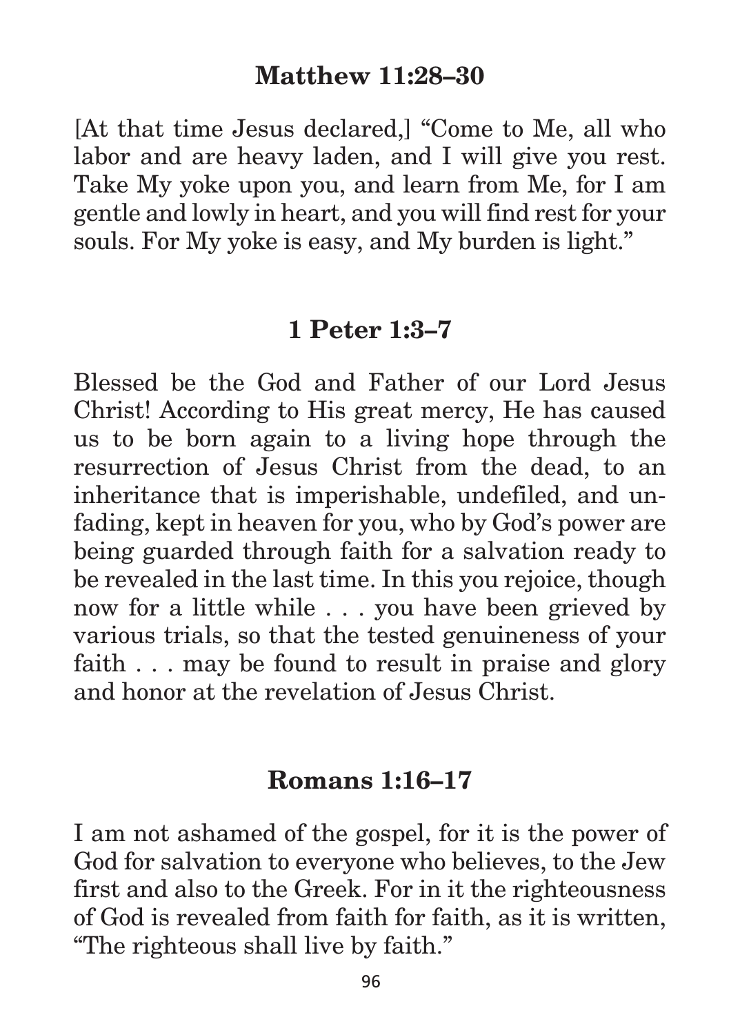## Matthew 11:28–30

[At that time Jesus declared,] "Come to Me, all who labor and are heavy laden, and I will give you rest. Take My yoke upon you, and learn from Me, for I am gentle and lowly in heart, and you will find rest for your souls. For My yoke is easy, and My burden is light."

## 1 Peter 1:3–7

Blessed be the God and Father of our Lord Jesus Christ! According to His great mercy, He has caused us to be born again to a living hope through the resurrection of Jesus Christ from the dead, to an inheritance that is imperishable, undefiled, and unfading, kept in heaven for you, who by God's power are being guarded through faith for a salvation ready to be revealed in the last time. In this you rejoice, though now for a little while . . . you have been grieved by various trials, so that the tested genuineness of your faith . . . may be found to result in praise and glory and honor at the revelation of Jesus Christ.

## Romans 1:16–17

I am not ashamed of the gospel, for it is the power of God for salvation to everyone who believes, to the Jew first and also to the Greek. For in it the righteousness of God is revealed from faith for faith, as it is written, "The righteous shall live by faith."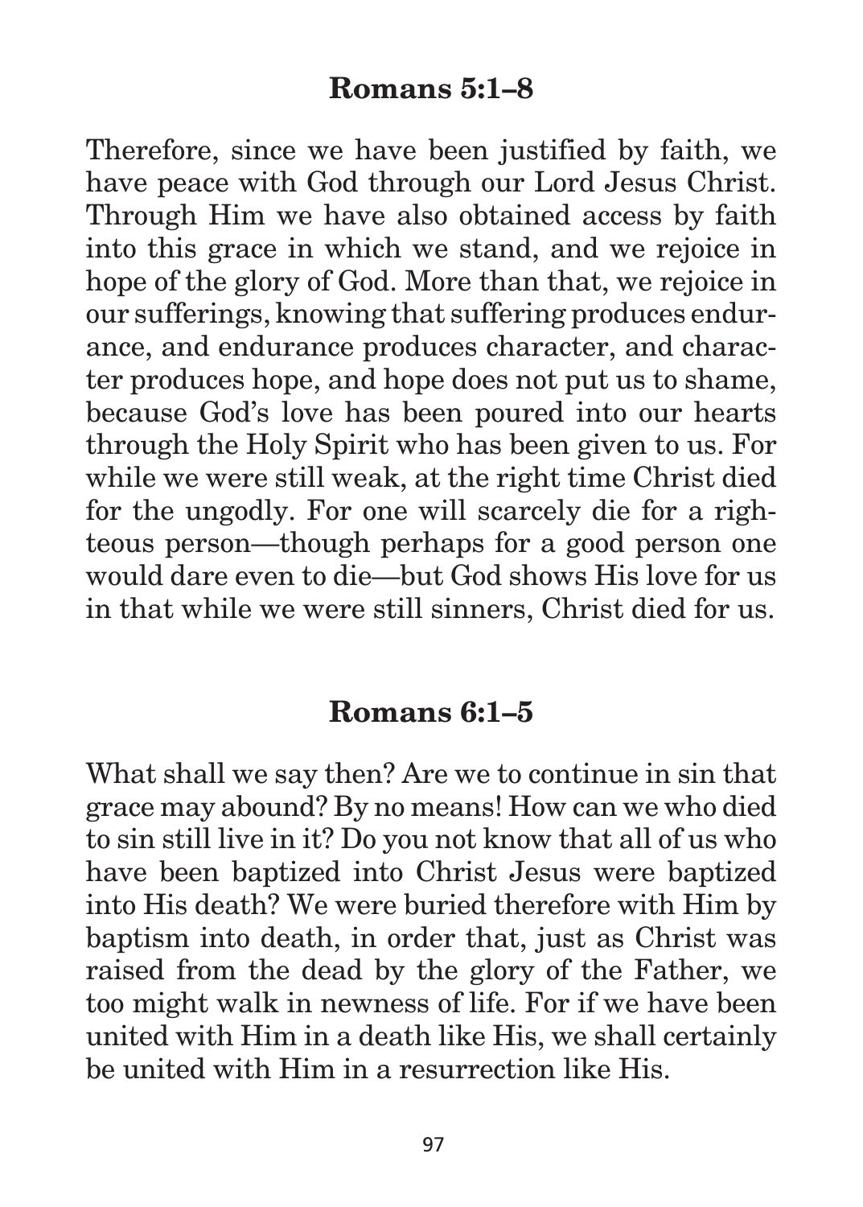## Romans 5:1–8

Therefore, since we have been justified by faith, we have peace with God through our Lord Jesus Christ. Through Him we have also obtained access by faith into this grace in which we stand, and we rejoice in hope of the glory of God. More than that, we rejoice in our sufferings, knowing that suffering produces endurance, and endurance produces character, and character produces hope, and hope does not put us to shame, because God's love has been poured into our hearts through the Holy Spirit who has been given to us. For while we were still weak, at the right time Christ died for the ungodly. For one will scarcely die for a righteous person—though perhaps for a good person one would dare even to die—but God shows His love for us in that while we were still sinners, Christ died for us.

## Romans 6:1–5

What shall we say then? Are we to continue in sin that grace may abound? By no means! How can we who died to sin still live in it? Do you not know that all of us who have been baptized into Christ Jesus were baptized into His death? We were buried therefore with Him by baptism into death, in order that, just as Christ was raised from the dead by the glory of the Father, we too might walk in newness of life. For if we have been united with Him in a death like His, we shall certainly be united with Him in a resurrection like His.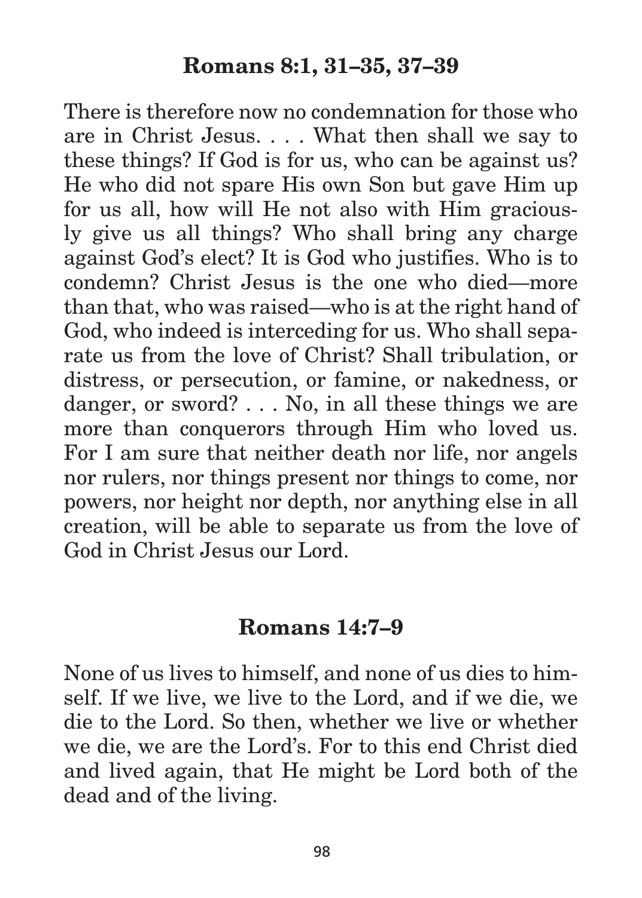## Romans 8:1, 31–35, 37–39

There is therefore now no condemnation for those who are in Christ Jesus. . . . What then shall we say to these things? If God is for us, who can be against us? He who did not spare His own Son but gave Him up for us all, how will He not also with Him graciously give us all things? Who shall bring any charge against God's elect? It is God who justifies. Who is to condemn? Christ Jesus is the one who died—more than that, who was raised—who is at the right hand of God, who indeed is interceding for us. Who shall separate us from the love of Christ? Shall tribulation, or distress, or persecution, or famine, or nakedness, or danger, or sword? . . . No, in all these things we are more than conquerors through Him who loved us. For I am sure that neither death nor life, nor angels nor rulers, nor things present nor things to come, nor powers, nor height nor depth, nor anything else in all creation, will be able to separate us from the love of God in Christ Jesus our Lord.

## Romans 14:7–9

None of us lives to himself, and none of us dies to himself. If we live, we live to the Lord, and if we die, we die to the Lord. So then, whether we live or whether we die, we are the Lord's. For to this end Christ died and lived again, that He might be Lord both of the dead and of the living.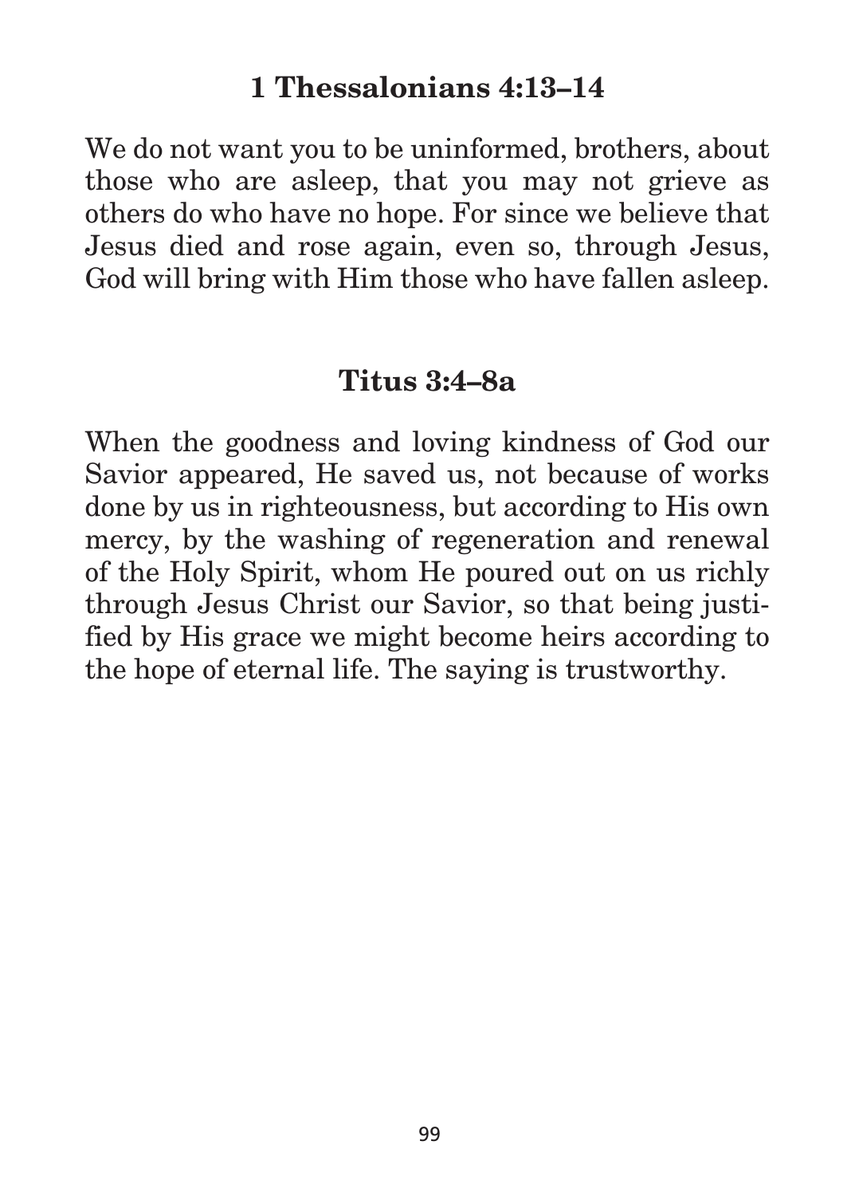## 1 Thessalonians 4:13–14

We do not want you to be uninformed, brothers, about those who are asleep, that you may not grieve as others do who have no hope. For since we believe that Jesus died and rose again, even so, through Jesus, God will bring with Him those who have fallen asleep.

## Titus 3:4–8a

When the goodness and loving kindness of God our Savior appeared, He saved us, not because of works done by us in righteousness, but according to His own mercy, by the washing of regeneration and renewal of the Holy Spirit, whom He poured out on us richly through Jesus Christ our Savior, so that being justified by His grace we might become heirs according to the hope of eternal life. The saying is trustworthy.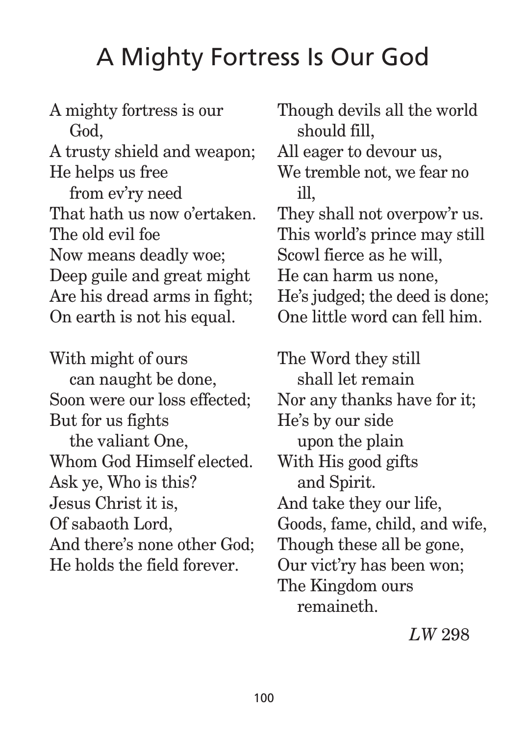# A Mighty Fortress Is Our God

A mighty fortress is our God,  
A trusty shield and weapon;  
He helps us free from ev'ry need  
That hath us now o'ertaken.  
The old evil foe  
Now means deadly woe;  
Deep guile and great might  
Are his dread arms in fight;  
On earth is not his equal.

With might of ours can naught be done,  
Soon were our loss effected;  
But for us fights the valiant One,  
Whom God Himself elected.  
Ask ye, Who is this?  
Jesus Christ it is,  
Of sabaoth Lord,  
And there's none other God;  
He holds the field forever.

Though devils all the world should fill,  
All eager to devour us,  
We tremble not, we fear no ill,  
They shall not overpow'r us.  
This world's prince may still  
Scowl fierce as he will,  
He can harm us none,  
He's judged; the deed is done;  
One little word can fell him.

The Word they still shall let remain  
Nor any thanks have for it;  
He's by our side upon the plain  
With His good gifts and Spirit.  
And take they our life,  
Goods, fame, child, and wife,  
Though these all be gone,  
Our vict'ry has been won;  
The Kingdom ours remaineth.

*LW* 298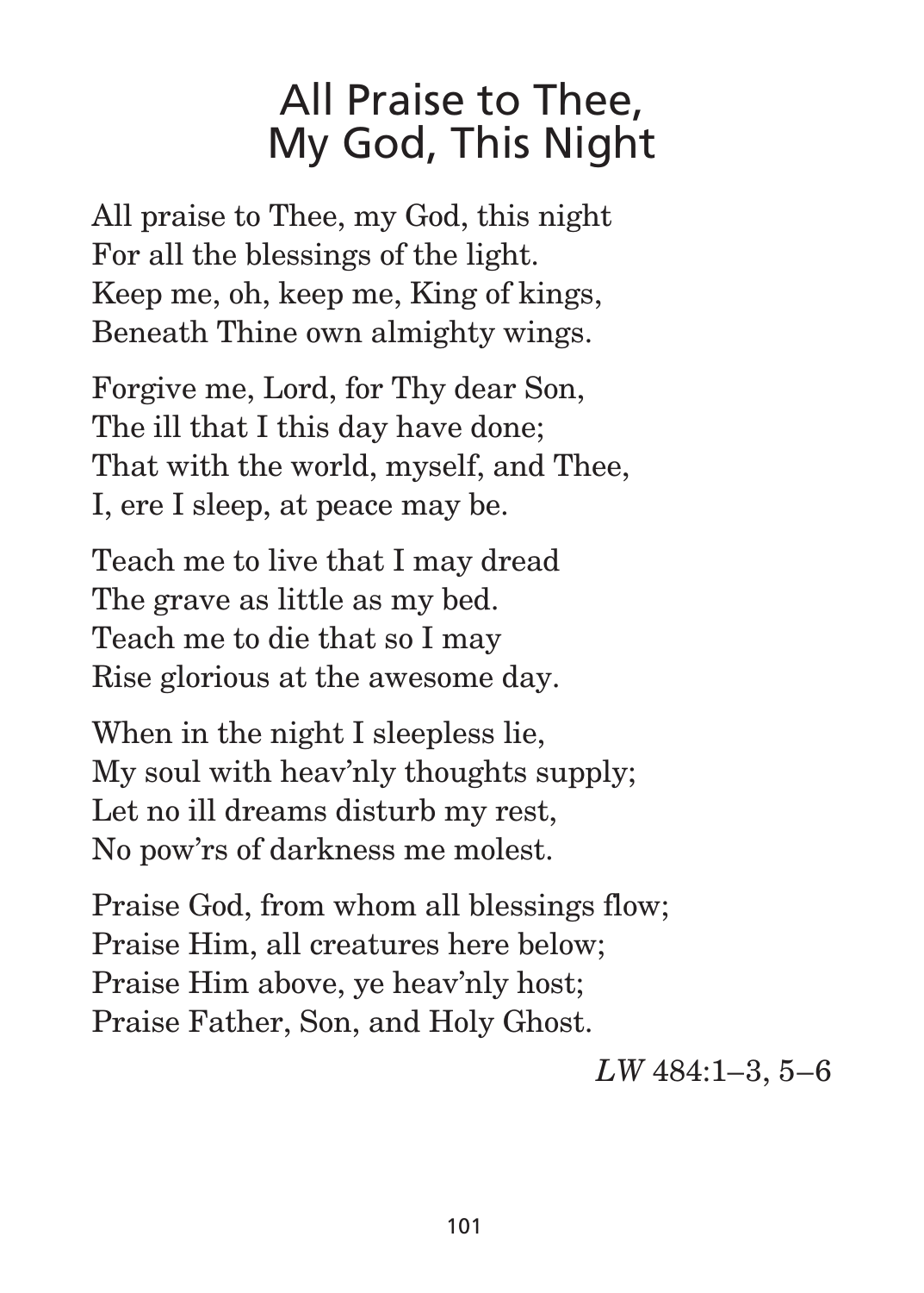# All Praise to Thee, My God, This Night

All praise to Thee, my God, this night
For all the blessings of the light.
Keep me, oh, keep me, King of kings,
Beneath Thine own almighty wings.

Forgive me, Lord, for Thy dear Son,
The ill that I this day have done;
That with the world, myself, and Thee,
I, ere I sleep, at peace may be.

Teach me to live that I may dread
The grave as little as my bed.
Teach me to die that so I may
Rise glorious at the awesome day.

When in the night I sleepless lie,
My soul with heav'nly thoughts supply;
Let no ill dreams disturb my rest,
No pow'rs of darkness me molest.

Praise God, from whom all blessings flow;
Praise Him, all creatures here below;
Praise Him above, ye heav'nly host;
Praise Father, Son, and Holy Ghost.

*LW* 484:1–3, 5–6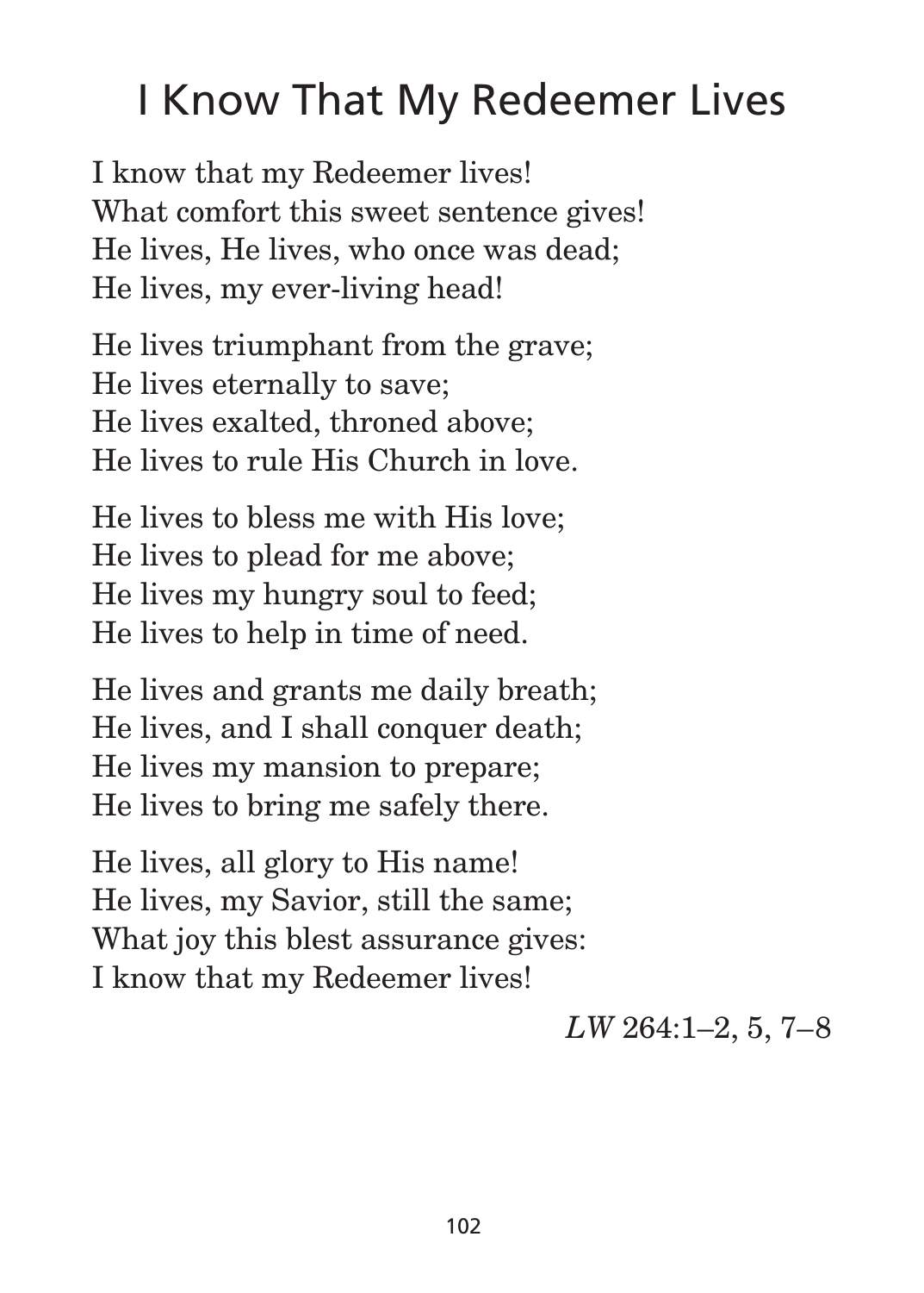# I Know That My Redeemer Lives

I know that my Redeemer lives!  
What comfort this sweet sentence gives!  
He lives, He lives, who once was dead;  
He lives, my ever-living head!

He lives triumphant from the grave;  
He lives eternally to save;  
He lives exalted, throned above;  
He lives to rule His Church in love.

He lives to bless me with His love;  
He lives to plead for me above;  
He lives my hungry soul to feed;  
He lives to help in time of need.

He lives and grants me daily breath;  
He lives, and I shall conquer death;  
He lives my mansion to prepare;  
He lives to bring me safely there.

He lives, all glory to His name!  
He lives, my Savior, still the same;  
What joy this blest assurance gives:  
I know that my Redeemer lives!

*LW* 264:1–2, 5, 7–8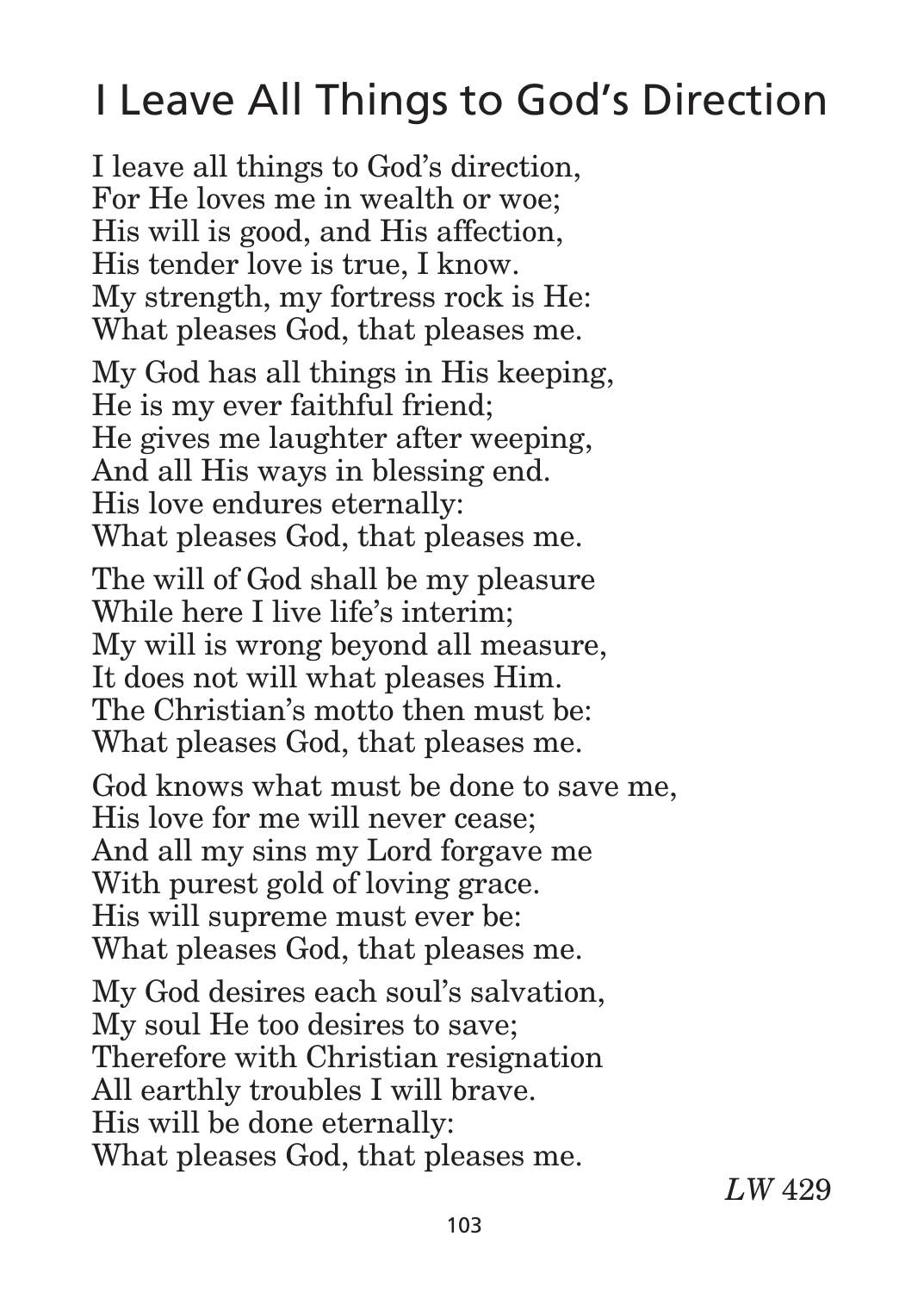# I Leave All Things to God's Direction

I leave all things to God's direction,  
For He loves me in wealth or woe;  
His will is good, and His affection,  
His tender love is true, I know.  
My strength, my fortress rock is He:  
What pleases God, that pleases me.

My God has all things in His keeping,  
He is my ever faithful friend;  
He gives me laughter after weeping,  
And all His ways in blessing end.  
His love endures eternally:  
What pleases God, that pleases me.

The will of God shall be my pleasure  
While here I live life's interim;  
My will is wrong beyond all measure,  
It does not will what pleases Him.  
The Christian's motto then must be:  
What pleases God, that pleases me.

God knows what must be done to save me,  
His love for me will never cease;  
And all my sins my Lord forgave me  
With purest gold of loving grace.  
His will supreme must ever be:  
What pleases God, that pleases me.

My God desires each soul's salvation,  
My soul He too desires to save;  
Therefore with Christian resignation  
All earthly troubles I will brave.  
His will be done eternally:  
What pleases God, that pleases me.

*LW* 429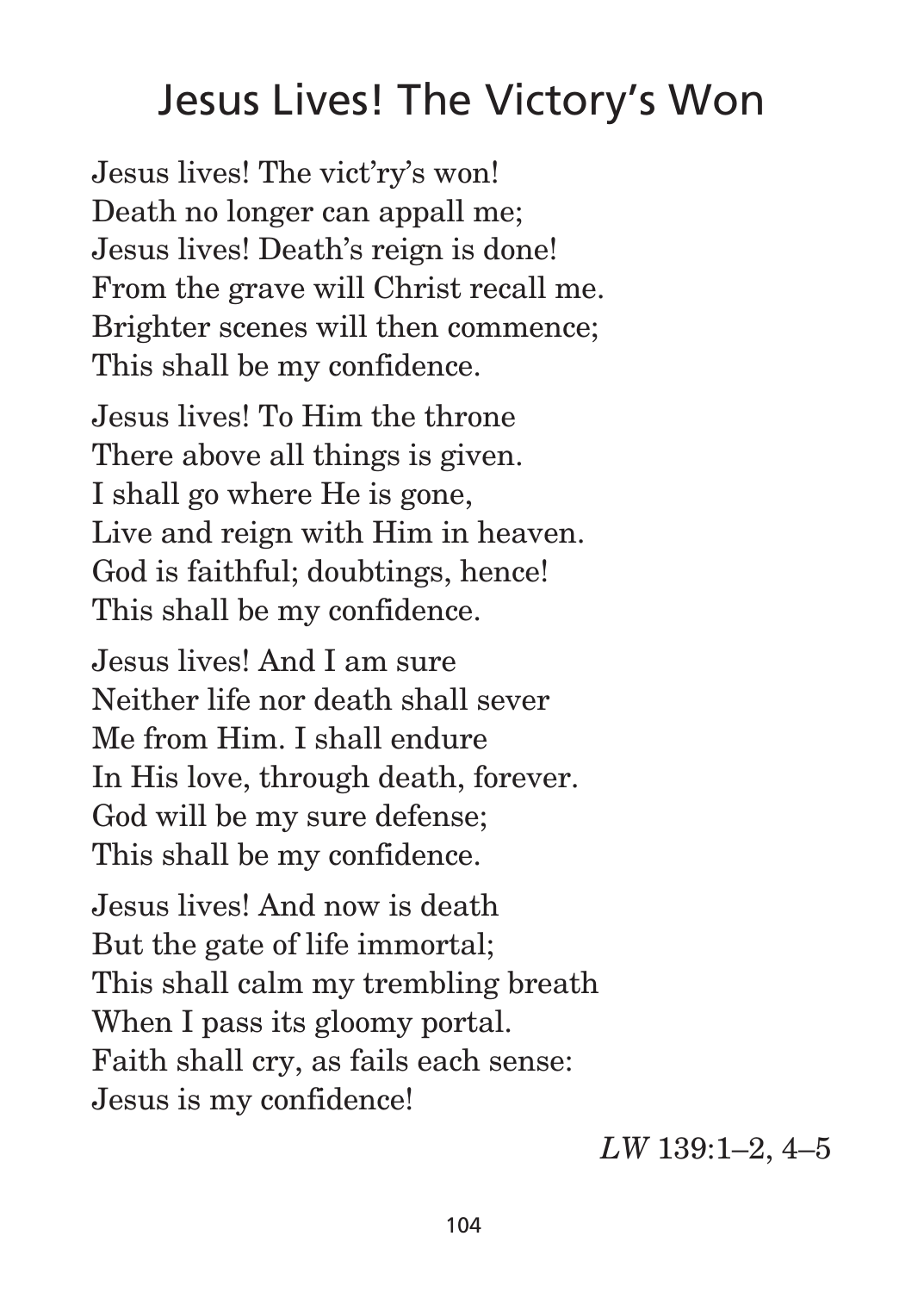# Jesus Lives! The Victory's Won

Jesus lives! The vict'ry's won!
Death no longer can appall me;
Jesus lives! Death's reign is done!
From the grave will Christ recall me.
Brighter scenes will then commence;
This shall be my confidence.

Jesus lives! To Him the throne
There above all things is given.
I shall go where He is gone,
Live and reign with Him in heaven.
God is faithful; doubtings, hence!
This shall be my confidence.

Jesus lives! And I am sure
Neither life nor death shall sever
Me from Him. I shall endure
In His love, through death, forever.
God will be my sure defense;
This shall be my confidence.

Jesus lives! And now is death
But the gate of life immortal;
This shall calm my trembling breath
When I pass its gloomy portal.
Faith shall cry, as fails each sense:
Jesus is my confidence!

*LW* 139:1–2, 4–5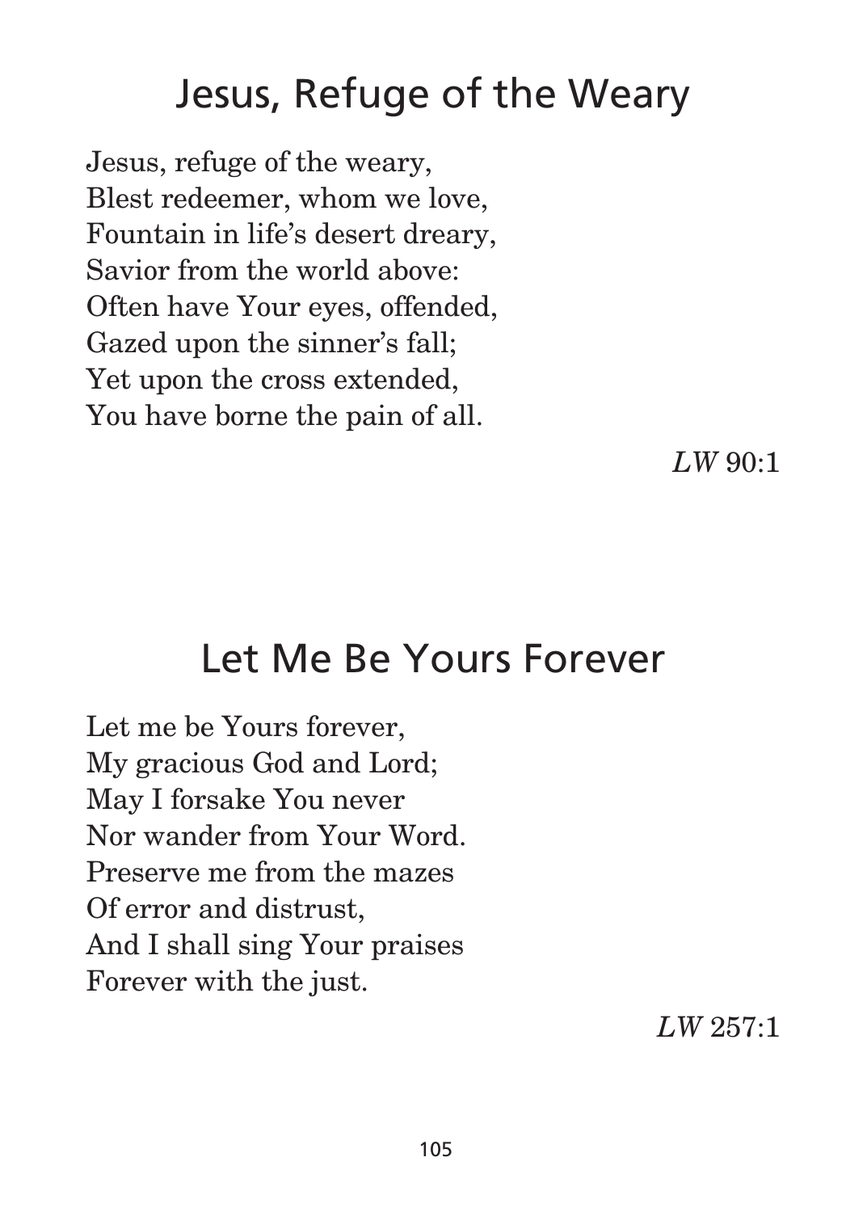# Jesus, Refuge of the Weary

Jesus, refuge of the weary,  
Blest redeemer, whom we love,  
Fountain in life's desert dreary,  
Savior from the world above:  
Often have Your eyes, offended,  
Gazed upon the sinner's fall;  
Yet upon the cross extended,  
You have borne the pain of all.

*LW* 90:1

# Let Me Be Yours Forever

Let me be Yours forever,  
My gracious God and Lord;  
May I forsake You never  
Nor wander from Your Word.  
Preserve me from the mazes  
Of error and distrust,  
And I shall sing Your praises  
Forever with the just.

*LW* 257:1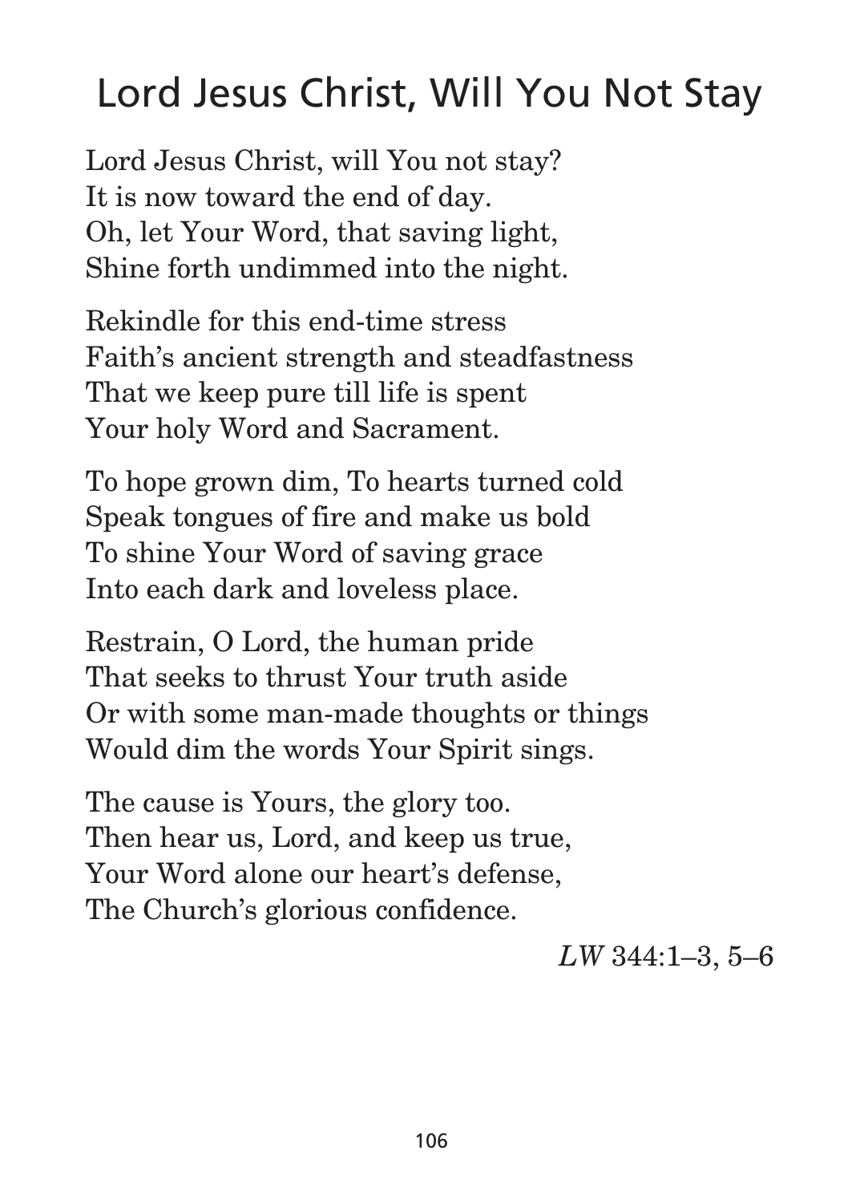# Lord Jesus Christ, Will You Not Stay

Lord Jesus Christ, will You not stay?
It is now toward the end of day.
Oh, let Your Word, that saving light,
Shine forth undimmed into the night.

Rekindle for this end-time stress
Faith's ancient strength and steadfastness
That we keep pure till life is spent
Your holy Word and Sacrament.

To hope grown dim, To hearts turned cold
Speak tongues of fire and make us bold
To shine Your Word of saving grace
Into each dark and loveless place.

Restrain, O Lord, the human pride
That seeks to thrust Your truth aside
Or with some man-made thoughts or things
Would dim the words Your Spirit sings.

The cause is Yours, the glory too.
Then hear us, Lord, and keep us true,
Your Word alone our heart's defense,
The Church's glorious confidence.

*LW* 344:1–3, 5–6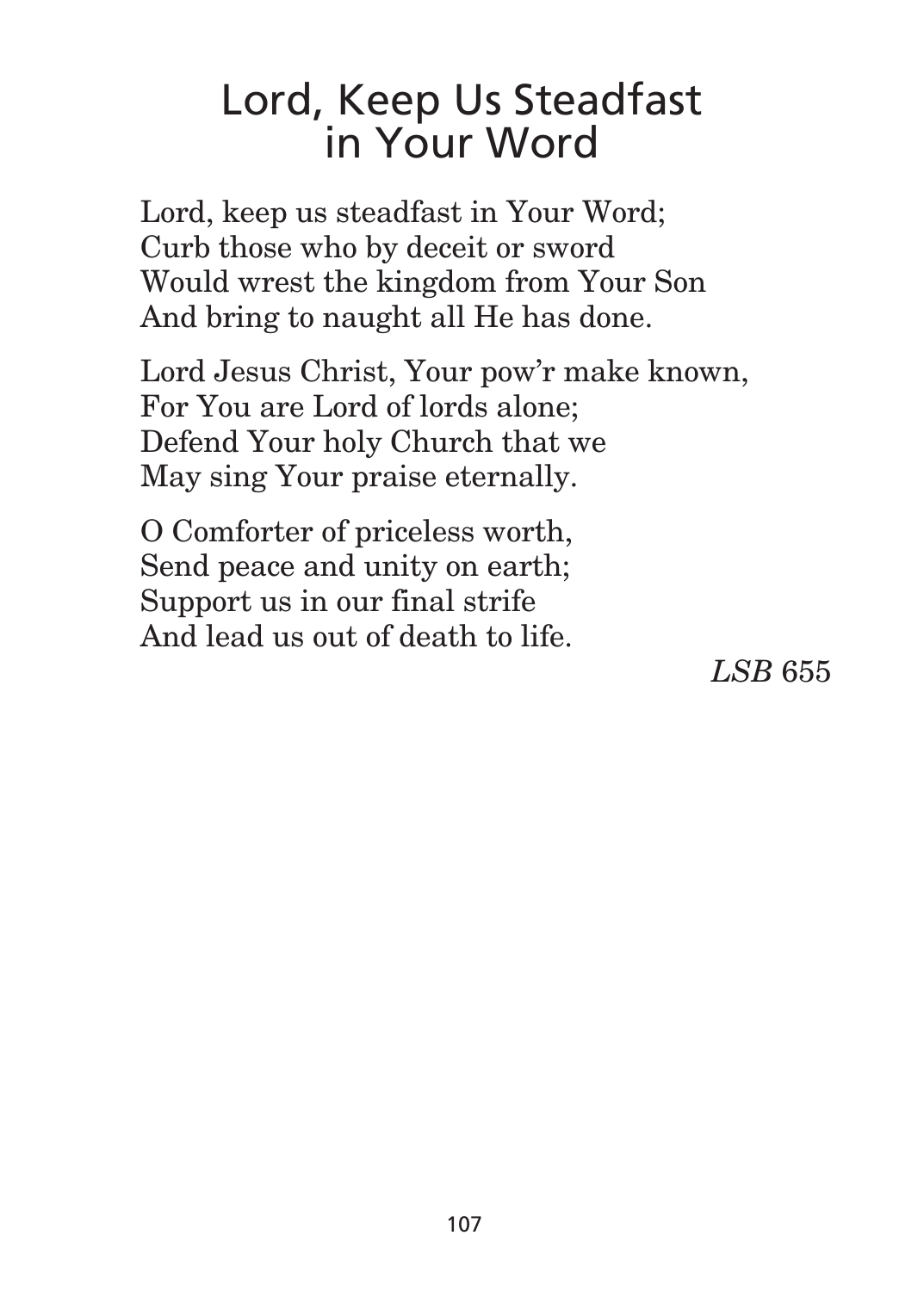# Lord, Keep Us Steadfast in Your Word

Lord, keep us steadfast in Your Word;
Curb those who by deceit or sword
Would wrest the kingdom from Your Son
And bring to naught all He has done.

Lord Jesus Christ, Your pow'r make known,
For You are Lord of lords alone;
Defend Your holy Church that we
May sing Your praise eternally.

O Comforter of priceless worth,
Send peace and unity on earth;
Support us in our final strife
And lead us out of death to life.

*LSB* 655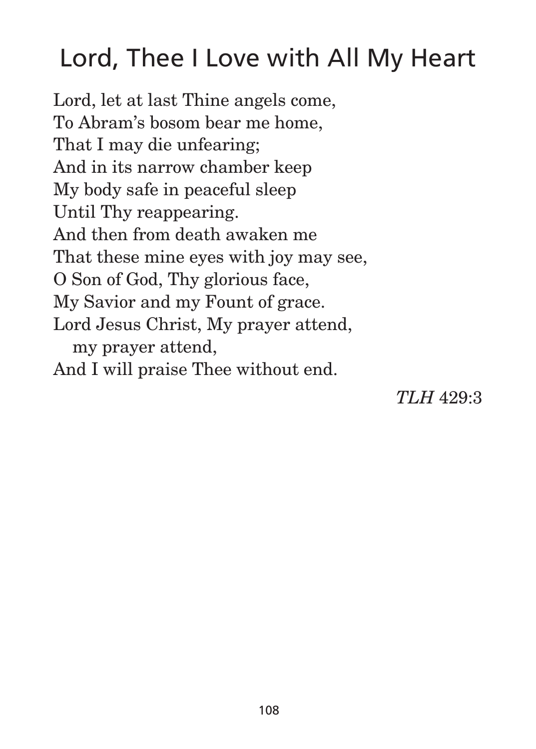# Lord, Thee I Love with All My Heart

Lord, let at last Thine angels come,
To Abram's bosom bear me home,
That I may die unfearing;
And in its narrow chamber keep
My body safe in peaceful sleep
Until Thy reappearing.
And then from death awaken me
That these mine eyes with joy may see,
O Son of God, Thy glorious face,
My Savior and my Fount of grace.
Lord Jesus Christ, My prayer attend,
   my prayer attend,
And I will praise Thee without end.

*TLH* 429:3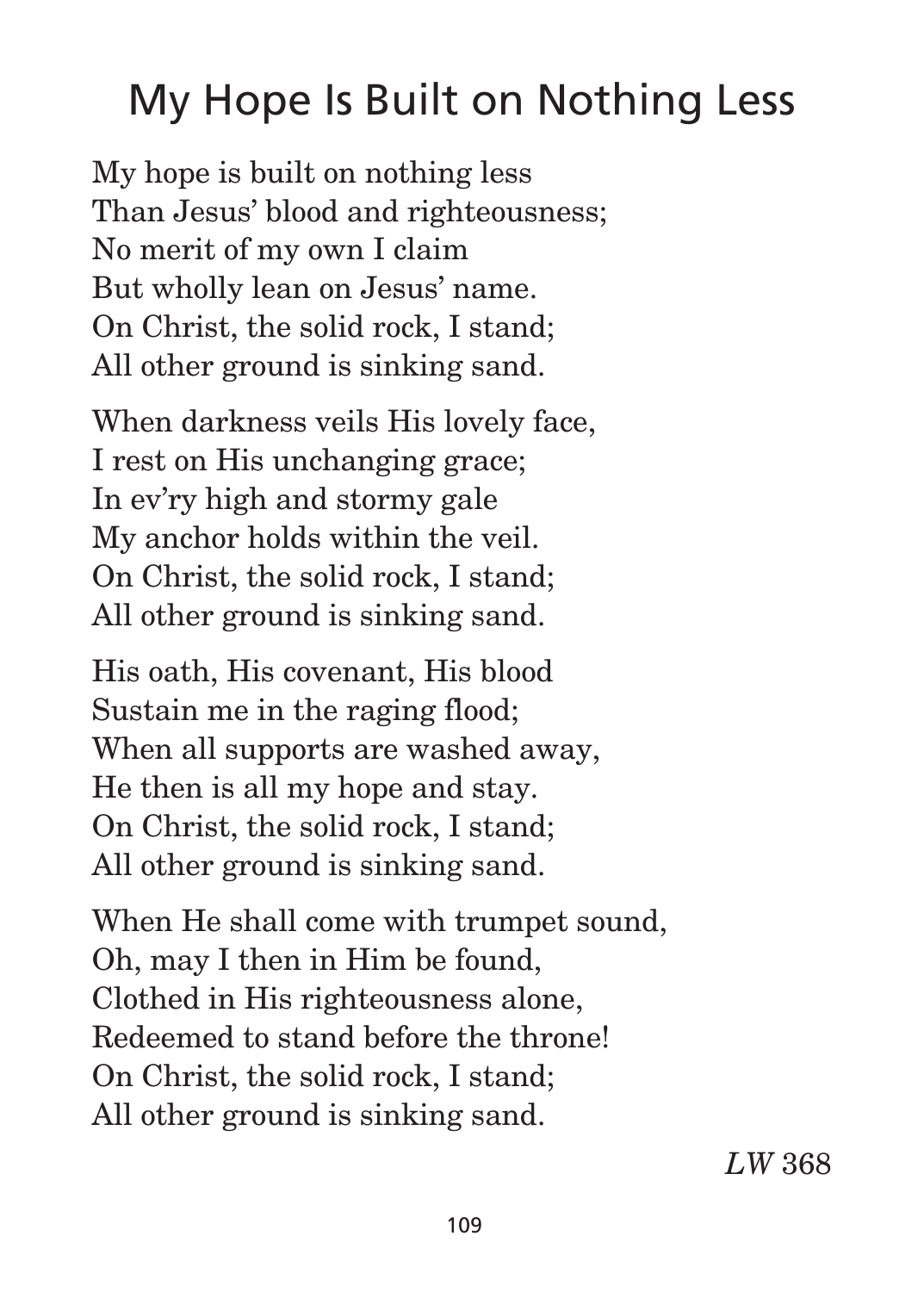# My Hope Is Built on Nothing Less

My hope is built on nothing less  
Than Jesus' blood and righteousness;  
No merit of my own I claim  
But wholly lean on Jesus' name.  
On Christ, the solid rock, I stand;  
All other ground is sinking sand.

When darkness veils His lovely face,  
I rest on His unchanging grace;  
In ev'ry high and stormy gale  
My anchor holds within the veil.  
On Christ, the solid rock, I stand;  
All other ground is sinking sand.

His oath, His covenant, His blood  
Sustain me in the raging flood;  
When all supports are washed away,  
He then is all my hope and stay.  
On Christ, the solid rock, I stand;  
All other ground is sinking sand.

When He shall come with trumpet sound,  
Oh, may I then in Him be found,  
Clothed in His righteousness alone,  
Redeemed to stand before the throne!  
On Christ, the solid rock, I stand;  
All other ground is sinking sand.

*LW* 368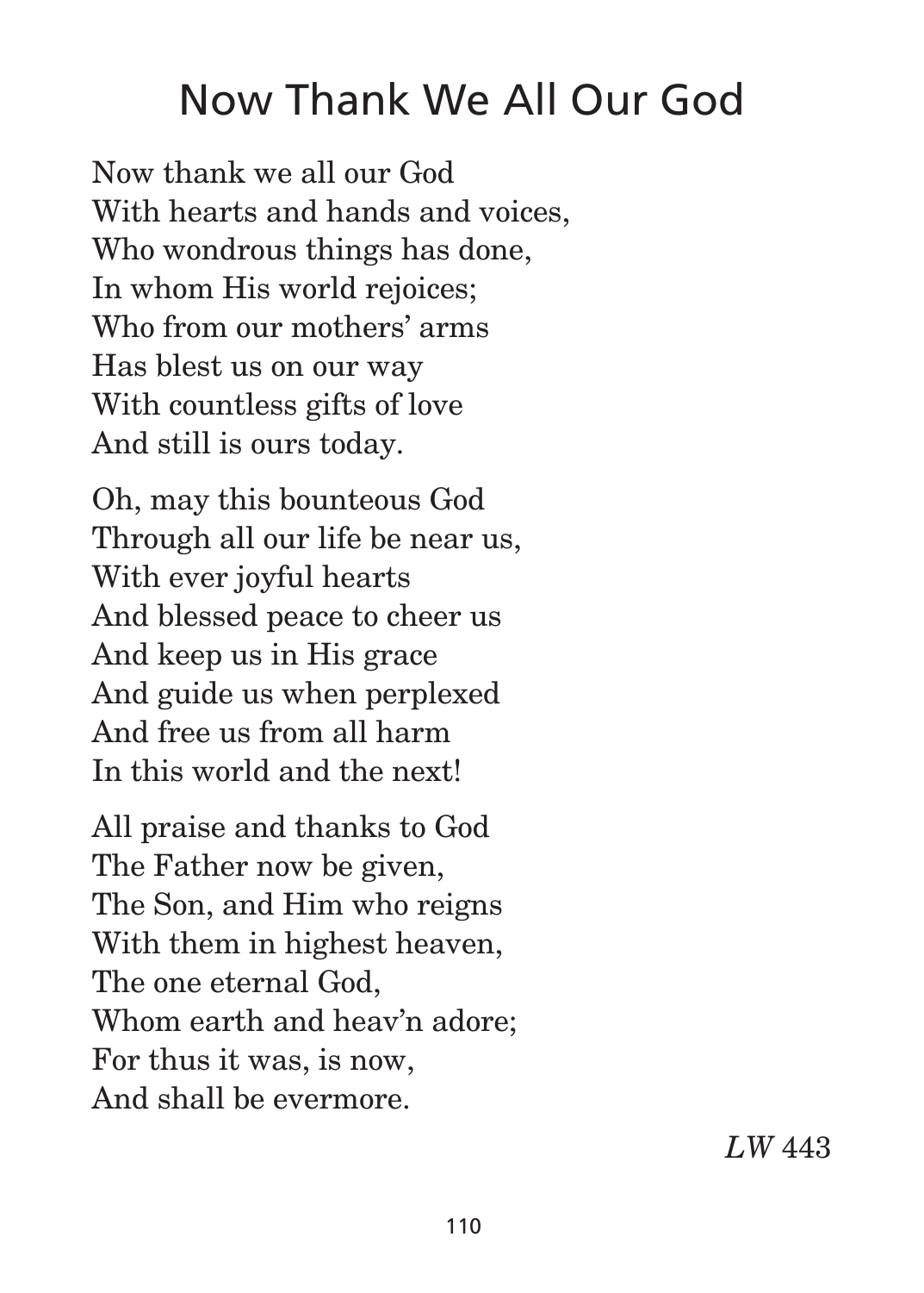# Now Thank We All Our God

Now thank we all our God  
With hearts and hands and voices,  
Who wondrous things has done,  
In whom His world rejoices;  
Who from our mothers' arms  
Has blest us on our way  
With countless gifts of love  
And still is ours today.

Oh, may this bounteous God  
Through all our life be near us,  
With ever joyful hearts  
And blessed peace to cheer us  
And keep us in His grace  
And guide us when perplexed  
And free us from all harm  
In this world and the next!

All praise and thanks to God  
The Father now be given,  
The Son, and Him who reigns  
With them in highest heaven,  
The one eternal God,  
Whom earth and heav'n adore;  
For thus it was, is now,  
And shall be evermore.

*LW* 443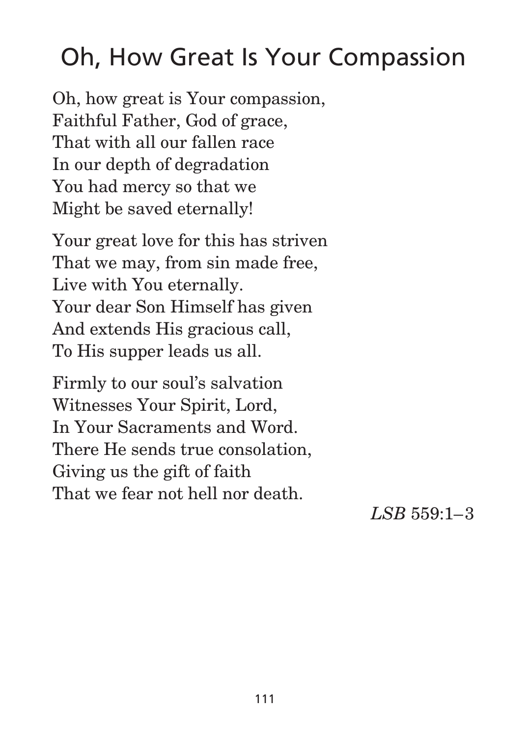# Oh, How Great Is Your Compassion

Oh, how great is Your compassion,
Faithful Father, God of grace,
That with all our fallen race
In our depth of degradation
You had mercy so that we
Might be saved eternally!

Your great love for this has striven
That we may, from sin made free,
Live with You eternally.
Your dear Son Himself has given
And extends His gracious call,
To His supper leads us all.

Firmly to our soul's salvation
Witnesses Your Spirit, Lord,
In Your Sacraments and Word.
There He sends true consolation,
Giving us the gift of faith
That we fear not hell nor death.

*LSB* 559:1–3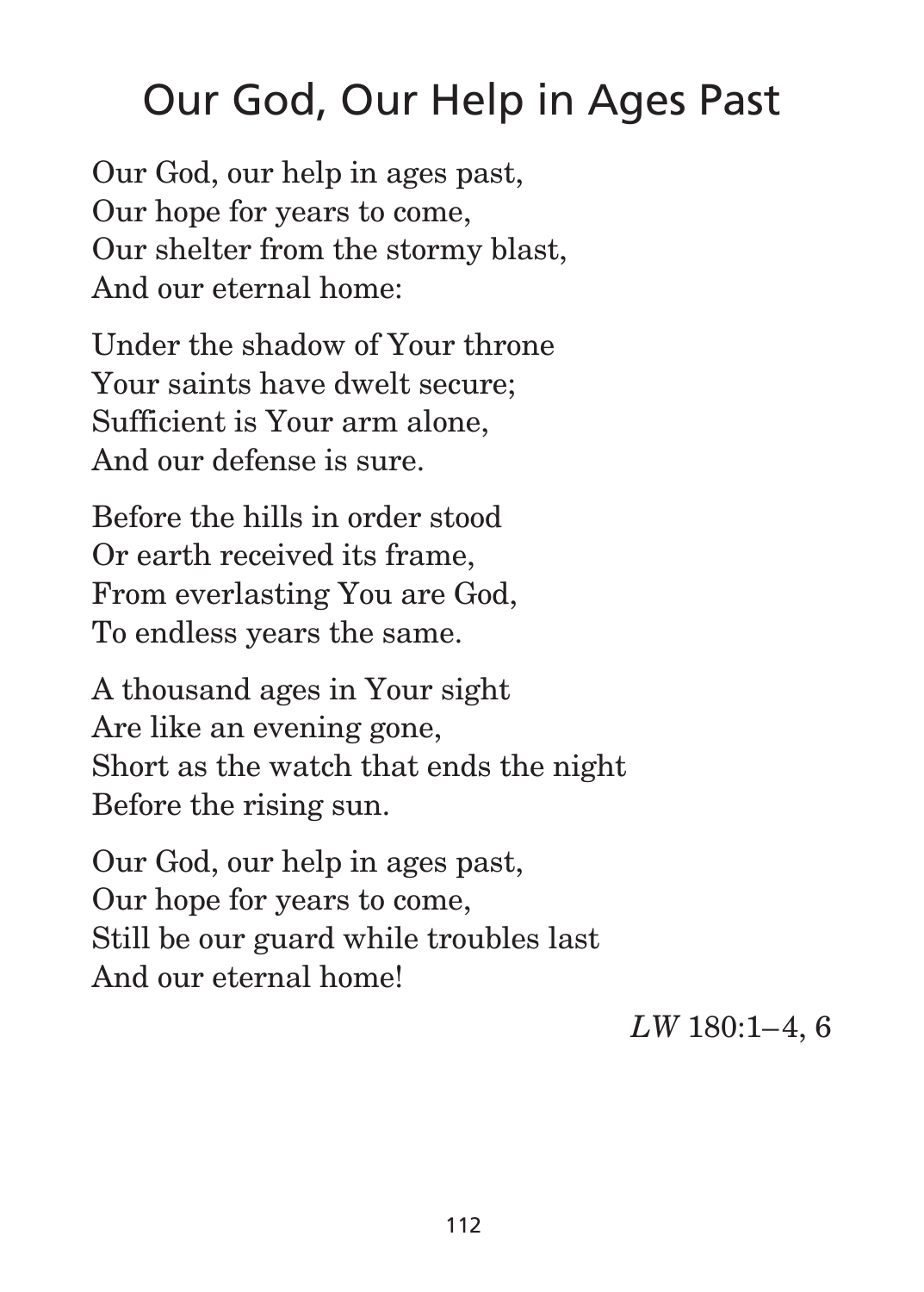# Our God, Our Help in Ages Past

Our God, our help in ages past,
Our hope for years to come,
Our shelter from the stormy blast,
And our eternal home:

Under the shadow of Your throne
Your saints have dwelt secure;
Sufficient is Your arm alone,
And our defense is sure.

Before the hills in order stood
Or earth received its frame,
From everlasting You are God,
To endless years the same.

A thousand ages in Your sight
Are like an evening gone,
Short as the watch that ends the night
Before the rising sun.

Our God, our help in ages past,
Our hope for years to come,
Still be our guard while troubles last
And our eternal home!

*LW* 180:1–4, 6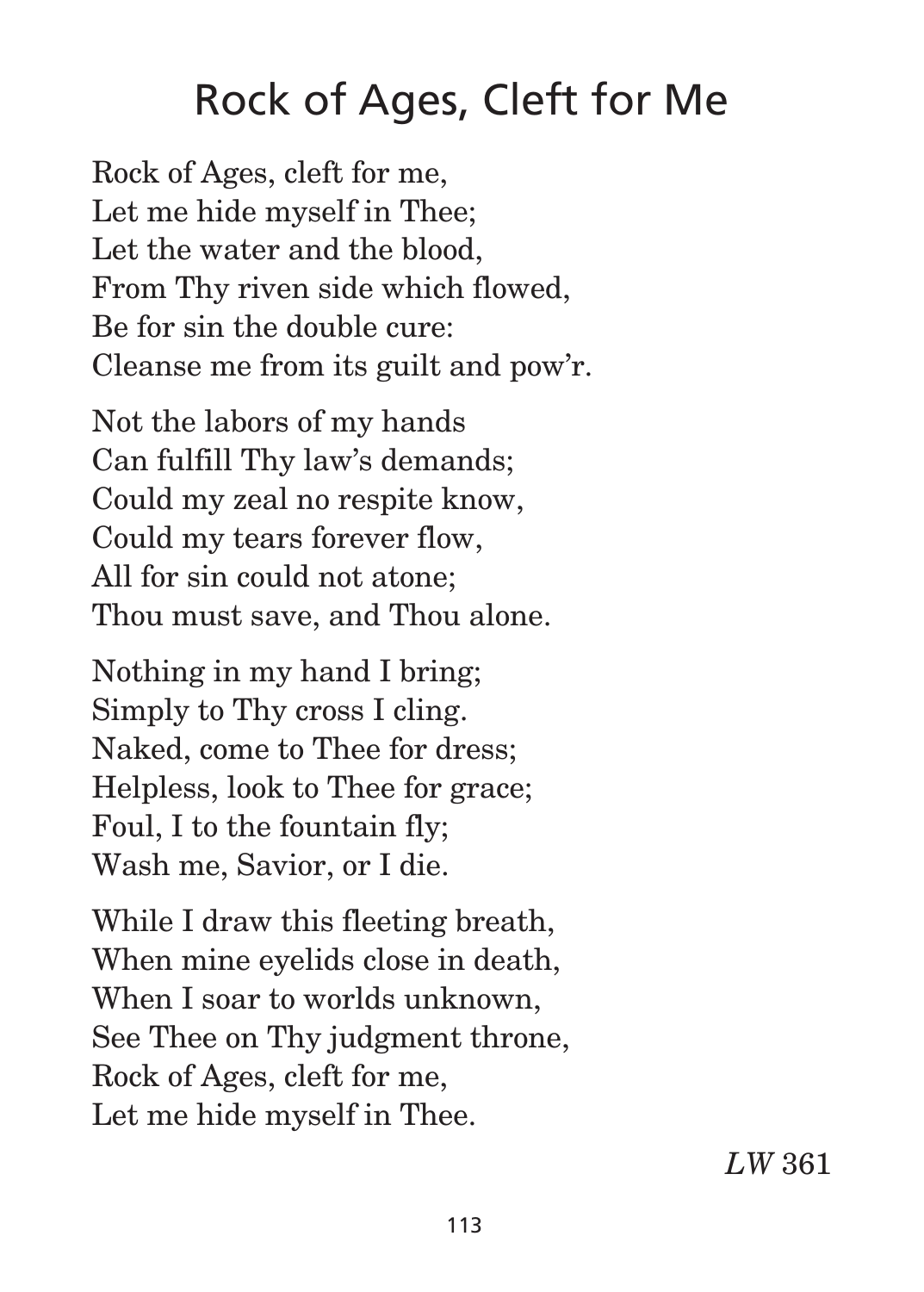# Rock of Ages, Cleft for Me

Rock of Ages, cleft for me,
Let me hide myself in Thee;
Let the water and the blood,
From Thy riven side which flowed,
Be for sin the double cure:
Cleanse me from its guilt and pow'r.

Not the labors of my hands
Can fulfill Thy law's demands;
Could my zeal no respite know,
Could my tears forever flow,
All for sin could not atone;
Thou must save, and Thou alone.

Nothing in my hand I bring;
Simply to Thy cross I cling.
Naked, come to Thee for dress;
Helpless, look to Thee for grace;
Foul, I to the fountain fly;
Wash me, Savior, or I die.

While I draw this fleeting breath,
When mine eyelids close in death,
When I soar to worlds unknown,
See Thee on Thy judgment throne,
Rock of Ages, cleft for me,
Let me hide myself in Thee.

*LW* 361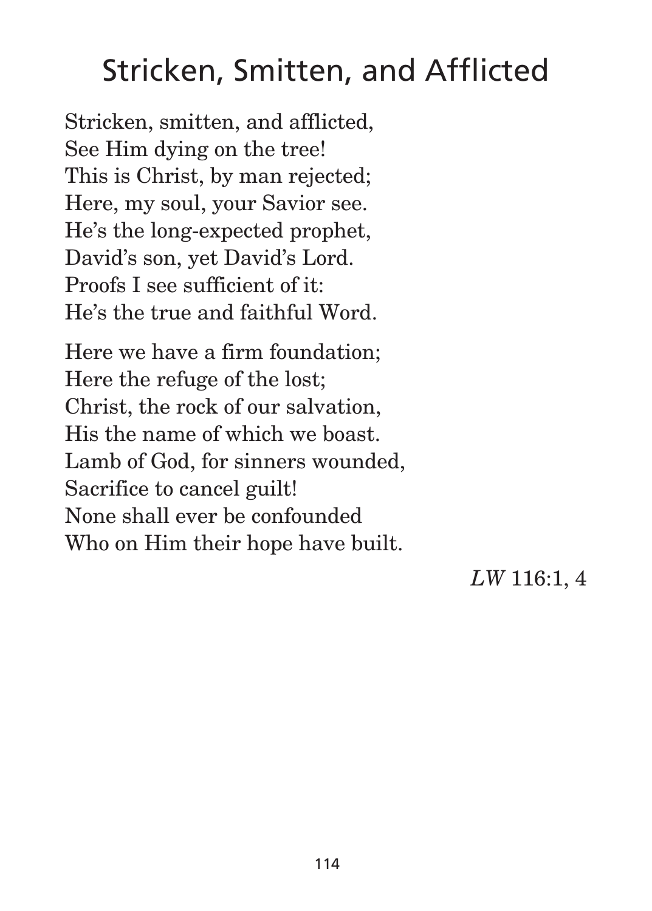# Stricken, Smitten, and Afflicted

Stricken, smitten, and afflicted,
See Him dying on the tree!
This is Christ, by man rejected;
Here, my soul, your Savior see.
He's the long-expected prophet,
David's son, yet David's Lord.
Proofs I see sufficient of it:
He's the true and faithful Word.

Here we have a firm foundation;
Here the refuge of the lost;
Christ, the rock of our salvation,
His the name of which we boast.
Lamb of God, for sinners wounded,
Sacrifice to cancel guilt!
None shall ever be confounded
Who on Him their hope have built.

*LW* 116:1, 4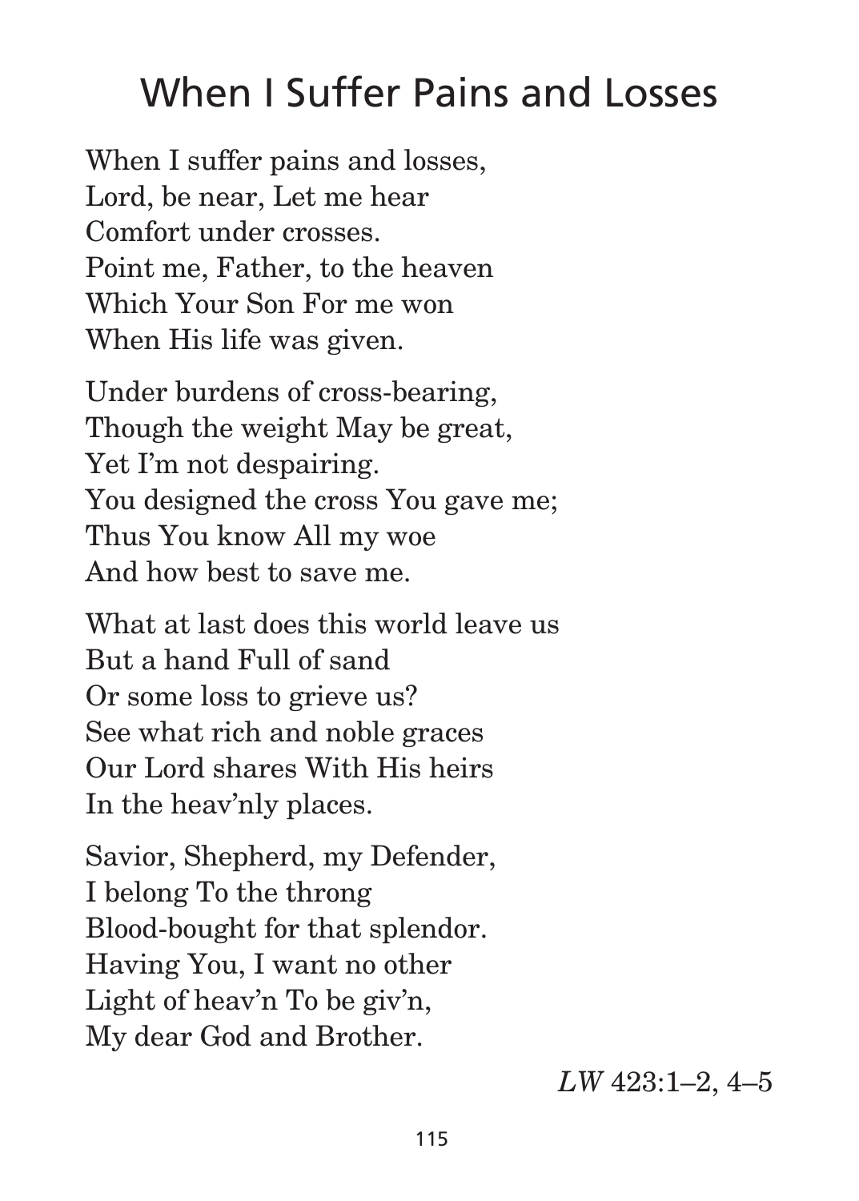# When I Suffer Pains and Losses

When I suffer pains and losses,
Lord, be near, Let me hear
Comfort under crosses.
Point me, Father, to the heaven
Which Your Son For me won
When His life was given.

Under burdens of cross-bearing,
Though the weight May be great,
Yet I'm not despairing.
You designed the cross You gave me;
Thus You know All my woe
And how best to save me.

What at last does this world leave us
But a hand Full of sand
Or some loss to grieve us?
See what rich and noble graces
Our Lord shares With His heirs
In the heav'nly places.

Savior, Shepherd, my Defender,
I belong To the throng
Blood-bought for that splendor.
Having You, I want no other
Light of heav'n To be giv'n,
My dear God and Brother.

*LW* 423:1–2, 4–5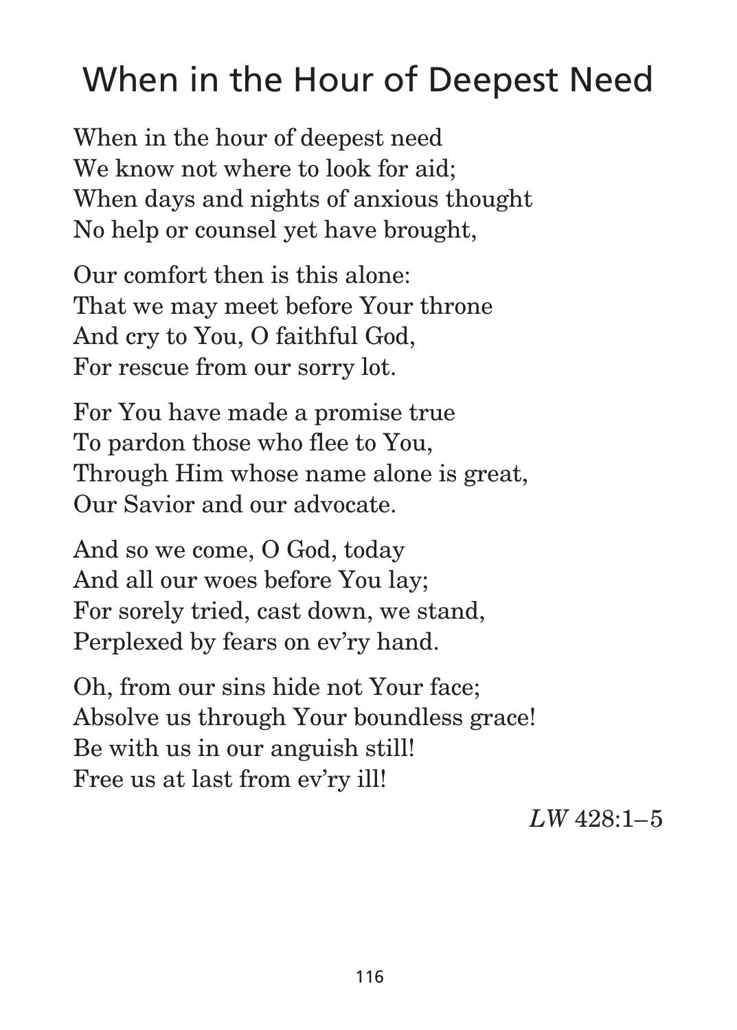# When in the Hour of Deepest Need

When in the hour of deepest need  
We know not where to look for aid;  
When days and nights of anxious thought  
No help or counsel yet have brought,

Our comfort then is this alone:  
That we may meet before Your throne  
And cry to You, O faithful God,  
For rescue from our sorry lot.

For You have made a promise true  
To pardon those who flee to You,  
Through Him whose name alone is great,  
Our Savior and our advocate.

And so we come, O God, today  
And all our woes before You lay;  
For sorely tried, cast down, we stand,  
Perplexed by fears on ev'ry hand.

Oh, from our sins hide not Your face;  
Absolve us through Your boundless grace!  
Be with us in our anguish still!  
Free us at last from ev'ry ill!

*LW* 428:1–5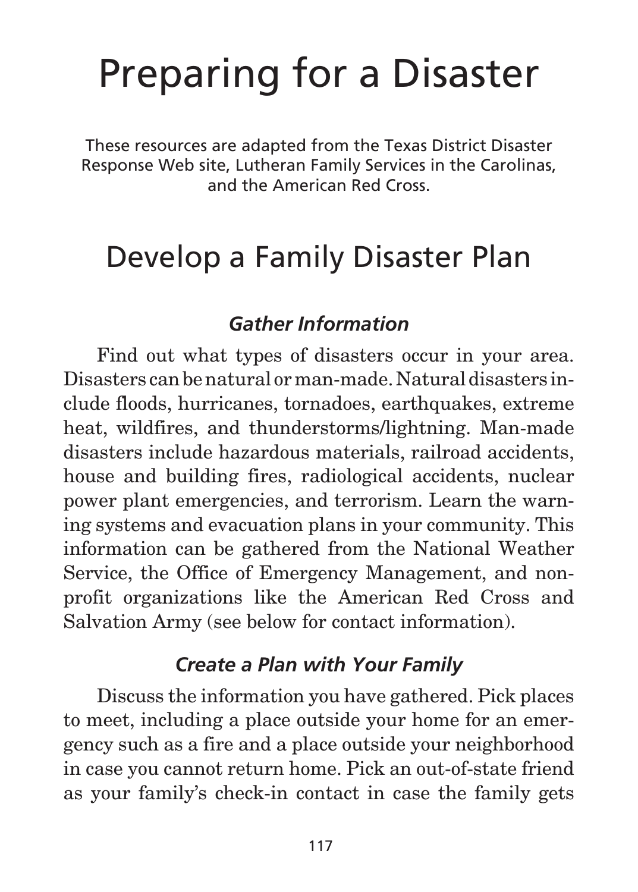# Preparing for a Disaster

These resources are adapted from the Texas District Disaster Response Web site, Lutheran Family Services in the Carolinas, and the American Red Cross.

## Develop a Family Disaster Plan

### *Gather Information*

Find out what types of disasters occur in your area. Disasters can be natural or man-made. Natural disasters include floods, hurricanes, tornadoes, earthquakes, extreme heat, wildfires, and thunderstorms/lightning. Man-made disasters include hazardous materials, railroad accidents, house and building fires, radiological accidents, nuclear power plant emergencies, and terrorism. Learn the warning systems and evacuation plans in your community. This information can be gathered from the National Weather Service, the Office of Emergency Management, and non-profit organizations like the American Red Cross and Salvation Army (see below for contact information).

### *Create a Plan with Your Family*

Discuss the information you have gathered. Pick places to meet, including a place outside your home for an emergency such as a fire and a place outside your neighborhood in case you cannot return home. Pick an out-of-state friend as your family's check-in contact in case the family gets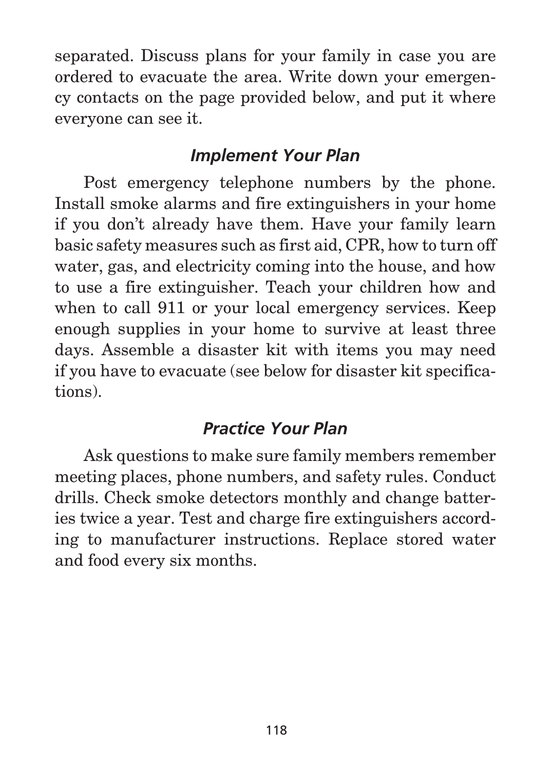separated. Discuss plans for your family in case you are ordered to evacuate the area. Write down your emergency contacts on the page provided below, and put it where everyone can see it.

### *Implement Your Plan*

Post emergency telephone numbers by the phone. Install smoke alarms and fire extinguishers in your home if you don't already have them. Have your family learn basic safety measures such as first aid, CPR, how to turn off water, gas, and electricity coming into the house, and how to use a fire extinguisher. Teach your children how and when to call 911 or your local emergency services. Keep enough supplies in your home to survive at least three days. Assemble a disaster kit with items you may need if you have to evacuate (see below for disaster kit specifications).

### *Practice Your Plan*

Ask questions to make sure family members remember meeting places, phone numbers, and safety rules. Conduct drills. Check smoke detectors monthly and change batteries twice a year. Test and charge fire extinguishers according to manufacturer instructions. Replace stored water and food every six months.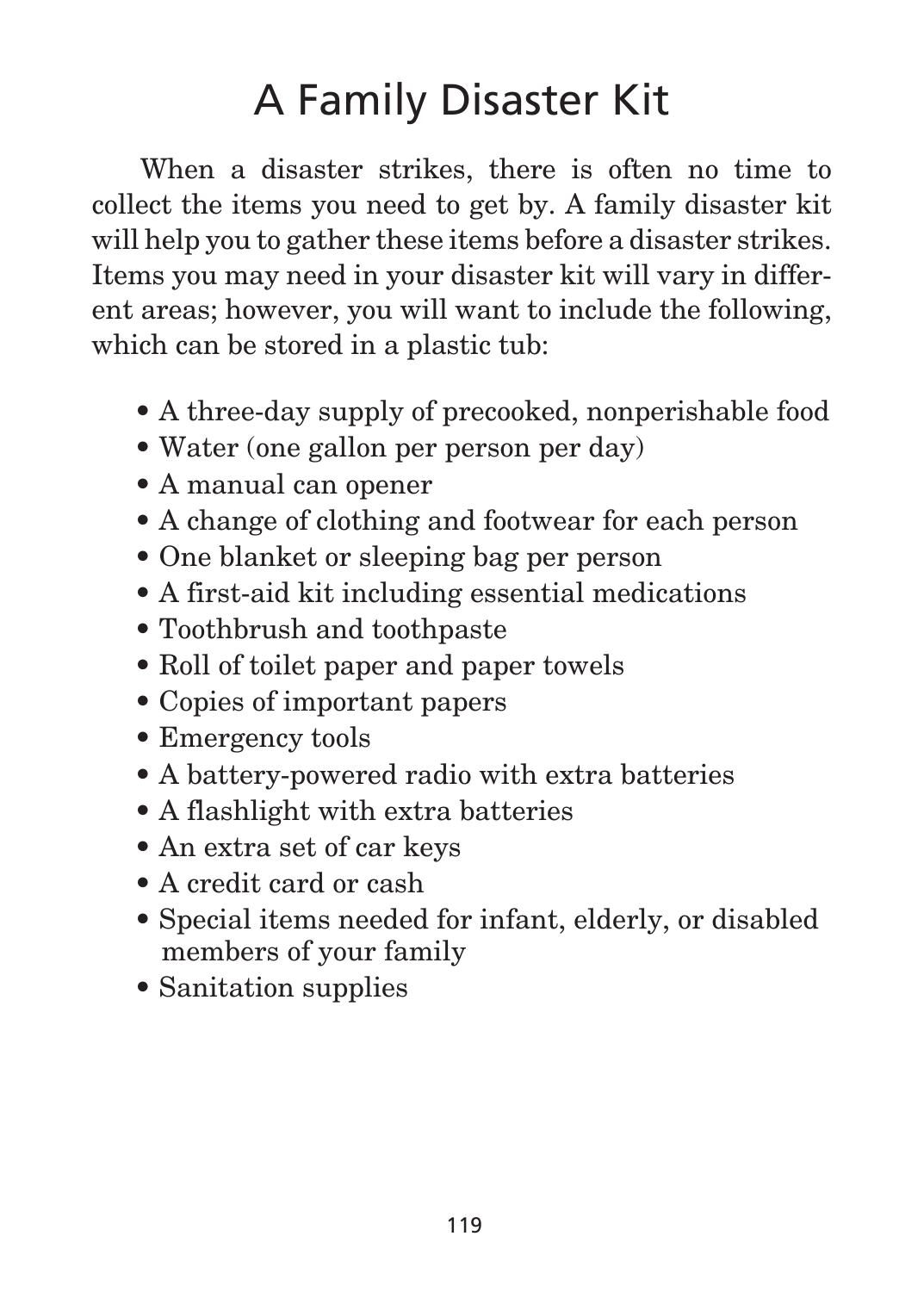# A Family Disaster Kit

When a disaster strikes, there is often no time to collect the items you need to get by. A family disaster kit will help you to gather these items before a disaster strikes. Items you may need in your disaster kit will vary in different areas; however, you will want to include the following, which can be stored in a plastic tub:

- A three-day supply of precooked, nonperishable food
- Water (one gallon per person per day)
- A manual can opener
- A change of clothing and footwear for each person
- One blanket or sleeping bag per person
- A first-aid kit including essential medications
- Toothbrush and toothpaste
- Roll of toilet paper and paper towels
- Copies of important papers
- Emergency tools
- A battery-powered radio with extra batteries
- A flashlight with extra batteries
- An extra set of car keys
- A credit card or cash
- Special items needed for infant, elderly, or disabled members of your family
- Sanitation supplies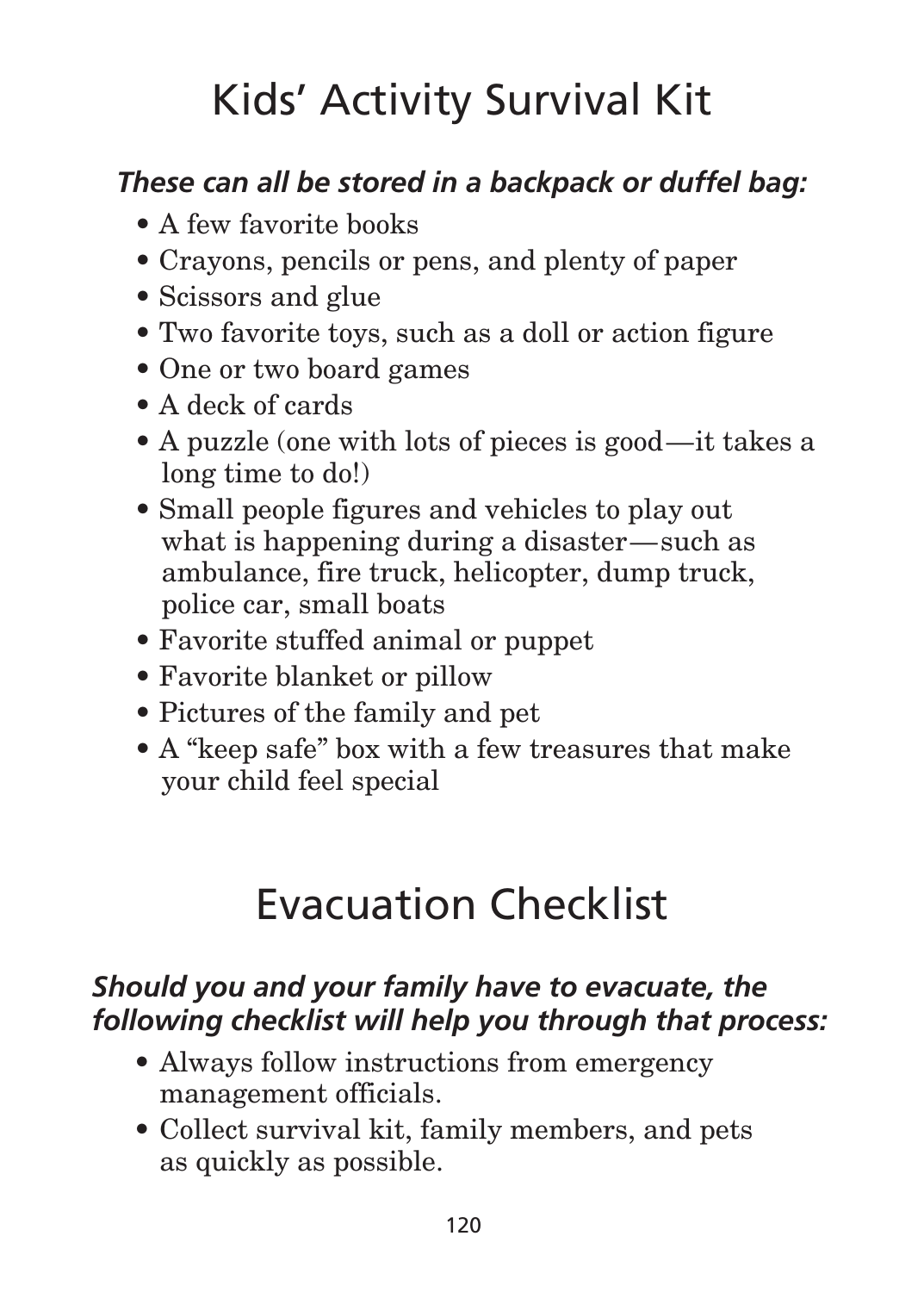# Kids' Activity Survival Kit

***These can all be stored in a backpack or duffel bag:***

- A few favorite books
- Crayons, pencils or pens, and plenty of paper
- Scissors and glue
- Two favorite toys, such as a doll or action figure
- One or two board games
- A deck of cards
- A puzzle (one with lots of pieces is good—it takes a long time to do!)
- Small people figures and vehicles to play out what is happening during a disaster—such as ambulance, fire truck, helicopter, dump truck, police car, small boats
- Favorite stuffed animal or puppet
- Favorite blanket or pillow
- Pictures of the family and pet
- A "keep safe" box with a few treasures that make your child feel special

# Evacuation Checklist

***Should you and your family have to evacuate, the following checklist will help you through that process:***

- Always follow instructions from emergency management officials.
- Collect survival kit, family members, and pets as quickly as possible.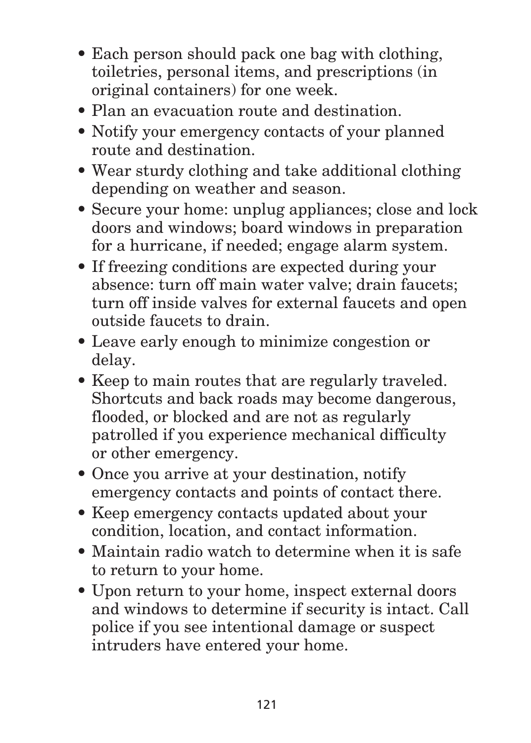- Each person should pack one bag with clothing, toiletries, personal items, and prescriptions (in original containers) for one week.
- Plan an evacuation route and destination.
- Notify your emergency contacts of your planned route and destination.
- Wear sturdy clothing and take additional clothing depending on weather and season.
- Secure your home: unplug appliances; close and lock doors and windows; board windows in preparation for a hurricane, if needed; engage alarm system.
- If freezing conditions are expected during your absence: turn off main water valve; drain faucets; turn off inside valves for external faucets and open outside faucets to drain.
- Leave early enough to minimize congestion or delay.
- Keep to main routes that are regularly traveled. Shortcuts and back roads may become dangerous, flooded, or blocked and are not as regularly patrolled if you experience mechanical difficulty or other emergency.
- Once you arrive at your destination, notify emergency contacts and points of contact there.
- Keep emergency contacts updated about your condition, location, and contact information.
- Maintain radio watch to determine when it is safe to return to your home.
- Upon return to your home, inspect external doors and windows to determine if security is intact. Call police if you see intentional damage or suspect intruders have entered your home.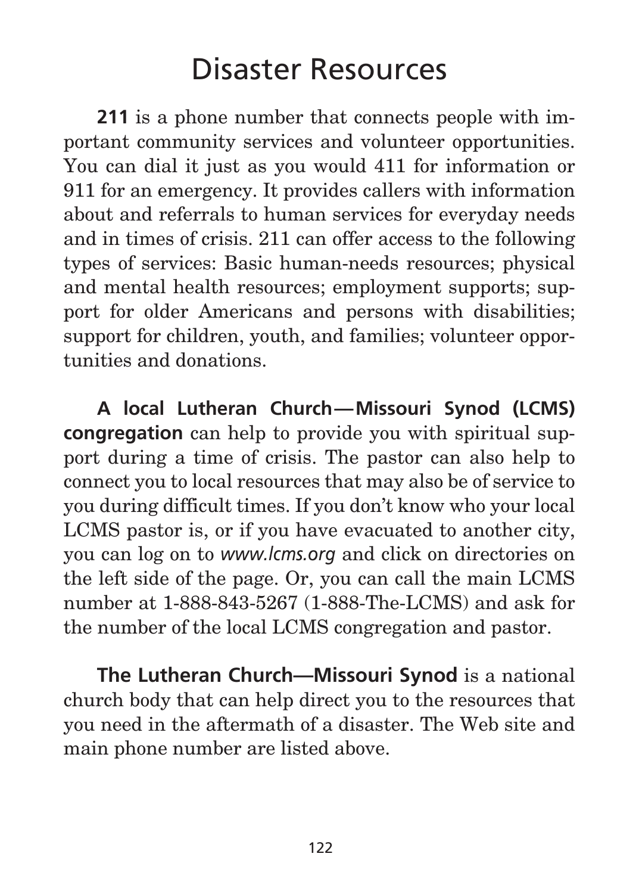# Disaster Resources

**211** is a phone number that connects people with important community services and volunteer opportunities. You can dial it just as you would 411 for information or 911 for an emergency. It provides callers with information about and referrals to human services for everyday needs and in times of crisis. 211 can offer access to the following types of services: Basic human-needs resources; physical and mental health resources; employment supports; support for older Americans and persons with disabilities; support for children, youth, and families; volunteer opportunities and donations.

**A local Lutheran Church—Missouri Synod (LCMS) congregation** can help to provide you with spiritual support during a time of crisis. The pastor can also help to connect you to local resources that may also be of service to you during difficult times. If you don't know who your local LCMS pastor is, or if you have evacuated to another city, you can log on to *www.lcms.org* and click on directories on the left side of the page. Or, you can call the main LCMS number at 1-888-843-5267 (1-888-The-LCMS) and ask for the number of the local LCMS congregation and pastor.

**The Lutheran Church—Missouri Synod** is a national church body that can help direct you to the resources that you need in the aftermath of a disaster. The Web site and main phone number are listed above.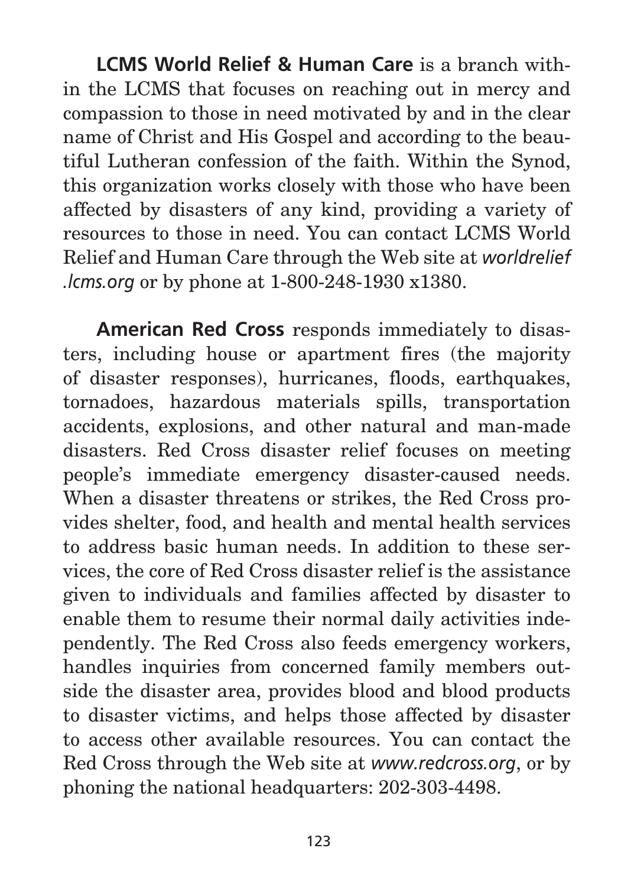**LCMS World Relief & Human Care** is a branch within the LCMS that focuses on reaching out in mercy and compassion to those in need motivated by and in the clear name of Christ and His Gospel and according to the beautiful Lutheran confession of the faith. Within the Synod, this organization works closely with those who have been affected by disasters of any kind, providing a variety of resources to those in need. You can contact LCMS World Relief and Human Care through the Web site at *worldrelief.lcms.org* or by phone at 1-800-248-1930 x1380.

**American Red Cross** responds immediately to disasters, including house or apartment fires (the majority of disaster responses), hurricanes, floods, earthquakes, tornadoes, hazardous materials spills, transportation accidents, explosions, and other natural and man-made disasters. Red Cross disaster relief focuses on meeting people's immediate emergency disaster-caused needs. When a disaster threatens or strikes, the Red Cross provides shelter, food, and health and mental health services to address basic human needs. In addition to these services, the core of Red Cross disaster relief is the assistance given to individuals and families affected by disaster to enable them to resume their normal daily activities independently. The Red Cross also feeds emergency workers, handles inquiries from concerned family members outside the disaster area, provides blood and blood products to disaster victims, and helps those affected by disaster to access other available resources. You can contact the Red Cross through the Web site at *www.redcross.org*, or by phoning the national headquarters: 202-303-4498.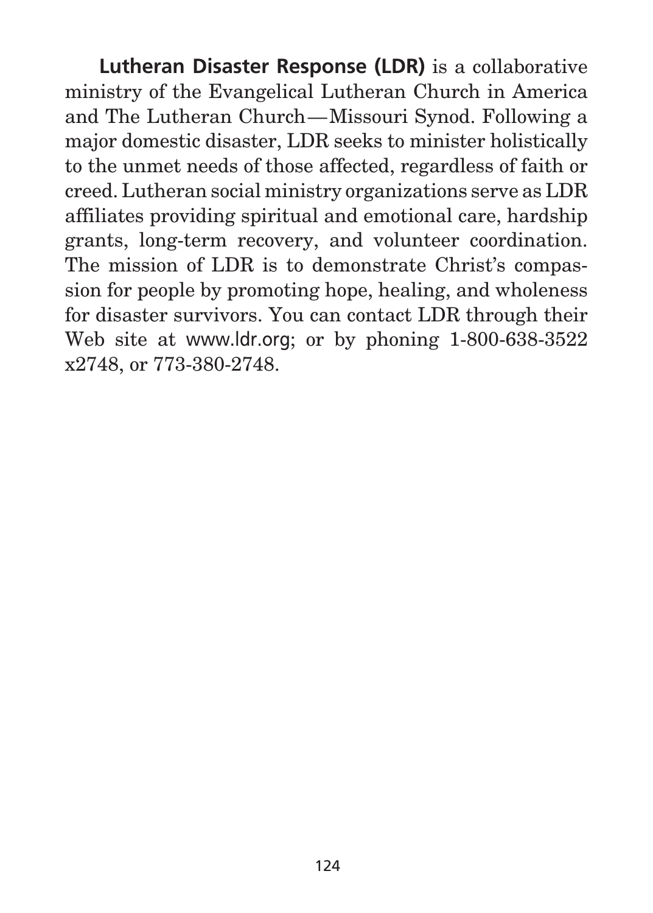**Lutheran Disaster Response (LDR)** is a collaborative ministry of the Evangelical Lutheran Church in America and The Lutheran Church—Missouri Synod. Following a major domestic disaster, LDR seeks to minister holistically to the unmet needs of those affected, regardless of faith or creed. Lutheran social ministry organizations serve as LDR affiliates providing spiritual and emotional care, hardship grants, long-term recovery, and volunteer coordination. The mission of LDR is to demonstrate Christ's compassion for people by promoting hope, healing, and wholeness for disaster survivors. You can contact LDR through their Web site at www.ldr.org; or by phoning 1-800-638-3522 x2748, or 773-380-2748.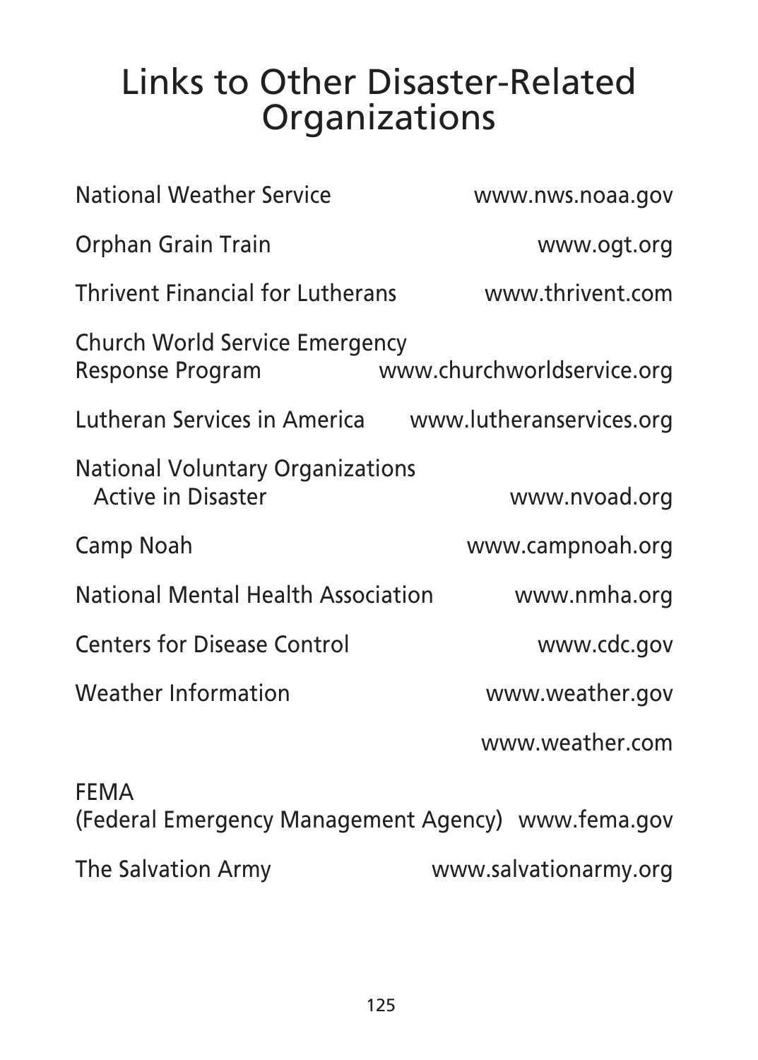# Links to Other Disaster-Related Organizations

| | |
|---|---|
| National Weather Service | www.nws.noaa.gov |
| Orphan Grain Train | www.ogt.org |
| Thrivent Financial for Lutherans | www.thrivent.com |
| Church World Service Emergency Response Program | www.churchworldservice.org |
| Lutheran Services in America | www.lutheranservices.org |
| National Voluntary Organizations Active in Disaster | www.nvoad.org |
| Camp Noah | www.campnoah.org |
| National Mental Health Association | www.nmha.org |
| Centers for Disease Control | www.cdc.gov |
| Weather Information | www.weather.gov |
| | www.weather.com |
| FEMA (Federal Emergency Management Agency) | www.fema.gov |
| The Salvation Army | www.salvationarmy.org |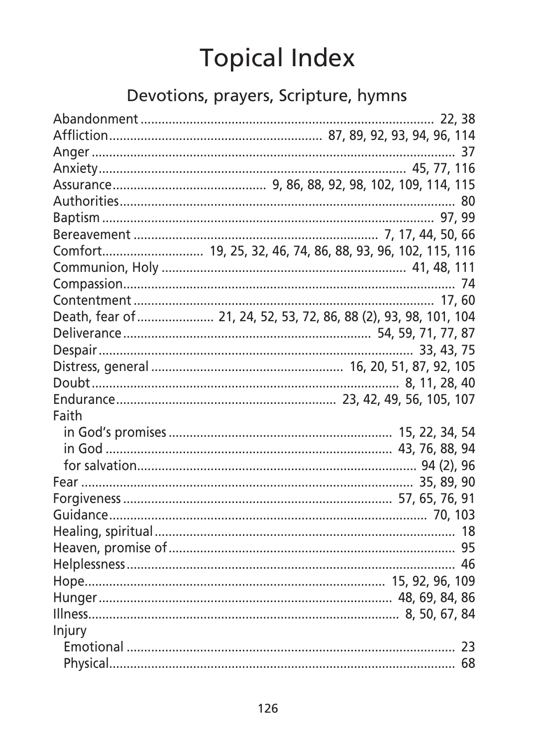# Topical Index

## Devotions, prayers, Scripture, hymns

Abandonment .................. 22, 38
Affliction .................. 87, 89, 92, 93, 94, 96, 114
Anger .................. 37
Anxiety .................. 45, 77, 116
Assurance .................. 9, 86, 88, 92, 98, 102, 109, 114, 115
Authorities .................. 80
Baptism .................. 97, 99
Bereavement .................. 7, 17, 44, 50, 66
Comfort .................. 19, 25, 32, 46, 74, 86, 88, 93, 96, 102, 115, 116
Communion, Holy .................. 41, 48, 111
Compassion .................. 74
Contentment .................. 17, 60
Death, fear of .................. 21, 24, 52, 53, 72, 86, 88 (2), 93, 98, 101, 104
Deliverance .................. 54, 59, 71, 77, 87
Despair .................. 33, 43, 75
Distress, general .................. 16, 20, 51, 87, 92, 105
Doubt .................. 8, 11, 28, 40
Endurance .................. 23, 42, 49, 56, 105, 107
Faith
- in God's promises .................. 15, 22, 34, 54
- in God .................. 43, 76, 88, 94
- for salvation .................. 94 (2), 96

Fear .................. 35, 89, 90
Forgiveness .................. 57, 65, 76, 91
Guidance .................. 70, 103
Healing, spiritual .................. 18
Heaven, promise of .................. 95
Helplessness .................. 46
Hope .................. 15, 92, 96, 109
Hunger .................. 48, 69, 84, 86
Illness .................. 8, 50, 67, 84
Injury
- Emotional .................. 23
- Physical .................. 68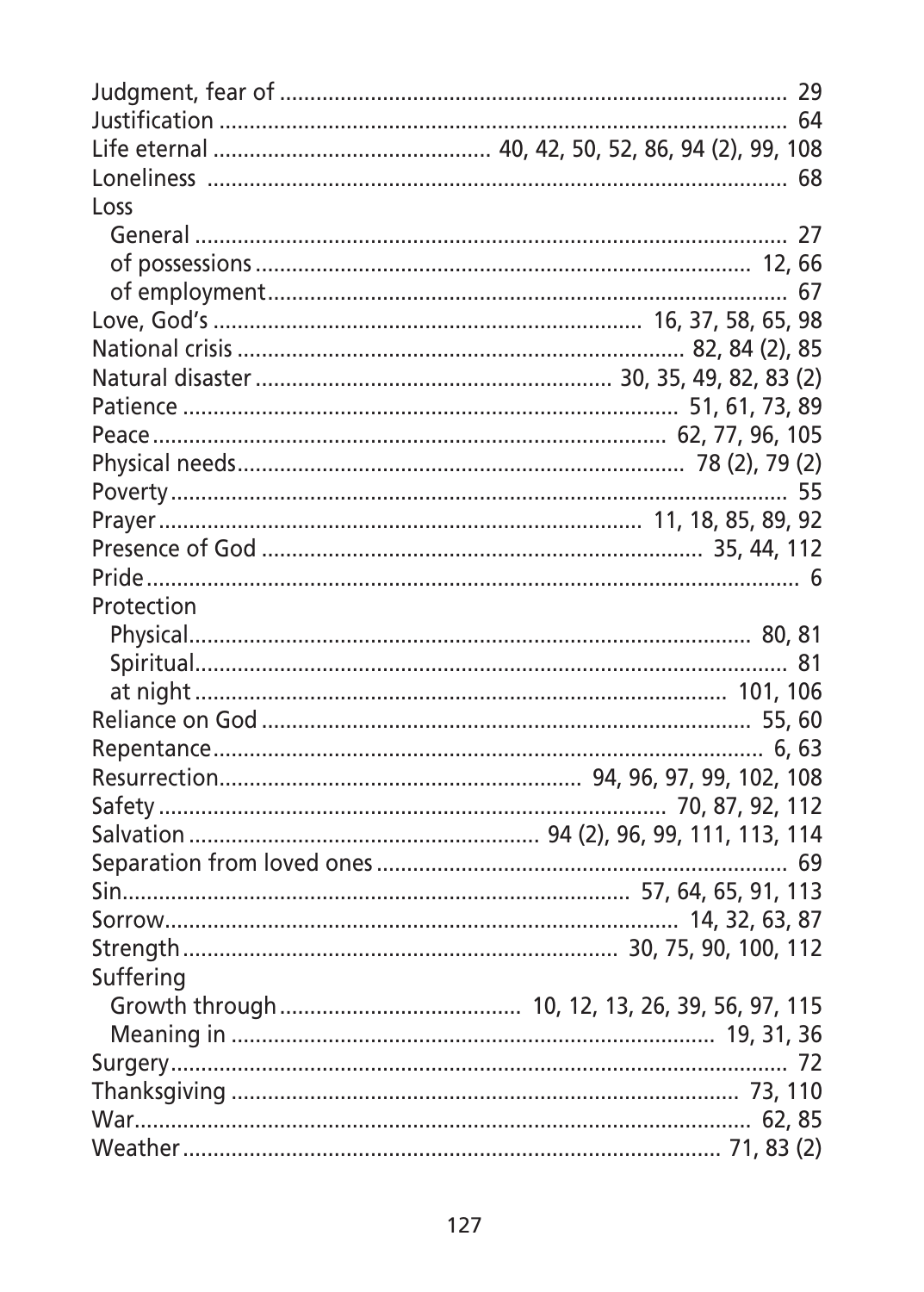Judgment, fear of ........................................................................ 29
Justification .................................................................................. 64
Life eternal ............................................ 40, 42, 50, 52, 86, 94 (2), 99, 108
Loneliness ..................................................................................... 68
Loss
  General ...................................................................................... 27
  of possessions ....................................................................... 12, 66
  of employment .......................................................................... 67
Love, God's ........................................................... 16, 37, 58, 65, 98
National crisis ............................................................. 82, 84 (2), 85
Natural disaster ........................................... 30, 35, 49, 82, 83 (2)
Patience ..................................................................... 51, 61, 73, 89
Peace ....................................................................... 62, 77, 96, 105
Physical needs ........................................................... 78 (2), 79 (2)
Poverty ......................................................................................... 55
Prayer ............................................................... 11, 18, 85, 89, 92
Presence of God ............................................................... 35, 44, 112
Pride ............................................................................................... 6
Protection
  Physical .................................................................................. 80, 81
  Spiritual ...................................................................................... 81
  at night ............................................................................ 101, 106
Reliance on God ....................................................................... 55, 60
Repentance .................................................................................. 6, 63
Resurrection ........................................................ 94, 96, 97, 99, 102, 108
Safety ....................................................................... 70, 87, 92, 112
Salvation .............................................. 94 (2), 96, 99, 111, 113, 114
Separation from loved ones ................................................................ 69
Sin ........................................................................ 57, 64, 65, 91, 113
Sorrow ........................................................................ 14, 32, 63, 87
Strength ........................................................... 30, 75, 90, 100, 112
Suffering
  Growth through ................................... 10, 12, 13, 26, 39, 56, 97, 115
  Meaning in .............................................................................. 19, 31, 36
Surgery .......................................................................................... 72
Thanksgiving ........................................................................... 73, 110
War ............................................................................................ 62, 85
Weather ................................................................................. 71, 83 (2)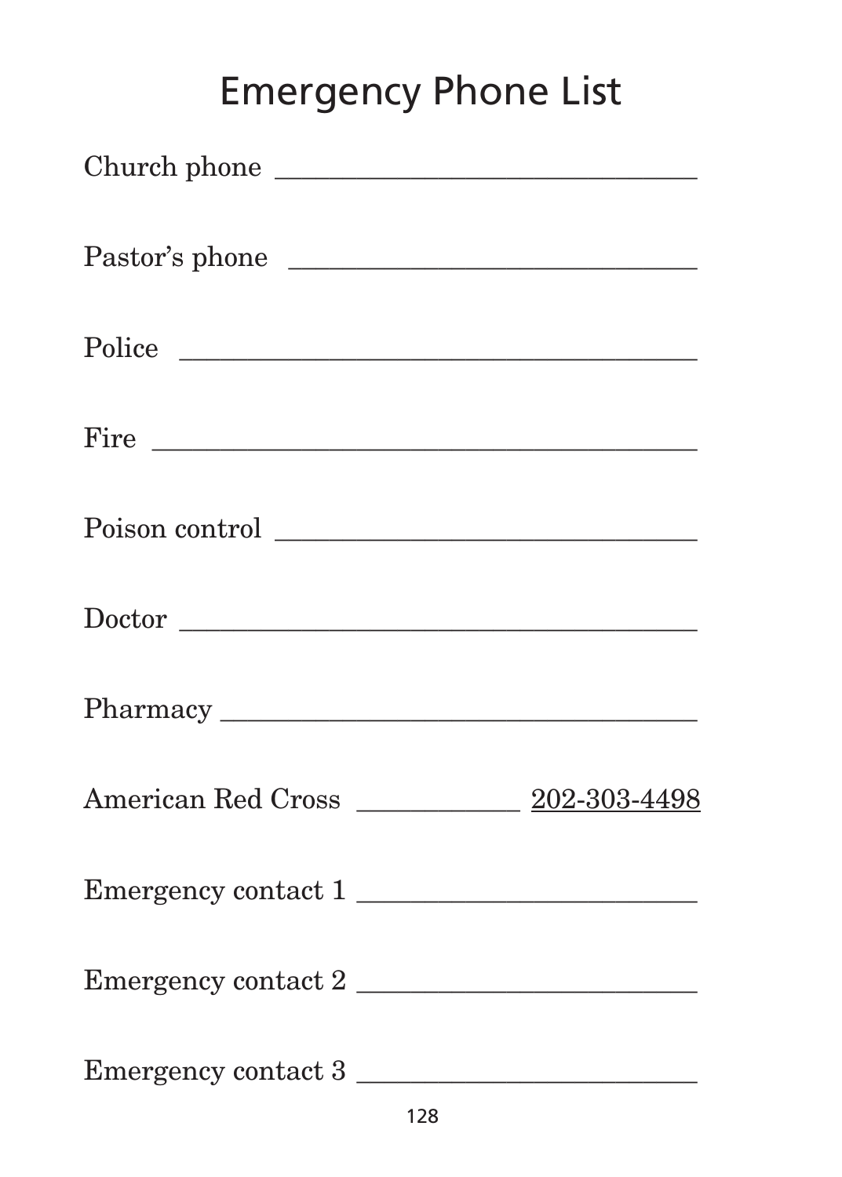# Emergency Phone List

Church phone ______________________________

Pastor's phone ____________________________

Police ____________________________________

Fire ______________________________________

Poison control _____________________________

Doctor ____________________________________

Pharmacy __________________________________

American Red Cross ____________ 202-303-4498

Emergency contact 1 ________________________

Emergency contact 2 ________________________

Emergency contact 3 ________________________